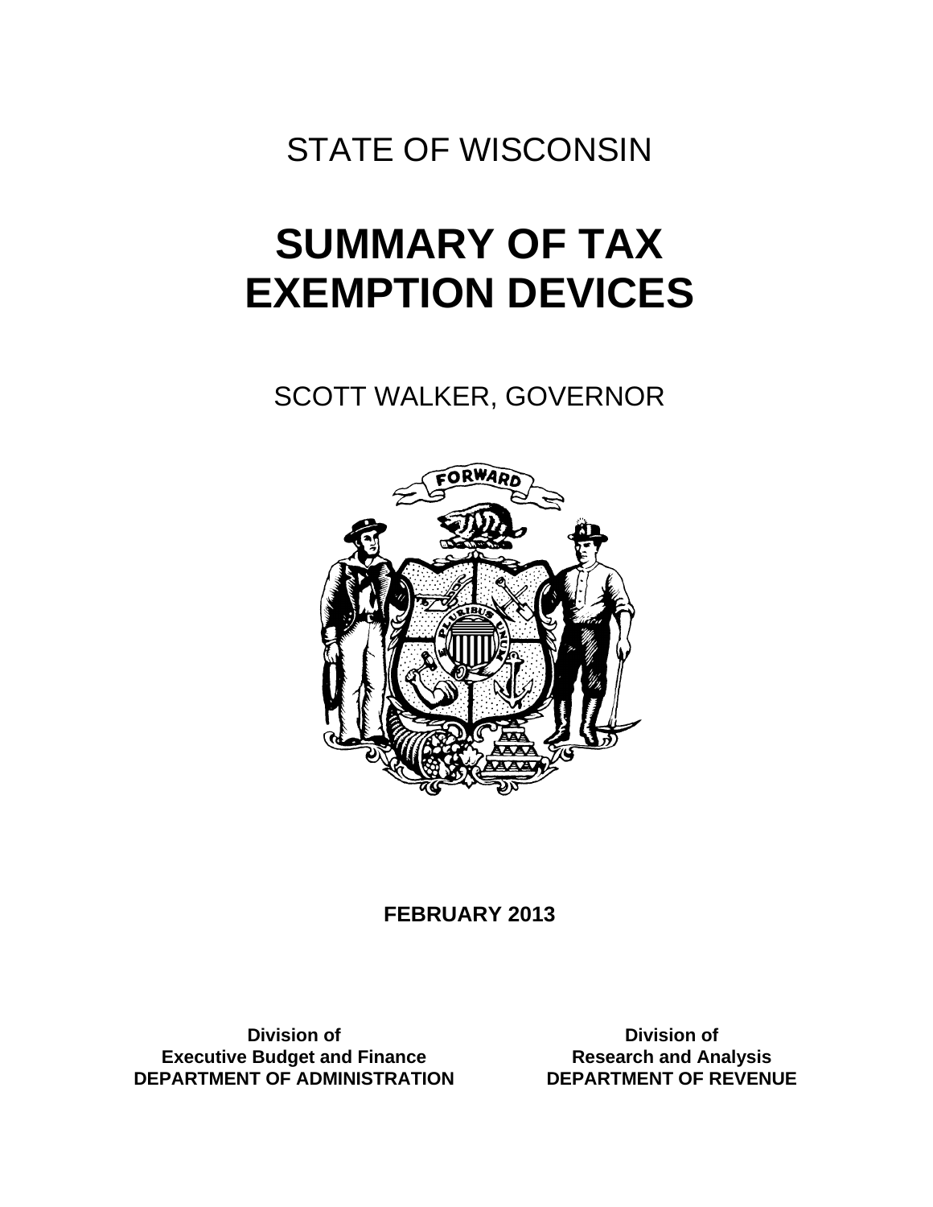STATE OF WISCONSIN

# SUMMARY OF TAX EXEMPTION DEVICES

SCOTT WALKER, GOVERNOR

**FEBRUARY 2013**

**Division of**
**Executive Budget and Finance**
**DEPARTMENT OF ADMINISTRATION**

**Division of**
**Research and Analysis**
**DEPARTMENT OF REVENUE**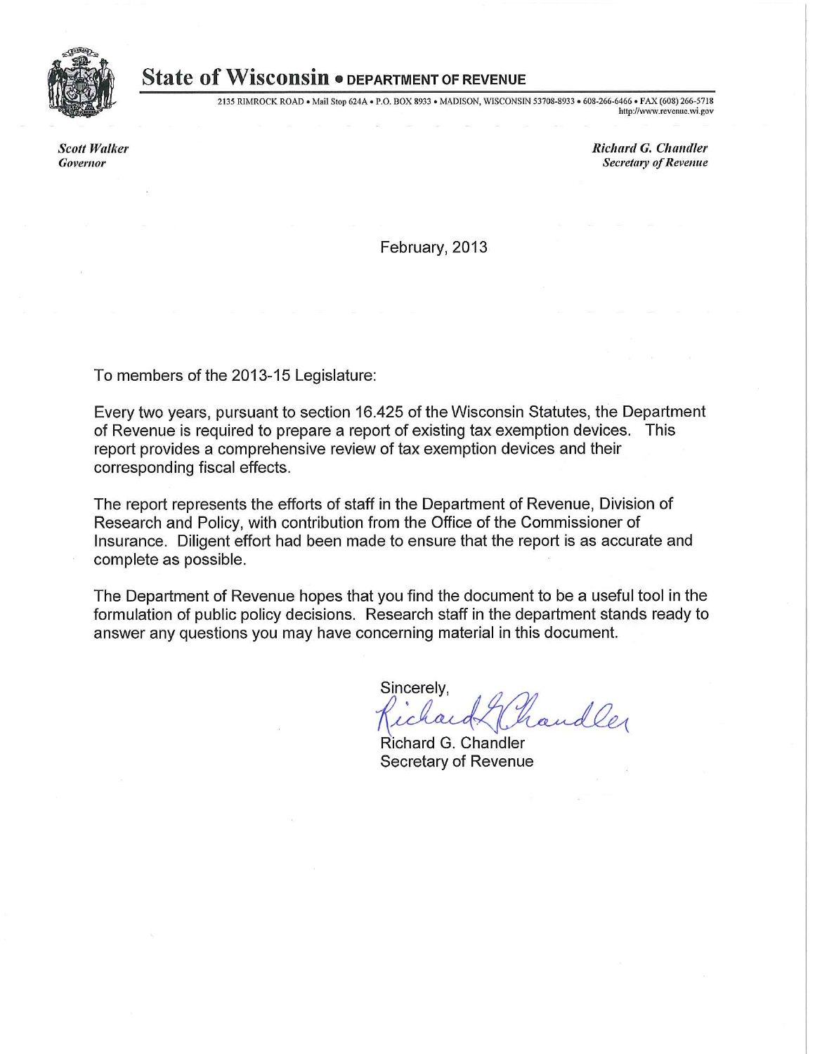# State of Wisconsin • DEPARTMENT OF REVENUE

2135 RIMROCK ROAD • Mail Stop 624A • P.O. BOX 8933 • MADISON, WISCONSIN 53708-8933 • 608-266-6466 • FAX (608) 266-5718
http://www.revenue.wi.gov

*Scott Walker*
*Governor*

*Richard G. Chandler*
*Secretary of Revenue*

February, 2013

To members of the 2013-15 Legislature:

Every two years, pursuant to section 16.425 of the Wisconsin Statutes, the Department of Revenue is required to prepare a report of existing tax exemption devices. This report provides a comprehensive review of tax exemption devices and their corresponding fiscal effects.

The report represents the efforts of staff in the Department of Revenue, Division of Research and Policy, with contribution from the Office of the Commissioner of Insurance. Diligent effort had been made to ensure that the report is as accurate and complete as possible.

The Department of Revenue hopes that you find the document to be a useful tool in the formulation of public policy decisions. Research staff in the department stands ready to answer any questions you may have concerning material in this document.

Sincerely,

Richard G. Chandler
Secretary of Revenue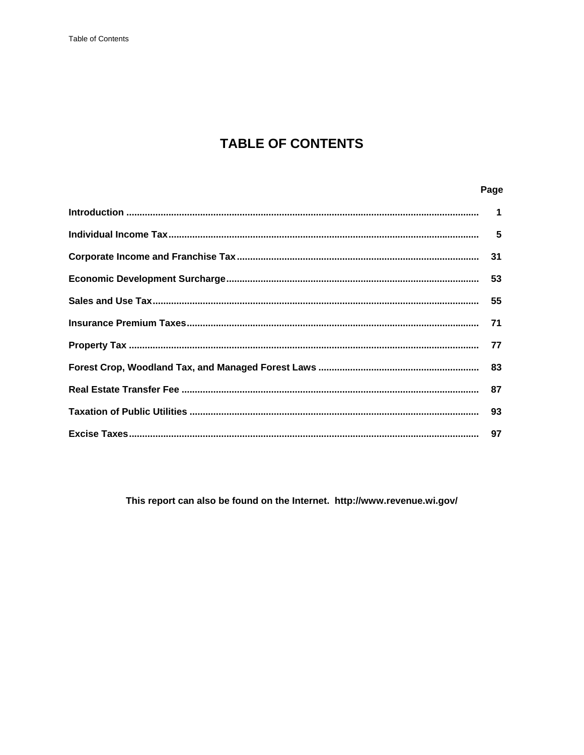# TABLE OF CONTENTS

| | Page |
|---|---|
| **Introduction** | **1** |
| **Individual Income Tax** | **5** |
| **Corporate Income and Franchise Tax** | **31** |
| **Economic Development Surcharge** | **53** |
| **Sales and Use Tax** | **55** |
| **Insurance Premium Taxes** | **71** |
| **Property Tax** | **77** |
| **Forest Crop, Woodland Tax, and Managed Forest Laws** | **83** |
| **Real Estate Transfer Fee** | **87** |
| **Taxation of Public Utilities** | **93** |
| **Excise Taxes** | **97** |

**This report can also be found on the Internet. http://www.revenue.wi.gov/**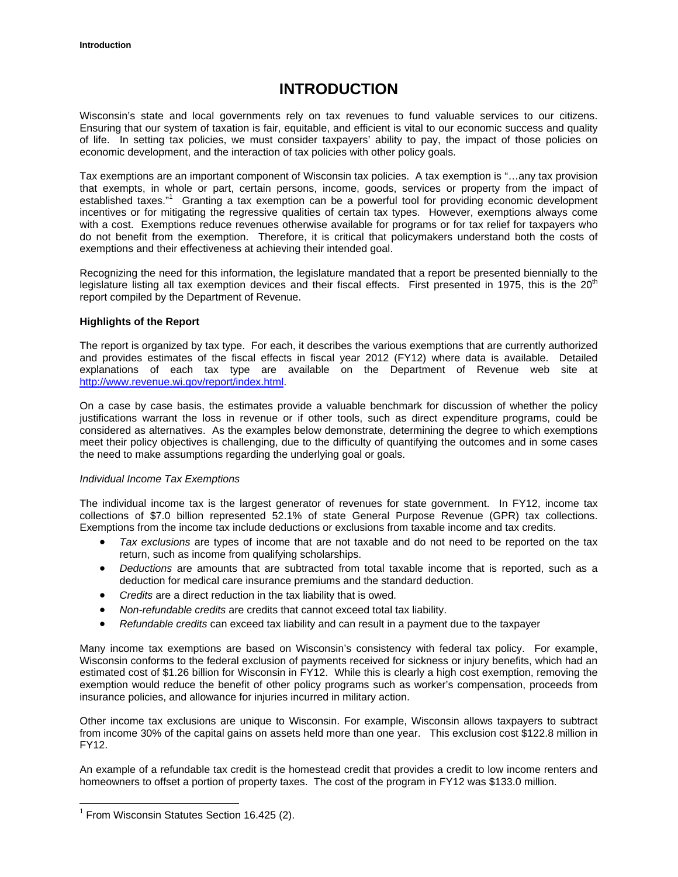# INTRODUCTION

Wisconsin's state and local governments rely on tax revenues to fund valuable services to our citizens. Ensuring that our system of taxation is fair, equitable, and efficient is vital to our economic success and quality of life. In setting tax policies, we must consider taxpayers' ability to pay, the impact of those policies on economic development, and the interaction of tax policies with other policy goals.

Tax exemptions are an important component of Wisconsin tax policies. A tax exemption is "…any tax provision that exempts, in whole or part, certain persons, income, goods, services or property from the impact of established taxes."[1] Granting a tax exemption can be a powerful tool for providing economic development incentives or for mitigating the regressive qualities of certain tax types. However, exemptions always come with a cost. Exemptions reduce revenues otherwise available for programs or for tax relief for taxpayers who do not benefit from the exemption. Therefore, it is critical that policymakers understand both the costs of exemptions and their effectiveness at achieving their intended goal.

Recognizing the need for this information, the legislature mandated that a report be presented biennially to the legislature listing all tax exemption devices and their fiscal effects. First presented in 1975, this is the 20th report compiled by the Department of Revenue.

**Highlights of the Report**

The report is organized by tax type. For each, it describes the various exemptions that are currently authorized and provides estimates of the fiscal effects in fiscal year 2012 (FY12) where data is available. Detailed explanations of each tax type are available on the Department of Revenue web site at http://www.revenue.wi.gov/report/index.html.

On a case by case basis, the estimates provide a valuable benchmark for discussion of whether the policy justifications warrant the loss in revenue or if other tools, such as direct expenditure programs, could be considered as alternatives. As the examples below demonstrate, determining the degree to which exemptions meet their policy objectives is challenging, due to the difficulty of quantifying the outcomes and in some cases the need to make assumptions regarding the underlying goal or goals.

*Individual Income Tax Exemptions*

The individual income tax is the largest generator of revenues for state government. In FY12, income tax collections of $7.0 billion represented 52.1% of state General Purpose Revenue (GPR) tax collections. Exemptions from the income tax include deductions or exclusions from taxable income and tax credits.

- *Tax exclusions* are types of income that are not taxable and do not need to be reported on the tax return, such as income from qualifying scholarships.
- *Deductions* are amounts that are subtracted from total taxable income that is reported, such as a deduction for medical care insurance premiums and the standard deduction.
- *Credits* are a direct reduction in the tax liability that is owed.
- *Non-refundable credits* are credits that cannot exceed total tax liability.
- *Refundable credits* can exceed tax liability and can result in a payment due to the taxpayer

Many income tax exemptions are based on Wisconsin's consistency with federal tax policy. For example, Wisconsin conforms to the federal exclusion of payments received for sickness or injury benefits, which had an estimated cost of $1.26 billion for Wisconsin in FY12. While this is clearly a high cost exemption, removing the exemption would reduce the benefit of other policy programs such as worker's compensation, proceeds from insurance policies, and allowance for injuries incurred in military action.

Other income tax exclusions are unique to Wisconsin. For example, Wisconsin allows taxpayers to subtract from income 30% of the capital gains on assets held more than one year. This exclusion cost $122.8 million in FY12.

An example of a refundable tax credit is the homestead credit that provides a credit to low income renters and homeowners to offset a portion of property taxes. The cost of the program in FY12 was $133.0 million.

[1] From Wisconsin Statutes Section 16.425 (2).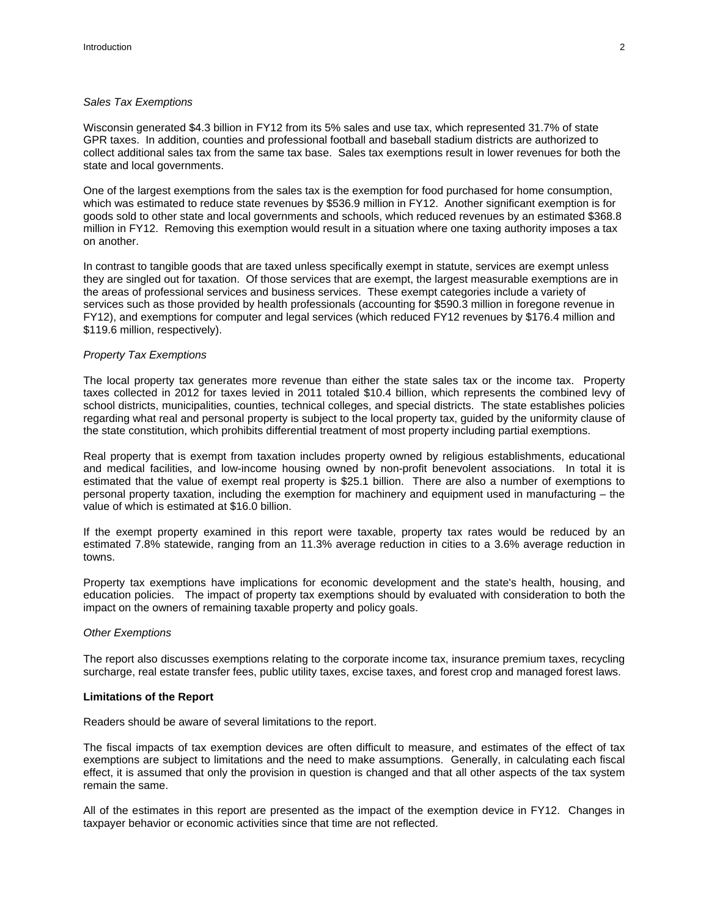*Sales Tax Exemptions*

Wisconsin generated $4.3 billion in FY12 from its 5% sales and use tax, which represented 31.7% of state GPR taxes. In addition, counties and professional football and baseball stadium districts are authorized to collect additional sales tax from the same tax base. Sales tax exemptions result in lower revenues for both the state and local governments.

One of the largest exemptions from the sales tax is the exemption for food purchased for home consumption, which was estimated to reduce state revenues by $536.9 million in FY12. Another significant exemption is for goods sold to other state and local governments and schools, which reduced revenues by an estimated $368.8 million in FY12. Removing this exemption would result in a situation where one taxing authority imposes a tax on another.

In contrast to tangible goods that are taxed unless specifically exempt in statute, services are exempt unless they are singled out for taxation. Of those services that are exempt, the largest measurable exemptions are in the areas of professional services and business services. These exempt categories include a variety of services such as those provided by health professionals (accounting for $590.3 million in foregone revenue in FY12), and exemptions for computer and legal services (which reduced FY12 revenues by $176.4 million and $119.6 million, respectively).

*Property Tax Exemptions*

The local property tax generates more revenue than either the state sales tax or the income tax. Property taxes collected in 2012 for taxes levied in 2011 totaled $10.4 billion, which represents the combined levy of school districts, municipalities, counties, technical colleges, and special districts. The state establishes policies regarding what real and personal property is subject to the local property tax, guided by the uniformity clause of the state constitution, which prohibits differential treatment of most property including partial exemptions.

Real property that is exempt from taxation includes property owned by religious establishments, educational and medical facilities, and low-income housing owned by non-profit benevolent associations. In total it is estimated that the value of exempt real property is $25.1 billion. There are also a number of exemptions to personal property taxation, including the exemption for machinery and equipment used in manufacturing – the value of which is estimated at $16.0 billion.

If the exempt property examined in this report were taxable, property tax rates would be reduced by an estimated 7.8% statewide, ranging from an 11.3% average reduction in cities to a 3.6% average reduction in towns.

Property tax exemptions have implications for economic development and the state's health, housing, and education policies. The impact of property tax exemptions should by evaluated with consideration to both the impact on the owners of remaining taxable property and policy goals.

*Other Exemptions*

The report also discusses exemptions relating to the corporate income tax, insurance premium taxes, recycling surcharge, real estate transfer fees, public utility taxes, excise taxes, and forest crop and managed forest laws.

**Limitations of the Report**

Readers should be aware of several limitations to the report.

The fiscal impacts of tax exemption devices are often difficult to measure, and estimates of the effect of tax exemptions are subject to limitations and the need to make assumptions. Generally, in calculating each fiscal effect, it is assumed that only the provision in question is changed and that all other aspects of the tax system remain the same.

All of the estimates in this report are presented as the impact of the exemption device in FY12. Changes in taxpayer behavior or economic activities since that time are not reflected.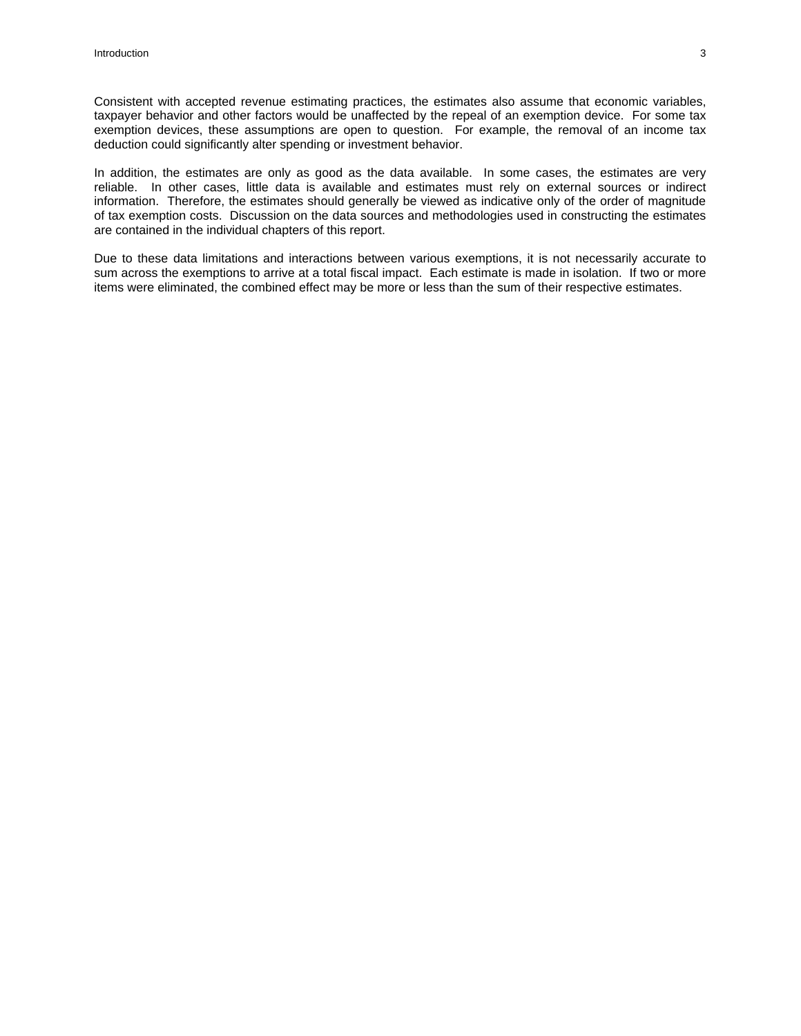Consistent with accepted revenue estimating practices, the estimates also assume that economic variables, taxpayer behavior and other factors would be unaffected by the repeal of an exemption device. For some tax exemption devices, these assumptions are open to question. For example, the removal of an income tax deduction could significantly alter spending or investment behavior.

In addition, the estimates are only as good as the data available. In some cases, the estimates are very reliable. In other cases, little data is available and estimates must rely on external sources or indirect information. Therefore, the estimates should generally be viewed as indicative only of the order of magnitude of tax exemption costs. Discussion on the data sources and methodologies used in constructing the estimates are contained in the individual chapters of this report.

Due to these data limitations and interactions between various exemptions, it is not necessarily accurate to sum across the exemptions to arrive at a total fiscal impact. Each estimate is made in isolation. If two or more items were eliminated, the combined effect may be more or less than the sum of their respective estimates.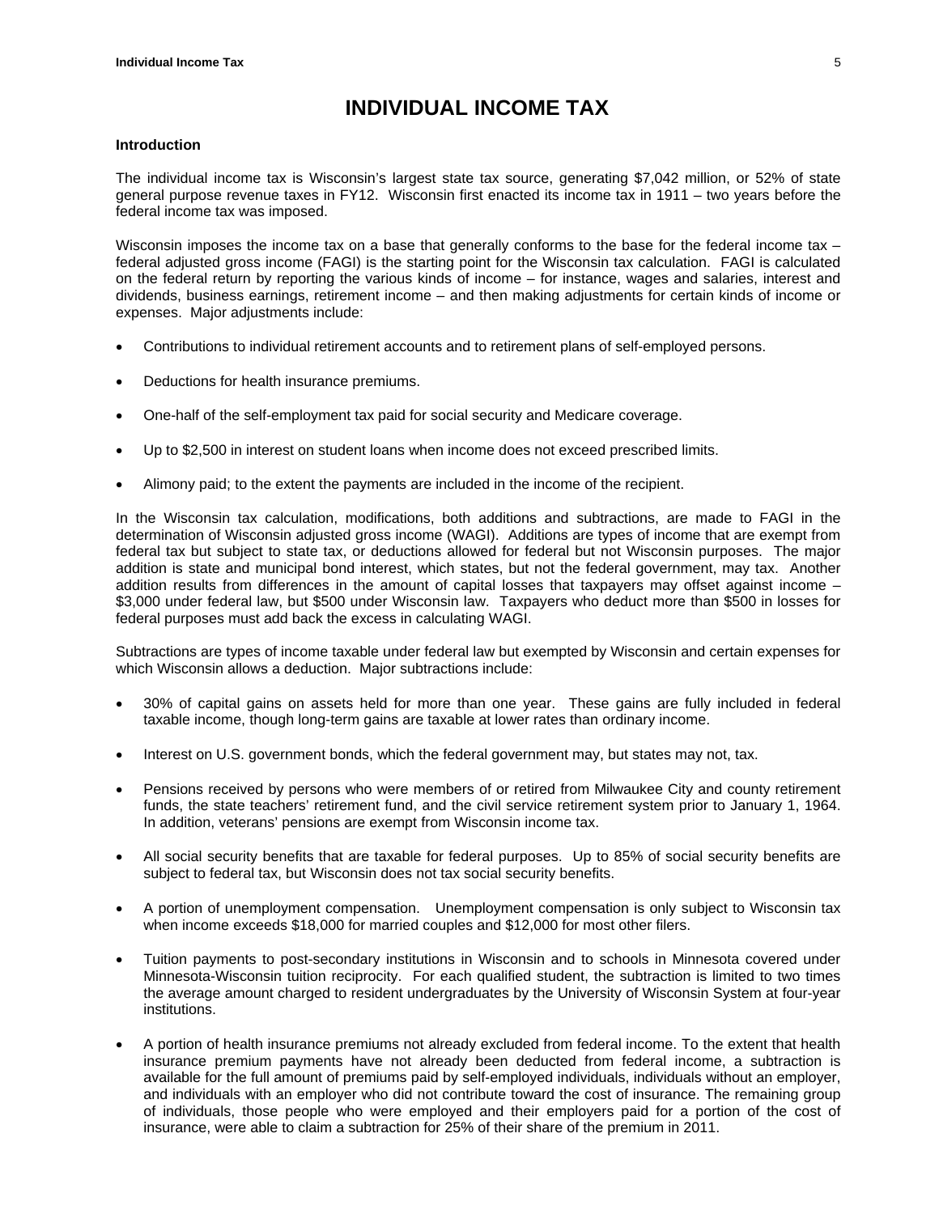# INDIVIDUAL INCOME TAX

### Introduction

The individual income tax is Wisconsin's largest state tax source, generating $7,042 million, or 52% of state general purpose revenue taxes in FY12. Wisconsin first enacted its income tax in 1911 – two years before the federal income tax was imposed.

Wisconsin imposes the income tax on a base that generally conforms to the base for the federal income tax – federal adjusted gross income (FAGI) is the starting point for the Wisconsin tax calculation. FAGI is calculated on the federal return by reporting the various kinds of income – for instance, wages and salaries, interest and dividends, business earnings, retirement income – and then making adjustments for certain kinds of income or expenses. Major adjustments include:

- Contributions to individual retirement accounts and to retirement plans of self-employed persons.
- Deductions for health insurance premiums.
- One-half of the self-employment tax paid for social security and Medicare coverage.
- Up to $2,500 in interest on student loans when income does not exceed prescribed limits.
- Alimony paid; to the extent the payments are included in the income of the recipient.

In the Wisconsin tax calculation, modifications, both additions and subtractions, are made to FAGI in the determination of Wisconsin adjusted gross income (WAGI). Additions are types of income that are exempt from federal tax but subject to state tax, or deductions allowed for federal but not Wisconsin purposes. The major addition is state and municipal bond interest, which states, but not the federal government, may tax. Another addition results from differences in the amount of capital losses that taxpayers may offset against income – $3,000 under federal law, but $500 under Wisconsin law. Taxpayers who deduct more than $500 in losses for federal purposes must add back the excess in calculating WAGI.

Subtractions are types of income taxable under federal law but exempted by Wisconsin and certain expenses for which Wisconsin allows a deduction. Major subtractions include:

- 30% of capital gains on assets held for more than one year. These gains are fully included in federal taxable income, though long-term gains are taxable at lower rates than ordinary income.
- Interest on U.S. government bonds, which the federal government may, but states may not, tax.
- Pensions received by persons who were members of or retired from Milwaukee City and county retirement funds, the state teachers' retirement fund, and the civil service retirement system prior to January 1, 1964. In addition, veterans' pensions are exempt from Wisconsin income tax.
- All social security benefits that are taxable for federal purposes. Up to 85% of social security benefits are subject to federal tax, but Wisconsin does not tax social security benefits.
- A portion of unemployment compensation. Unemployment compensation is only subject to Wisconsin tax when income exceeds $18,000 for married couples and $12,000 for most other filers.
- Tuition payments to post-secondary institutions in Wisconsin and to schools in Minnesota covered under Minnesota-Wisconsin tuition reciprocity. For each qualified student, the subtraction is limited to two times the average amount charged to resident undergraduates by the University of Wisconsin System at four-year institutions.
- A portion of health insurance premiums not already excluded from federal income. To the extent that health insurance premium payments have not already been deducted from federal income, a subtraction is available for the full amount of premiums paid by self-employed individuals, individuals without an employer, and individuals with an employer who did not contribute toward the cost of insurance. The remaining group of individuals, those people who were employed and their employers paid for a portion of the cost of insurance, were able to claim a subtraction for 25% of their share of the premium in 2011.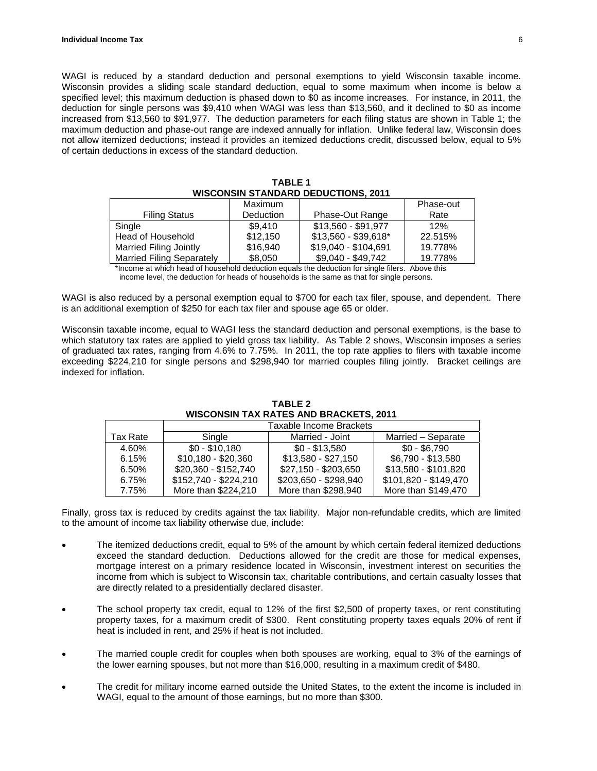WAGI is reduced by a standard deduction and personal exemptions to yield Wisconsin taxable income. Wisconsin provides a sliding scale standard deduction, equal to some maximum when income is below a specified level; this maximum deduction is phased down to $0 as income increases. For instance, in 2011, the deduction for single persons was $9,410 when WAGI was less than $13,560, and it declined to $0 as income increased from $13,560 to $91,977. The deduction parameters for each filing status are shown in Table 1; the maximum deduction and phase-out range are indexed annually for inflation. Unlike federal law, Wisconsin does not allow itemized deductions; instead it provides an itemized deductions credit, discussed below, equal to 5% of certain deductions in excess of the standard deduction.

**TABLE 1**
**WISCONSIN STANDARD DEDUCTIONS, 2011**

| Filing Status | Maximum Deduction | Phase-Out Range | Phase-out Rate |
|---|---|---|---|
| Single | $9,410 | $13,560 - $91,977 | 12% |
| Head of Household | $12,150 | $13,560 - $39,618* | 22.515% |
| Married Filing Jointly | $16,940 | $19,040 - $104,691 | 19.778% |
| Married Filing Separately | $8,050 | $9,040 - $49,742 | 19.778% |

*Income at which head of household deduction equals the deduction for single filers. Above this income level, the deduction for heads of households is the same as that for single persons.

WAGI is also reduced by a personal exemption equal to $700 for each tax filer, spouse, and dependent. There is an additional exemption of $250 for each tax filer and spouse age 65 or older.

Wisconsin taxable income, equal to WAGI less the standard deduction and personal exemptions, is the base to which statutory tax rates are applied to yield gross tax liability. As Table 2 shows, Wisconsin imposes a series of graduated tax rates, ranging from 4.6% to 7.75%. In 2011, the top rate applies to filers with taxable income exceeding $224,210 for single persons and $298,940 for married couples filing jointly. Bracket ceilings are indexed for inflation.

**TABLE 2**
**WISCONSIN TAX RATES AND BRACKETS, 2011**

| | Taxable Income Brackets | | |
|---|---|---|---|
| Tax Rate | Single | Married - Joint | Married – Separate |
| 4.60% | $0 - $10,180 | $0 - $13,580 | $0 - $6,790 |
| 6.15% | $10,180 - $20,360 | $13,580 - $27,150 | $6,790 - $13,580 |
| 6.50% | $20,360 - $152,740 | $27,150 - $203,650 | $13,580 - $101,820 |
| 6.75% | $152,740 - $224,210 | $203,650 - $298,940 | $101,820 - $149,470 |
| 7.75% | More than $224,210 | More than $298,940 | More than $149,470 |

Finally, gross tax is reduced by credits against the tax liability. Major non-refundable credits, which are limited to the amount of income tax liability otherwise due, include:

- The itemized deductions credit, equal to 5% of the amount by which certain federal itemized deductions exceed the standard deduction. Deductions allowed for the credit are those for medical expenses, mortgage interest on a primary residence located in Wisconsin, investment interest on securities the income from which is subject to Wisconsin tax, charitable contributions, and certain casualty losses that are directly related to a presidentially declared disaster.

- The school property tax credit, equal to 12% of the first $2,500 of property taxes, or rent constituting property taxes, for a maximum credit of $300. Rent constituting property taxes equals 20% of rent if heat is included in rent, and 25% if heat is not included.

- The married couple credit for couples when both spouses are working, equal to 3% of the earnings of the lower earning spouses, but not more than $16,000, resulting in a maximum credit of $480.

- The credit for military income earned outside the United States, to the extent the income is included in WAGI, equal to the amount of those earnings, but no more than $300.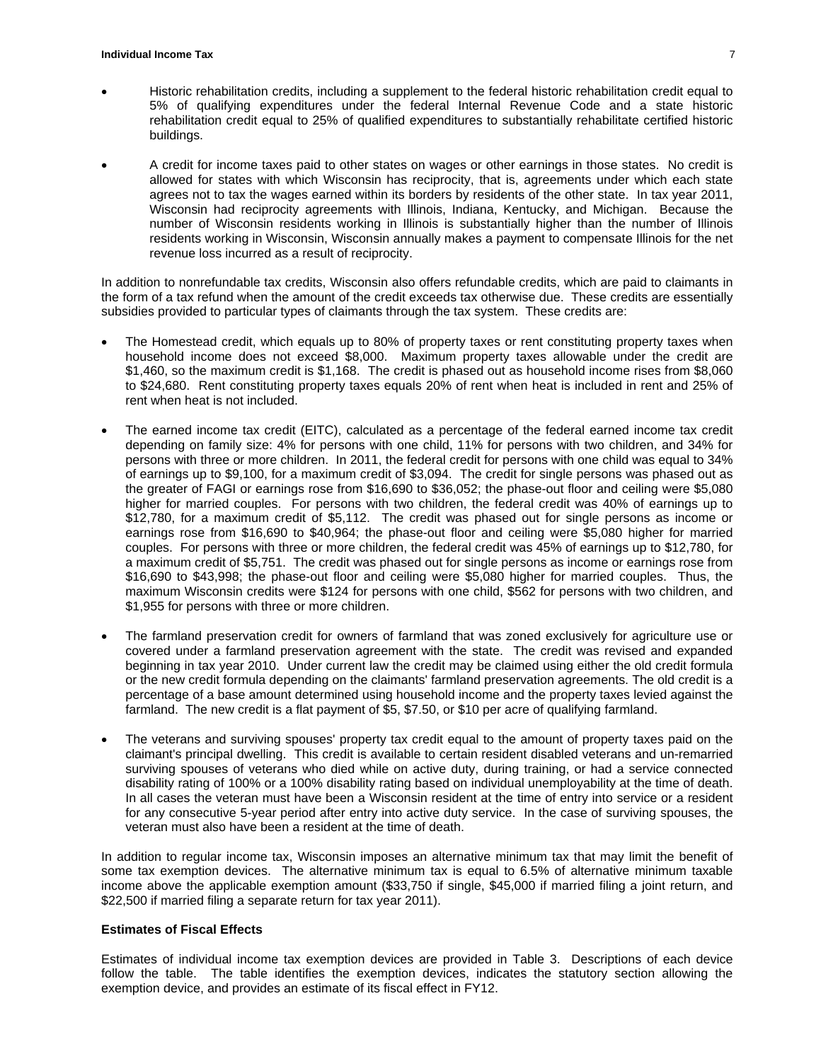- Historic rehabilitation credits, including a supplement to the federal historic rehabilitation credit equal to 5% of qualifying expenditures under the federal Internal Revenue Code and a state historic rehabilitation credit equal to 25% of qualified expenditures to substantially rehabilitate certified historic buildings.

- A credit for income taxes paid to other states on wages or other earnings in those states. No credit is allowed for states with which Wisconsin has reciprocity, that is, agreements under which each state agrees not to tax the wages earned within its borders by residents of the other state. In tax year 2011, Wisconsin had reciprocity agreements with Illinois, Indiana, Kentucky, and Michigan. Because the number of Wisconsin residents working in Illinois is substantially higher than the number of Illinois residents working in Wisconsin, Wisconsin annually makes a payment to compensate Illinois for the net revenue loss incurred as a result of reciprocity.

In addition to nonrefundable tax credits, Wisconsin also offers refundable credits, which are paid to claimants in the form of a tax refund when the amount of the credit exceeds tax otherwise due. These credits are essentially subsidies provided to particular types of claimants through the tax system. These credits are:

- The Homestead credit, which equals up to 80% of property taxes or rent constituting property taxes when household income does not exceed $8,000. Maximum property taxes allowable under the credit are $1,460, so the maximum credit is $1,168. The credit is phased out as household income rises from $8,060 to $24,680. Rent constituting property taxes equals 20% of rent when heat is included in rent and 25% of rent when heat is not included.

- The earned income tax credit (EITC), calculated as a percentage of the federal earned income tax credit depending on family size: 4% for persons with one child, 11% for persons with two children, and 34% for persons with three or more children. In 2011, the federal credit for persons with one child was equal to 34% of earnings up to $9,100, for a maximum credit of $3,094. The credit for single persons was phased out as the greater of FAGI or earnings rose from $16,690 to $36,052; the phase-out floor and ceiling were $5,080 higher for married couples. For persons with two children, the federal credit was 40% of earnings up to $12,780, for a maximum credit of $5,112. The credit was phased out for single persons as income or earnings rose from $16,690 to $40,964; the phase-out floor and ceiling were $5,080 higher for married couples. For persons with three or more children, the federal credit was 45% of earnings up to $12,780, for a maximum credit of $5,751. The credit was phased out for single persons as income or earnings rose from $16,690 to $43,998; the phase-out floor and ceiling were $5,080 higher for married couples. Thus, the maximum Wisconsin credits were $124 for persons with one child, $562 for persons with two children, and $1,955 for persons with three or more children.

- The farmland preservation credit for owners of farmland that was zoned exclusively for agriculture use or covered under a farmland preservation agreement with the state. The credit was revised and expanded beginning in tax year 2010. Under current law the credit may be claimed using either the old credit formula or the new credit formula depending on the claimants' farmland preservation agreements. The old credit is a percentage of a base amount determined using household income and the property taxes levied against the farmland. The new credit is a flat payment of $5, $7.50, or $10 per acre of qualifying farmland.

- The veterans and surviving spouses' property tax credit equal to the amount of property taxes paid on the claimant's principal dwelling. This credit is available to certain resident disabled veterans and un-remarried surviving spouses of veterans who died while on active duty, during training, or had a service connected disability rating of 100% or a 100% disability rating based on individual unemployability at the time of death. In all cases the veteran must have been a Wisconsin resident at the time of entry into service or a resident for any consecutive 5-year period after entry into active duty service. In the case of surviving spouses, the veteran must also have been a resident at the time of death.

In addition to regular income tax, Wisconsin imposes an alternative minimum tax that may limit the benefit of some tax exemption devices. The alternative minimum tax is equal to 6.5% of alternative minimum taxable income above the applicable exemption amount ($33,750 if single, $45,000 if married filing a joint return, and $22,500 if married filing a separate return for tax year 2011).

**Estimates of Fiscal Effects**

Estimates of individual income tax exemption devices are provided in Table 3. Descriptions of each device follow the table. The table identifies the exemption devices, indicates the statutory section allowing the exemption device, and provides an estimate of its fiscal effect in FY12.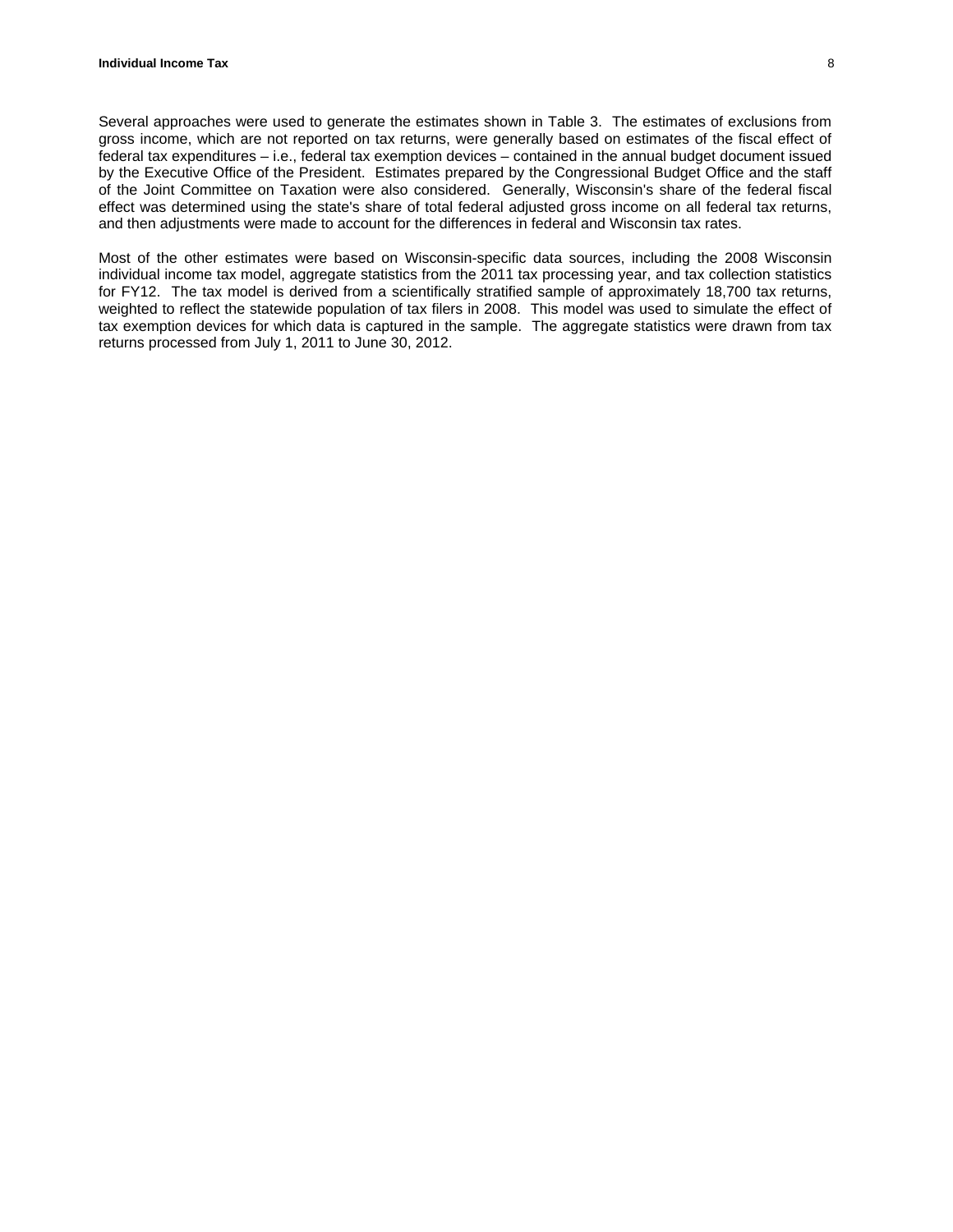Several approaches were used to generate the estimates shown in Table 3. The estimates of exclusions from gross income, which are not reported on tax returns, were generally based on estimates of the fiscal effect of federal tax expenditures – i.e., federal tax exemption devices – contained in the annual budget document issued by the Executive Office of the President. Estimates prepared by the Congressional Budget Office and the staff of the Joint Committee on Taxation were also considered. Generally, Wisconsin's share of the federal fiscal effect was determined using the state's share of total federal adjusted gross income on all federal tax returns, and then adjustments were made to account for the differences in federal and Wisconsin tax rates.

Most of the other estimates were based on Wisconsin-specific data sources, including the 2008 Wisconsin individual income tax model, aggregate statistics from the 2011 tax processing year, and tax collection statistics for FY12. The tax model is derived from a scientifically stratified sample of approximately 18,700 tax returns, weighted to reflect the statewide population of tax filers in 2008. This model was used to simulate the effect of tax exemption devices for which data is captured in the sample. The aggregate statistics were drawn from tax returns processed from July 1, 2011 to June 30, 2012.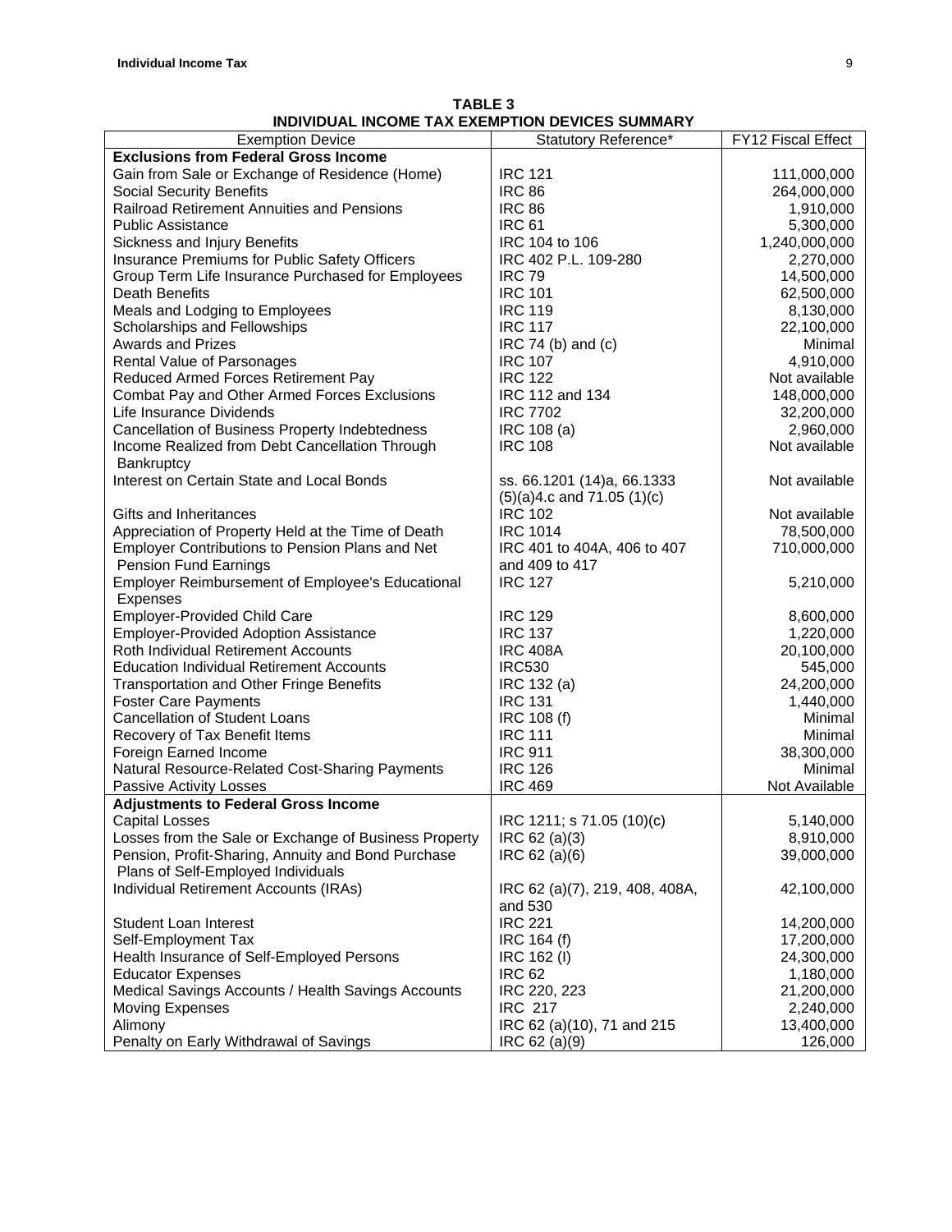**TABLE 3**
**INDIVIDUAL INCOME TAX EXEMPTION DEVICES SUMMARY**

| Exemption Device | Statutory Reference* | FY12 Fiscal Effect |
|---|---|---|
| **Exclusions from Federal Gross Income** | | |
| Gain from Sale or Exchange of Residence (Home) | IRC 121 | 111,000,000 |
| Social Security Benefits | IRC 86 | 264,000,000 |
| Railroad Retirement Annuities and Pensions | IRC 86 | 1,910,000 |
| Public Assistance | IRC 61 | 5,300,000 |
| Sickness and Injury Benefits | IRC 104 to 106 | 1,240,000,000 |
| Insurance Premiums for Public Safety Officers | IRC 402 P.L. 109-280 | 2,270,000 |
| Group Term Life Insurance Purchased for Employees | IRC 79 | 14,500,000 |
| Death Benefits | IRC 101 | 62,500,000 |
| Meals and Lodging to Employees | IRC 119 | 8,130,000 |
| Scholarships and Fellowships | IRC 117 | 22,100,000 |
| Awards and Prizes | IRC 74 (b) and (c) | Minimal |
| Rental Value of Parsonages | IRC 107 | 4,910,000 |
| Reduced Armed Forces Retirement Pay | IRC 122 | Not available |
| Combat Pay and Other Armed Forces Exclusions | IRC 112 and 134 | 148,000,000 |
| Life Insurance Dividends | IRC 7702 | 32,200,000 |
| Cancellation of Business Property Indebtedness | IRC 108 (a) | 2,960,000 |
| Income Realized from Debt Cancellation Through Bankruptcy | IRC 108 | Not available |
| Interest on Certain State and Local Bonds | ss. 66.1201 (14)a, 66.1333 (5)(a)4.c and 71.05 (1)(c) | Not available |
| Gifts and Inheritances | IRC 102 | Not available |
| Appreciation of Property Held at the Time of Death | IRC 1014 | 78,500,000 |
| Employer Contributions to Pension Plans and Net Pension Fund Earnings | IRC 401 to 404A, 406 to 407 and 409 to 417 | 710,000,000 |
| Employer Reimbursement of Employee's Educational Expenses | IRC 127 | 5,210,000 |
| Employer-Provided Child Care | IRC 129 | 8,600,000 |
| Employer-Provided Adoption Assistance | IRC 137 | 1,220,000 |
| Roth Individual Retirement Accounts | IRC 408A | 20,100,000 |
| Education Individual Retirement Accounts | IRC530 | 545,000 |
| Transportation and Other Fringe Benefits | IRC 132 (a) | 24,200,000 |
| Foster Care Payments | IRC 131 | 1,440,000 |
| Cancellation of Student Loans | IRC 108 (f) | Minimal |
| Recovery of Tax Benefit Items | IRC 111 | Minimal |
| Foreign Earned Income | IRC 911 | 38,300,000 |
| Natural Resource-Related Cost-Sharing Payments | IRC 126 | Minimal |
| Passive Activity Losses | IRC 469 | Not Available |
| **Adjustments to Federal Gross Income** | | |
| Capital Losses | IRC 1211; s 71.05 (10)(c) | 5,140,000 |
| Losses from the Sale or Exchange of Business Property | IRC 62 (a)(3) | 8,910,000 |
| Pension, Profit-Sharing, Annuity and Bond Purchase Plans of Self-Employed Individuals | IRC 62 (a)(6) | 39,000,000 |
| Individual Retirement Accounts (IRAs) | IRC 62 (a)(7), 219, 408, 408A, and 530 | 42,100,000 |
| Student Loan Interest | IRC 221 | 14,200,000 |
| Self-Employment Tax | IRC 164 (f) | 17,200,000 |
| Health Insurance of Self-Employed Persons | IRC 162 (l) | 24,300,000 |
| Educator Expenses | IRC 62 | 1,180,000 |
| Medical Savings Accounts / Health Savings Accounts | IRC 220, 223 | 21,200,000 |
| Moving Expenses | IRC 217 | 2,240,000 |
| Alimony | IRC 62 (a)(10), 71 and 215 | 13,400,000 |
| Penalty on Early Withdrawal of Savings | IRC 62 (a)(9) | 126,000 |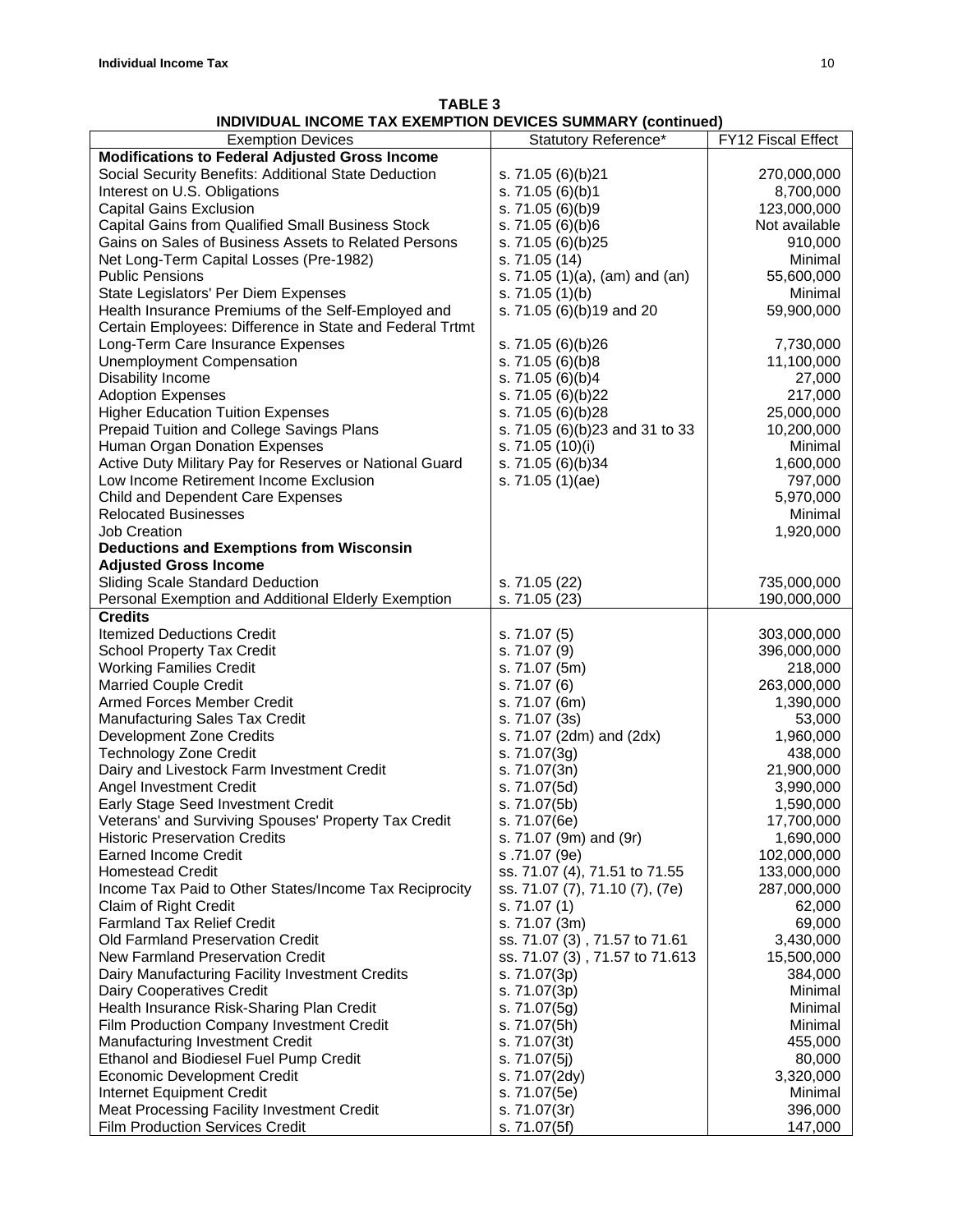**TABLE 3**
**INDIVIDUAL INCOME TAX EXEMPTION DEVICES SUMMARY (continued)**

| Exemption Devices | Statutory Reference* | FY12 Fiscal Effect |
|---|---|---|
| **Modifications to Federal Adjusted Gross Income** | | |
| Social Security Benefits: Additional State Deduction | s. 71.05 (6)(b)21 | 270,000,000 |
| Interest on U.S. Obligations | s. 71.05 (6)(b)1 | 8,700,000 |
| Capital Gains Exclusion | s. 71.05 (6)(b)9 | 123,000,000 |
| Capital Gains from Qualified Small Business Stock | s. 71.05 (6)(b)6 | Not available |
| Gains on Sales of Business Assets to Related Persons | s. 71.05 (6)(b)25 | 910,000 |
| Net Long-Term Capital Losses (Pre-1982) | s. 71.05 (14) | Minimal |
| Public Pensions | s. 71.05 (1)(a), (am) and (an) | 55,600,000 |
| State Legislators' Per Diem Expenses | s. 71.05 (1)(b) | Minimal |
| Health Insurance Premiums of the Self-Employed and Certain Employees: Difference in State and Federal Trtmt | s. 71.05 (6)(b)19 and 20 | 59,900,000 |
| Long-Term Care Insurance Expenses | s. 71.05 (6)(b)26 | 7,730,000 |
| Unemployment Compensation | s. 71.05 (6)(b)8 | 11,100,000 |
| Disability Income | s. 71.05 (6)(b)4 | 27,000 |
| Adoption Expenses | s. 71.05 (6)(b)22 | 217,000 |
| Higher Education Tuition Expenses | s. 71.05 (6)(b)28 | 25,000,000 |
| Prepaid Tuition and College Savings Plans | s. 71.05 (6)(b)23 and 31 to 33 | 10,200,000 |
| Human Organ Donation Expenses | s. 71.05 (10)(i) | Minimal |
| Active Duty Military Pay for Reserves or National Guard | s. 71.05 (6)(b)34 | 1,600,000 |
| Low Income Retirement Income Exclusion | s. 71.05 (1)(ae) | 797,000 |
| Child and Dependent Care Expenses | | 5,970,000 |
| Relocated Businesses | | Minimal |
| Job Creation | | 1,920,000 |
| **Deductions and Exemptions from Wisconsin Adjusted Gross Income** | | |
| Sliding Scale Standard Deduction | s. 71.05 (22) | 735,000,000 |
| Personal Exemption and Additional Elderly Exemption | s. 71.05 (23) | 190,000,000 |
| **Credits** | | |
| Itemized Deductions Credit | s. 71.07 (5) | 303,000,000 |
| School Property Tax Credit | s. 71.07 (9) | 396,000,000 |
| Working Families Credit | s. 71.07 (5m) | 218,000 |
| Married Couple Credit | s. 71.07 (6) | 263,000,000 |
| Armed Forces Member Credit | s. 71.07 (6m) | 1,390,000 |
| Manufacturing Sales Tax Credit | s. 71.07 (3s) | 53,000 |
| Development Zone Credits | s. 71.07 (2dm) and (2dx) | 1,960,000 |
| Technology Zone Credit | s. 71.07(3g) | 438,000 |
| Dairy and Livestock Farm Investment Credit | s. 71.07(3n) | 21,900,000 |
| Angel Investment Credit | s. 71.07(5d) | 3,990,000 |
| Early Stage Seed Investment Credit | s. 71.07(5b) | 1,590,000 |
| Veterans' and Surviving Spouses' Property Tax Credit | s. 71.07(6e) | 17,700,000 |
| Historic Preservation Credits | s. 71.07 (9m) and (9r) | 1,690,000 |
| Earned Income Credit | s .71.07 (9e) | 102,000,000 |
| Homestead Credit | ss. 71.07 (4), 71.51 to 71.55 | 133,000,000 |
| Income Tax Paid to Other States/Income Tax Reciprocity | ss. 71.07 (7), 71.10 (7), (7e) | 287,000,000 |
| Claim of Right Credit | s. 71.07 (1) | 62,000 |
| Farmland Tax Relief Credit | s. 71.07 (3m) | 69,000 |
| Old Farmland Preservation Credit | ss. 71.07 (3) , 71.57 to 71.61 | 3,430,000 |
| New Farmland Preservation Credit | ss. 71.07 (3) , 71.57 to 71.613 | 15,500,000 |
| Dairy Manufacturing Facility Investment Credits | s. 71.07(3p) | 384,000 |
| Dairy Cooperatives Credit | s. 71.07(3p) | Minimal |
| Health Insurance Risk-Sharing Plan Credit | s. 71.07(5g) | Minimal |
| Film Production Company Investment Credit | s. 71.07(5h) | Minimal |
| Manufacturing Investment Credit | s. 71.07(3t) | 455,000 |
| Ethanol and Biodiesel Fuel Pump Credit | s. 71.07(5j) | 80,000 |
| Economic Development Credit | s. 71.07(2dy) | 3,320,000 |
| Internet Equipment Credit | s. 71.07(5e) | Minimal |
| Meat Processing Facility Investment Credit | s. 71.07(3r) | 396,000 |
| Film Production Services Credit | s. 71.07(5f) | 147,000 |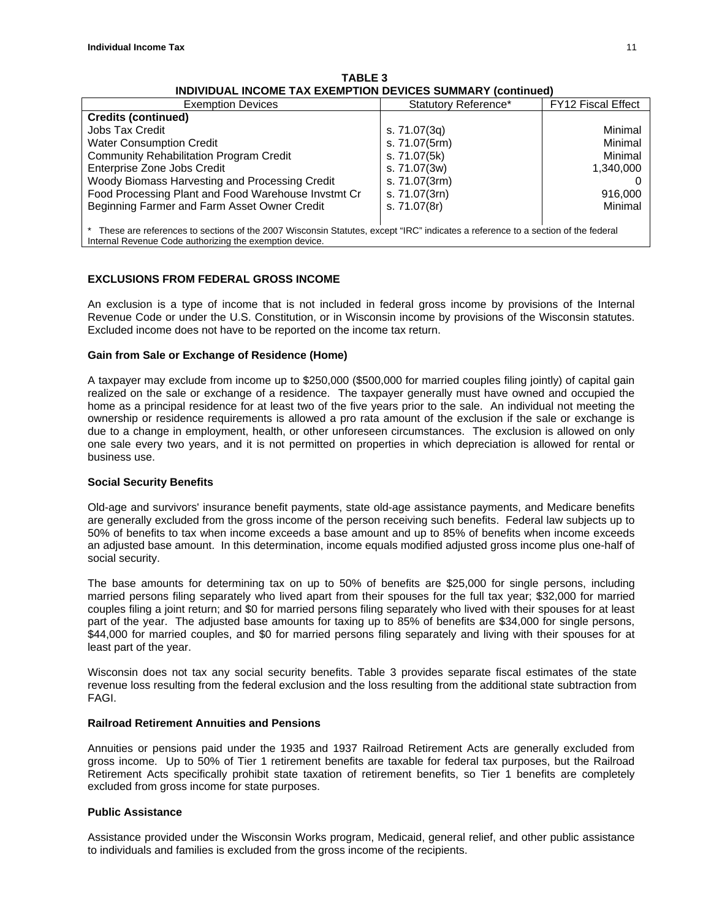**TABLE 3**
**INDIVIDUAL INCOME TAX EXEMPTION DEVICES SUMMARY (continued)**

| Exemption Devices | Statutory Reference* | FY12 Fiscal Effect |
|---|---|---|
| **Credits (continued)** | | |
| Jobs Tax Credit | s. 71.07(3q) | Minimal |
| Water Consumption Credit | s. 71.07(5rm) | Minimal |
| Community Rehabilitation Program Credit | s. 71.07(5k) | Minimal |
| Enterprise Zone Jobs Credit | s. 71.07(3w) | 1,340,000 |
| Woody Biomass Harvesting and Processing Credit | s. 71.07(3rm) | 0 |
| Food Processing Plant and Food Warehouse Invstmt Cr | s. 71.07(3rn) | 916,000 |
| Beginning Farmer and Farm Asset Owner Credit | s. 71.07(8r) | Minimal |

\* These are references to sections of the 2007 Wisconsin Statutes, except "IRC" indicates a reference to a section of the federal Internal Revenue Code authorizing the exemption device.

## EXCLUSIONS FROM FEDERAL GROSS INCOME

An exclusion is a type of income that is not included in federal gross income by provisions of the Internal Revenue Code or under the U.S. Constitution, or in Wisconsin income by provisions of the Wisconsin statutes. Excluded income does not have to be reported on the income tax return.

### Gain from Sale or Exchange of Residence (Home)

A taxpayer may exclude from income up to $250,000 ($500,000 for married couples filing jointly) of capital gain realized on the sale or exchange of a residence. The taxpayer generally must have owned and occupied the home as a principal residence for at least two of the five years prior to the sale. An individual not meeting the ownership or residence requirements is allowed a pro rata amount of the exclusion if the sale or exchange is due to a change in employment, health, or other unforeseen circumstances. The exclusion is allowed on only one sale every two years, and it is not permitted on properties in which depreciation is allowed for rental or business use.

### Social Security Benefits

Old-age and survivors' insurance benefit payments, state old-age assistance payments, and Medicare benefits are generally excluded from the gross income of the person receiving such benefits. Federal law subjects up to 50% of benefits to tax when income exceeds a base amount and up to 85% of benefits when income exceeds an adjusted base amount. In this determination, income equals modified adjusted gross income plus one-half of social security.

The base amounts for determining tax on up to 50% of benefits are $25,000 for single persons, including married persons filing separately who lived apart from their spouses for the full tax year; $32,000 for married couples filing a joint return; and $0 for married persons filing separately who lived with their spouses for at least part of the year. The adjusted base amounts for taxing up to 85% of benefits are $34,000 for single persons, $44,000 for married couples, and $0 for married persons filing separately and living with their spouses for at least part of the year.

Wisconsin does not tax any social security benefits. Table 3 provides separate fiscal estimates of the state revenue loss resulting from the federal exclusion and the loss resulting from the additional state subtraction from FAGI.

### Railroad Retirement Annuities and Pensions

Annuities or pensions paid under the 1935 and 1937 Railroad Retirement Acts are generally excluded from gross income. Up to 50% of Tier 1 retirement benefits are taxable for federal tax purposes, but the Railroad Retirement Acts specifically prohibit state taxation of retirement benefits, so Tier 1 benefits are completely excluded from gross income for state purposes.

### Public Assistance

Assistance provided under the Wisconsin Works program, Medicaid, general relief, and other public assistance to individuals and families is excluded from the gross income of the recipients.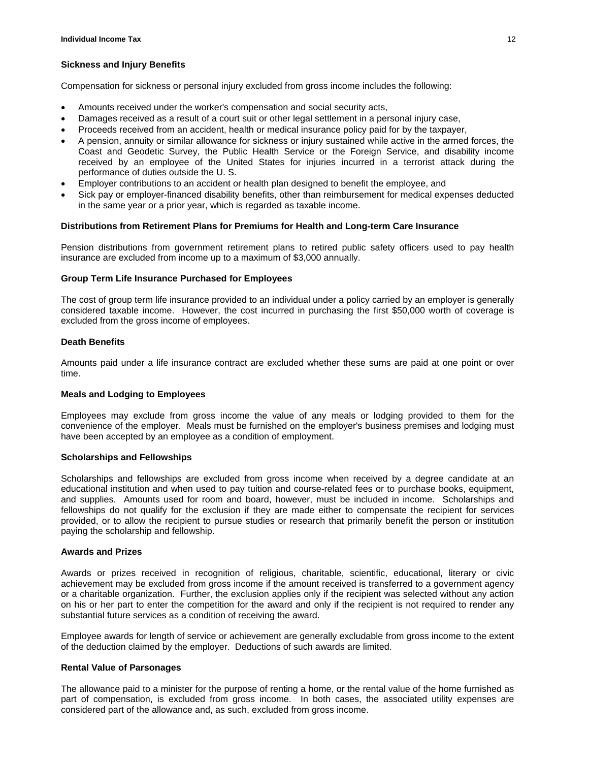### Sickness and Injury Benefits

Compensation for sickness or personal injury excluded from gross income includes the following:

- Amounts received under the worker's compensation and social security acts,
- Damages received as a result of a court suit or other legal settlement in a personal injury case,
- Proceeds received from an accident, health or medical insurance policy paid for by the taxpayer,
- A pension, annuity or similar allowance for sickness or injury sustained while active in the armed forces, the Coast and Geodetic Survey, the Public Health Service or the Foreign Service, and disability income received by an employee of the United States for injuries incurred in a terrorist attack during the performance of duties outside the U. S.
- Employer contributions to an accident or health plan designed to benefit the employee, and
- Sick pay or employer-financed disability benefits, other than reimbursement for medical expenses deducted in the same year or a prior year, which is regarded as taxable income.

### Distributions from Retirement Plans for Premiums for Health and Long-term Care Insurance

Pension distributions from government retirement plans to retired public safety officers used to pay health insurance are excluded from income up to a maximum of $3,000 annually.

### Group Term Life Insurance Purchased for Employees

The cost of group term life insurance provided to an individual under a policy carried by an employer is generally considered taxable income. However, the cost incurred in purchasing the first $50,000 worth of coverage is excluded from the gross income of employees.

### Death Benefits

Amounts paid under a life insurance contract are excluded whether these sums are paid at one point or over time.

### Meals and Lodging to Employees

Employees may exclude from gross income the value of any meals or lodging provided to them for the convenience of the employer. Meals must be furnished on the employer's business premises and lodging must have been accepted by an employee as a condition of employment.

### Scholarships and Fellowships

Scholarships and fellowships are excluded from gross income when received by a degree candidate at an educational institution and when used to pay tuition and course-related fees or to purchase books, equipment, and supplies. Amounts used for room and board, however, must be included in income. Scholarships and fellowships do not qualify for the exclusion if they are made either to compensate the recipient for services provided, or to allow the recipient to pursue studies or research that primarily benefit the person or institution paying the scholarship and fellowship.

### Awards and Prizes

Awards or prizes received in recognition of religious, charitable, scientific, educational, literary or civic achievement may be excluded from gross income if the amount received is transferred to a government agency or a charitable organization. Further, the exclusion applies only if the recipient was selected without any action on his or her part to enter the competition for the award and only if the recipient is not required to render any substantial future services as a condition of receiving the award.

Employee awards for length of service or achievement are generally excludable from gross income to the extent of the deduction claimed by the employer. Deductions of such awards are limited.

### Rental Value of Parsonages

The allowance paid to a minister for the purpose of renting a home, or the rental value of the home furnished as part of compensation, is excluded from gross income. In both cases, the associated utility expenses are considered part of the allowance and, as such, excluded from gross income.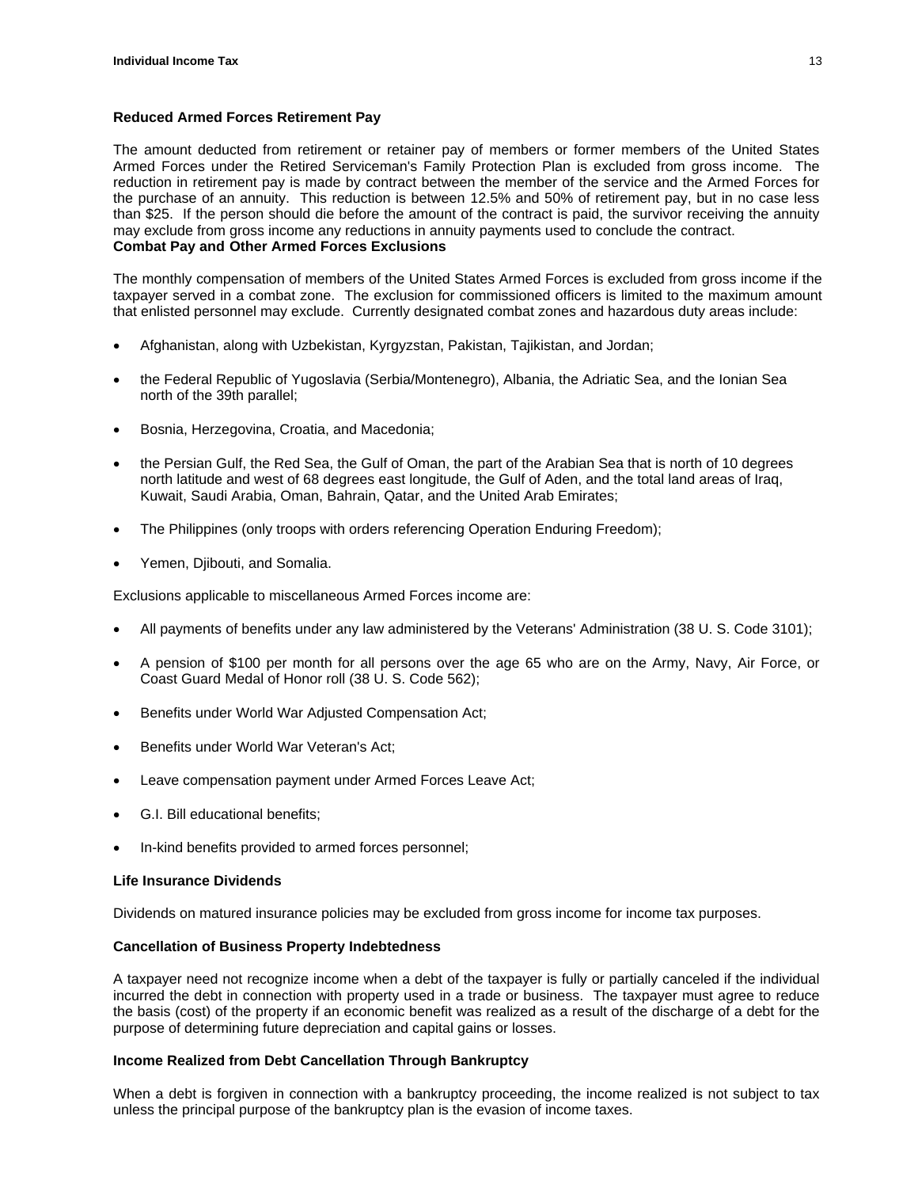### Reduced Armed Forces Retirement Pay

The amount deducted from retirement or retainer pay of members or former members of the United States Armed Forces under the Retired Serviceman's Family Protection Plan is excluded from gross income. The reduction in retirement pay is made by contract between the member of the service and the Armed Forces for the purchase of an annuity. This reduction is between 12.5% and 50% of retirement pay, but in no case less than $25. If the person should die before the amount of the contract is paid, the survivor receiving the annuity may exclude from gross income any reductions in annuity payments used to conclude the contract.

### Combat Pay and Other Armed Forces Exclusions

The monthly compensation of members of the United States Armed Forces is excluded from gross income if the taxpayer served in a combat zone. The exclusion for commissioned officers is limited to the maximum amount that enlisted personnel may exclude. Currently designated combat zones and hazardous duty areas include:

- Afghanistan, along with Uzbekistan, Kyrgyzstan, Pakistan, Tajikistan, and Jordan;
- the Federal Republic of Yugoslavia (Serbia/Montenegro), Albania, the Adriatic Sea, and the Ionian Sea north of the 39th parallel;
- Bosnia, Herzegovina, Croatia, and Macedonia;
- the Persian Gulf, the Red Sea, the Gulf of Oman, the part of the Arabian Sea that is north of 10 degrees north latitude and west of 68 degrees east longitude, the Gulf of Aden, and the total land areas of Iraq, Kuwait, Saudi Arabia, Oman, Bahrain, Qatar, and the United Arab Emirates;
- The Philippines (only troops with orders referencing Operation Enduring Freedom);
- Yemen, Djibouti, and Somalia.

Exclusions applicable to miscellaneous Armed Forces income are:

- All payments of benefits under any law administered by the Veterans' Administration (38 U. S. Code 3101);
- A pension of $100 per month for all persons over the age 65 who are on the Army, Navy, Air Force, or Coast Guard Medal of Honor roll (38 U. S. Code 562);
- Benefits under World War Adjusted Compensation Act;
- Benefits under World War Veteran's Act;
- Leave compensation payment under Armed Forces Leave Act;
- G.I. Bill educational benefits;
- In-kind benefits provided to armed forces personnel;

### Life Insurance Dividends

Dividends on matured insurance policies may be excluded from gross income for income tax purposes.

### Cancellation of Business Property Indebtedness

A taxpayer need not recognize income when a debt of the taxpayer is fully or partially canceled if the individual incurred the debt in connection with property used in a trade or business. The taxpayer must agree to reduce the basis (cost) of the property if an economic benefit was realized as a result of the discharge of a debt for the purpose of determining future depreciation and capital gains or losses.

### Income Realized from Debt Cancellation Through Bankruptcy

When a debt is forgiven in connection with a bankruptcy proceeding, the income realized is not subject to tax unless the principal purpose of the bankruptcy plan is the evasion of income taxes.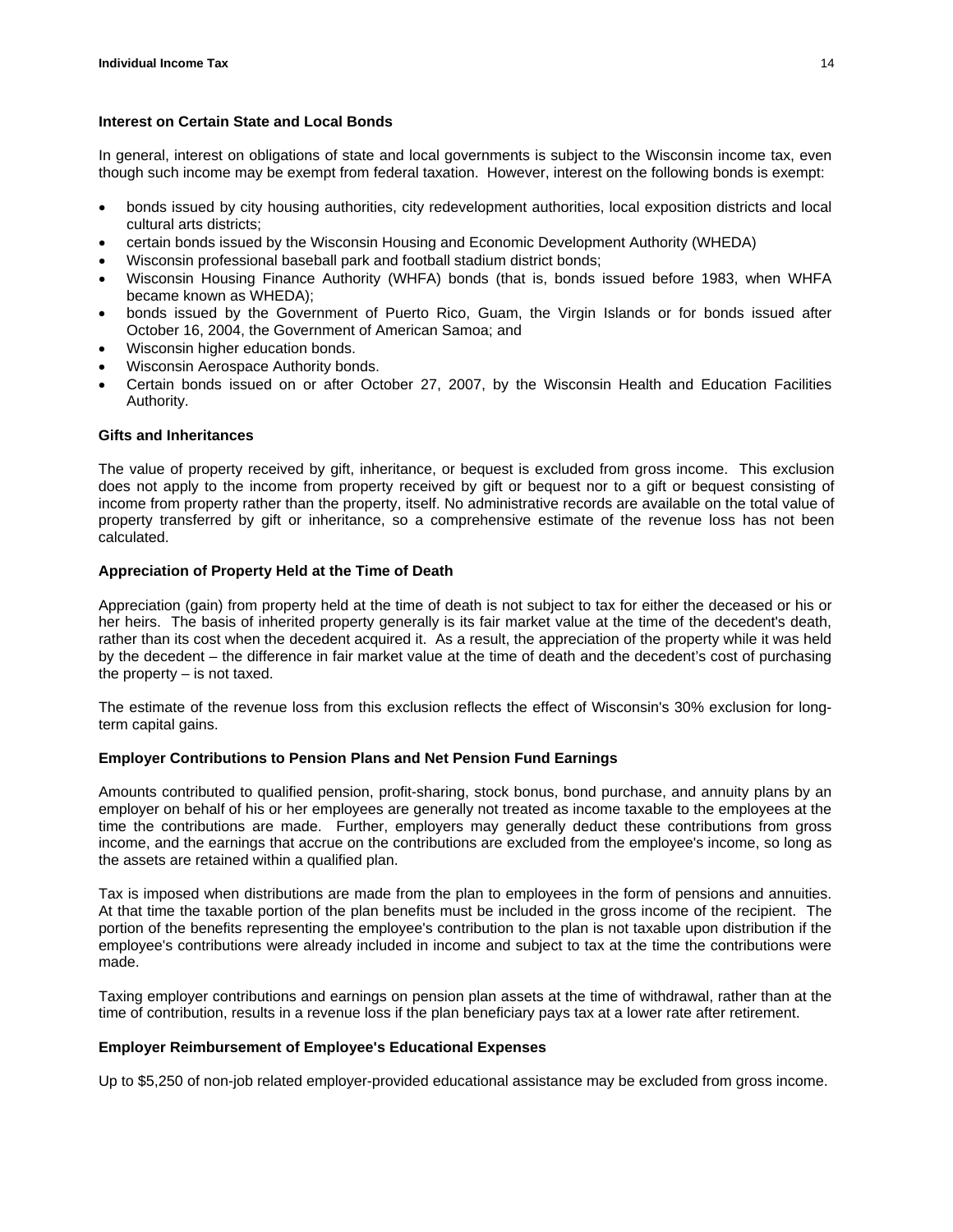### Interest on Certain State and Local Bonds

In general, interest on obligations of state and local governments is subject to the Wisconsin income tax, even though such income may be exempt from federal taxation. However, interest on the following bonds is exempt:

- bonds issued by city housing authorities, city redevelopment authorities, local exposition districts and local cultural arts districts;
- certain bonds issued by the Wisconsin Housing and Economic Development Authority (WHEDA)
- Wisconsin professional baseball park and football stadium district bonds;
- Wisconsin Housing Finance Authority (WHFA) bonds (that is, bonds issued before 1983, when WHFA became known as WHEDA);
- bonds issued by the Government of Puerto Rico, Guam, the Virgin Islands or for bonds issued after October 16, 2004, the Government of American Samoa; and
- Wisconsin higher education bonds.
- Wisconsin Aerospace Authority bonds.
- Certain bonds issued on or after October 27, 2007, by the Wisconsin Health and Education Facilities Authority.

### Gifts and Inheritances

The value of property received by gift, inheritance, or bequest is excluded from gross income. This exclusion does not apply to the income from property received by gift or bequest nor to a gift or bequest consisting of income from property rather than the property, itself. No administrative records are available on the total value of property transferred by gift or inheritance, so a comprehensive estimate of the revenue loss has not been calculated.

### Appreciation of Property Held at the Time of Death

Appreciation (gain) from property held at the time of death is not subject to tax for either the deceased or his or her heirs. The basis of inherited property generally is its fair market value at the time of the decedent's death, rather than its cost when the decedent acquired it. As a result, the appreciation of the property while it was held by the decedent – the difference in fair market value at the time of death and the decedent's cost of purchasing the property – is not taxed.

The estimate of the revenue loss from this exclusion reflects the effect of Wisconsin's 30% exclusion for long-term capital gains.

### Employer Contributions to Pension Plans and Net Pension Fund Earnings

Amounts contributed to qualified pension, profit-sharing, stock bonus, bond purchase, and annuity plans by an employer on behalf of his or her employees are generally not treated as income taxable to the employees at the time the contributions are made. Further, employers may generally deduct these contributions from gross income, and the earnings that accrue on the contributions are excluded from the employee's income, so long as the assets are retained within a qualified plan.

Tax is imposed when distributions are made from the plan to employees in the form of pensions and annuities. At that time the taxable portion of the plan benefits must be included in the gross income of the recipient. The portion of the benefits representing the employee's contribution to the plan is not taxable upon distribution if the employee's contributions were already included in income and subject to tax at the time the contributions were made.

Taxing employer contributions and earnings on pension plan assets at the time of withdrawal, rather than at the time of contribution, results in a revenue loss if the plan beneficiary pays tax at a lower rate after retirement.

### Employer Reimbursement of Employee's Educational Expenses

Up to $5,250 of non-job related employer-provided educational assistance may be excluded from gross income.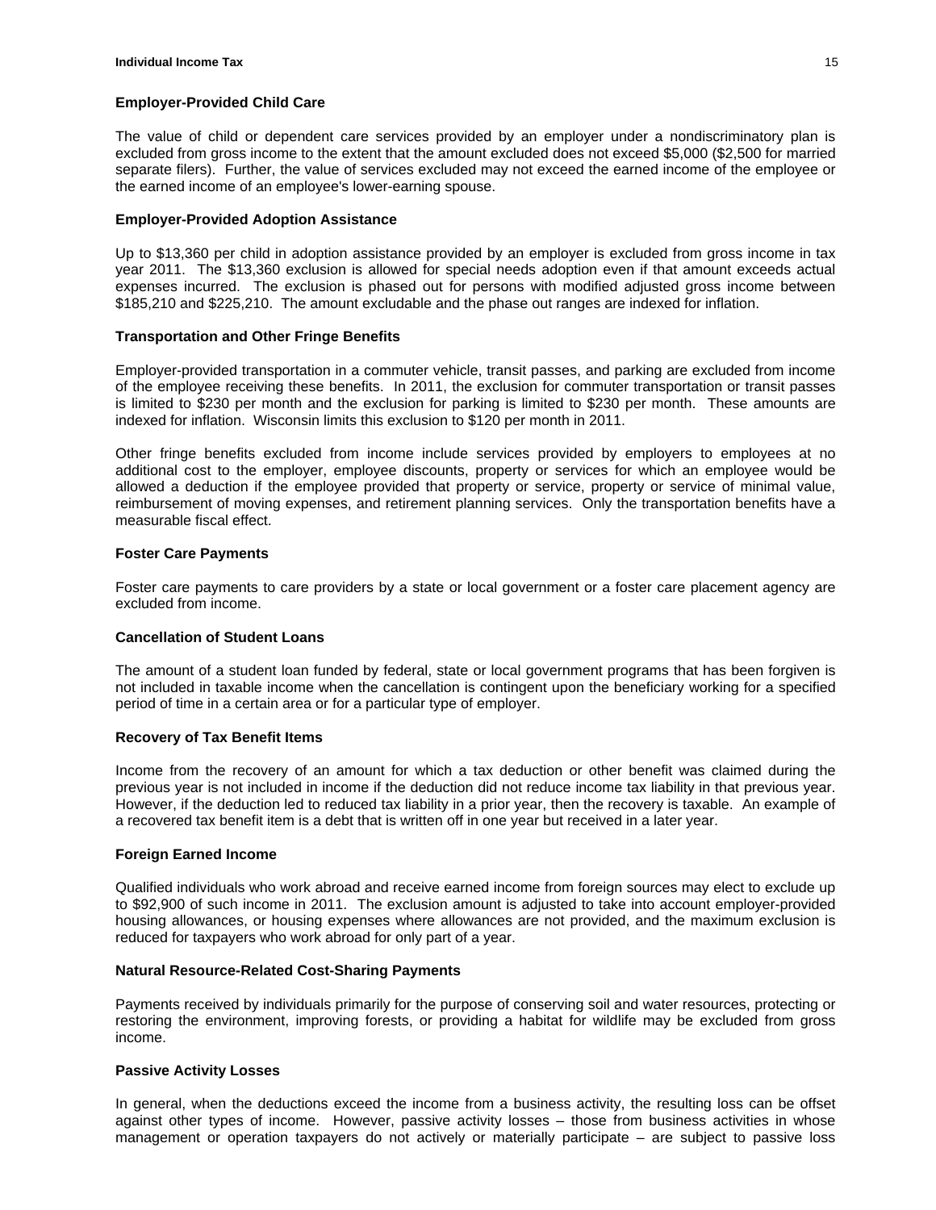### Employer-Provided Child Care

The value of child or dependent care services provided by an employer under a nondiscriminatory plan is excluded from gross income to the extent that the amount excluded does not exceed $5,000 ($2,500 for married separate filers). Further, the value of services excluded may not exceed the earned income of the employee or the earned income of an employee's lower-earning spouse.

### Employer-Provided Adoption Assistance

Up to $13,360 per child in adoption assistance provided by an employer is excluded from gross income in tax year 2011. The $13,360 exclusion is allowed for special needs adoption even if that amount exceeds actual expenses incurred. The exclusion is phased out for persons with modified adjusted gross income between $185,210 and $225,210. The amount excludable and the phase out ranges are indexed for inflation.

### Transportation and Other Fringe Benefits

Employer-provided transportation in a commuter vehicle, transit passes, and parking are excluded from income of the employee receiving these benefits. In 2011, the exclusion for commuter transportation or transit passes is limited to $230 per month and the exclusion for parking is limited to $230 per month. These amounts are indexed for inflation. Wisconsin limits this exclusion to $120 per month in 2011.

Other fringe benefits excluded from income include services provided by employers to employees at no additional cost to the employer, employee discounts, property or services for which an employee would be allowed a deduction if the employee provided that property or service, property or service of minimal value, reimbursement of moving expenses, and retirement planning services. Only the transportation benefits have a measurable fiscal effect.

### Foster Care Payments

Foster care payments to care providers by a state or local government or a foster care placement agency are excluded from income.

### Cancellation of Student Loans

The amount of a student loan funded by federal, state or local government programs that has been forgiven is not included in taxable income when the cancellation is contingent upon the beneficiary working for a specified period of time in a certain area or for a particular type of employer.

### Recovery of Tax Benefit Items

Income from the recovery of an amount for which a tax deduction or other benefit was claimed during the previous year is not included in income if the deduction did not reduce income tax liability in that previous year. However, if the deduction led to reduced tax liability in a prior year, then the recovery is taxable. An example of a recovered tax benefit item is a debt that is written off in one year but received in a later year.

### Foreign Earned Income

Qualified individuals who work abroad and receive earned income from foreign sources may elect to exclude up to $92,900 of such income in 2011. The exclusion amount is adjusted to take into account employer-provided housing allowances, or housing expenses where allowances are not provided, and the maximum exclusion is reduced for taxpayers who work abroad for only part of a year.

### Natural Resource-Related Cost-Sharing Payments

Payments received by individuals primarily for the purpose of conserving soil and water resources, protecting or restoring the environment, improving forests, or providing a habitat for wildlife may be excluded from gross income.

### Passive Activity Losses

In general, when the deductions exceed the income from a business activity, the resulting loss can be offset against other types of income. However, passive activity losses – those from business activities in whose management or operation taxpayers do not actively or materially participate – are subject to passive loss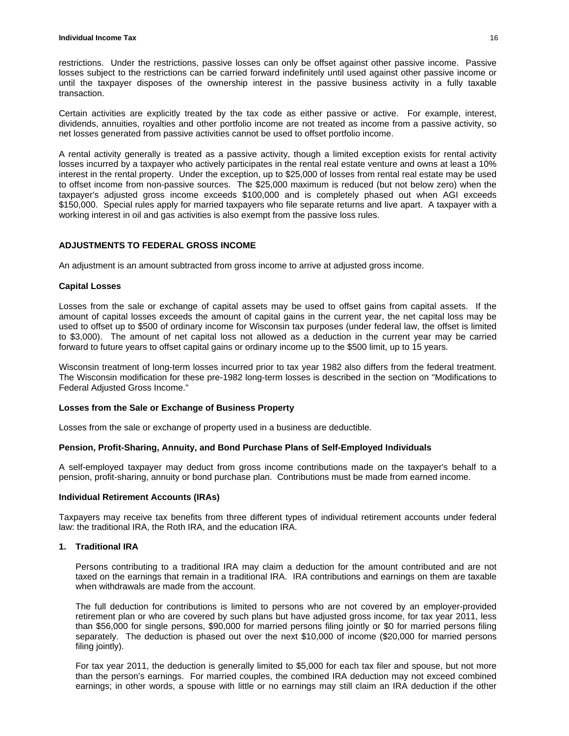restrictions. Under the restrictions, passive losses can only be offset against other passive income. Passive losses subject to the restrictions can be carried forward indefinitely until used against other passive income or until the taxpayer disposes of the ownership interest in the passive business activity in a fully taxable transaction.

Certain activities are explicitly treated by the tax code as either passive or active. For example, interest, dividends, annuities, royalties and other portfolio income are not treated as income from a passive activity, so net losses generated from passive activities cannot be used to offset portfolio income.

A rental activity generally is treated as a passive activity, though a limited exception exists for rental activity losses incurred by a taxpayer who actively participates in the rental real estate venture and owns at least a 10% interest in the rental property. Under the exception, up to $25,000 of losses from rental real estate may be used to offset income from non-passive sources. The $25,000 maximum is reduced (but not below zero) when the taxpayer's adjusted gross income exceeds $100,000 and is completely phased out when AGI exceeds $150,000. Special rules apply for married taxpayers who file separate returns and live apart. A taxpayer with a working interest in oil and gas activities is also exempt from the passive loss rules.

## ADJUSTMENTS TO FEDERAL GROSS INCOME

An adjustment is an amount subtracted from gross income to arrive at adjusted gross income.

### Capital Losses

Losses from the sale or exchange of capital assets may be used to offset gains from capital assets. If the amount of capital losses exceeds the amount of capital gains in the current year, the net capital loss may be used to offset up to $500 of ordinary income for Wisconsin tax purposes (under federal law, the offset is limited to $3,000). The amount of net capital loss not allowed as a deduction in the current year may be carried forward to future years to offset capital gains or ordinary income up to the $500 limit, up to 15 years.

Wisconsin treatment of long-term losses incurred prior to tax year 1982 also differs from the federal treatment. The Wisconsin modification for these pre-1982 long-term losses is described in the section on "Modifications to Federal Adjusted Gross Income."

### Losses from the Sale or Exchange of Business Property

Losses from the sale or exchange of property used in a business are deductible.

### Pension, Profit-Sharing, Annuity, and Bond Purchase Plans of Self-Employed Individuals

A self-employed taxpayer may deduct from gross income contributions made on the taxpayer's behalf to a pension, profit-sharing, annuity or bond purchase plan. Contributions must be made from earned income.

### Individual Retirement Accounts (IRAs)

Taxpayers may receive tax benefits from three different types of individual retirement accounts under federal law: the traditional IRA, the Roth IRA, and the education IRA.

**1. Traditional IRA**

Persons contributing to a traditional IRA may claim a deduction for the amount contributed and are not taxed on the earnings that remain in a traditional IRA. IRA contributions and earnings on them are taxable when withdrawals are made from the account.

The full deduction for contributions is limited to persons who are not covered by an employer-provided retirement plan or who are covered by such plans but have adjusted gross income, for tax year 2011, less than $56,000 for single persons, $90,000 for married persons filing jointly or $0 for married persons filing separately. The deduction is phased out over the next $10,000 of income ($20,000 for married persons filing jointly).

For tax year 2011, the deduction is generally limited to $5,000 for each tax filer and spouse, but not more than the person's earnings. For married couples, the combined IRA deduction may not exceed combined earnings; in other words, a spouse with little or no earnings may still claim an IRA deduction if the other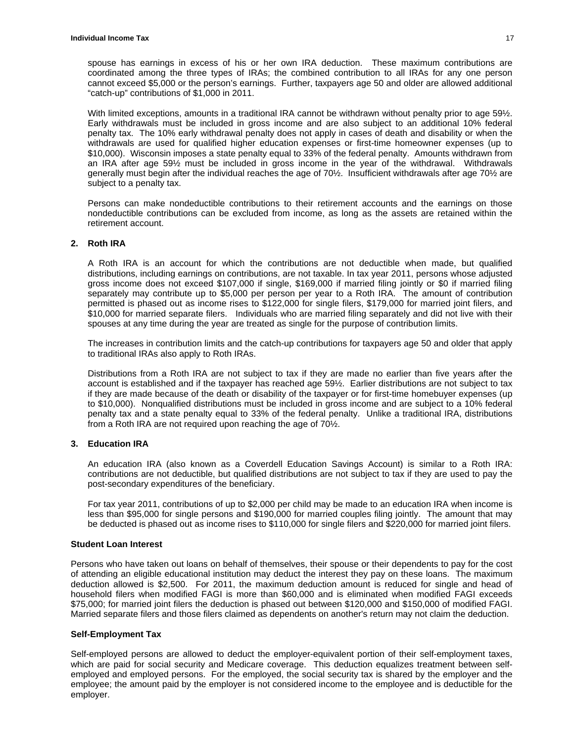spouse has earnings in excess of his or her own IRA deduction. These maximum contributions are coordinated among the three types of IRAs; the combined contribution to all IRAs for any one person cannot exceed $5,000 or the person's earnings. Further, taxpayers age 50 and older are allowed additional "catch-up" contributions of $1,000 in 2011.

With limited exceptions, amounts in a traditional IRA cannot be withdrawn without penalty prior to age 59½. Early withdrawals must be included in gross income and are also subject to an additional 10% federal penalty tax. The 10% early withdrawal penalty does not apply in cases of death and disability or when the withdrawals are used for qualified higher education expenses or first-time homeowner expenses (up to $10,000). Wisconsin imposes a state penalty equal to 33% of the federal penalty. Amounts withdrawn from an IRA after age 59½ must be included in gross income in the year of the withdrawal. Withdrawals generally must begin after the individual reaches the age of 70½. Insufficient withdrawals after age 70½ are subject to a penalty tax.

Persons can make nondeductible contributions to their retirement accounts and the earnings on those nondeductible contributions can be excluded from income, as long as the assets are retained within the retirement account.

**2. Roth IRA**

A Roth IRA is an account for which the contributions are not deductible when made, but qualified distributions, including earnings on contributions, are not taxable. In tax year 2011, persons whose adjusted gross income does not exceed $107,000 if single, $169,000 if married filing jointly or $0 if married filing separately may contribute up to $5,000 per person per year to a Roth IRA. The amount of contribution permitted is phased out as income rises to $122,000 for single filers, $179,000 for married joint filers, and $10,000 for married separate filers. Individuals who are married filing separately and did not live with their spouses at any time during the year are treated as single for the purpose of contribution limits.

The increases in contribution limits and the catch-up contributions for taxpayers age 50 and older that apply to traditional IRAs also apply to Roth IRAs.

Distributions from a Roth IRA are not subject to tax if they are made no earlier than five years after the account is established and if the taxpayer has reached age 59½. Earlier distributions are not subject to tax if they are made because of the death or disability of the taxpayer or for first-time homebuyer expenses (up to $10,000). Nonqualified distributions must be included in gross income and are subject to a 10% federal penalty tax and a state penalty equal to 33% of the federal penalty. Unlike a traditional IRA, distributions from a Roth IRA are not required upon reaching the age of 70½.

**3. Education IRA**

An education IRA (also known as a Coverdell Education Savings Account) is similar to a Roth IRA: contributions are not deductible, but qualified distributions are not subject to tax if they are used to pay the post-secondary expenditures of the beneficiary.

For tax year 2011, contributions of up to $2,000 per child may be made to an education IRA when income is less than $95,000 for single persons and $190,000 for married couples filing jointly. The amount that may be deducted is phased out as income rises to $110,000 for single filers and $220,000 for married joint filers.

**Student Loan Interest**

Persons who have taken out loans on behalf of themselves, their spouse or their dependents to pay for the cost of attending an eligible educational institution may deduct the interest they pay on these loans. The maximum deduction allowed is $2,500. For 2011, the maximum deduction amount is reduced for single and head of household filers when modified FAGI is more than $60,000 and is eliminated when modified FAGI exceeds $75,000; for married joint filers the deduction is phased out between $120,000 and $150,000 of modified FAGI. Married separate filers and those filers claimed as dependents on another's return may not claim the deduction.

**Self-Employment Tax**

Self-employed persons are allowed to deduct the employer-equivalent portion of their self-employment taxes, which are paid for social security and Medicare coverage. This deduction equalizes treatment between self-employed and employed persons. For the employed, the social security tax is shared by the employer and the employee; the amount paid by the employer is not considered income to the employee and is deductible for the employer.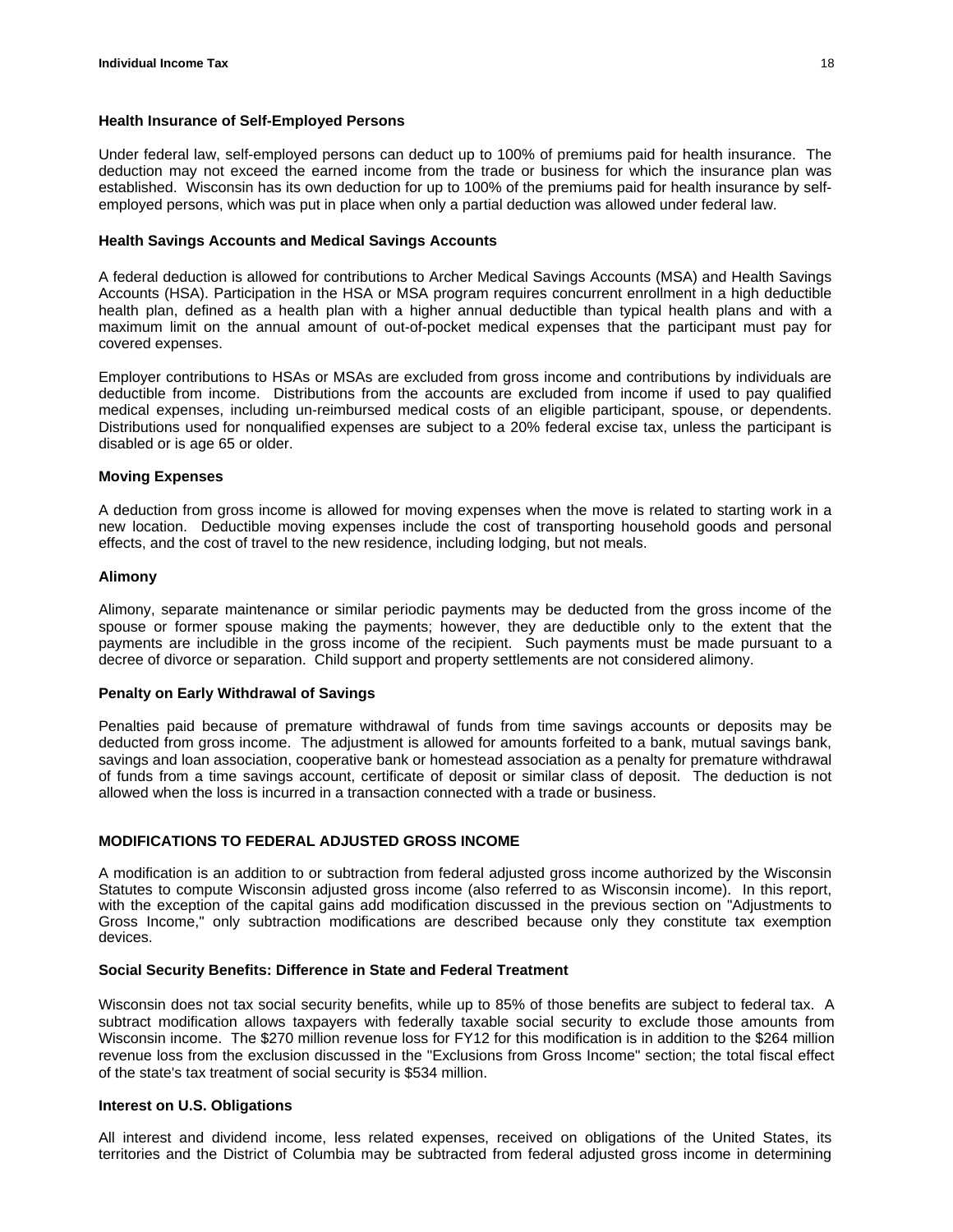### Health Insurance of Self-Employed Persons

Under federal law, self-employed persons can deduct up to 100% of premiums paid for health insurance. The deduction may not exceed the earned income from the trade or business for which the insurance plan was established. Wisconsin has its own deduction for up to 100% of the premiums paid for health insurance by self-employed persons, which was put in place when only a partial deduction was allowed under federal law.

### Health Savings Accounts and Medical Savings Accounts

A federal deduction is allowed for contributions to Archer Medical Savings Accounts (MSA) and Health Savings Accounts (HSA). Participation in the HSA or MSA program requires concurrent enrollment in a high deductible health plan, defined as a health plan with a higher annual deductible than typical health plans and with a maximum limit on the annual amount of out-of-pocket medical expenses that the participant must pay for covered expenses.

Employer contributions to HSAs or MSAs are excluded from gross income and contributions by individuals are deductible from income. Distributions from the accounts are excluded from income if used to pay qualified medical expenses, including un-reimbursed medical costs of an eligible participant, spouse, or dependents. Distributions used for nonqualified expenses are subject to a 20% federal excise tax, unless the participant is disabled or is age 65 or older.

### Moving Expenses

A deduction from gross income is allowed for moving expenses when the move is related to starting work in a new location. Deductible moving expenses include the cost of transporting household goods and personal effects, and the cost of travel to the new residence, including lodging, but not meals.

### Alimony

Alimony, separate maintenance or similar periodic payments may be deducted from the gross income of the spouse or former spouse making the payments; however, they are deductible only to the extent that the payments are includible in the gross income of the recipient. Such payments must be made pursuant to a decree of divorce or separation. Child support and property settlements are not considered alimony.

### Penalty on Early Withdrawal of Savings

Penalties paid because of premature withdrawal of funds from time savings accounts or deposits may be deducted from gross income. The adjustment is allowed for amounts forfeited to a bank, mutual savings bank, savings and loan association, cooperative bank or homestead association as a penalty for premature withdrawal of funds from a time savings account, certificate of deposit or similar class of deposit. The deduction is not allowed when the loss is incurred in a transaction connected with a trade or business.

## MODIFICATIONS TO FEDERAL ADJUSTED GROSS INCOME

A modification is an addition to or subtraction from federal adjusted gross income authorized by the Wisconsin Statutes to compute Wisconsin adjusted gross income (also referred to as Wisconsin income). In this report, with the exception of the capital gains add modification discussed in the previous section on "Adjustments to Gross Income," only subtraction modifications are described because only they constitute tax exemption devices.

### Social Security Benefits: Difference in State and Federal Treatment

Wisconsin does not tax social security benefits, while up to 85% of those benefits are subject to federal tax. A subtract modification allows taxpayers with federally taxable social security to exclude those amounts from Wisconsin income. The $270 million revenue loss for FY12 for this modification is in addition to the $264 million revenue loss from the exclusion discussed in the "Exclusions from Gross Income" section; the total fiscal effect of the state's tax treatment of social security is $534 million.

### Interest on U.S. Obligations

All interest and dividend income, less related expenses, received on obligations of the United States, its territories and the District of Columbia may be subtracted from federal adjusted gross income in determining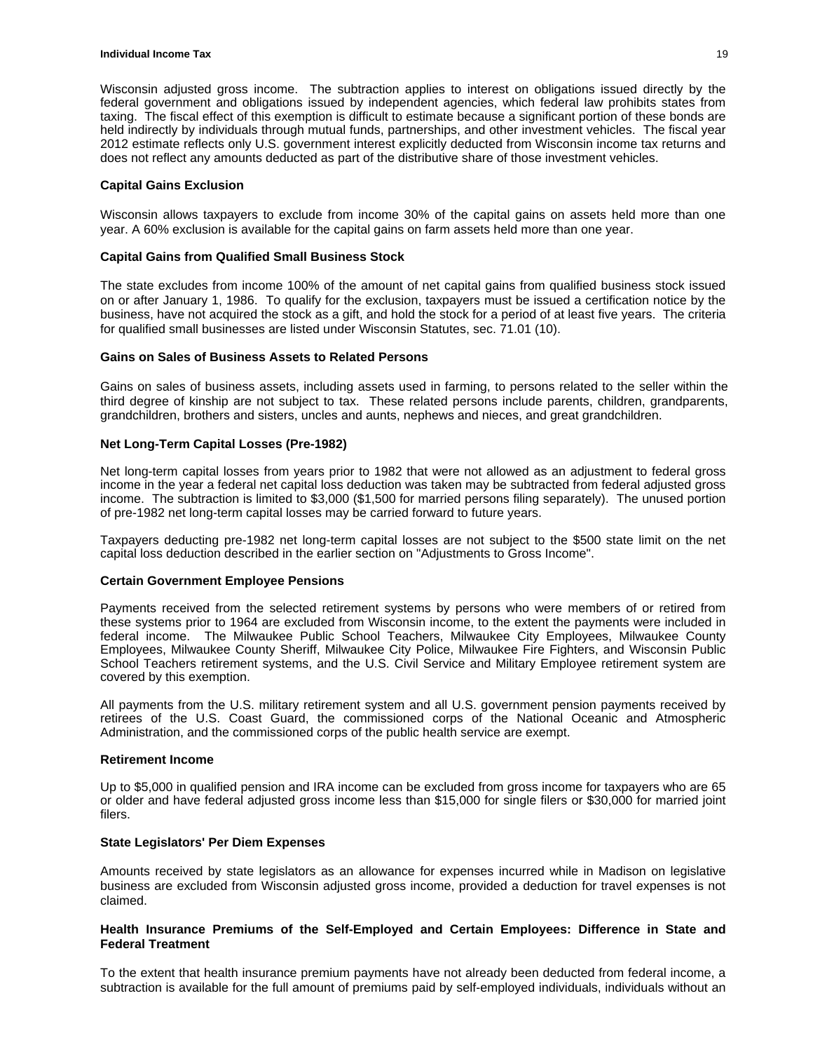Wisconsin adjusted gross income. The subtraction applies to interest on obligations issued directly by the federal government and obligations issued by independent agencies, which federal law prohibits states from taxing. The fiscal effect of this exemption is difficult to estimate because a significant portion of these bonds are held indirectly by individuals through mutual funds, partnerships, and other investment vehicles. The fiscal year 2012 estimate reflects only U.S. government interest explicitly deducted from Wisconsin income tax returns and does not reflect any amounts deducted as part of the distributive share of those investment vehicles.

**Capital Gains Exclusion**

Wisconsin allows taxpayers to exclude from income 30% of the capital gains on assets held more than one year. A 60% exclusion is available for the capital gains on farm assets held more than one year.

**Capital Gains from Qualified Small Business Stock**

The state excludes from income 100% of the amount of net capital gains from qualified business stock issued on or after January 1, 1986. To qualify for the exclusion, taxpayers must be issued a certification notice by the business, have not acquired the stock as a gift, and hold the stock for a period of at least five years. The criteria for qualified small businesses are listed under Wisconsin Statutes, sec. 71.01 (10).

**Gains on Sales of Business Assets to Related Persons**

Gains on sales of business assets, including assets used in farming, to persons related to the seller within the third degree of kinship are not subject to tax. These related persons include parents, children, grandparents, grandchildren, brothers and sisters, uncles and aunts, nephews and nieces, and great grandchildren.

**Net Long-Term Capital Losses (Pre-1982)**

Net long-term capital losses from years prior to 1982 that were not allowed as an adjustment to federal gross income in the year a federal net capital loss deduction was taken may be subtracted from federal adjusted gross income. The subtraction is limited to $3,000 ($1,500 for married persons filing separately). The unused portion of pre-1982 net long-term capital losses may be carried forward to future years.

Taxpayers deducting pre-1982 net long-term capital losses are not subject to the $500 state limit on the net capital loss deduction described in the earlier section on "Adjustments to Gross Income".

**Certain Government Employee Pensions**

Payments received from the selected retirement systems by persons who were members of or retired from these systems prior to 1964 are excluded from Wisconsin income, to the extent the payments were included in federal income. The Milwaukee Public School Teachers, Milwaukee City Employees, Milwaukee County Employees, Milwaukee County Sheriff, Milwaukee City Police, Milwaukee Fire Fighters, and Wisconsin Public School Teachers retirement systems, and the U.S. Civil Service and Military Employee retirement system are covered by this exemption.

All payments from the U.S. military retirement system and all U.S. government pension payments received by retirees of the U.S. Coast Guard, the commissioned corps of the National Oceanic and Atmospheric Administration, and the commissioned corps of the public health service are exempt.

**Retirement Income**

Up to $5,000 in qualified pension and IRA income can be excluded from gross income for taxpayers who are 65 or older and have federal adjusted gross income less than $15,000 for single filers or $30,000 for married joint filers.

**State Legislators' Per Diem Expenses**

Amounts received by state legislators as an allowance for expenses incurred while in Madison on legislative business are excluded from Wisconsin adjusted gross income, provided a deduction for travel expenses is not claimed.

**Health Insurance Premiums of the Self-Employed and Certain Employees: Difference in State and Federal Treatment**

To the extent that health insurance premium payments have not already been deducted from federal income, a subtraction is available for the full amount of premiums paid by self-employed individuals, individuals without an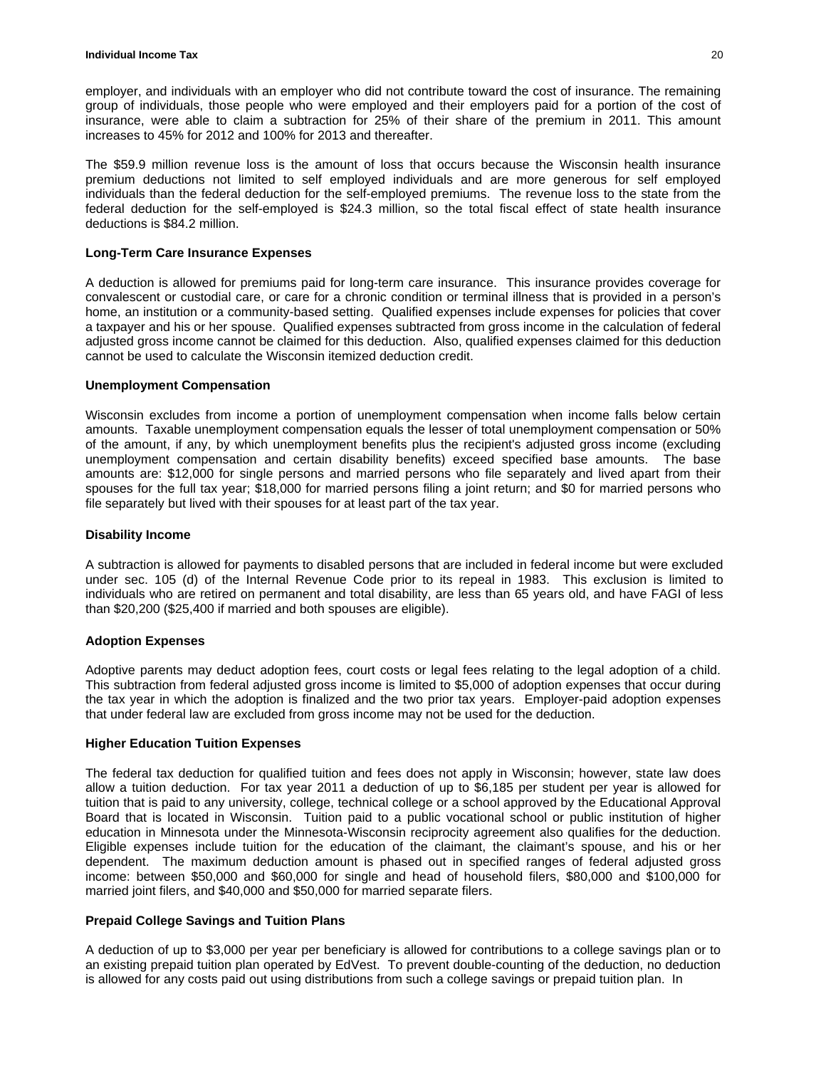employer, and individuals with an employer who did not contribute toward the cost of insurance. The remaining group of individuals, those people who were employed and their employers paid for a portion of the cost of insurance, were able to claim a subtraction for 25% of their share of the premium in 2011. This amount increases to 45% for 2012 and 100% for 2013 and thereafter.

The $59.9 million revenue loss is the amount of loss that occurs because the Wisconsin health insurance premium deductions not limited to self employed individuals and are more generous for self employed individuals than the federal deduction for the self-employed premiums. The revenue loss to the state from the federal deduction for the self-employed is $24.3 million, so the total fiscal effect of state health insurance deductions is $84.2 million.

**Long-Term Care Insurance Expenses**

A deduction is allowed for premiums paid for long-term care insurance. This insurance provides coverage for convalescent or custodial care, or care for a chronic condition or terminal illness that is provided in a person's home, an institution or a community-based setting. Qualified expenses include expenses for policies that cover a taxpayer and his or her spouse. Qualified expenses subtracted from gross income in the calculation of federal adjusted gross income cannot be claimed for this deduction. Also, qualified expenses claimed for this deduction cannot be used to calculate the Wisconsin itemized deduction credit.

**Unemployment Compensation**

Wisconsin excludes from income a portion of unemployment compensation when income falls below certain amounts. Taxable unemployment compensation equals the lesser of total unemployment compensation or 50% of the amount, if any, by which unemployment benefits plus the recipient's adjusted gross income (excluding unemployment compensation and certain disability benefits) exceed specified base amounts. The base amounts are: $12,000 for single persons and married persons who file separately and lived apart from their spouses for the full tax year; $18,000 for married persons filing a joint return; and $0 for married persons who file separately but lived with their spouses for at least part of the tax year.

**Disability Income**

A subtraction is allowed for payments to disabled persons that are included in federal income but were excluded under sec. 105 (d) of the Internal Revenue Code prior to its repeal in 1983. This exclusion is limited to individuals who are retired on permanent and total disability, are less than 65 years old, and have FAGI of less than $20,200 ($25,400 if married and both spouses are eligible).

**Adoption Expenses**

Adoptive parents may deduct adoption fees, court costs or legal fees relating to the legal adoption of a child. This subtraction from federal adjusted gross income is limited to $5,000 of adoption expenses that occur during the tax year in which the adoption is finalized and the two prior tax years. Employer-paid adoption expenses that under federal law are excluded from gross income may not be used for the deduction.

**Higher Education Tuition Expenses**

The federal tax deduction for qualified tuition and fees does not apply in Wisconsin; however, state law does allow a tuition deduction. For tax year 2011 a deduction of up to $6,185 per student per year is allowed for tuition that is paid to any university, college, technical college or a school approved by the Educational Approval Board that is located in Wisconsin. Tuition paid to a public vocational school or public institution of higher education in Minnesota under the Minnesota-Wisconsin reciprocity agreement also qualifies for the deduction. Eligible expenses include tuition for the education of the claimant, the claimant's spouse, and his or her dependent. The maximum deduction amount is phased out in specified ranges of federal adjusted gross income: between $50,000 and $60,000 for single and head of household filers, $80,000 and $100,000 for married joint filers, and $40,000 and $50,000 for married separate filers.

**Prepaid College Savings and Tuition Plans**

A deduction of up to $3,000 per year per beneficiary is allowed for contributions to a college savings plan or to an existing prepaid tuition plan operated by EdVest. To prevent double-counting of the deduction, no deduction is allowed for any costs paid out using distributions from such a college savings or prepaid tuition plan. In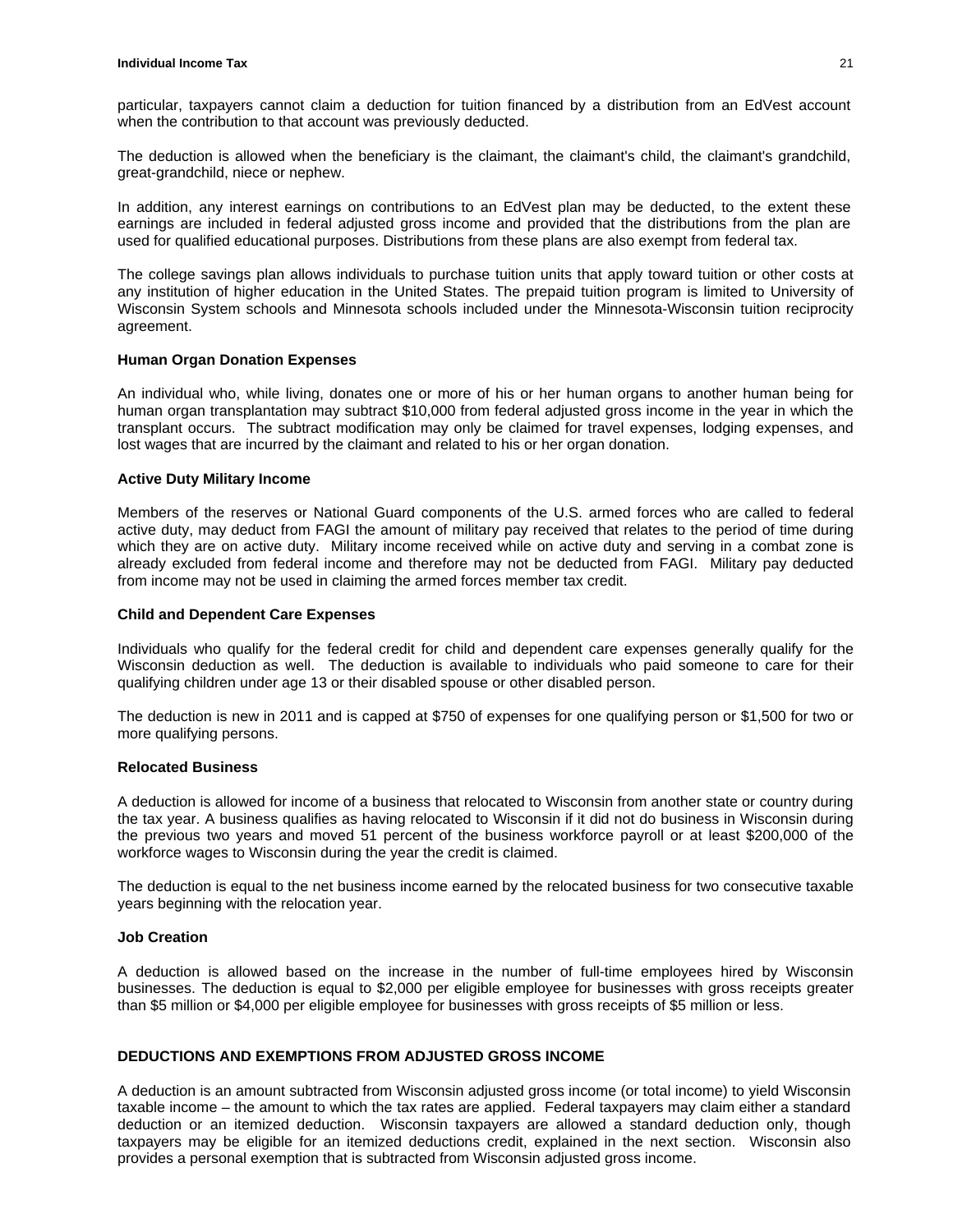particular, taxpayers cannot claim a deduction for tuition financed by a distribution from an EdVest account when the contribution to that account was previously deducted.

The deduction is allowed when the beneficiary is the claimant, the claimant's child, the claimant's grandchild, great-grandchild, niece or nephew.

In addition, any interest earnings on contributions to an EdVest plan may be deducted, to the extent these earnings are included in federal adjusted gross income and provided that the distributions from the plan are used for qualified educational purposes. Distributions from these plans are also exempt from federal tax.

The college savings plan allows individuals to purchase tuition units that apply toward tuition or other costs at any institution of higher education in the United States. The prepaid tuition program is limited to University of Wisconsin System schools and Minnesota schools included under the Minnesota-Wisconsin tuition reciprocity agreement.

**Human Organ Donation Expenses**

An individual who, while living, donates one or more of his or her human organs to another human being for human organ transplantation may subtract $10,000 from federal adjusted gross income in the year in which the transplant occurs. The subtract modification may only be claimed for travel expenses, lodging expenses, and lost wages that are incurred by the claimant and related to his or her organ donation.

**Active Duty Military Income**

Members of the reserves or National Guard components of the U.S. armed forces who are called to federal active duty, may deduct from FAGI the amount of military pay received that relates to the period of time during which they are on active duty. Military income received while on active duty and serving in a combat zone is already excluded from federal income and therefore may not be deducted from FAGI. Military pay deducted from income may not be used in claiming the armed forces member tax credit.

**Child and Dependent Care Expenses**

Individuals who qualify for the federal credit for child and dependent care expenses generally qualify for the Wisconsin deduction as well. The deduction is available to individuals who paid someone to care for their qualifying children under age 13 or their disabled spouse or other disabled person.

The deduction is new in 2011 and is capped at $750 of expenses for one qualifying person or $1,500 for two or more qualifying persons.

**Relocated Business**

A deduction is allowed for income of a business that relocated to Wisconsin from another state or country during the tax year. A business qualifies as having relocated to Wisconsin if it did not do business in Wisconsin during the previous two years and moved 51 percent of the business workforce payroll or at least $200,000 of the workforce wages to Wisconsin during the year the credit is claimed.

The deduction is equal to the net business income earned by the relocated business for two consecutive taxable years beginning with the relocation year.

**Job Creation**

A deduction is allowed based on the increase in the number of full-time employees hired by Wisconsin businesses. The deduction is equal to $2,000 per eligible employee for businesses with gross receipts greater than $5 million or $4,000 per eligible employee for businesses with gross receipts of $5 million or less.

## DEDUCTIONS AND EXEMPTIONS FROM ADJUSTED GROSS INCOME

A deduction is an amount subtracted from Wisconsin adjusted gross income (or total income) to yield Wisconsin taxable income – the amount to which the tax rates are applied. Federal taxpayers may claim either a standard deduction or an itemized deduction. Wisconsin taxpayers are allowed a standard deduction only, though taxpayers may be eligible for an itemized deductions credit, explained in the next section. Wisconsin also provides a personal exemption that is subtracted from Wisconsin adjusted gross income.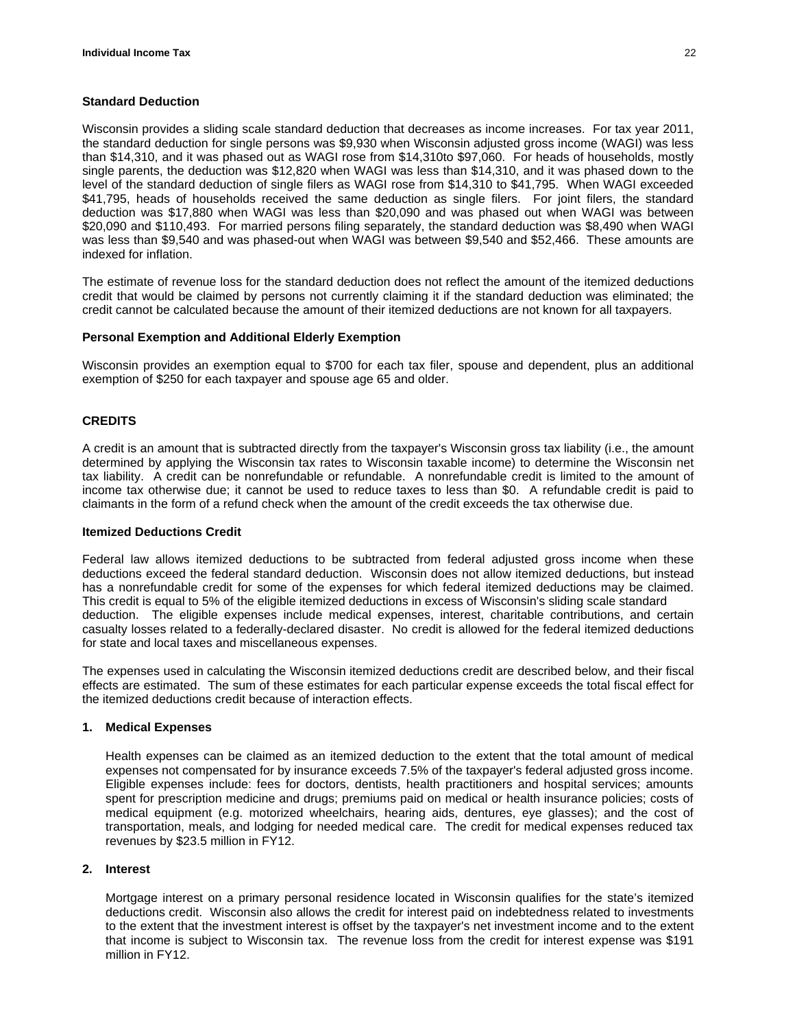## Standard Deduction

Wisconsin provides a sliding scale standard deduction that decreases as income increases. For tax year 2011, the standard deduction for single persons was $9,930 when Wisconsin adjusted gross income (WAGI) was less than $14,310, and it was phased out as WAGI rose from $14,310to $97,060. For heads of households, mostly single parents, the deduction was $12,820 when WAGI was less than $14,310, and it was phased down to the level of the standard deduction of single filers as WAGI rose from $14,310 to $41,795. When WAGI exceeded $41,795, heads of households received the same deduction as single filers. For joint filers, the standard deduction was $17,880 when WAGI was less than $20,090 and was phased out when WAGI was between $20,090 and $110,493. For married persons filing separately, the standard deduction was $8,490 when WAGI was less than $9,540 and was phased-out when WAGI was between $9,540 and $52,466. These amounts are indexed for inflation.

The estimate of revenue loss for the standard deduction does not reflect the amount of the itemized deductions credit that would be claimed by persons not currently claiming it if the standard deduction was eliminated; the credit cannot be calculated because the amount of their itemized deductions are not known for all taxpayers.

## Personal Exemption and Additional Elderly Exemption

Wisconsin provides an exemption equal to $700 for each tax filer, spouse and dependent, plus an additional exemption of $250 for each taxpayer and spouse age 65 and older.

# CREDITS

A credit is an amount that is subtracted directly from the taxpayer's Wisconsin gross tax liability (i.e., the amount determined by applying the Wisconsin tax rates to Wisconsin taxable income) to determine the Wisconsin net tax liability. A credit can be nonrefundable or refundable. A nonrefundable credit is limited to the amount of income tax otherwise due; it cannot be used to reduce taxes to less than $0. A refundable credit is paid to claimants in the form of a refund check when the amount of the credit exceeds the tax otherwise due.

## Itemized Deductions Credit

Federal law allows itemized deductions to be subtracted from federal adjusted gross income when these deductions exceed the federal standard deduction. Wisconsin does not allow itemized deductions, but instead has a nonrefundable credit for some of the expenses for which federal itemized deductions may be claimed. This credit is equal to 5% of the eligible itemized deductions in excess of Wisconsin's sliding scale standard deduction. The eligible expenses include medical expenses, interest, charitable contributions, and certain casualty losses related to a federally-declared disaster. No credit is allowed for the federal itemized deductions for state and local taxes and miscellaneous expenses.

The expenses used in calculating the Wisconsin itemized deductions credit are described below, and their fiscal effects are estimated. The sum of these estimates for each particular expense exceeds the total fiscal effect for the itemized deductions credit because of interaction effects.

### 1. Medical Expenses

Health expenses can be claimed as an itemized deduction to the extent that the total amount of medical expenses not compensated for by insurance exceeds 7.5% of the taxpayer's federal adjusted gross income. Eligible expenses include: fees for doctors, dentists, health practitioners and hospital services; amounts spent for prescription medicine and drugs; premiums paid on medical or health insurance policies; costs of medical equipment (e.g. motorized wheelchairs, hearing aids, dentures, eye glasses); and the cost of transportation, meals, and lodging for needed medical care. The credit for medical expenses reduced tax revenues by $23.5 million in FY12.

### 2. Interest

Mortgage interest on a primary personal residence located in Wisconsin qualifies for the state's itemized deductions credit. Wisconsin also allows the credit for interest paid on indebtedness related to investments to the extent that the investment interest is offset by the taxpayer's net investment income and to the extent that income is subject to Wisconsin tax. The revenue loss from the credit for interest expense was $191 million in FY12.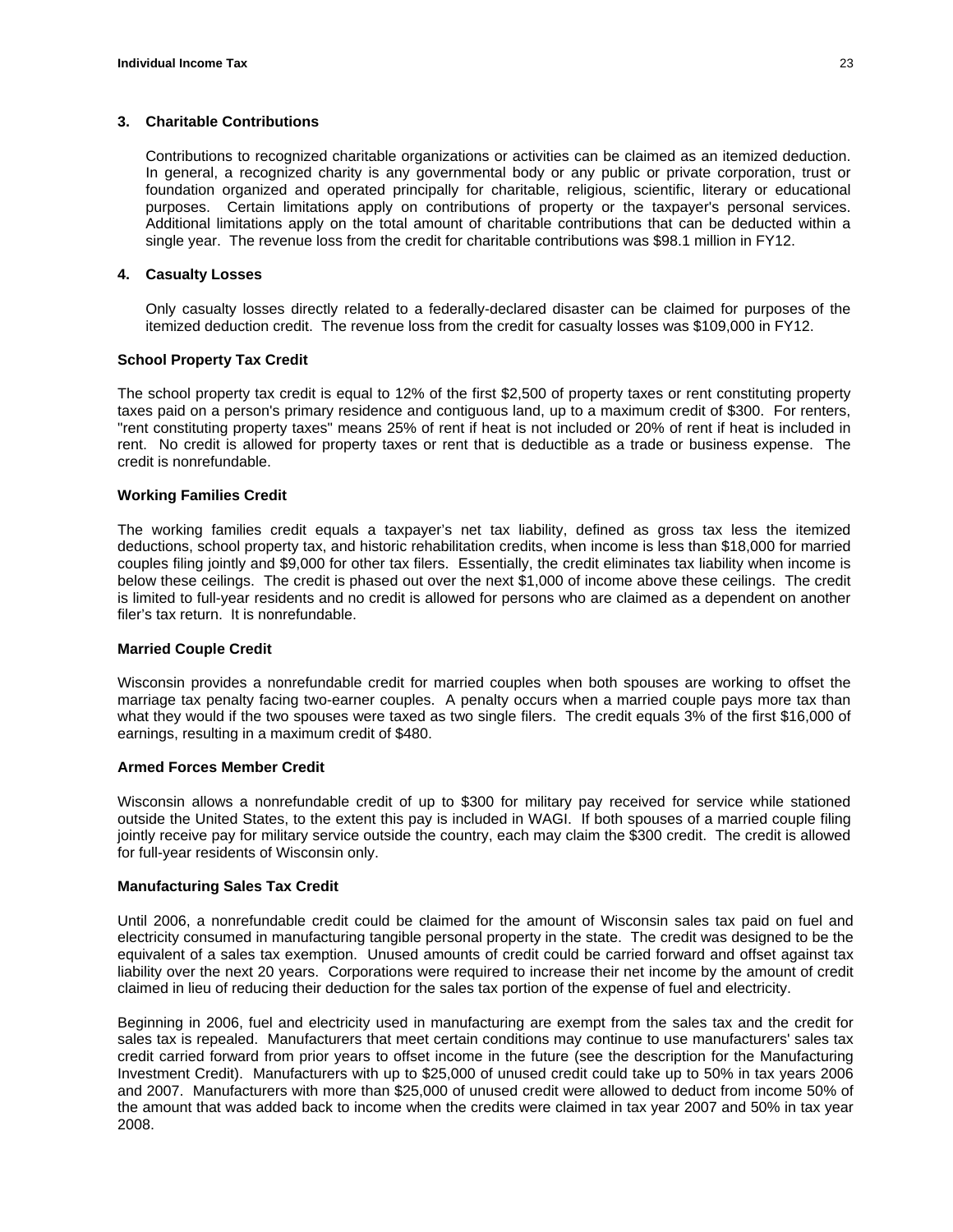### 3. Charitable Contributions

Contributions to recognized charitable organizations or activities can be claimed as an itemized deduction. In general, a recognized charity is any governmental body or any public or private corporation, trust or foundation organized and operated principally for charitable, religious, scientific, literary or educational purposes. Certain limitations apply on contributions of property or the taxpayer's personal services. Additional limitations apply on the total amount of charitable contributions that can be deducted within a single year. The revenue loss from the credit for charitable contributions was $98.1 million in FY12.

### 4. Casualty Losses

Only casualty losses directly related to a federally-declared disaster can be claimed for purposes of the itemized deduction credit. The revenue loss from the credit for casualty losses was $109,000 in FY12.

## School Property Tax Credit

The school property tax credit is equal to 12% of the first $2,500 of property taxes or rent constituting property taxes paid on a person's primary residence and contiguous land, up to a maximum credit of $300. For renters, "rent constituting property taxes" means 25% of rent if heat is not included or 20% of rent if heat is included in rent. No credit is allowed for property taxes or rent that is deductible as a trade or business expense. The credit is nonrefundable.

## Working Families Credit

The working families credit equals a taxpayer's net tax liability, defined as gross tax less the itemized deductions, school property tax, and historic rehabilitation credits, when income is less than $18,000 for married couples filing jointly and $9,000 for other tax filers. Essentially, the credit eliminates tax liability when income is below these ceilings. The credit is phased out over the next $1,000 of income above these ceilings. The credit is limited to full-year residents and no credit is allowed for persons who are claimed as a dependent on another filer's tax return. It is nonrefundable.

## Married Couple Credit

Wisconsin provides a nonrefundable credit for married couples when both spouses are working to offset the marriage tax penalty facing two-earner couples. A penalty occurs when a married couple pays more tax than what they would if the two spouses were taxed as two single filers. The credit equals 3% of the first $16,000 of earnings, resulting in a maximum credit of $480.

## Armed Forces Member Credit

Wisconsin allows a nonrefundable credit of up to $300 for military pay received for service while stationed outside the United States, to the extent this pay is included in WAGI. If both spouses of a married couple filing jointly receive pay for military service outside the country, each may claim the $300 credit. The credit is allowed for full-year residents of Wisconsin only.

## Manufacturing Sales Tax Credit

Until 2006, a nonrefundable credit could be claimed for the amount of Wisconsin sales tax paid on fuel and electricity consumed in manufacturing tangible personal property in the state. The credit was designed to be the equivalent of a sales tax exemption. Unused amounts of credit could be carried forward and offset against tax liability over the next 20 years. Corporations were required to increase their net income by the amount of credit claimed in lieu of reducing their deduction for the sales tax portion of the expense of fuel and electricity.

Beginning in 2006, fuel and electricity used in manufacturing are exempt from the sales tax and the credit for sales tax is repealed. Manufacturers that meet certain conditions may continue to use manufacturers' sales tax credit carried forward from prior years to offset income in the future (see the description for the Manufacturing Investment Credit). Manufacturers with up to $25,000 of unused credit could take up to 50% in tax years 2006 and 2007. Manufacturers with more than $25,000 of unused credit were allowed to deduct from income 50% of the amount that was added back to income when the credits were claimed in tax year 2007 and 50% in tax year 2008.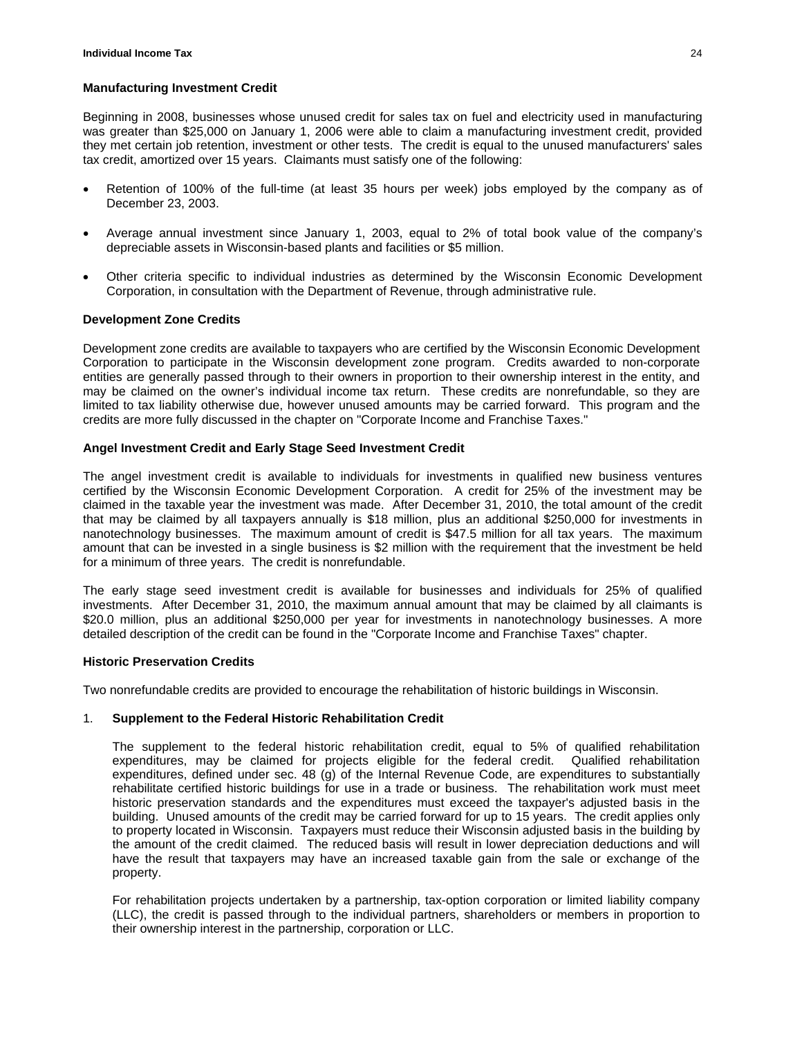## Manufacturing Investment Credit

Beginning in 2008, businesses whose unused credit for sales tax on fuel and electricity used in manufacturing was greater than $25,000 on January 1, 2006 were able to claim a manufacturing investment credit, provided they met certain job retention, investment or other tests. The credit is equal to the unused manufacturers' sales tax credit, amortized over 15 years. Claimants must satisfy one of the following:

- Retention of 100% of the full-time (at least 35 hours per week) jobs employed by the company as of December 23, 2003.
- Average annual investment since January 1, 2003, equal to 2% of total book value of the company's depreciable assets in Wisconsin-based plants and facilities or $5 million.
- Other criteria specific to individual industries as determined by the Wisconsin Economic Development Corporation, in consultation with the Department of Revenue, through administrative rule.

## Development Zone Credits

Development zone credits are available to taxpayers who are certified by the Wisconsin Economic Development Corporation to participate in the Wisconsin development zone program. Credits awarded to non-corporate entities are generally passed through to their owners in proportion to their ownership interest in the entity, and may be claimed on the owner's individual income tax return. These credits are nonrefundable, so they are limited to tax liability otherwise due, however unused amounts may be carried forward. This program and the credits are more fully discussed in the chapter on "Corporate Income and Franchise Taxes."

## Angel Investment Credit and Early Stage Seed Investment Credit

The angel investment credit is available to individuals for investments in qualified new business ventures certified by the Wisconsin Economic Development Corporation. A credit for 25% of the investment may be claimed in the taxable year the investment was made. After December 31, 2010, the total amount of the credit that may be claimed by all taxpayers annually is $18 million, plus an additional $250,000 for investments in nanotechnology businesses. The maximum amount of credit is $47.5 million for all tax years. The maximum amount that can be invested in a single business is $2 million with the requirement that the investment be held for a minimum of three years. The credit is nonrefundable.

The early stage seed investment credit is available for businesses and individuals for 25% of qualified investments. After December 31, 2010, the maximum annual amount that may be claimed by all claimants is $20.0 million, plus an additional $250,000 per year for investments in nanotechnology businesses. A more detailed description of the credit can be found in the "Corporate Income and Franchise Taxes" chapter.

## Historic Preservation Credits

Two nonrefundable credits are provided to encourage the rehabilitation of historic buildings in Wisconsin.

### 1. Supplement to the Federal Historic Rehabilitation Credit

The supplement to the federal historic rehabilitation credit, equal to 5% of qualified rehabilitation expenditures, may be claimed for projects eligible for the federal credit. Qualified rehabilitation expenditures, defined under sec. 48 (g) of the Internal Revenue Code, are expenditures to substantially rehabilitate certified historic buildings for use in a trade or business. The rehabilitation work must meet historic preservation standards and the expenditures must exceed the taxpayer's adjusted basis in the building. Unused amounts of the credit may be carried forward for up to 15 years. The credit applies only to property located in Wisconsin. Taxpayers must reduce their Wisconsin adjusted basis in the building by the amount of the credit claimed. The reduced basis will result in lower depreciation deductions and will have the result that taxpayers may have an increased taxable gain from the sale or exchange of the property.

For rehabilitation projects undertaken by a partnership, tax-option corporation or limited liability company (LLC), the credit is passed through to the individual partners, shareholders or members in proportion to their ownership interest in the partnership, corporation or LLC.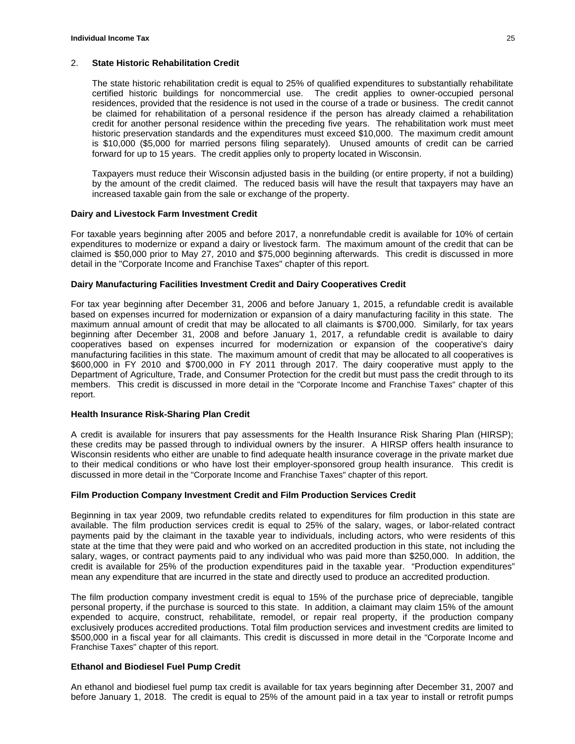2. **State Historic Rehabilitation Credit**

   The state historic rehabilitation credit is equal to 25% of qualified expenditures to substantially rehabilitate certified historic buildings for noncommercial use. The credit applies to owner-occupied personal residences, provided that the residence is not used in the course of a trade or business. The credit cannot be claimed for rehabilitation of a personal residence if the person has already claimed a rehabilitation credit for another personal residence within the preceding five years. The rehabilitation work must meet historic preservation standards and the expenditures must exceed $10,000. The maximum credit amount is $10,000 ($5,000 for married persons filing separately). Unused amounts of credit can be carried forward for up to 15 years. The credit applies only to property located in Wisconsin.

   Taxpayers must reduce their Wisconsin adjusted basis in the building (or entire property, if not a building) by the amount of the credit claimed. The reduced basis will have the result that taxpayers may have an increased taxable gain from the sale or exchange of the property.

**Dairy and Livestock Farm Investment Credit**

For taxable years beginning after 2005 and before 2017, a nonrefundable credit is available for 10% of certain expenditures to modernize or expand a dairy or livestock farm. The maximum amount of the credit that can be claimed is $50,000 prior to May 27, 2010 and $75,000 beginning afterwards. This credit is discussed in more detail in the "Corporate Income and Franchise Taxes" chapter of this report.

**Dairy Manufacturing Facilities Investment Credit and Dairy Cooperatives Credit**

For tax year beginning after December 31, 2006 and before January 1, 2015, a refundable credit is available based on expenses incurred for modernization or expansion of a dairy manufacturing facility in this state. The maximum annual amount of credit that may be allocated to all claimants is $700,000. Similarly, for tax years beginning after December 31, 2008 and before January 1, 2017, a refundable credit is available to dairy cooperatives based on expenses incurred for modernization or expansion of the cooperative's dairy manufacturing facilities in this state. The maximum amount of credit that may be allocated to all cooperatives is $600,000 in FY 2010 and $700,000 in FY 2011 through 2017. The dairy cooperative must apply to the Department of Agriculture, Trade, and Consumer Protection for the credit but must pass the credit through to its members. This credit is discussed in more detail in the "Corporate Income and Franchise Taxes" chapter of this report.

**Health Insurance Risk-Sharing Plan Credit**

A credit is available for insurers that pay assessments for the Health Insurance Risk Sharing Plan (HIRSP); these credits may be passed through to individual owners by the insurer. A HIRSP offers health insurance to Wisconsin residents who either are unable to find adequate health insurance coverage in the private market due to their medical conditions or who have lost their employer-sponsored group health insurance. This credit is discussed in more detail in the "Corporate Income and Franchise Taxes" chapter of this report.

**Film Production Company Investment Credit and Film Production Services Credit**

Beginning in tax year 2009, two refundable credits related to expenditures for film production in this state are available. The film production services credit is equal to 25% of the salary, wages, or labor-related contract payments paid by the claimant in the taxable year to individuals, including actors, who were residents of this state at the time that they were paid and who worked on an accredited production in this state, not including the salary, wages, or contract payments paid to any individual who was paid more than $250,000. In addition, the credit is available for 25% of the production expenditures paid in the taxable year. "Production expenditures" mean any expenditure that are incurred in the state and directly used to produce an accredited production.

The film production company investment credit is equal to 15% of the purchase price of depreciable, tangible personal property, if the purchase is sourced to this state. In addition, a claimant may claim 15% of the amount expended to acquire, construct, rehabilitate, remodel, or repair real property, if the production company exclusively produces accredited productions. Total film production services and investment credits are limited to $500,000 in a fiscal year for all claimants. This credit is discussed in more detail in the "Corporate Income and Franchise Taxes" chapter of this report.

**Ethanol and Biodiesel Fuel Pump Credit**

An ethanol and biodiesel fuel pump tax credit is available for tax years beginning after December 31, 2007 and before January 1, 2018. The credit is equal to 25% of the amount paid in a tax year to install or retrofit pumps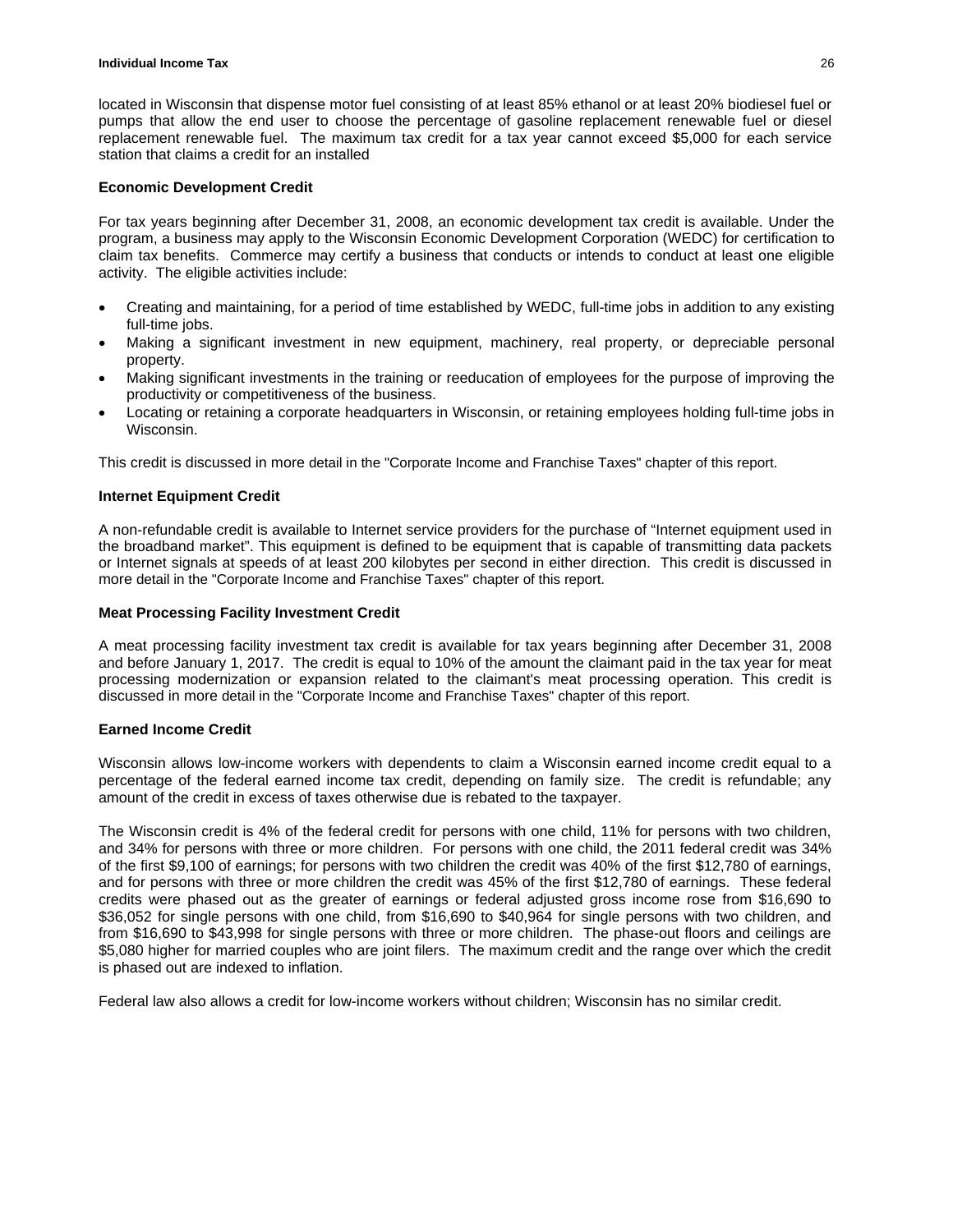located in Wisconsin that dispense motor fuel consisting of at least 85% ethanol or at least 20% biodiesel fuel or pumps that allow the end user to choose the percentage of gasoline replacement renewable fuel or diesel replacement renewable fuel. The maximum tax credit for a tax year cannot exceed $5,000 for each service station that claims a credit for an installed

**Economic Development Credit**

For tax years beginning after December 31, 2008, an economic development tax credit is available. Under the program, a business may apply to the Wisconsin Economic Development Corporation (WEDC) for certification to claim tax benefits. Commerce may certify a business that conducts or intends to conduct at least one eligible activity. The eligible activities include:

- Creating and maintaining, for a period of time established by WEDC, full-time jobs in addition to any existing full-time jobs.
- Making a significant investment in new equipment, machinery, real property, or depreciable personal property.
- Making significant investments in the training or reeducation of employees for the purpose of improving the productivity or competitiveness of the business.
- Locating or retaining a corporate headquarters in Wisconsin, or retaining employees holding full-time jobs in Wisconsin.

This credit is discussed in more detail in the "Corporate Income and Franchise Taxes" chapter of this report.

**Internet Equipment Credit**

A non-refundable credit is available to Internet service providers for the purchase of "Internet equipment used in the broadband market". This equipment is defined to be equipment that is capable of transmitting data packets or Internet signals at speeds of at least 200 kilobytes per second in either direction. This credit is discussed in more detail in the "Corporate Income and Franchise Taxes" chapter of this report.

**Meat Processing Facility Investment Credit**

A meat processing facility investment tax credit is available for tax years beginning after December 31, 2008 and before January 1, 2017. The credit is equal to 10% of the amount the claimant paid in the tax year for meat processing modernization or expansion related to the claimant's meat processing operation. This credit is discussed in more detail in the "Corporate Income and Franchise Taxes" chapter of this report.

**Earned Income Credit**

Wisconsin allows low-income workers with dependents to claim a Wisconsin earned income credit equal to a percentage of the federal earned income tax credit, depending on family size. The credit is refundable; any amount of the credit in excess of taxes otherwise due is rebated to the taxpayer.

The Wisconsin credit is 4% of the federal credit for persons with one child, 11% for persons with two children, and 34% for persons with three or more children. For persons with one child, the 2011 federal credit was 34% of the first $9,100 of earnings; for persons with two children the credit was 40% of the first $12,780 of earnings, and for persons with three or more children the credit was 45% of the first $12,780 of earnings. These federal credits were phased out as the greater of earnings or federal adjusted gross income rose from $16,690 to $36,052 for single persons with one child, from $16,690 to $40,964 for single persons with two children, and from $16,690 to $43,998 for single persons with three or more children. The phase-out floors and ceilings are $5,080 higher for married couples who are joint filers. The maximum credit and the range over which the credit is phased out are indexed to inflation.

Federal law also allows a credit for low-income workers without children; Wisconsin has no similar credit.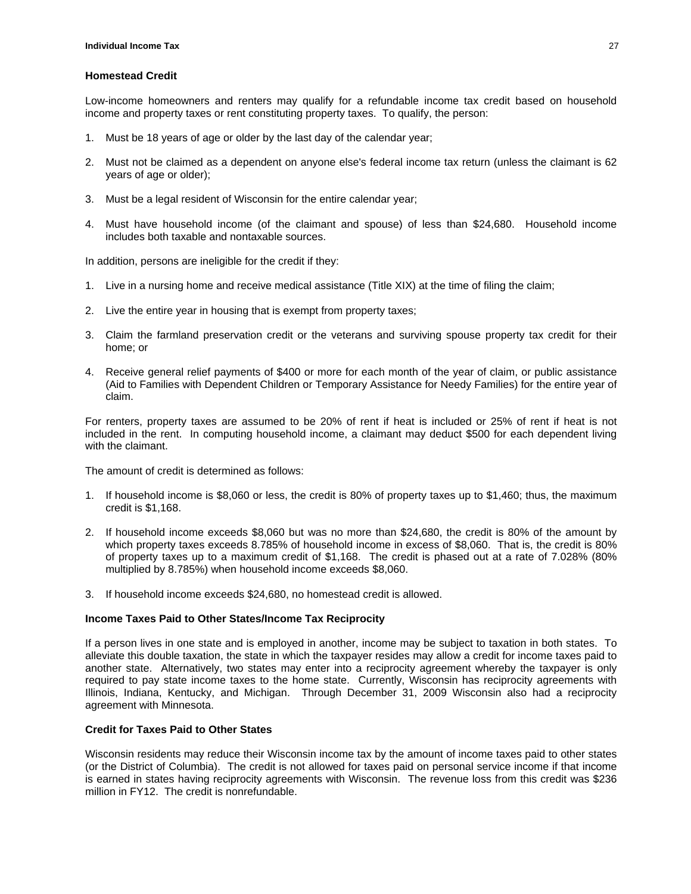### Homestead Credit

Low-income homeowners and renters may qualify for a refundable income tax credit based on household income and property taxes or rent constituting property taxes. To qualify, the person:

1. Must be 18 years of age or older by the last day of the calendar year;

2. Must not be claimed as a dependent on anyone else's federal income tax return (unless the claimant is 62 years of age or older);

3. Must be a legal resident of Wisconsin for the entire calendar year;

4. Must have household income (of the claimant and spouse) of less than $24,680. Household income includes both taxable and nontaxable sources.

In addition, persons are ineligible for the credit if they:

1. Live in a nursing home and receive medical assistance (Title XIX) at the time of filing the claim;

2. Live the entire year in housing that is exempt from property taxes;

3. Claim the farmland preservation credit or the veterans and surviving spouse property tax credit for their home; or

4. Receive general relief payments of $400 or more for each month of the year of claim, or public assistance (Aid to Families with Dependent Children or Temporary Assistance for Needy Families) for the entire year of claim.

For renters, property taxes are assumed to be 20% of rent if heat is included or 25% of rent if heat is not included in the rent. In computing household income, a claimant may deduct $500 for each dependent living with the claimant.

The amount of credit is determined as follows:

1. If household income is $8,060 or less, the credit is 80% of property taxes up to $1,460; thus, the maximum credit is $1,168.

2. If household income exceeds $8,060 but was no more than $24,680, the credit is 80% of the amount by which property taxes exceeds 8.785% of household income in excess of $8,060. That is, the credit is 80% of property taxes up to a maximum credit of $1,168. The credit is phased out at a rate of 7.028% (80% multiplied by 8.785%) when household income exceeds $8,060.

3. If household income exceeds $24,680, no homestead credit is allowed.

### Income Taxes Paid to Other States/Income Tax Reciprocity

If a person lives in one state and is employed in another, income may be subject to taxation in both states. To alleviate this double taxation, the state in which the taxpayer resides may allow a credit for income taxes paid to another state. Alternatively, two states may enter into a reciprocity agreement whereby the taxpayer is only required to pay state income taxes to the home state. Currently, Wisconsin has reciprocity agreements with Illinois, Indiana, Kentucky, and Michigan. Through December 31, 2009 Wisconsin also had a reciprocity agreement with Minnesota.

### Credit for Taxes Paid to Other States

Wisconsin residents may reduce their Wisconsin income tax by the amount of income taxes paid to other states (or the District of Columbia). The credit is not allowed for taxes paid on personal service income if that income is earned in states having reciprocity agreements with Wisconsin. The revenue loss from this credit was $236 million in FY12. The credit is nonrefundable.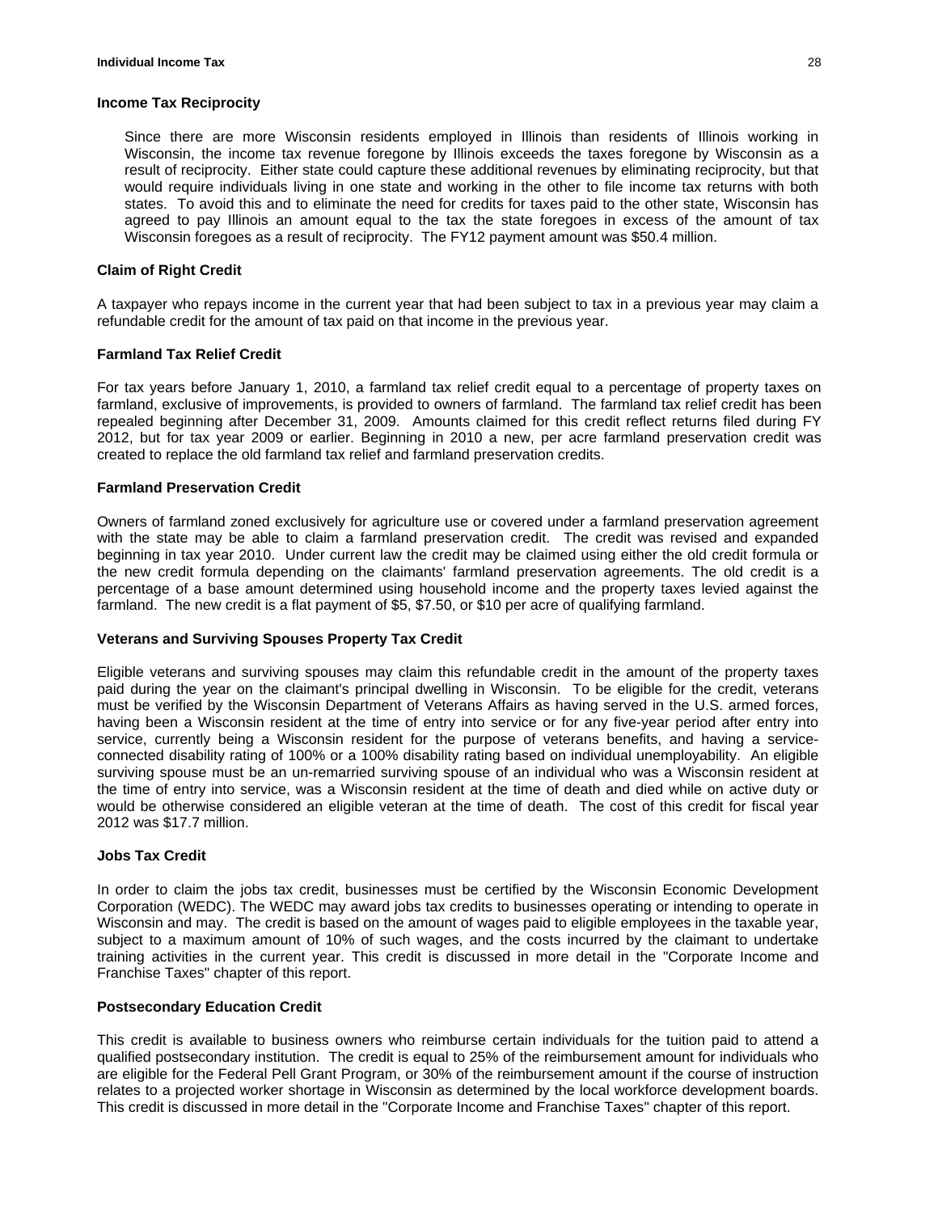### Income Tax Reciprocity

Since there are more Wisconsin residents employed in Illinois than residents of Illinois working in Wisconsin, the income tax revenue foregone by Illinois exceeds the taxes foregone by Wisconsin as a result of reciprocity. Either state could capture these additional revenues by eliminating reciprocity, but that would require individuals living in one state and working in the other to file income tax returns with both states. To avoid this and to eliminate the need for credits for taxes paid to the other state, Wisconsin has agreed to pay Illinois an amount equal to the tax the state foregoes in excess of the amount of tax Wisconsin foregoes as a result of reciprocity. The FY12 payment amount was $50.4 million.

### Claim of Right Credit

A taxpayer who repays income in the current year that had been subject to tax in a previous year may claim a refundable credit for the amount of tax paid on that income in the previous year.

### Farmland Tax Relief Credit

For tax years before January 1, 2010, a farmland tax relief credit equal to a percentage of property taxes on farmland, exclusive of improvements, is provided to owners of farmland. The farmland tax relief credit has been repealed beginning after December 31, 2009. Amounts claimed for this credit reflect returns filed during FY 2012, but for tax year 2009 or earlier. Beginning in 2010 a new, per acre farmland preservation credit was created to replace the old farmland tax relief and farmland preservation credits.

### Farmland Preservation Credit

Owners of farmland zoned exclusively for agriculture use or covered under a farmland preservation agreement with the state may be able to claim a farmland preservation credit. The credit was revised and expanded beginning in tax year 2010. Under current law the credit may be claimed using either the old credit formula or the new credit formula depending on the claimants' farmland preservation agreements. The old credit is a percentage of a base amount determined using household income and the property taxes levied against the farmland. The new credit is a flat payment of $5, $7.50, or $10 per acre of qualifying farmland.

### Veterans and Surviving Spouses Property Tax Credit

Eligible veterans and surviving spouses may claim this refundable credit in the amount of the property taxes paid during the year on the claimant's principal dwelling in Wisconsin. To be eligible for the credit, veterans must be verified by the Wisconsin Department of Veterans Affairs as having served in the U.S. armed forces, having been a Wisconsin resident at the time of entry into service or for any five-year period after entry into service, currently being a Wisconsin resident for the purpose of veterans benefits, and having a service-connected disability rating of 100% or a 100% disability rating based on individual unemployability. An eligible surviving spouse must be an un-remarried surviving spouse of an individual who was a Wisconsin resident at the time of entry into service, was a Wisconsin resident at the time of death and died while on active duty or would be otherwise considered an eligible veteran at the time of death. The cost of this credit for fiscal year 2012 was $17.7 million.

### Jobs Tax Credit

In order to claim the jobs tax credit, businesses must be certified by the Wisconsin Economic Development Corporation (WEDC). The WEDC may award jobs tax credits to businesses operating or intending to operate in Wisconsin and may. The credit is based on the amount of wages paid to eligible employees in the taxable year, subject to a maximum amount of 10% of such wages, and the costs incurred by the claimant to undertake training activities in the current year. This credit is discussed in more detail in the "Corporate Income and Franchise Taxes" chapter of this report.

### Postsecondary Education Credit

This credit is available to business owners who reimburse certain individuals for the tuition paid to attend a qualified postsecondary institution. The credit is equal to 25% of the reimbursement amount for individuals who are eligible for the Federal Pell Grant Program, or 30% of the reimbursement amount if the course of instruction relates to a projected worker shortage in Wisconsin as determined by the local workforce development boards. This credit is discussed in more detail in the "Corporate Income and Franchise Taxes" chapter of this report.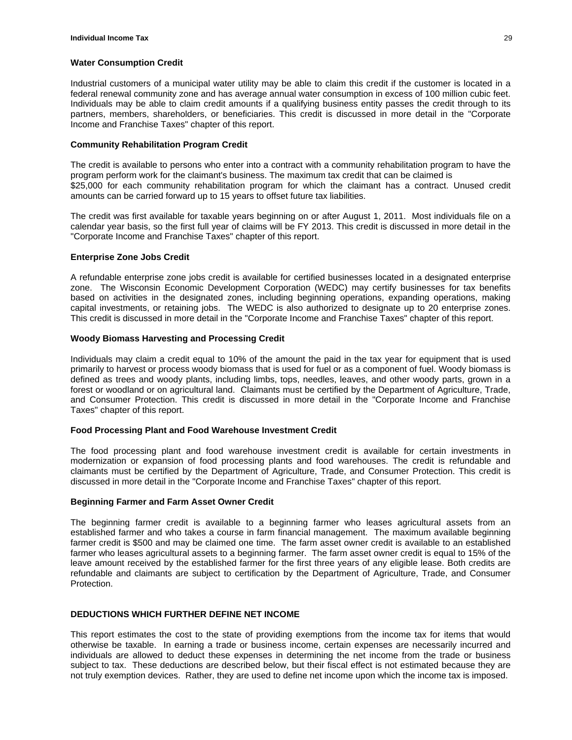### Water Consumption Credit

Industrial customers of a municipal water utility may be able to claim this credit if the customer is located in a federal renewal community zone and has average annual water consumption in excess of 100 million cubic feet. Individuals may be able to claim credit amounts if a qualifying business entity passes the credit through to its partners, members, shareholders, or beneficiaries. This credit is discussed in more detail in the "Corporate Income and Franchise Taxes" chapter of this report.

### Community Rehabilitation Program Credit

The credit is available to persons who enter into a contract with a community rehabilitation program to have the program perform work for the claimant's business. The maximum tax credit that can be claimed is $25,000 for each community rehabilitation program for which the claimant has a contract. Unused credit amounts can be carried forward up to 15 years to offset future tax liabilities.

The credit was first available for taxable years beginning on or after August 1, 2011. Most individuals file on a calendar year basis, so the first full year of claims will be FY 2013. This credit is discussed in more detail in the "Corporate Income and Franchise Taxes" chapter of this report.

### Enterprise Zone Jobs Credit

A refundable enterprise zone jobs credit is available for certified businesses located in a designated enterprise zone. The Wisconsin Economic Development Corporation (WEDC) may certify businesses for tax benefits based on activities in the designated zones, including beginning operations, expanding operations, making capital investments, or retaining jobs. The WEDC is also authorized to designate up to 20 enterprise zones. This credit is discussed in more detail in the "Corporate Income and Franchise Taxes" chapter of this report.

### Woody Biomass Harvesting and Processing Credit

Individuals may claim a credit equal to 10% of the amount the paid in the tax year for equipment that is used primarily to harvest or process woody biomass that is used for fuel or as a component of fuel. Woody biomass is defined as trees and woody plants, including limbs, tops, needles, leaves, and other woody parts, grown in a forest or woodland or on agricultural land. Claimants must be certified by the Department of Agriculture, Trade, and Consumer Protection. This credit is discussed in more detail in the "Corporate Income and Franchise Taxes" chapter of this report.

### Food Processing Plant and Food Warehouse Investment Credit

The food processing plant and food warehouse investment credit is available for certain investments in modernization or expansion of food processing plants and food warehouses. The credit is refundable and claimants must be certified by the Department of Agriculture, Trade, and Consumer Protection. This credit is discussed in more detail in the "Corporate Income and Franchise Taxes" chapter of this report.

### Beginning Farmer and Farm Asset Owner Credit

The beginning farmer credit is available to a beginning farmer who leases agricultural assets from an established farmer and who takes a course in farm financial management. The maximum available beginning farmer credit is $500 and may be claimed one time. The farm asset owner credit is available to an established farmer who leases agricultural assets to a beginning farmer. The farm asset owner credit is equal to 15% of the leave amount received by the established farmer for the first three years of any eligible lease. Both credits are refundable and claimants are subject to certification by the Department of Agriculture, Trade, and Consumer Protection.

## DEDUCTIONS WHICH FURTHER DEFINE NET INCOME

This report estimates the cost to the state of providing exemptions from the income tax for items that would otherwise be taxable. In earning a trade or business income, certain expenses are necessarily incurred and individuals are allowed to deduct these expenses in determining the net income from the trade or business subject to tax. These deductions are described below, but their fiscal effect is not estimated because they are not truly exemption devices. Rather, they are used to define net income upon which the income tax is imposed.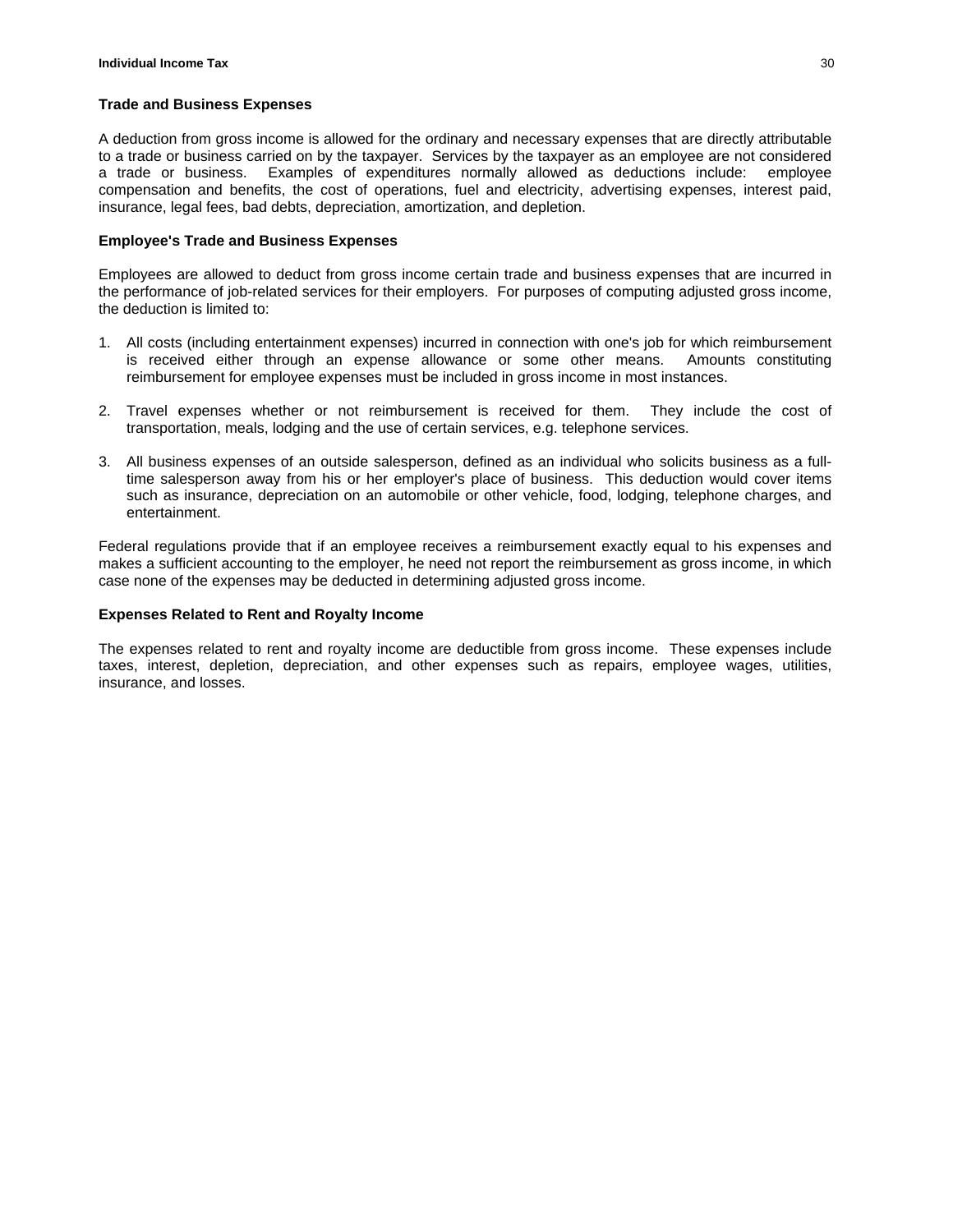### Trade and Business Expenses

A deduction from gross income is allowed for the ordinary and necessary expenses that are directly attributable to a trade or business carried on by the taxpayer. Services by the taxpayer as an employee are not considered a trade or business. Examples of expenditures normally allowed as deductions include: employee compensation and benefits, the cost of operations, fuel and electricity, advertising expenses, interest paid, insurance, legal fees, bad debts, depreciation, amortization, and depletion.

### Employee's Trade and Business Expenses

Employees are allowed to deduct from gross income certain trade and business expenses that are incurred in the performance of job-related services for their employers. For purposes of computing adjusted gross income, the deduction is limited to:

1. All costs (including entertainment expenses) incurred in connection with one's job for which reimbursement is received either through an expense allowance or some other means. Amounts constituting reimbursement for employee expenses must be included in gross income in most instances.

2. Travel expenses whether or not reimbursement is received for them. They include the cost of transportation, meals, lodging and the use of certain services, e.g. telephone services.

3. All business expenses of an outside salesperson, defined as an individual who solicits business as a full-time salesperson away from his or her employer's place of business. This deduction would cover items such as insurance, depreciation on an automobile or other vehicle, food, lodging, telephone charges, and entertainment.

Federal regulations provide that if an employee receives a reimbursement exactly equal to his expenses and makes a sufficient accounting to the employer, he need not report the reimbursement as gross income, in which case none of the expenses may be deducted in determining adjusted gross income.

### Expenses Related to Rent and Royalty Income

The expenses related to rent and royalty income are deductible from gross income. These expenses include taxes, interest, depletion, depreciation, and other expenses such as repairs, employee wages, utilities, insurance, and losses.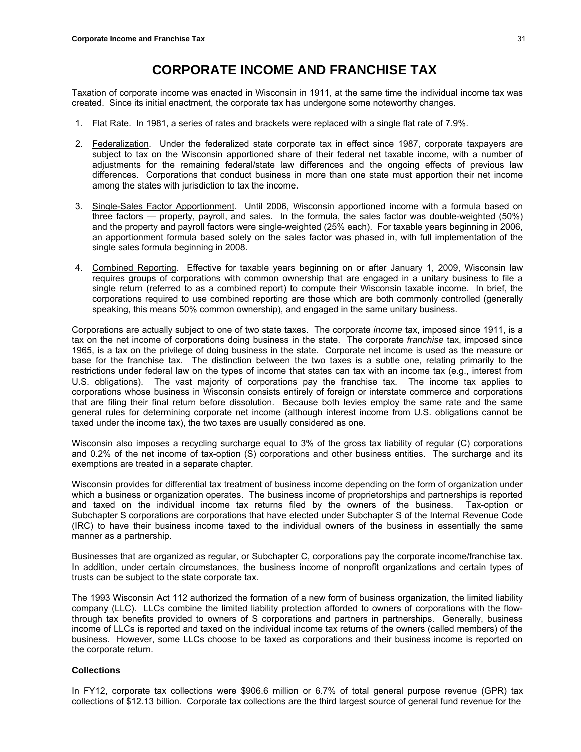# CORPORATE INCOME AND FRANCHISE TAX

Taxation of corporate income was enacted in Wisconsin in 1911, at the same time the individual income tax was created. Since its initial enactment, the corporate tax has undergone some noteworthy changes.

1. Flat Rate. In 1981, a series of rates and brackets were replaced with a single flat rate of 7.9%.

2. Federalization. Under the federalized state corporate tax in effect since 1987, corporate taxpayers are subject to tax on the Wisconsin apportioned share of their federal net taxable income, with a number of adjustments for the remaining federal/state law differences and the ongoing effects of previous law differences. Corporations that conduct business in more than one state must apportion their net income among the states with jurisdiction to tax the income.

3. Single-Sales Factor Apportionment. Until 2006, Wisconsin apportioned income with a formula based on three factors — property, payroll, and sales. In the formula, the sales factor was double-weighted (50%) and the property and payroll factors were single-weighted (25% each). For taxable years beginning in 2006, an apportionment formula based solely on the sales factor was phased in, with full implementation of the single sales formula beginning in 2008.

4. Combined Reporting. Effective for taxable years beginning on or after January 1, 2009, Wisconsin law requires groups of corporations with common ownership that are engaged in a unitary business to file a single return (referred to as a combined report) to compute their Wisconsin taxable income. In brief, the corporations required to use combined reporting are those which are both commonly controlled (generally speaking, this means 50% common ownership), and engaged in the same unitary business.

Corporations are actually subject to one of two state taxes. The corporate *income* tax, imposed since 1911, is a tax on the net income of corporations doing business in the state. The corporate *franchise* tax, imposed since 1965, is a tax on the privilege of doing business in the state. Corporate net income is used as the measure or base for the franchise tax. The distinction between the two taxes is a subtle one, relating primarily to the restrictions under federal law on the types of income that states can tax with an income tax (e.g., interest from U.S. obligations). The vast majority of corporations pay the franchise tax. The income tax applies to corporations whose business in Wisconsin consists entirely of foreign or interstate commerce and corporations that are filing their final return before dissolution. Because both levies employ the same rate and the same general rules for determining corporate net income (although interest income from U.S. obligations cannot be taxed under the income tax), the two taxes are usually considered as one.

Wisconsin also imposes a recycling surcharge equal to 3% of the gross tax liability of regular (C) corporations and 0.2% of the net income of tax-option (S) corporations and other business entities. The surcharge and its exemptions are treated in a separate chapter.

Wisconsin provides for differential tax treatment of business income depending on the form of organization under which a business or organization operates. The business income of proprietorships and partnerships is reported and taxed on the individual income tax returns filed by the owners of the business. Tax-option or Subchapter S corporations are corporations that have elected under Subchapter S of the Internal Revenue Code (IRC) to have their business income taxed to the individual owners of the business in essentially the same manner as a partnership.

Businesses that are organized as regular, or Subchapter C, corporations pay the corporate income/franchise tax. In addition, under certain circumstances, the business income of nonprofit organizations and certain types of trusts can be subject to the state corporate tax.

The 1993 Wisconsin Act 112 authorized the formation of a new form of business organization, the limited liability company (LLC). LLCs combine the limited liability protection afforded to owners of corporations with the flow-through tax benefits provided to owners of S corporations and partners in partnerships. Generally, business income of LLCs is reported and taxed on the individual income tax returns of the owners (called members) of the business. However, some LLCs choose to be taxed as corporations and their business income is reported on the corporate return.

### Collections

In FY12, corporate tax collections were $906.6 million or 6.7% of total general purpose revenue (GPR) tax collections of $12.13 billion. Corporate tax collections are the third largest source of general fund revenue for the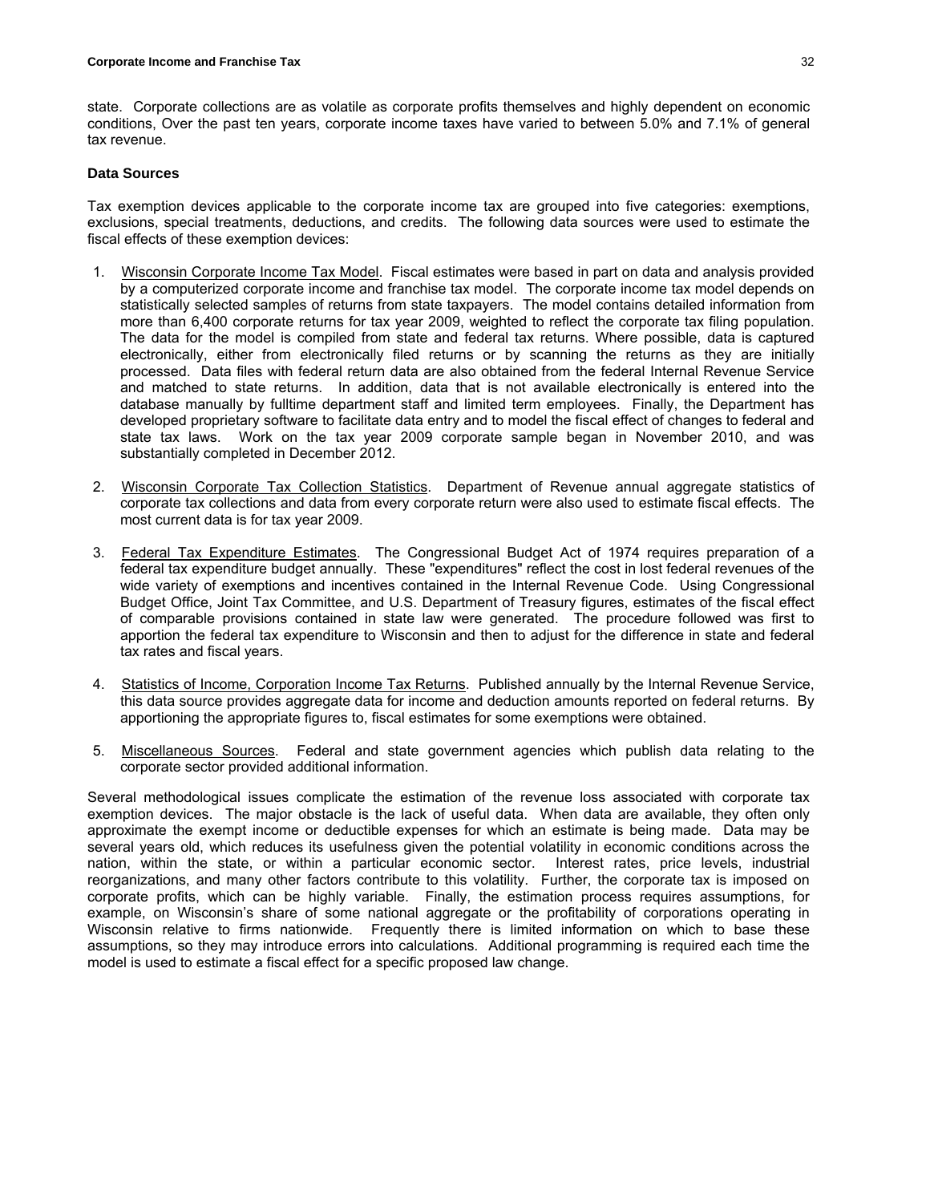state. Corporate collections are as volatile as corporate profits themselves and highly dependent on economic conditions, Over the past ten years, corporate income taxes have varied to between 5.0% and 7.1% of general tax revenue.

**Data Sources**

Tax exemption devices applicable to the corporate income tax are grouped into five categories: exemptions, exclusions, special treatments, deductions, and credits. The following data sources were used to estimate the fiscal effects of these exemption devices:

1. Wisconsin Corporate Income Tax Model. Fiscal estimates were based in part on data and analysis provided by a computerized corporate income and franchise tax model. The corporate income tax model depends on statistically selected samples of returns from state taxpayers. The model contains detailed information from more than 6,400 corporate returns for tax year 2009, weighted to reflect the corporate tax filing population. The data for the model is compiled from state and federal tax returns. Where possible, data is captured electronically, either from electronically filed returns or by scanning the returns as they are initially processed. Data files with federal return data are also obtained from the federal Internal Revenue Service and matched to state returns. In addition, data that is not available electronically is entered into the database manually by fulltime department staff and limited term employees. Finally, the Department has developed proprietary software to facilitate data entry and to model the fiscal effect of changes to federal and state tax laws. Work on the tax year 2009 corporate sample began in November 2010, and was substantially completed in December 2012.

2. Wisconsin Corporate Tax Collection Statistics. Department of Revenue annual aggregate statistics of corporate tax collections and data from every corporate return were also used to estimate fiscal effects. The most current data is for tax year 2009.

3. Federal Tax Expenditure Estimates. The Congressional Budget Act of 1974 requires preparation of a federal tax expenditure budget annually. These "expenditures" reflect the cost in lost federal revenues of the wide variety of exemptions and incentives contained in the Internal Revenue Code. Using Congressional Budget Office, Joint Tax Committee, and U.S. Department of Treasury figures, estimates of the fiscal effect of comparable provisions contained in state law were generated. The procedure followed was first to apportion the federal tax expenditure to Wisconsin and then to adjust for the difference in state and federal tax rates and fiscal years.

4. Statistics of Income, Corporation Income Tax Returns. Published annually by the Internal Revenue Service, this data source provides aggregate data for income and deduction amounts reported on federal returns. By apportioning the appropriate figures to, fiscal estimates for some exemptions were obtained.

5. Miscellaneous Sources. Federal and state government agencies which publish data relating to the corporate sector provided additional information.

Several methodological issues complicate the estimation of the revenue loss associated with corporate tax exemption devices. The major obstacle is the lack of useful data. When data are available, they often only approximate the exempt income or deductible expenses for which an estimate is being made. Data may be several years old, which reduces its usefulness given the potential volatility in economic conditions across the nation, within the state, or within a particular economic sector. Interest rates, price levels, industrial reorganizations, and many other factors contribute to this volatility. Further, the corporate tax is imposed on corporate profits, which can be highly variable. Finally, the estimation process requires assumptions, for example, on Wisconsin's share of some national aggregate or the profitability of corporations operating in Wisconsin relative to firms nationwide. Frequently there is limited information on which to base these assumptions, so they may introduce errors into calculations. Additional programming is required each time the model is used to estimate a fiscal effect for a specific proposed law change.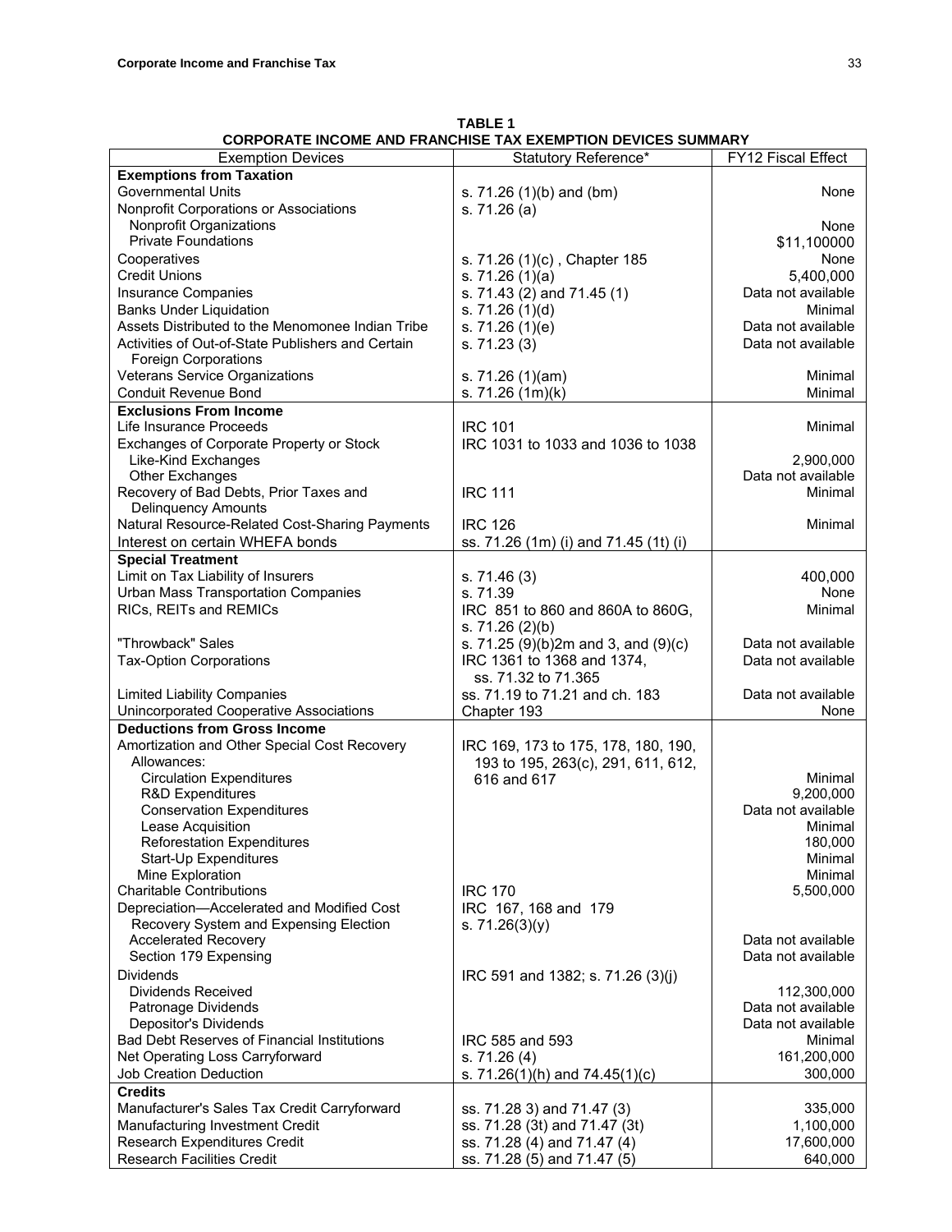**TABLE 1**
**CORPORATE INCOME AND FRANCHISE TAX EXEMPTION DEVICES SUMMARY**

| Exemption Devices | Statutory Reference* | FY12 Fiscal Effect |
|---|---|---|
| **Exemptions from Taxation** | | |
| Governmental Units | s. 71.26 (1)(b) and (bm) | None |
| Nonprofit Corporations or Associations | s. 71.26 (a) | |
| Nonprofit Organizations | | None |
| Private Foundations | | \$11,100000 |
| Cooperatives | s. 71.26 (1)(c) , Chapter 185 | None |
| Credit Unions | s. 71.26 (1)(a) | 5,400,000 |
| Insurance Companies | s. 71.43 (2) and 71.45 (1) | Data not available |
| Banks Under Liquidation | s. 71.26 (1)(d) | Minimal |
| Assets Distributed to the Menomonee Indian Tribe | s. 71.26 (1)(e) | Data not available |
| Activities of Out-of-State Publishers and Certain Foreign Corporations | s. 71.23 (3) | Data not available |
| Veterans Service Organizations | s. 71.26 (1)(am) | Minimal |
| Conduit Revenue Bond | s. 71.26 (1m)(k) | Minimal |
| **Exclusions From Income** | | |
| Life Insurance Proceeds | IRC 101 | Minimal |
| Exchanges of Corporate Property or Stock | IRC 1031 to 1033 and 1036 to 1038 | |
| Like-Kind Exchanges | | 2,900,000 |
| Other Exchanges | | Data not available |
| Recovery of Bad Debts, Prior Taxes and Delinquency Amounts | IRC 111 | Minimal |
| Natural Resource-Related Cost-Sharing Payments | IRC 126 | Minimal |
| Interest on certain WHEFA bonds | ss. 71.26 (1m) (i) and 71.45 (1t) (i) | |
| **Special Treatment** | | |
| Limit on Tax Liability of Insurers | s. 71.46 (3) | 400,000 |
| Urban Mass Transportation Companies | s. 71.39 | None |
| RICs, REITs and REMICs | IRC 851 to 860 and 860A to 860G, s. 71.26 (2)(b) | Minimal |
| "Throwback" Sales | s. 71.25 (9)(b)2m and 3, and (9)(c) | Data not available |
| Tax-Option Corporations | IRC 1361 to 1368 and 1374, ss. 71.32 to 71.365 | Data not available |
| Limited Liability Companies | ss. 71.19 to 71.21 and ch. 183 | Data not available |
| Unincorporated Cooperative Associations | Chapter 193 | None |
| **Deductions from Gross Income** | | |
| Amortization and Other Special Cost Recovery Allowances: | IRC 169, 173 to 175, 178, 180, 190, 193 to 195, 263(c), 291, 611, 612, 616 and 617 | |
| Circulation Expenditures | | Minimal |
| R&D Expenditures | | 9,200,000 |
| Conservation Expenditures | | Data not available |
| Lease Acquisition | | Minimal |
| Reforestation Expenditures | | 180,000 |
| Start-Up Expenditures | | Minimal |
| Mine Exploration | | Minimal |
| Charitable Contributions | IRC 170 | 5,500,000 |
| Depreciation—Accelerated and Modified Cost Recovery System and Expensing Election | IRC 167, 168 and 179 s. 71.26(3)(y) | |
| Accelerated Recovery | | Data not available |
| Section 179 Expensing | | Data not available |
| Dividends | IRC 591 and 1382; s. 71.26 (3)(j) | |
| Dividends Received | | 112,300,000 |
| Patronage Dividends | | Data not available |
| Depositor's Dividends | | Data not available |
| Bad Debt Reserves of Financial Institutions | IRC 585 and 593 | Minimal |
| Net Operating Loss Carryforward | s. 71.26 (4) | 161,200,000 |
| Job Creation Deduction | s. 71.26(1)(h) and 74.45(1)(c) | 300,000 |
| **Credits** | | |
| Manufacturer's Sales Tax Credit Carryforward | ss. 71.28 3) and 71.47 (3) | 335,000 |
| Manufacturing Investment Credit | ss. 71.28 (3t) and 71.47 (3t) | 1,100,000 |
| Research Expenditures Credit | ss. 71.28 (4) and 71.47 (4) | 17,600,000 |
| Research Facilities Credit | ss. 71.28 (5) and 71.47 (5) | 640,000 |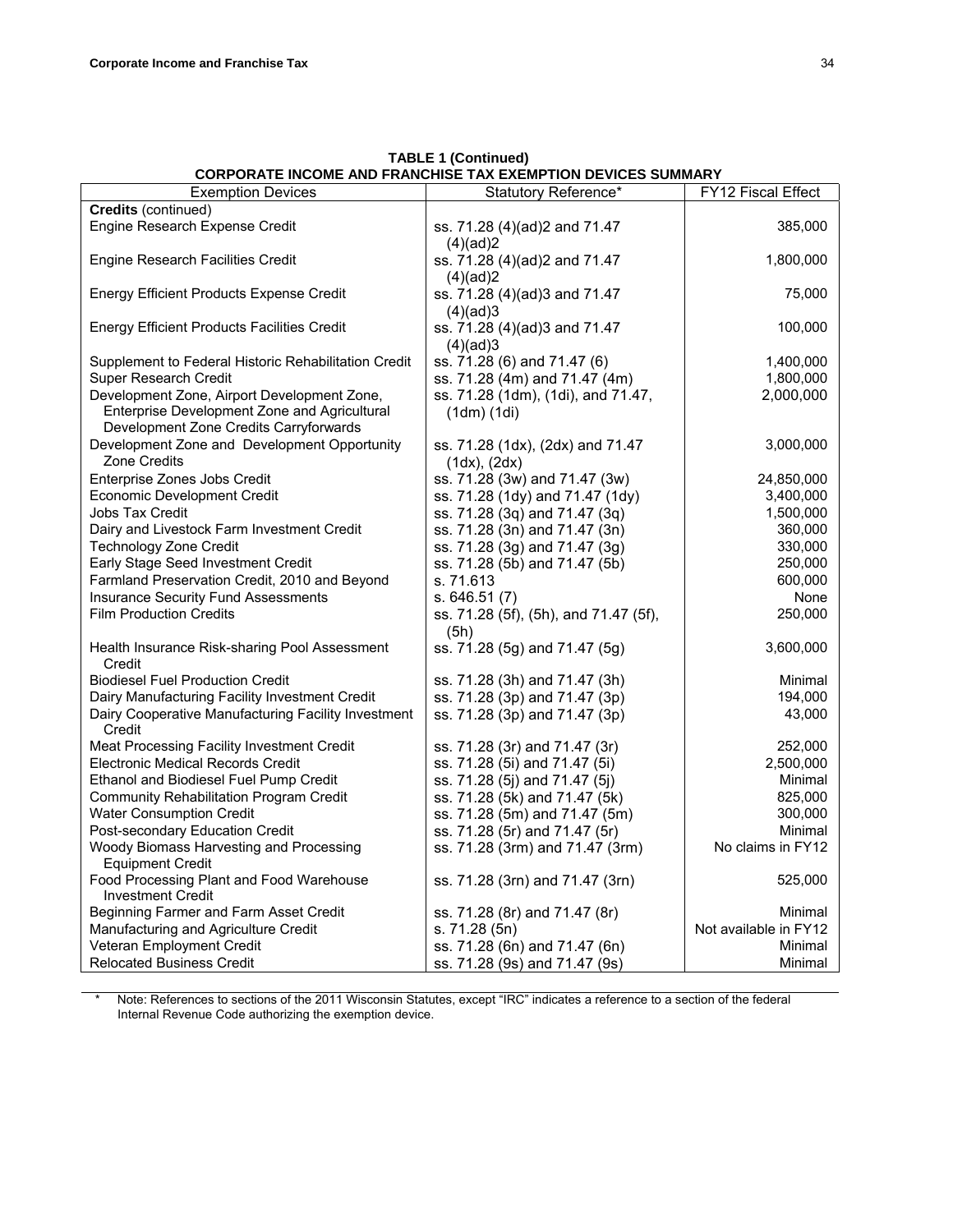**TABLE 1 (Continued)**
**CORPORATE INCOME AND FRANCHISE TAX EXEMPTION DEVICES SUMMARY**

| Exemption Devices | Statutory Reference* | FY12 Fiscal Effect |
|---|---|---|
| **Credits** (continued) | | |
| Engine Research Expense Credit | ss. 71.28 (4)(ad)2 and 71.47 (4)(ad)2 | 385,000 |
| Engine Research Facilities Credit | ss. 71.28 (4)(ad)2 and 71.47 (4)(ad)2 | 1,800,000 |
| Energy Efficient Products Expense Credit | ss. 71.28 (4)(ad)3 and 71.47 (4)(ad)3 | 75,000 |
| Energy Efficient Products Facilities Credit | ss. 71.28 (4)(ad)3 and 71.47 (4)(ad)3 | 100,000 |
| Supplement to Federal Historic Rehabilitation Credit | ss. 71.28 (6) and 71.47 (6) | 1,400,000 |
| Super Research Credit | ss. 71.28 (4m) and 71.47 (4m) | 1,800,000 |
| Development Zone, Airport Development Zone, Enterprise Development Zone and Agricultural Development Zone Credits Carryforwards | ss. 71.28 (1dm), (1di), and 71.47, (1dm) (1di) | 2,000,000 |
| Development Zone and Development Opportunity Zone Credits | ss. 71.28 (1dx), (2dx) and 71.47 (1dx), (2dx) | 3,000,000 |
| Enterprise Zones Jobs Credit | ss. 71.28 (3w) and 71.47 (3w) | 24,850,000 |
| Economic Development Credit | ss. 71.28 (1dy) and 71.47 (1dy) | 3,400,000 |
| Jobs Tax Credit | ss. 71.28 (3q) and 71.47 (3q) | 1,500,000 |
| Dairy and Livestock Farm Investment Credit | ss. 71.28 (3n) and 71.47 (3n) | 360,000 |
| Technology Zone Credit | ss. 71.28 (3g) and 71.47 (3g) | 330,000 |
| Early Stage Seed Investment Credit | ss. 71.28 (5b) and 71.47 (5b) | 250,000 |
| Farmland Preservation Credit, 2010 and Beyond | s. 71.613 | 600,000 |
| Insurance Security Fund Assessments | s. 646.51 (7) | None |
| Film Production Credits | ss. 71.28 (5f), (5h), and 71.47 (5f), (5h) | 250,000 |
| Health Insurance Risk-sharing Pool Assessment Credit | ss. 71.28 (5g) and 71.47 (5g) | 3,600,000 |
| Biodiesel Fuel Production Credit | ss. 71.28 (3h) and 71.47 (3h) | Minimal |
| Dairy Manufacturing Facility Investment Credit | ss. 71.28 (3p) and 71.47 (3p) | 194,000 |
| Dairy Cooperative Manufacturing Facility Investment Credit | ss. 71.28 (3p) and 71.47 (3p) | 43,000 |
| Meat Processing Facility Investment Credit | ss. 71.28 (3r) and 71.47 (3r) | 252,000 |
| Electronic Medical Records Credit | ss. 71.28 (5i) and 71.47 (5i) | 2,500,000 |
| Ethanol and Biodiesel Fuel Pump Credit | ss. 71.28 (5j) and 71.47 (5j) | Minimal |
| Community Rehabilitation Program Credit | ss. 71.28 (5k) and 71.47 (5k) | 825,000 |
| Water Consumption Credit | ss. 71.28 (5m) and 71.47 (5m) | 300,000 |
| Post-secondary Education Credit | ss. 71.28 (5r) and 71.47 (5r) | Minimal |
| Woody Biomass Harvesting and Processing Equipment Credit | ss. 71.28 (3rm) and 71.47 (3rm) | No claims in FY12 |
| Food Processing Plant and Food Warehouse Investment Credit | ss. 71.28 (3rn) and 71.47 (3rn) | 525,000 |
| Beginning Farmer and Farm Asset Credit | ss. 71.28 (8r) and 71.47 (8r) | Minimal |
| Manufacturing and Agriculture Credit | s. 71.28 (5n) | Not available in FY12 |
| Veteran Employment Credit | ss. 71.28 (6n) and 71.47 (6n) | Minimal |
| Relocated Business Credit | ss. 71.28 (9s) and 71.47 (9s) | Minimal |

\* Note: References to sections of the 2011 Wisconsin Statutes, except "IRC" indicates a reference to a section of the federal Internal Revenue Code authorizing the exemption device.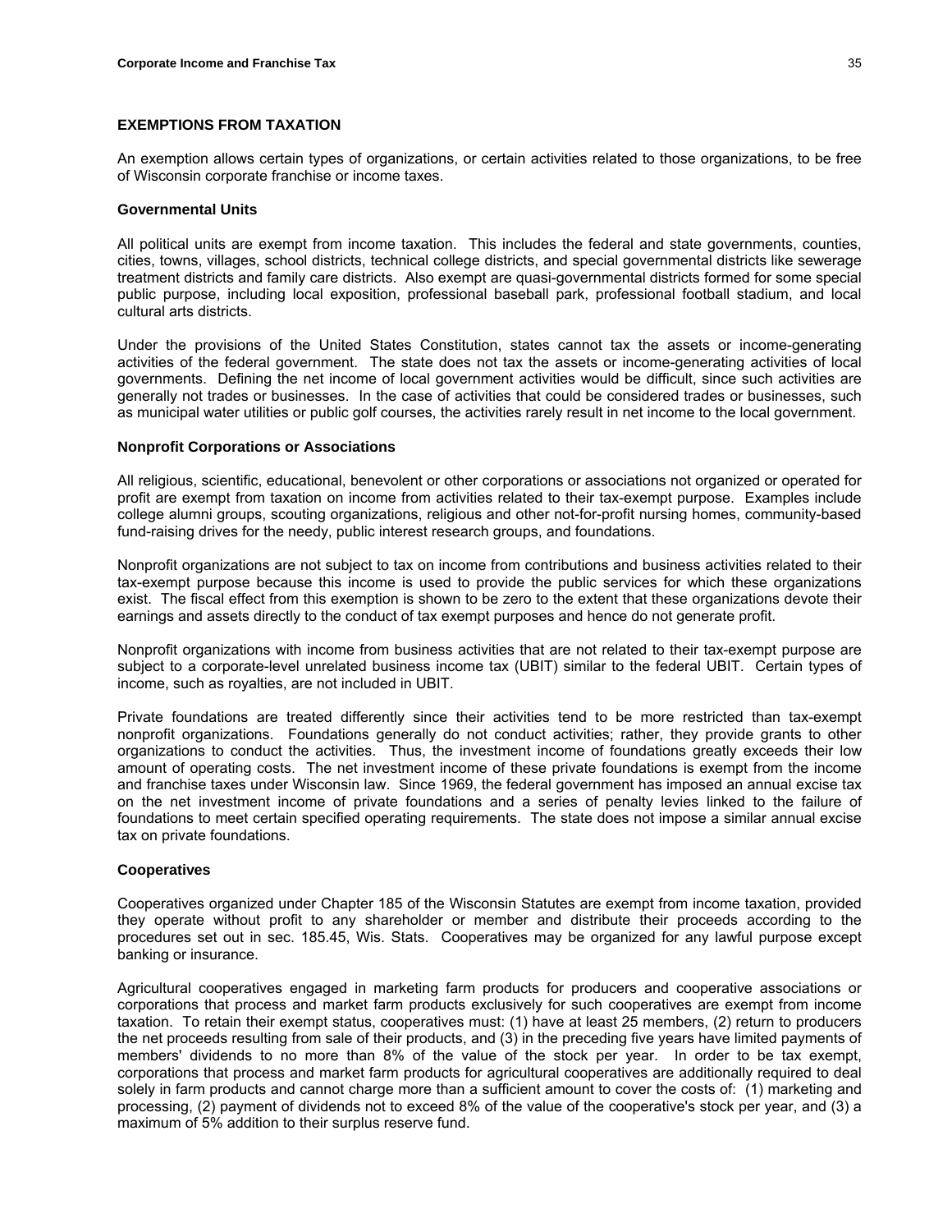## EXEMPTIONS FROM TAXATION

An exemption allows certain types of organizations, or certain activities related to those organizations, to be free of Wisconsin corporate franchise or income taxes.

### Governmental Units

All political units are exempt from income taxation. This includes the federal and state governments, counties, cities, towns, villages, school districts, technical college districts, and special governmental districts like sewerage treatment districts and family care districts. Also exempt are quasi-governmental districts formed for some special public purpose, including local exposition, professional baseball park, professional football stadium, and local cultural arts districts.

Under the provisions of the United States Constitution, states cannot tax the assets or income-generating activities of the federal government. The state does not tax the assets or income-generating activities of local governments. Defining the net income of local government activities would be difficult, since such activities are generally not trades or businesses. In the case of activities that could be considered trades or businesses, such as municipal water utilities or public golf courses, the activities rarely result in net income to the local government.

### Nonprofit Corporations or Associations

All religious, scientific, educational, benevolent or other corporations or associations not organized or operated for profit are exempt from taxation on income from activities related to their tax-exempt purpose. Examples include college alumni groups, scouting organizations, religious and other not-for-profit nursing homes, community-based fund-raising drives for the needy, public interest research groups, and foundations.

Nonprofit organizations are not subject to tax on income from contributions and business activities related to their tax-exempt purpose because this income is used to provide the public services for which these organizations exist. The fiscal effect from this exemption is shown to be zero to the extent that these organizations devote their earnings and assets directly to the conduct of tax exempt purposes and hence do not generate profit.

Nonprofit organizations with income from business activities that are not related to their tax-exempt purpose are subject to a corporate-level unrelated business income tax (UBIT) similar to the federal UBIT. Certain types of income, such as royalties, are not included in UBIT.

Private foundations are treated differently since their activities tend to be more restricted than tax-exempt nonprofit organizations. Foundations generally do not conduct activities; rather, they provide grants to other organizations to conduct the activities. Thus, the investment income of foundations greatly exceeds their low amount of operating costs. The net investment income of these private foundations is exempt from the income and franchise taxes under Wisconsin law. Since 1969, the federal government has imposed an annual excise tax on the net investment income of private foundations and a series of penalty levies linked to the failure of foundations to meet certain specified operating requirements. The state does not impose a similar annual excise tax on private foundations.

### Cooperatives

Cooperatives organized under Chapter 185 of the Wisconsin Statutes are exempt from income taxation, provided they operate without profit to any shareholder or member and distribute their proceeds according to the procedures set out in sec. 185.45, Wis. Stats. Cooperatives may be organized for any lawful purpose except banking or insurance.

Agricultural cooperatives engaged in marketing farm products for producers and cooperative associations or corporations that process and market farm products exclusively for such cooperatives are exempt from income taxation. To retain their exempt status, cooperatives must: (1) have at least 25 members, (2) return to producers the net proceeds resulting from sale of their products, and (3) in the preceding five years have limited payments of members' dividends to no more than 8% of the value of the stock per year. In order to be tax exempt, corporations that process and market farm products for agricultural cooperatives are additionally required to deal solely in farm products and cannot charge more than a sufficient amount to cover the costs of: (1) marketing and processing, (2) payment of dividends not to exceed 8% of the value of the cooperative's stock per year, and (3) a maximum of 5% addition to their surplus reserve fund.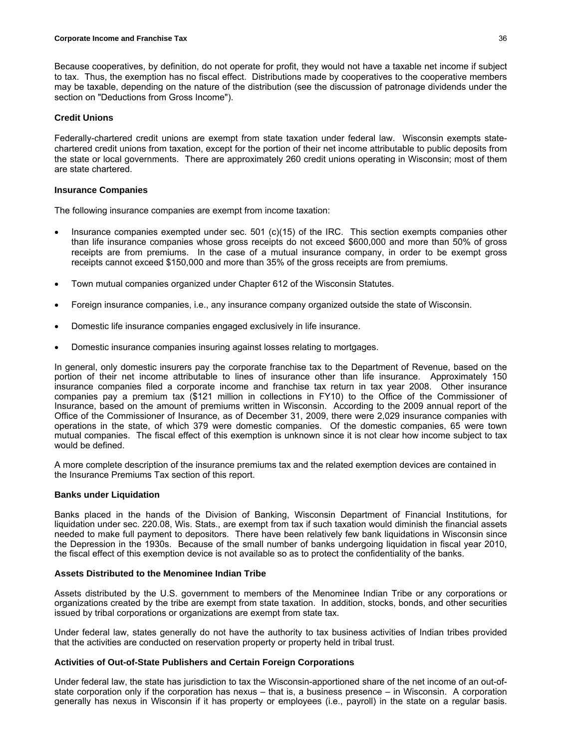Because cooperatives, by definition, do not operate for profit, they would not have a taxable net income if subject to tax. Thus, the exemption has no fiscal effect. Distributions made by cooperatives to the cooperative members may be taxable, depending on the nature of the distribution (see the discussion of patronage dividends under the section on "Deductions from Gross Income").

**Credit Unions**

Federally-chartered credit unions are exempt from state taxation under federal law. Wisconsin exempts state-chartered credit unions from taxation, except for the portion of their net income attributable to public deposits from the state or local governments. There are approximately 260 credit unions operating in Wisconsin; most of them are state chartered.

**Insurance Companies**

The following insurance companies are exempt from income taxation:

- Insurance companies exempted under sec. 501 (c)(15) of the IRC. This section exempts companies other than life insurance companies whose gross receipts do not exceed $600,000 and more than 50% of gross receipts are from premiums. In the case of a mutual insurance company, in order to be exempt gross receipts cannot exceed $150,000 and more than 35% of the gross receipts are from premiums.

- Town mutual companies organized under Chapter 612 of the Wisconsin Statutes.

- Foreign insurance companies, i.e., any insurance company organized outside the state of Wisconsin.

- Domestic life insurance companies engaged exclusively in life insurance.

- Domestic insurance companies insuring against losses relating to mortgages.

In general, only domestic insurers pay the corporate franchise tax to the Department of Revenue, based on the portion of their net income attributable to lines of insurance other than life insurance. Approximately 150 insurance companies filed a corporate income and franchise tax return in tax year 2008. Other insurance companies pay a premium tax ($121 million in collections in FY10) to the Office of the Commissioner of Insurance, based on the amount of premiums written in Wisconsin. According to the 2009 annual report of the Office of the Commissioner of Insurance, as of December 31, 2009, there were 2,029 insurance companies with operations in the state, of which 379 were domestic companies. Of the domestic companies, 65 were town mutual companies. The fiscal effect of this exemption is unknown since it is not clear how income subject to tax would be defined.

A more complete description of the insurance premiums tax and the related exemption devices are contained in the Insurance Premiums Tax section of this report.

**Banks under Liquidation**

Banks placed in the hands of the Division of Banking, Wisconsin Department of Financial Institutions, for liquidation under sec. 220.08, Wis. Stats., are exempt from tax if such taxation would diminish the financial assets needed to make full payment to depositors. There have been relatively few bank liquidations in Wisconsin since the Depression in the 1930s. Because of the small number of banks undergoing liquidation in fiscal year 2010, the fiscal effect of this exemption device is not available so as to protect the confidentiality of the banks.

**Assets Distributed to the Menominee Indian Tribe**

Assets distributed by the U.S. government to members of the Menominee Indian Tribe or any corporations or organizations created by the tribe are exempt from state taxation. In addition, stocks, bonds, and other securities issued by tribal corporations or organizations are exempt from state tax.

Under federal law, states generally do not have the authority to tax business activities of Indian tribes provided that the activities are conducted on reservation property or property held in tribal trust.

**Activities of Out-of-State Publishers and Certain Foreign Corporations**

Under federal law, the state has jurisdiction to tax the Wisconsin-apportioned share of the net income of an out-of-state corporation only if the corporation has nexus – that is, a business presence – in Wisconsin. A corporation generally has nexus in Wisconsin if it has property or employees (i.e., payroll) in the state on a regular basis.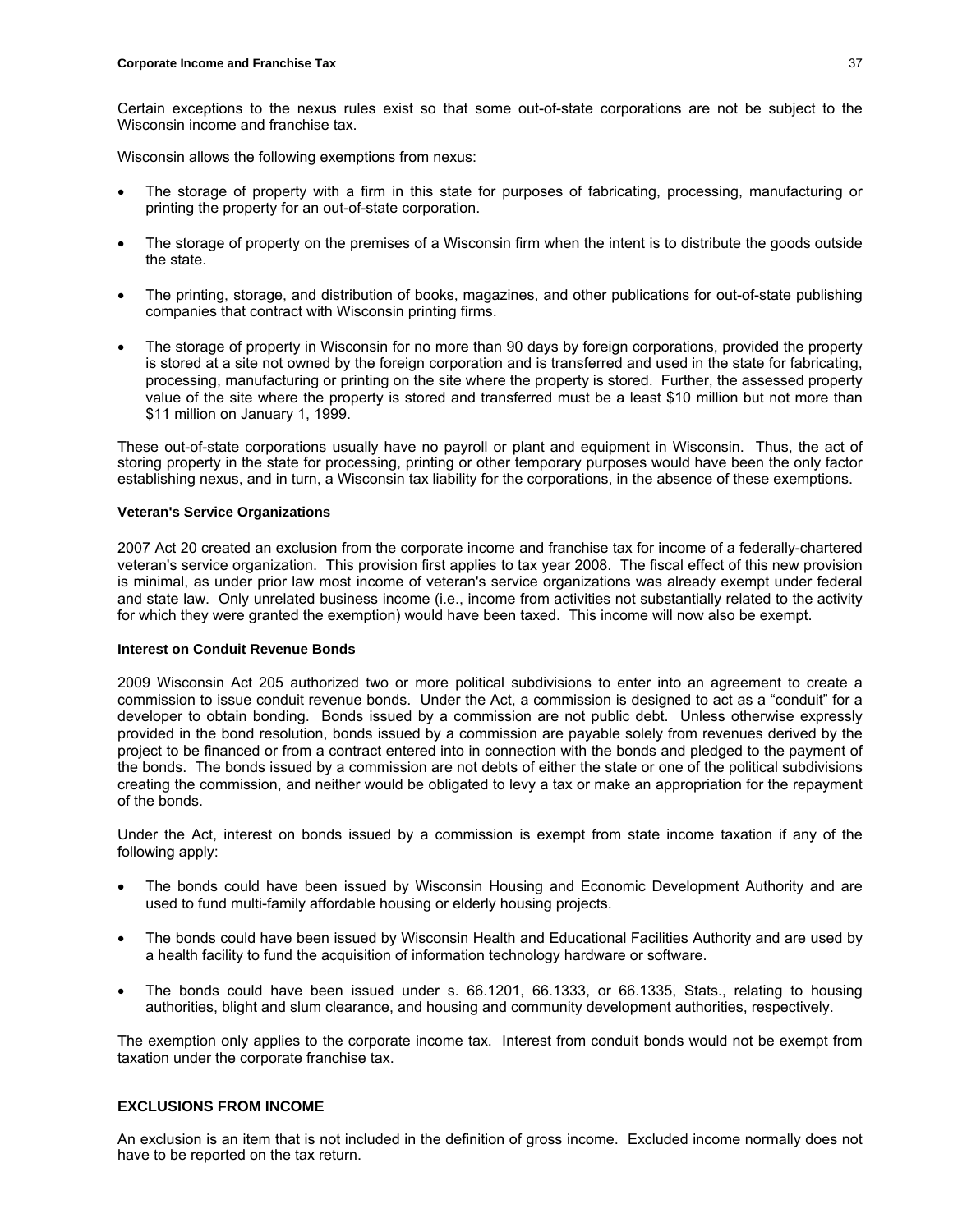Certain exceptions to the nexus rules exist so that some out-of-state corporations are not be subject to the Wisconsin income and franchise tax.

Wisconsin allows the following exemptions from nexus:

- The storage of property with a firm in this state for purposes of fabricating, processing, manufacturing or printing the property for an out-of-state corporation.
- The storage of property on the premises of a Wisconsin firm when the intent is to distribute the goods outside the state.
- The printing, storage, and distribution of books, magazines, and other publications for out-of-state publishing companies that contract with Wisconsin printing firms.
- The storage of property in Wisconsin for no more than 90 days by foreign corporations, provided the property is stored at a site not owned by the foreign corporation and is transferred and used in the state for fabricating, processing, manufacturing or printing on the site where the property is stored. Further, the assessed property value of the site where the property is stored and transferred must be a least $10 million but not more than $11 million on January 1, 1999.

These out-of-state corporations usually have no payroll or plant and equipment in Wisconsin. Thus, the act of storing property in the state for processing, printing or other temporary purposes would have been the only factor establishing nexus, and in turn, a Wisconsin tax liability for the corporations, in the absence of these exemptions.

#### Veteran's Service Organizations

2007 Act 20 created an exclusion from the corporate income and franchise tax for income of a federally-chartered veteran's service organization. This provision first applies to tax year 2008. The fiscal effect of this new provision is minimal, as under prior law most income of veteran's service organizations was already exempt under federal and state law. Only unrelated business income (i.e., income from activities not substantially related to the activity for which they were granted the exemption) would have been taxed. This income will now also be exempt.

#### Interest on Conduit Revenue Bonds

2009 Wisconsin Act 205 authorized two or more political subdivisions to enter into an agreement to create a commission to issue conduit revenue bonds. Under the Act, a commission is designed to act as a "conduit" for a developer to obtain bonding. Bonds issued by a commission are not public debt. Unless otherwise expressly provided in the bond resolution, bonds issued by a commission are payable solely from revenues derived by the project to be financed or from a contract entered into in connection with the bonds and pledged to the payment of the bonds. The bonds issued by a commission are not debts of either the state or one of the political subdivisions creating the commission, and neither would be obligated to levy a tax or make an appropriation for the repayment of the bonds.

Under the Act, interest on bonds issued by a commission is exempt from state income taxation if any of the following apply:

- The bonds could have been issued by Wisconsin Housing and Economic Development Authority and are used to fund multi-family affordable housing or elderly housing projects.
- The bonds could have been issued by Wisconsin Health and Educational Facilities Authority and are used by a health facility to fund the acquisition of information technology hardware or software.
- The bonds could have been issued under s. 66.1201, 66.1333, or 66.1335, Stats., relating to housing authorities, blight and slum clearance, and housing and community development authorities, respectively.

The exemption only applies to the corporate income tax. Interest from conduit bonds would not be exempt from taxation under the corporate franchise tax.

### EXCLUSIONS FROM INCOME

An exclusion is an item that is not included in the definition of gross income. Excluded income normally does not have to be reported on the tax return.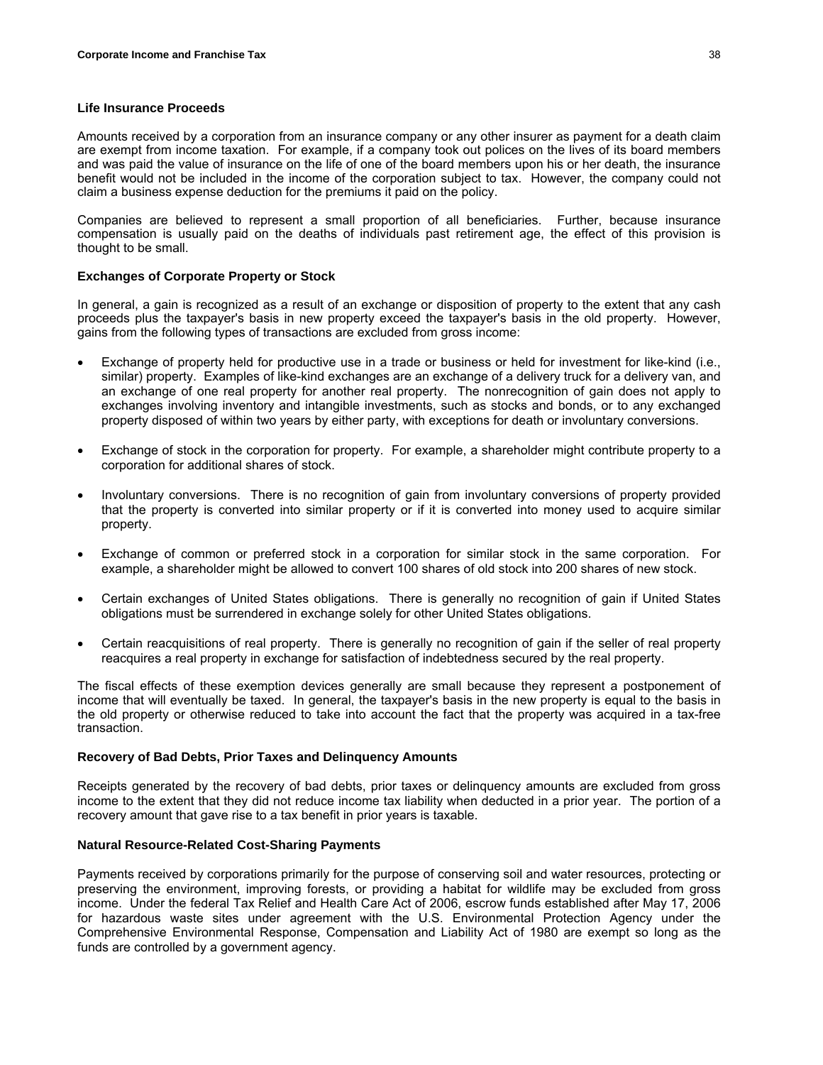### Life Insurance Proceeds

Amounts received by a corporation from an insurance company or any other insurer as payment for a death claim are exempt from income taxation. For example, if a company took out polices on the lives of its board members and was paid the value of insurance on the life of one of the board members upon his or her death, the insurance benefit would not be included in the income of the corporation subject to tax. However, the company could not claim a business expense deduction for the premiums it paid on the policy.

Companies are believed to represent a small proportion of all beneficiaries. Further, because insurance compensation is usually paid on the deaths of individuals past retirement age, the effect of this provision is thought to be small.

### Exchanges of Corporate Property or Stock

In general, a gain is recognized as a result of an exchange or disposition of property to the extent that any cash proceeds plus the taxpayer's basis in new property exceed the taxpayer's basis in the old property. However, gains from the following types of transactions are excluded from gross income:

- Exchange of property held for productive use in a trade or business or held for investment for like-kind (i.e., similar) property. Examples of like-kind exchanges are an exchange of a delivery truck for a delivery van, and an exchange of one real property for another real property. The nonrecognition of gain does not apply to exchanges involving inventory and intangible investments, such as stocks and bonds, or to any exchanged property disposed of within two years by either party, with exceptions for death or involuntary conversions.
- Exchange of stock in the corporation for property. For example, a shareholder might contribute property to a corporation for additional shares of stock.
- Involuntary conversions. There is no recognition of gain from involuntary conversions of property provided that the property is converted into similar property or if it is converted into money used to acquire similar property.
- Exchange of common or preferred stock in a corporation for similar stock in the same corporation. For example, a shareholder might be allowed to convert 100 shares of old stock into 200 shares of new stock.
- Certain exchanges of United States obligations. There is generally no recognition of gain if United States obligations must be surrendered in exchange solely for other United States obligations.
- Certain reacquisitions of real property. There is generally no recognition of gain if the seller of real property reacquires a real property in exchange for satisfaction of indebtedness secured by the real property.

The fiscal effects of these exemption devices generally are small because they represent a postponement of income that will eventually be taxed. In general, the taxpayer's basis in the new property is equal to the basis in the old property or otherwise reduced to take into account the fact that the property was acquired in a tax-free transaction.

### Recovery of Bad Debts, Prior Taxes and Delinquency Amounts

Receipts generated by the recovery of bad debts, prior taxes or delinquency amounts are excluded from gross income to the extent that they did not reduce income tax liability when deducted in a prior year. The portion of a recovery amount that gave rise to a tax benefit in prior years is taxable.

### Natural Resource-Related Cost-Sharing Payments

Payments received by corporations primarily for the purpose of conserving soil and water resources, protecting or preserving the environment, improving forests, or providing a habitat for wildlife may be excluded from gross income. Under the federal Tax Relief and Health Care Act of 2006, escrow funds established after May 17, 2006 for hazardous waste sites under agreement with the U.S. Environmental Protection Agency under the Comprehensive Environmental Response, Compensation and Liability Act of 1980 are exempt so long as the funds are controlled by a government agency.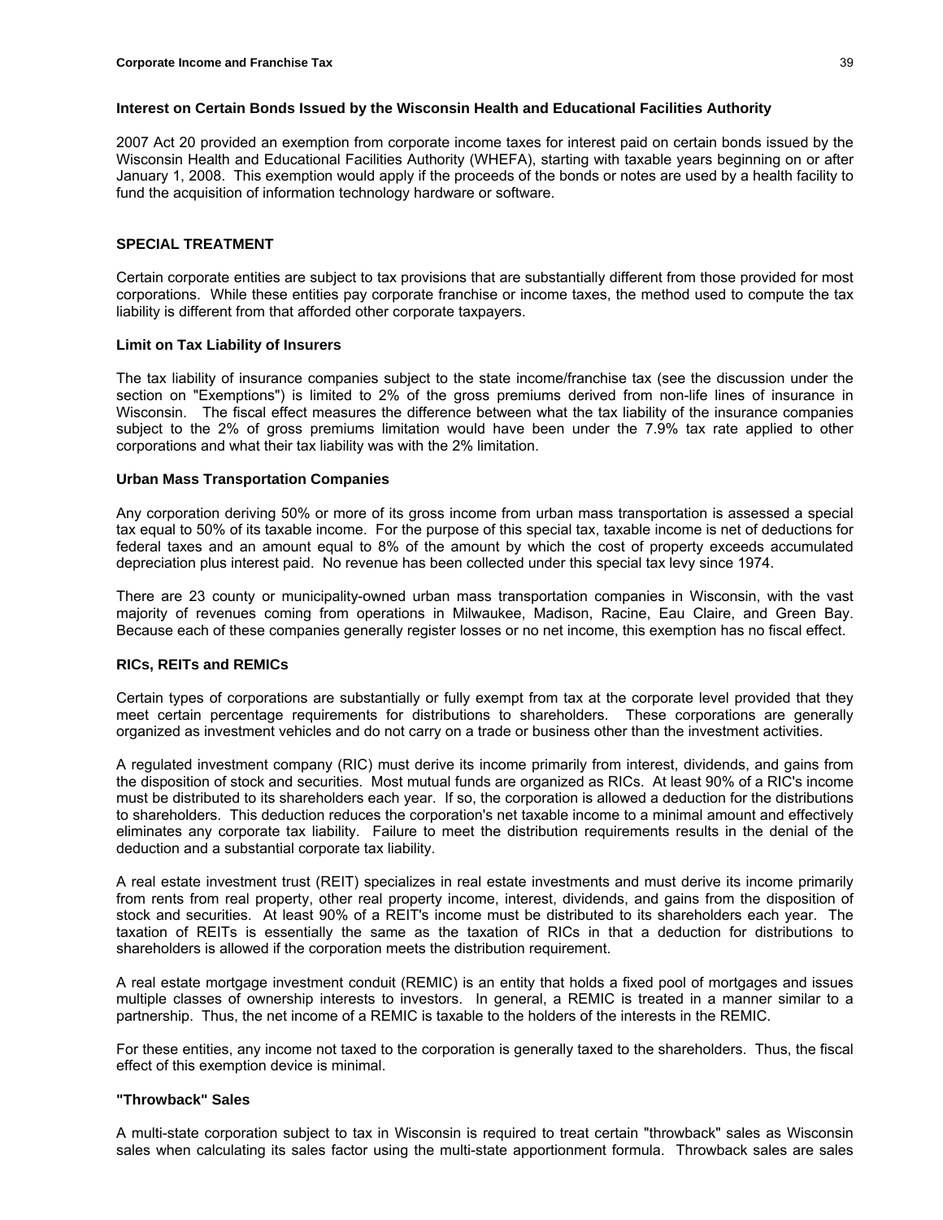### Interest on Certain Bonds Issued by the Wisconsin Health and Educational Facilities Authority

2007 Act 20 provided an exemption from corporate income taxes for interest paid on certain bonds issued by the Wisconsin Health and Educational Facilities Authority (WHEFA), starting with taxable years beginning on or after January 1, 2008. This exemption would apply if the proceeds of the bonds or notes are used by a health facility to fund the acquisition of information technology hardware or software.

## SPECIAL TREATMENT

Certain corporate entities are subject to tax provisions that are substantially different from those provided for most corporations. While these entities pay corporate franchise or income taxes, the method used to compute the tax liability is different from that afforded other corporate taxpayers.

### Limit on Tax Liability of Insurers

The tax liability of insurance companies subject to the state income/franchise tax (see the discussion under the section on "Exemptions") is limited to 2% of the gross premiums derived from non-life lines of insurance in Wisconsin. The fiscal effect measures the difference between what the tax liability of the insurance companies subject to the 2% of gross premiums limitation would have been under the 7.9% tax rate applied to other corporations and what their tax liability was with the 2% limitation.

### Urban Mass Transportation Companies

Any corporation deriving 50% or more of its gross income from urban mass transportation is assessed a special tax equal to 50% of its taxable income. For the purpose of this special tax, taxable income is net of deductions for federal taxes and an amount equal to 8% of the amount by which the cost of property exceeds accumulated depreciation plus interest paid. No revenue has been collected under this special tax levy since 1974.

There are 23 county or municipality-owned urban mass transportation companies in Wisconsin, with the vast majority of revenues coming from operations in Milwaukee, Madison, Racine, Eau Claire, and Green Bay. Because each of these companies generally register losses or no net income, this exemption has no fiscal effect.

### RICs, REITs and REMICs

Certain types of corporations are substantially or fully exempt from tax at the corporate level provided that they meet certain percentage requirements for distributions to shareholders. These corporations are generally organized as investment vehicles and do not carry on a trade or business other than the investment activities.

A regulated investment company (RIC) must derive its income primarily from interest, dividends, and gains from the disposition of stock and securities. Most mutual funds are organized as RICs. At least 90% of a RIC's income must be distributed to its shareholders each year. If so, the corporation is allowed a deduction for the distributions to shareholders. This deduction reduces the corporation's net taxable income to a minimal amount and effectively eliminates any corporate tax liability. Failure to meet the distribution requirements results in the denial of the deduction and a substantial corporate tax liability.

A real estate investment trust (REIT) specializes in real estate investments and must derive its income primarily from rents from real property, other real property income, interest, dividends, and gains from the disposition of stock and securities. At least 90% of a REIT's income must be distributed to its shareholders each year. The taxation of REITs is essentially the same as the taxation of RICs in that a deduction for distributions to shareholders is allowed if the corporation meets the distribution requirement.

A real estate mortgage investment conduit (REMIC) is an entity that holds a fixed pool of mortgages and issues multiple classes of ownership interests to investors. In general, a REMIC is treated in a manner similar to a partnership. Thus, the net income of a REMIC is taxable to the holders of the interests in the REMIC.

For these entities, any income not taxed to the corporation is generally taxed to the shareholders. Thus, the fiscal effect of this exemption device is minimal.

### "Throwback" Sales

A multi-state corporation subject to tax in Wisconsin is required to treat certain "throwback" sales as Wisconsin sales when calculating its sales factor using the multi-state apportionment formula. Throwback sales are sales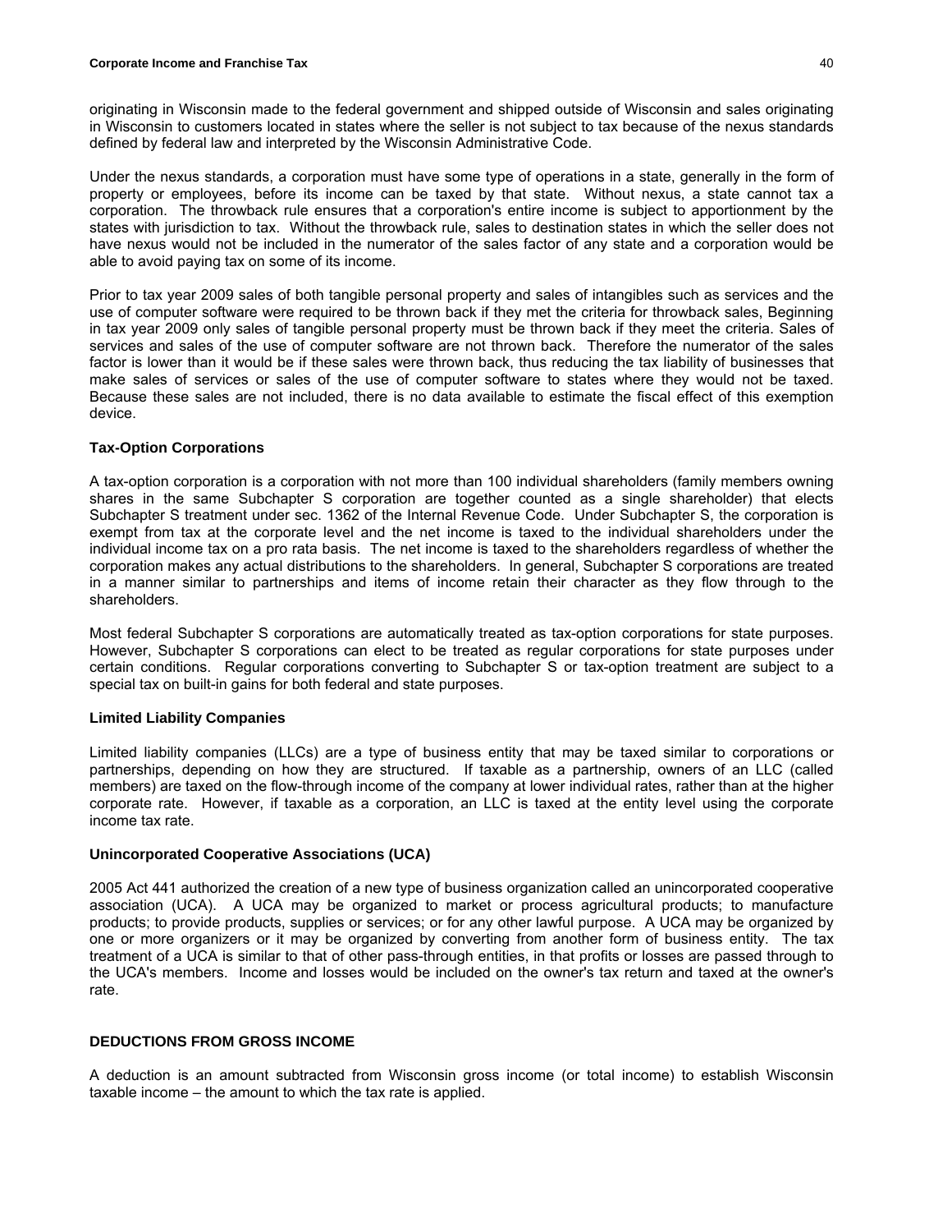originating in Wisconsin made to the federal government and shipped outside of Wisconsin and sales originating in Wisconsin to customers located in states where the seller is not subject to tax because of the nexus standards defined by federal law and interpreted by the Wisconsin Administrative Code.

Under the nexus standards, a corporation must have some type of operations in a state, generally in the form of property or employees, before its income can be taxed by that state. Without nexus, a state cannot tax a corporation. The throwback rule ensures that a corporation's entire income is subject to apportionment by the states with jurisdiction to tax. Without the throwback rule, sales to destination states in which the seller does not have nexus would not be included in the numerator of the sales factor of any state and a corporation would be able to avoid paying tax on some of its income.

Prior to tax year 2009 sales of both tangible personal property and sales of intangibles such as services and the use of computer software were required to be thrown back if they met the criteria for throwback sales, Beginning in tax year 2009 only sales of tangible personal property must be thrown back if they meet the criteria. Sales of services and sales of the use of computer software are not thrown back. Therefore the numerator of the sales factor is lower than it would be if these sales were thrown back, thus reducing the tax liability of businesses that make sales of services or sales of the use of computer software to states where they would not be taxed. Because these sales are not included, there is no data available to estimate the fiscal effect of this exemption device.

### Tax-Option Corporations

A tax-option corporation is a corporation with not more than 100 individual shareholders (family members owning shares in the same Subchapter S corporation are together counted as a single shareholder) that elects Subchapter S treatment under sec. 1362 of the Internal Revenue Code. Under Subchapter S, the corporation is exempt from tax at the corporate level and the net income is taxed to the individual shareholders under the individual income tax on a pro rata basis. The net income is taxed to the shareholders regardless of whether the corporation makes any actual distributions to the shareholders. In general, Subchapter S corporations are treated in a manner similar to partnerships and items of income retain their character as they flow through to the shareholders.

Most federal Subchapter S corporations are automatically treated as tax-option corporations for state purposes. However, Subchapter S corporations can elect to be treated as regular corporations for state purposes under certain conditions. Regular corporations converting to Subchapter S or tax-option treatment are subject to a special tax on built-in gains for both federal and state purposes.

### Limited Liability Companies

Limited liability companies (LLCs) are a type of business entity that may be taxed similar to corporations or partnerships, depending on how they are structured. If taxable as a partnership, owners of an LLC (called members) are taxed on the flow-through income of the company at lower individual rates, rather than at the higher corporate rate. However, if taxable as a corporation, an LLC is taxed at the entity level using the corporate income tax rate.

### Unincorporated Cooperative Associations (UCA)

2005 Act 441 authorized the creation of a new type of business organization called an unincorporated cooperative association (UCA). A UCA may be organized to market or process agricultural products; to manufacture products; to provide products, supplies or services; or for any other lawful purpose. A UCA may be organized by one or more organizers or it may be organized by converting from another form of business entity. The tax treatment of a UCA is similar to that of other pass-through entities, in that profits or losses are passed through to the UCA's members. Income and losses would be included on the owner's tax return and taxed at the owner's rate.

## DEDUCTIONS FROM GROSS INCOME

A deduction is an amount subtracted from Wisconsin gross income (or total income) to establish Wisconsin taxable income – the amount to which the tax rate is applied.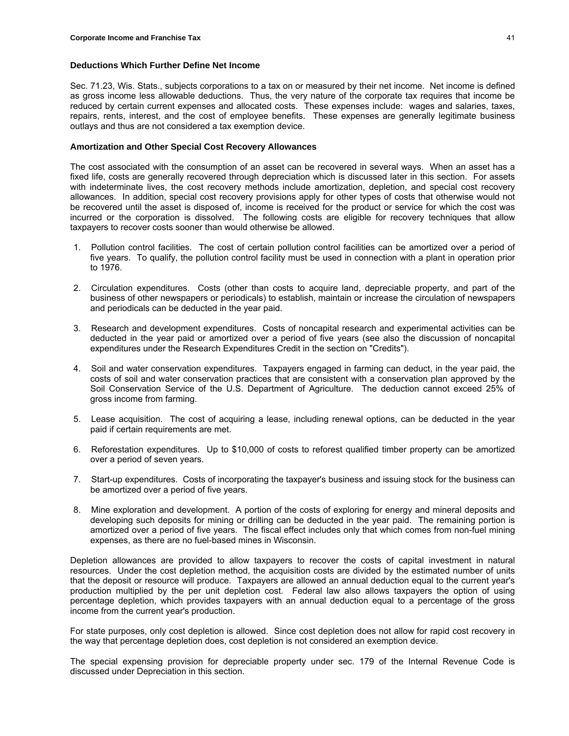### Deductions Which Further Define Net Income

Sec. 71.23, Wis. Stats., subjects corporations to a tax on or measured by their net income. Net income is defined as gross income less allowable deductions. Thus, the very nature of the corporate tax requires that income be reduced by certain current expenses and allocated costs. These expenses include: wages and salaries, taxes, repairs, rents, interest, and the cost of employee benefits. These expenses are generally legitimate business outlays and thus are not considered a tax exemption device.

### Amortization and Other Special Cost Recovery Allowances

The cost associated with the consumption of an asset can be recovered in several ways. When an asset has a fixed life, costs are generally recovered through depreciation which is discussed later in this section. For assets with indeterminate lives, the cost recovery methods include amortization, depletion, and special cost recovery allowances. In addition, special cost recovery provisions apply for other types of costs that otherwise would not be recovered until the asset is disposed of, income is received for the product or service for which the cost was incurred or the corporation is dissolved. The following costs are eligible for recovery techniques that allow taxpayers to recover costs sooner than would otherwise be allowed.

1. Pollution control facilities. The cost of certain pollution control facilities can be amortized over a period of five years. To qualify, the pollution control facility must be used in connection with a plant in operation prior to 1976.

2. Circulation expenditures. Costs (other than costs to acquire land, depreciable property, and part of the business of other newspapers or periodicals) to establish, maintain or increase the circulation of newspapers and periodicals can be deducted in the year paid.

3. Research and development expenditures. Costs of noncapital research and experimental activities can be deducted in the year paid or amortized over a period of five years (see also the discussion of noncapital expenditures under the Research Expenditures Credit in the section on "Credits").

4. Soil and water conservation expenditures. Taxpayers engaged in farming can deduct, in the year paid, the costs of soil and water conservation practices that are consistent with a conservation plan approved by the Soil Conservation Service of the U.S. Department of Agriculture. The deduction cannot exceed 25% of gross income from farming.

5. Lease acquisition. The cost of acquiring a lease, including renewal options, can be deducted in the year paid if certain requirements are met.

6. Reforestation expenditures. Up to $10,000 of costs to reforest qualified timber property can be amortized over a period of seven years.

7. Start-up expenditures. Costs of incorporating the taxpayer's business and issuing stock for the business can be amortized over a period of five years.

8. Mine exploration and development. A portion of the costs of exploring for energy and mineral deposits and developing such deposits for mining or drilling can be deducted in the year paid. The remaining portion is amortized over a period of five years. The fiscal effect includes only that which comes from non-fuel mining expenses, as there are no fuel-based mines in Wisconsin.

Depletion allowances are provided to allow taxpayers to recover the costs of capital investment in natural resources. Under the cost depletion method, the acquisition costs are divided by the estimated number of units that the deposit or resource will produce. Taxpayers are allowed an annual deduction equal to the current year's production multiplied by the per unit depletion cost. Federal law also allows taxpayers the option of using percentage depletion, which provides taxpayers with an annual deduction equal to a percentage of the gross income from the current year's production.

For state purposes, only cost depletion is allowed. Since cost depletion does not allow for rapid cost recovery in the way that percentage depletion does, cost depletion is not considered an exemption device.

The special expensing provision for depreciable property under sec. 179 of the Internal Revenue Code is discussed under Depreciation in this section.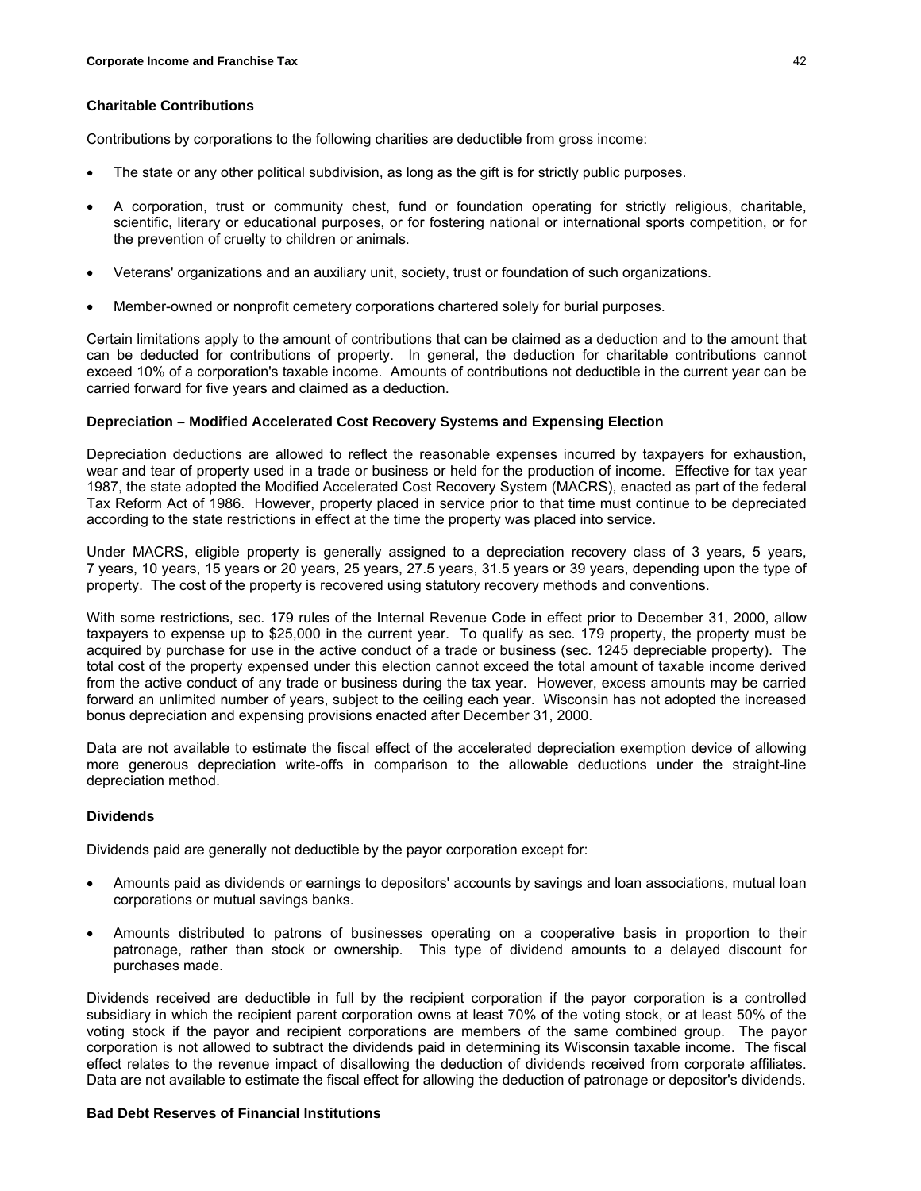### Charitable Contributions

Contributions by corporations to the following charities are deductible from gross income:

- The state or any other political subdivision, as long as the gift is for strictly public purposes.

- A corporation, trust or community chest, fund or foundation operating for strictly religious, charitable, scientific, literary or educational purposes, or for fostering national or international sports competition, or for the prevention of cruelty to children or animals.

- Veterans' organizations and an auxiliary unit, society, trust or foundation of such organizations.

- Member-owned or nonprofit cemetery corporations chartered solely for burial purposes.

Certain limitations apply to the amount of contributions that can be claimed as a deduction and to the amount that can be deducted for contributions of property. In general, the deduction for charitable contributions cannot exceed 10% of a corporation's taxable income. Amounts of contributions not deductible in the current year can be carried forward for five years and claimed as a deduction.

### Depreciation – Modified Accelerated Cost Recovery Systems and Expensing Election

Depreciation deductions are allowed to reflect the reasonable expenses incurred by taxpayers for exhaustion, wear and tear of property used in a trade or business or held for the production of income. Effective for tax year 1987, the state adopted the Modified Accelerated Cost Recovery System (MACRS), enacted as part of the federal Tax Reform Act of 1986. However, property placed in service prior to that time must continue to be depreciated according to the state restrictions in effect at the time the property was placed into service.

Under MACRS, eligible property is generally assigned to a depreciation recovery class of 3 years, 5 years, 7 years, 10 years, 15 years or 20 years, 25 years, 27.5 years, 31.5 years or 39 years, depending upon the type of property. The cost of the property is recovered using statutory recovery methods and conventions.

With some restrictions, sec. 179 rules of the Internal Revenue Code in effect prior to December 31, 2000, allow taxpayers to expense up to $25,000 in the current year. To qualify as sec. 179 property, the property must be acquired by purchase for use in the active conduct of a trade or business (sec. 1245 depreciable property). The total cost of the property expensed under this election cannot exceed the total amount of taxable income derived from the active conduct of any trade or business during the tax year. However, excess amounts may be carried forward an unlimited number of years, subject to the ceiling each year. Wisconsin has not adopted the increased bonus depreciation and expensing provisions enacted after December 31, 2000.

Data are not available to estimate the fiscal effect of the accelerated depreciation exemption device of allowing more generous depreciation write-offs in comparison to the allowable deductions under the straight-line depreciation method.

### Dividends

Dividends paid are generally not deductible by the payor corporation except for:

- Amounts paid as dividends or earnings to depositors' accounts by savings and loan associations, mutual loan corporations or mutual savings banks.

- Amounts distributed to patrons of businesses operating on a cooperative basis in proportion to their patronage, rather than stock or ownership. This type of dividend amounts to a delayed discount for purchases made.

Dividends received are deductible in full by the recipient corporation if the payor corporation is a controlled subsidiary in which the recipient parent corporation owns at least 70% of the voting stock, or at least 50% of the voting stock if the payor and recipient corporations are members of the same combined group. The payor corporation is not allowed to subtract the dividends paid in determining its Wisconsin taxable income. The fiscal effect relates to the revenue impact of disallowing the deduction of dividends received from corporate affiliates. Data are not available to estimate the fiscal effect for allowing the deduction of patronage or depositor's dividends.

### Bad Debt Reserves of Financial Institutions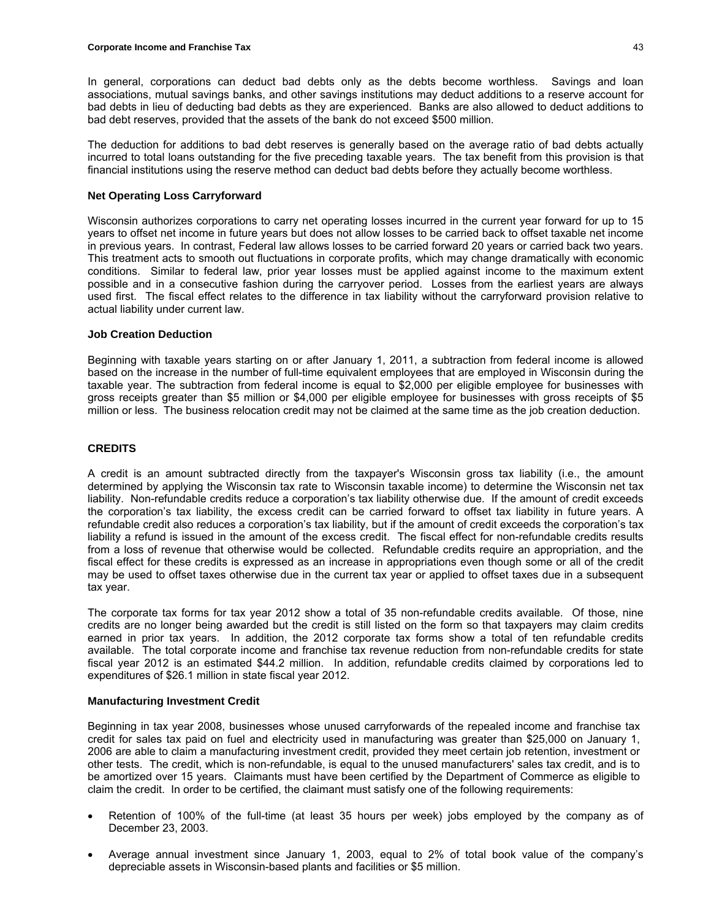In general, corporations can deduct bad debts only as the debts become worthless. Savings and loan associations, mutual savings banks, and other savings institutions may deduct additions to a reserve account for bad debts in lieu of deducting bad debts as they are experienced. Banks are also allowed to deduct additions to bad debt reserves, provided that the assets of the bank do not exceed $500 million.

The deduction for additions to bad debt reserves is generally based on the average ratio of bad debts actually incurred to total loans outstanding for the five preceding taxable years. The tax benefit from this provision is that financial institutions using the reserve method can deduct bad debts before they actually become worthless.

### Net Operating Loss Carryforward

Wisconsin authorizes corporations to carry net operating losses incurred in the current year forward for up to 15 years to offset net income in future years but does not allow losses to be carried back to offset taxable net income in previous years. In contrast, Federal law allows losses to be carried forward 20 years or carried back two years. This treatment acts to smooth out fluctuations in corporate profits, which may change dramatically with economic conditions. Similar to federal law, prior year losses must be applied against income to the maximum extent possible and in a consecutive fashion during the carryover period. Losses from the earliest years are always used first. The fiscal effect relates to the difference in tax liability without the carryforward provision relative to actual liability under current law.

### Job Creation Deduction

Beginning with taxable years starting on or after January 1, 2011, a subtraction from federal income is allowed based on the increase in the number of full-time equivalent employees that are employed in Wisconsin during the taxable year. The subtraction from federal income is equal to $2,000 per eligible employee for businesses with gross receipts greater than $5 million or $4,000 per eligible employee for businesses with gross receipts of $5 million or less. The business relocation credit may not be claimed at the same time as the job creation deduction.

## CREDITS

A credit is an amount subtracted directly from the taxpayer's Wisconsin gross tax liability (i.e., the amount determined by applying the Wisconsin tax rate to Wisconsin taxable income) to determine the Wisconsin net tax liability. Non-refundable credits reduce a corporation's tax liability otherwise due. If the amount of credit exceeds the corporation's tax liability, the excess credit can be carried forward to offset tax liability in future years. A refundable credit also reduces a corporation's tax liability, but if the amount of credit exceeds the corporation's tax liability a refund is issued in the amount of the excess credit. The fiscal effect for non-refundable credits results from a loss of revenue that otherwise would be collected. Refundable credits require an appropriation, and the fiscal effect for these credits is expressed as an increase in appropriations even though some or all of the credit may be used to offset taxes otherwise due in the current tax year or applied to offset taxes due in a subsequent tax year.

The corporate tax forms for tax year 2012 show a total of 35 non-refundable credits available. Of those, nine credits are no longer being awarded but the credit is still listed on the form so that taxpayers may claim credits earned in prior tax years. In addition, the 2012 corporate tax forms show a total of ten refundable credits available. The total corporate income and franchise tax revenue reduction from non-refundable credits for state fiscal year 2012 is an estimated $44.2 million. In addition, refundable credits claimed by corporations led to expenditures of $26.1 million in state fiscal year 2012.

### Manufacturing Investment Credit

Beginning in tax year 2008, businesses whose unused carryforwards of the repealed income and franchise tax credit for sales tax paid on fuel and electricity used in manufacturing was greater than $25,000 on January 1, 2006 are able to claim a manufacturing investment credit, provided they meet certain job retention, investment or other tests. The credit, which is non-refundable, is equal to the unused manufacturers' sales tax credit, and is to be amortized over 15 years. Claimants must have been certified by the Department of Commerce as eligible to claim the credit. In order to be certified, the claimant must satisfy one of the following requirements:

- Retention of 100% of the full-time (at least 35 hours per week) jobs employed by the company as of December 23, 2003.
- Average annual investment since January 1, 2003, equal to 2% of total book value of the company's depreciable assets in Wisconsin-based plants and facilities or $5 million.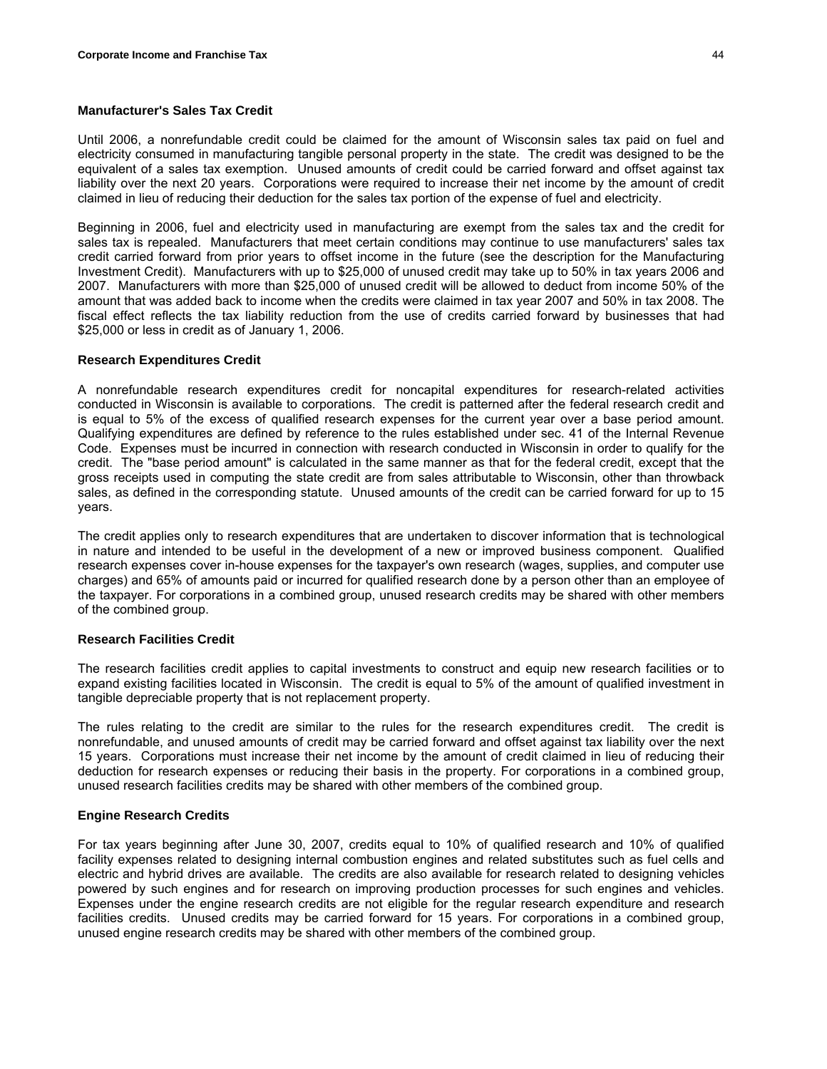### Manufacturer's Sales Tax Credit

Until 2006, a nonrefundable credit could be claimed for the amount of Wisconsin sales tax paid on fuel and electricity consumed in manufacturing tangible personal property in the state. The credit was designed to be the equivalent of a sales tax exemption. Unused amounts of credit could be carried forward and offset against tax liability over the next 20 years. Corporations were required to increase their net income by the amount of credit claimed in lieu of reducing their deduction for the sales tax portion of the expense of fuel and electricity.

Beginning in 2006, fuel and electricity used in manufacturing are exempt from the sales tax and the credit for sales tax is repealed. Manufacturers that meet certain conditions may continue to use manufacturers' sales tax credit carried forward from prior years to offset income in the future (see the description for the Manufacturing Investment Credit). Manufacturers with up to $25,000 of unused credit may take up to 50% in tax years 2006 and 2007. Manufacturers with more than $25,000 of unused credit will be allowed to deduct from income 50% of the amount that was added back to income when the credits were claimed in tax year 2007 and 50% in tax 2008. The fiscal effect reflects the tax liability reduction from the use of credits carried forward by businesses that had $25,000 or less in credit as of January 1, 2006.

### Research Expenditures Credit

A nonrefundable research expenditures credit for noncapital expenditures for research-related activities conducted in Wisconsin is available to corporations. The credit is patterned after the federal research credit and is equal to 5% of the excess of qualified research expenses for the current year over a base period amount. Qualifying expenditures are defined by reference to the rules established under sec. 41 of the Internal Revenue Code. Expenses must be incurred in connection with research conducted in Wisconsin in order to qualify for the credit. The "base period amount" is calculated in the same manner as that for the federal credit, except that the gross receipts used in computing the state credit are from sales attributable to Wisconsin, other than throwback sales, as defined in the corresponding statute. Unused amounts of the credit can be carried forward for up to 15 years.

The credit applies only to research expenditures that are undertaken to discover information that is technological in nature and intended to be useful in the development of a new or improved business component. Qualified research expenses cover in-house expenses for the taxpayer's own research (wages, supplies, and computer use charges) and 65% of amounts paid or incurred for qualified research done by a person other than an employee of the taxpayer. For corporations in a combined group, unused research credits may be shared with other members of the combined group.

### Research Facilities Credit

The research facilities credit applies to capital investments to construct and equip new research facilities or to expand existing facilities located in Wisconsin. The credit is equal to 5% of the amount of qualified investment in tangible depreciable property that is not replacement property.

The rules relating to the credit are similar to the rules for the research expenditures credit. The credit is nonrefundable, and unused amounts of credit may be carried forward and offset against tax liability over the next 15 years. Corporations must increase their net income by the amount of credit claimed in lieu of reducing their deduction for research expenses or reducing their basis in the property. For corporations in a combined group, unused research facilities credits may be shared with other members of the combined group.

### Engine Research Credits

For tax years beginning after June 30, 2007, credits equal to 10% of qualified research and 10% of qualified facility expenses related to designing internal combustion engines and related substitutes such as fuel cells and electric and hybrid drives are available. The credits are also available for research related to designing vehicles powered by such engines and for research on improving production processes for such engines and vehicles. Expenses under the engine research credits are not eligible for the regular research expenditure and research facilities credits. Unused credits may be carried forward for 15 years. For corporations in a combined group, unused engine research credits may be shared with other members of the combined group.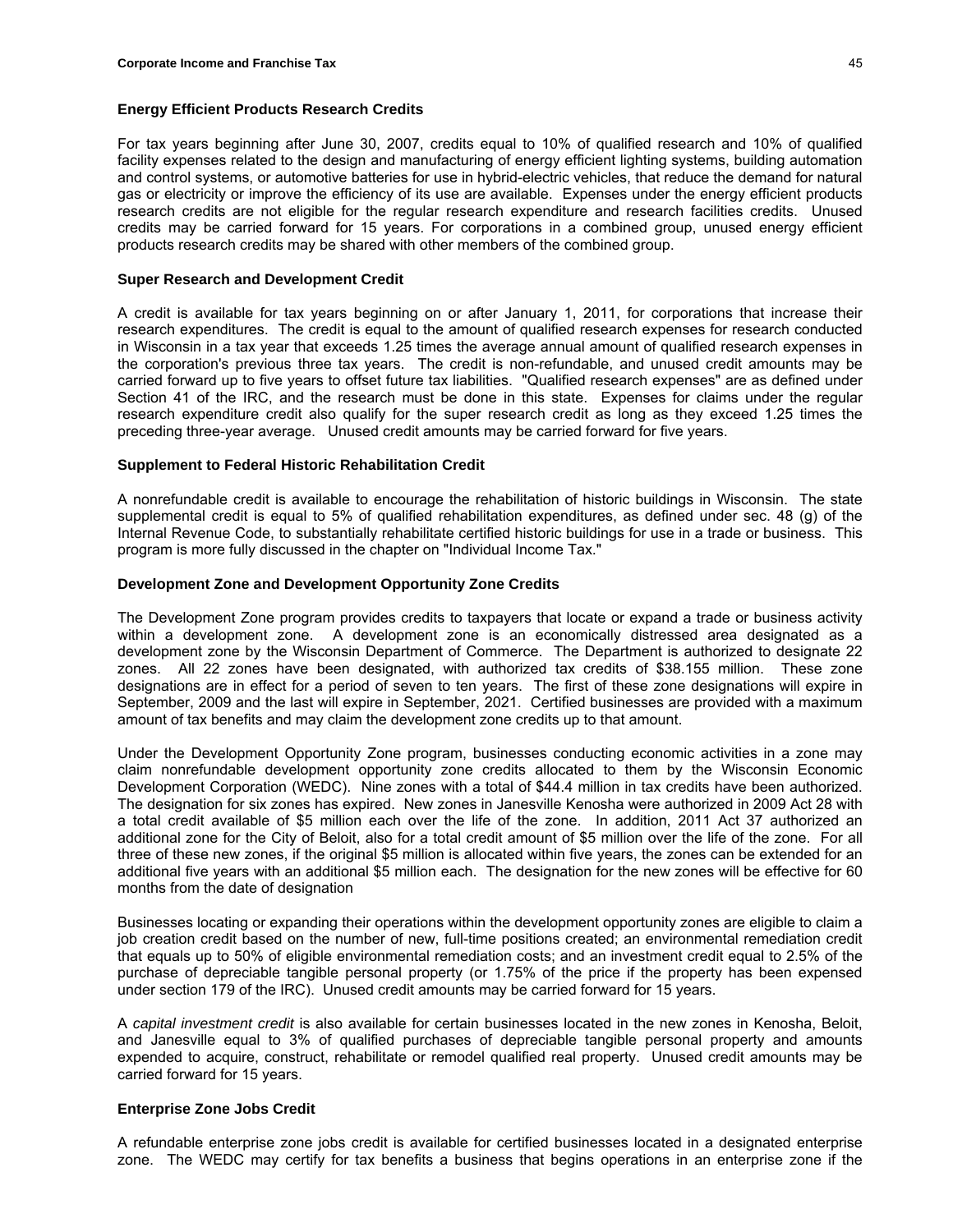### Energy Efficient Products Research Credits

For tax years beginning after June 30, 2007, credits equal to 10% of qualified research and 10% of qualified facility expenses related to the design and manufacturing of energy efficient lighting systems, building automation and control systems, or automotive batteries for use in hybrid-electric vehicles, that reduce the demand for natural gas or electricity or improve the efficiency of its use are available. Expenses under the energy efficient products research credits are not eligible for the regular research expenditure and research facilities credits. Unused credits may be carried forward for 15 years. For corporations in a combined group, unused energy efficient products research credits may be shared with other members of the combined group.

### Super Research and Development Credit

A credit is available for tax years beginning on or after January 1, 2011, for corporations that increase their research expenditures. The credit is equal to the amount of qualified research expenses for research conducted in Wisconsin in a tax year that exceeds 1.25 times the average annual amount of qualified research expenses in the corporation's previous three tax years. The credit is non-refundable, and unused credit amounts may be carried forward up to five years to offset future tax liabilities. "Qualified research expenses" are as defined under Section 41 of the IRC, and the research must be done in this state. Expenses for claims under the regular research expenditure credit also qualify for the super research credit as long as they exceed 1.25 times the preceding three-year average. Unused credit amounts may be carried forward for five years.

### Supplement to Federal Historic Rehabilitation Credit

A nonrefundable credit is available to encourage the rehabilitation of historic buildings in Wisconsin. The state supplemental credit is equal to 5% of qualified rehabilitation expenditures, as defined under sec. 48 (g) of the Internal Revenue Code, to substantially rehabilitate certified historic buildings for use in a trade or business. This program is more fully discussed in the chapter on "Individual Income Tax."

### Development Zone and Development Opportunity Zone Credits

The Development Zone program provides credits to taxpayers that locate or expand a trade or business activity within a development zone. A development zone is an economically distressed area designated as a development zone by the Wisconsin Department of Commerce. The Department is authorized to designate 22 zones. All 22 zones have been designated, with authorized tax credits of $38.155 million. These zone designations are in effect for a period of seven to ten years. The first of these zone designations will expire in September, 2009 and the last will expire in September, 2021. Certified businesses are provided with a maximum amount of tax benefits and may claim the development zone credits up to that amount.

Under the Development Opportunity Zone program, businesses conducting economic activities in a zone may claim nonrefundable development opportunity zone credits allocated to them by the Wisconsin Economic Development Corporation (WEDC). Nine zones with a total of $44.4 million in tax credits have been authorized. The designation for six zones has expired. New zones in Janesville Kenosha were authorized in 2009 Act 28 with a total credit available of $5 million each over the life of the zone. In addition, 2011 Act 37 authorized an additional zone for the City of Beloit, also for a total credit amount of $5 million over the life of the zone. For all three of these new zones, if the original $5 million is allocated within five years, the zones can be extended for an additional five years with an additional $5 million each. The designation for the new zones will be effective for 60 months from the date of designation

Businesses locating or expanding their operations within the development opportunity zones are eligible to claim a job creation credit based on the number of new, full-time positions created; an environmental remediation credit that equals up to 50% of eligible environmental remediation costs; and an investment credit equal to 2.5% of the purchase of depreciable tangible personal property (or 1.75% of the price if the property has been expensed under section 179 of the IRC). Unused credit amounts may be carried forward for 15 years.

A *capital investment credit* is also available for certain businesses located in the new zones in Kenosha, Beloit, and Janesville equal to 3% of qualified purchases of depreciable tangible personal property and amounts expended to acquire, construct, rehabilitate or remodel qualified real property. Unused credit amounts may be carried forward for 15 years.

### Enterprise Zone Jobs Credit

A refundable enterprise zone jobs credit is available for certified businesses located in a designated enterprise zone. The WEDC may certify for tax benefits a business that begins operations in an enterprise zone if the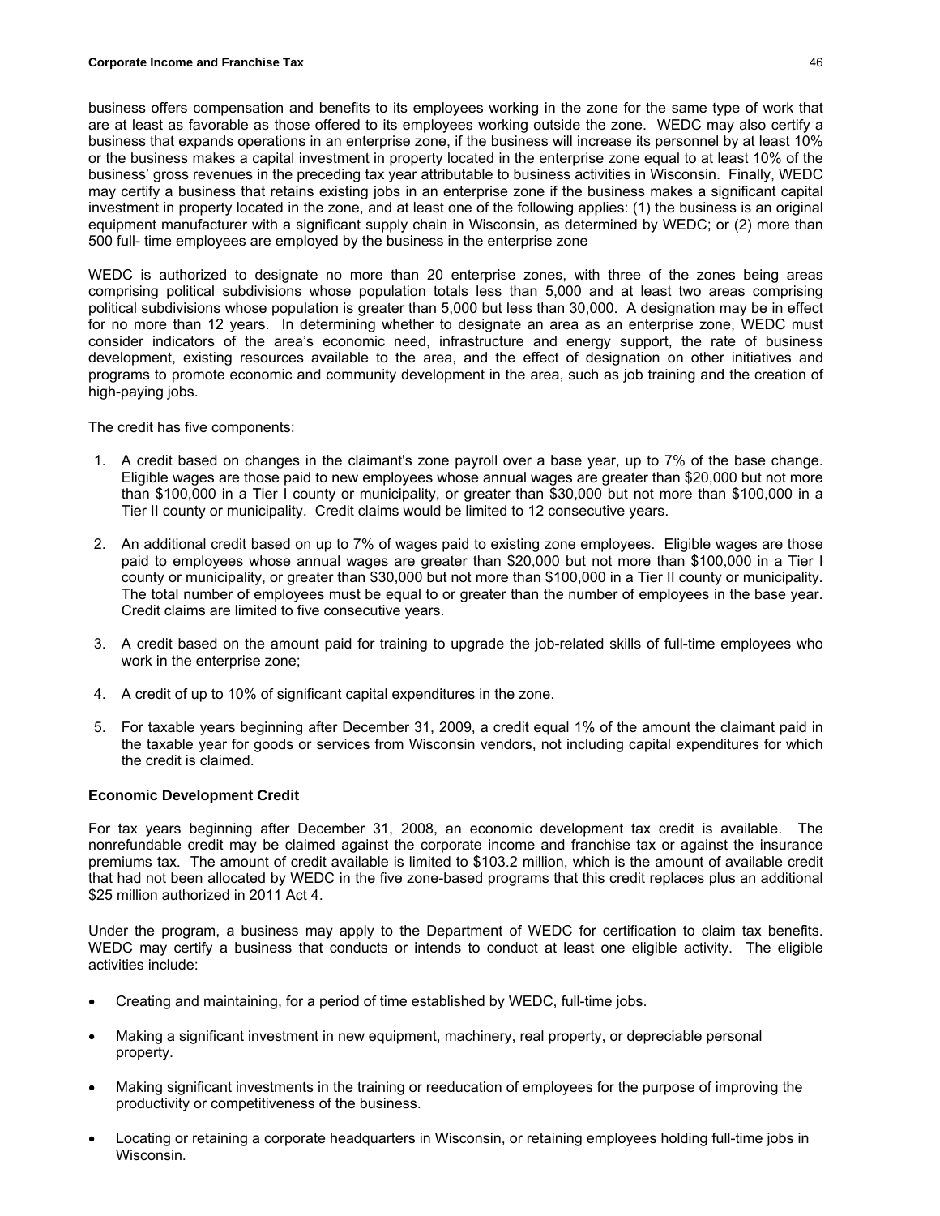business offers compensation and benefits to its employees working in the zone for the same type of work that are at least as favorable as those offered to its employees working outside the zone. WEDC may also certify a business that expands operations in an enterprise zone, if the business will increase its personnel by at least 10% or the business makes a capital investment in property located in the enterprise zone equal to at least 10% of the business' gross revenues in the preceding tax year attributable to business activities in Wisconsin. Finally, WEDC may certify a business that retains existing jobs in an enterprise zone if the business makes a significant capital investment in property located in the zone, and at least one of the following applies: (1) the business is an original equipment manufacturer with a significant supply chain in Wisconsin, as determined by WEDC; or (2) more than 500 full- time employees are employed by the business in the enterprise zone

WEDC is authorized to designate no more than 20 enterprise zones, with three of the zones being areas comprising political subdivisions whose population totals less than 5,000 and at least two areas comprising political subdivisions whose population is greater than 5,000 but less than 30,000. A designation may be in effect for no more than 12 years. In determining whether to designate an area as an enterprise zone, WEDC must consider indicators of the area's economic need, infrastructure and energy support, the rate of business development, existing resources available to the area, and the effect of designation on other initiatives and programs to promote economic and community development in the area, such as job training and the creation of high-paying jobs.

The credit has five components:

1. A credit based on changes in the claimant's zone payroll over a base year, up to 7% of the base change. Eligible wages are those paid to new employees whose annual wages are greater than $20,000 but not more than $100,000 in a Tier I county or municipality, or greater than $30,000 but not more than $100,000 in a Tier II county or municipality. Credit claims would be limited to 12 consecutive years.
2. An additional credit based on up to 7% of wages paid to existing zone employees. Eligible wages are those paid to employees whose annual wages are greater than $20,000 but not more than $100,000 in a Tier I county or municipality, or greater than $30,000 but not more than $100,000 in a Tier II county or municipality. The total number of employees must be equal to or greater than the number of employees in the base year. Credit claims are limited to five consecutive years.
3. A credit based on the amount paid for training to upgrade the job-related skills of full-time employees who work in the enterprise zone;
4. A credit of up to 10% of significant capital expenditures in the zone.
5. For taxable years beginning after December 31, 2009, a credit equal 1% of the amount the claimant paid in the taxable year for goods or services from Wisconsin vendors, not including capital expenditures for which the credit is claimed.

**Economic Development Credit**

For tax years beginning after December 31, 2008, an economic development tax credit is available. The nonrefundable credit may be claimed against the corporate income and franchise tax or against the insurance premiums tax. The amount of credit available is limited to $103.2 million, which is the amount of available credit that had not been allocated by WEDC in the five zone-based programs that this credit replaces plus an additional $25 million authorized in 2011 Act 4.

Under the program, a business may apply to the Department of WEDC for certification to claim tax benefits. WEDC may certify a business that conducts or intends to conduct at least one eligible activity. The eligible activities include:

- Creating and maintaining, for a period of time established by WEDC, full-time jobs.
- Making a significant investment in new equipment, machinery, real property, or depreciable personal property.
- Making significant investments in the training or reeducation of employees for the purpose of improving the productivity or competitiveness of the business.
- Locating or retaining a corporate headquarters in Wisconsin, or retaining employees holding full-time jobs in Wisconsin.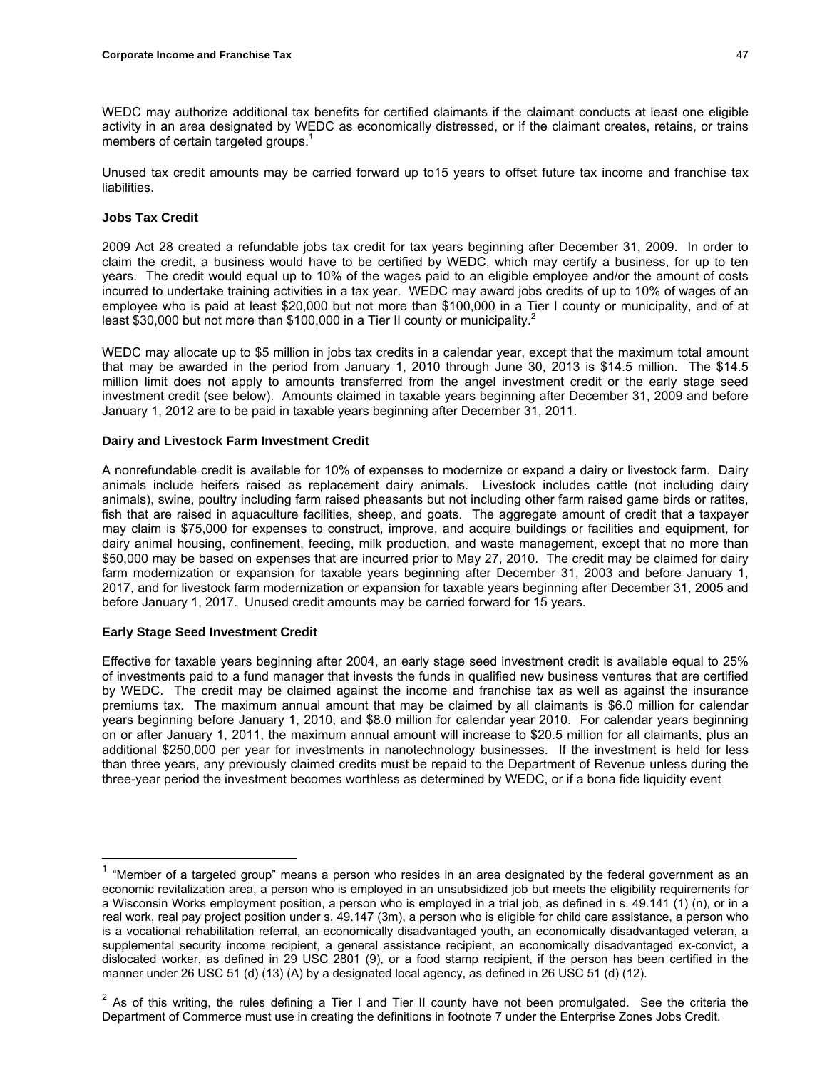WEDC may authorize additional tax benefits for certified claimants if the claimant conducts at least one eligible activity in an area designated by WEDC as economically distressed, or if the claimant creates, retains, or trains members of certain targeted groups.[1]

Unused tax credit amounts may be carried forward up to15 years to offset future tax income and franchise tax liabilities.

**Jobs Tax Credit**

2009 Act 28 created a refundable jobs tax credit for tax years beginning after December 31, 2009. In order to claim the credit, a business would have to be certified by WEDC, which may certify a business, for up to ten years. The credit would equal up to 10% of the wages paid to an eligible employee and/or the amount of costs incurred to undertake training activities in a tax year. WEDC may award jobs credits of up to 10% of wages of an employee who is paid at least $20,000 but not more than $100,000 in a Tier I county or municipality, and of at least $30,000 but not more than $100,000 in a Tier II county or municipality.[2]

WEDC may allocate up to $5 million in jobs tax credits in a calendar year, except that the maximum total amount that may be awarded in the period from January 1, 2010 through June 30, 2013 is $14.5 million. The $14.5 million limit does not apply to amounts transferred from the angel investment credit or the early stage seed investment credit (see below). Amounts claimed in taxable years beginning after December 31, 2009 and before January 1, 2012 are to be paid in taxable years beginning after December 31, 2011.

**Dairy and Livestock Farm Investment Credit**

A nonrefundable credit is available for 10% of expenses to modernize or expand a dairy or livestock farm. Dairy animals include heifers raised as replacement dairy animals. Livestock includes cattle (not including dairy animals), swine, poultry including farm raised pheasants but not including other farm raised game birds or ratites, fish that are raised in aquaculture facilities, sheep, and goats. The aggregate amount of credit that a taxpayer may claim is $75,000 for expenses to construct, improve, and acquire buildings or facilities and equipment, for dairy animal housing, confinement, feeding, milk production, and waste management, except that no more than $50,000 may be based on expenses that are incurred prior to May 27, 2010. The credit may be claimed for dairy farm modernization or expansion for taxable years beginning after December 31, 2003 and before January 1, 2017, and for livestock farm modernization or expansion for taxable years beginning after December 31, 2005 and before January 1, 2017. Unused credit amounts may be carried forward for 15 years.

**Early Stage Seed Investment Credit**

Effective for taxable years beginning after 2004, an early stage seed investment credit is available equal to 25% of investments paid to a fund manager that invests the funds in qualified new business ventures that are certified by WEDC. The credit may be claimed against the income and franchise tax as well as against the insurance premiums tax. The maximum annual amount that may be claimed by all claimants is $6.0 million for calendar years beginning before January 1, 2010, and $8.0 million for calendar year 2010. For calendar years beginning on or after January 1, 2011, the maximum annual amount will increase to $20.5 million for all claimants, plus an additional $250,000 per year for investments in nanotechnology businesses. If the investment is held for less than three years, any previously claimed credits must be repaid to the Department of Revenue unless during the three-year period the investment becomes worthless as determined by WEDC, or if a bona fide liquidity event

---

[1] "Member of a targeted group" means a person who resides in an area designated by the federal government as an economic revitalization area, a person who is employed in an unsubsidized job but meets the eligibility requirements for a Wisconsin Works employment position, a person who is employed in a trial job, as defined in s. 49.141 (1) (n), or in a real work, real pay project position under s. 49.147 (3m), a person who is eligible for child care assistance, a person who is a vocational rehabilitation referral, an economically disadvantaged youth, an economically disadvantaged veteran, a supplemental security income recipient, a general assistance recipient, an economically disadvantaged ex-convict, a dislocated worker, as defined in 29 USC 2801 (9), or a food stamp recipient, if the person has been certified in the manner under 26 USC 51 (d) (13) (A) by a designated local agency, as defined in 26 USC 51 (d) (12).

[2] As of this writing, the rules defining a Tier I and Tier II county have not been promulgated. See the criteria the Department of Commerce must use in creating the definitions in footnote 7 under the Enterprise Zones Jobs Credit.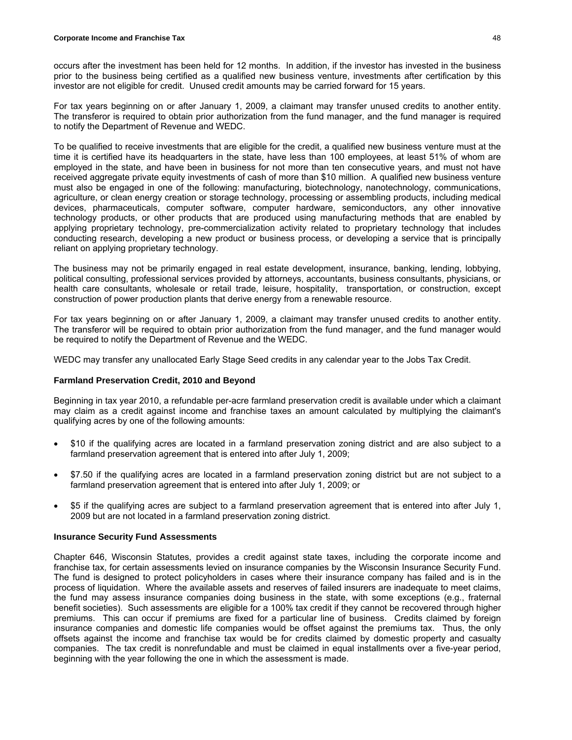occurs after the investment has been held for 12 months. In addition, if the investor has invested in the business prior to the business being certified as a qualified new business venture, investments after certification by this investor are not eligible for credit. Unused credit amounts may be carried forward for 15 years.

For tax years beginning on or after January 1, 2009, a claimant may transfer unused credits to another entity. The transferor is required to obtain prior authorization from the fund manager, and the fund manager is required to notify the Department of Revenue and WEDC.

To be qualified to receive investments that are eligible for the credit, a qualified new business venture must at the time it is certified have its headquarters in the state, have less than 100 employees, at least 51% of whom are employed in the state, and have been in business for not more than ten consecutive years, and must not have received aggregate private equity investments of cash of more than $10 million. A qualified new business venture must also be engaged in one of the following: manufacturing, biotechnology, nanotechnology, communications, agriculture, or clean energy creation or storage technology, processing or assembling products, including medical devices, pharmaceuticals, computer software, computer hardware, semiconductors, any other innovative technology products, or other products that are produced using manufacturing methods that are enabled by applying proprietary technology, pre-commercialization activity related to proprietary technology that includes conducting research, developing a new product or business process, or developing a service that is principally reliant on applying proprietary technology.

The business may not be primarily engaged in real estate development, insurance, banking, lending, lobbying, political consulting, professional services provided by attorneys, accountants, business consultants, physicians, or health care consultants, wholesale or retail trade, leisure, hospitality, transportation, or construction, except construction of power production plants that derive energy from a renewable resource.

For tax years beginning on or after January 1, 2009, a claimant may transfer unused credits to another entity. The transferor will be required to obtain prior authorization from the fund manager, and the fund manager would be required to notify the Department of Revenue and the WEDC.

WEDC may transfer any unallocated Early Stage Seed credits in any calendar year to the Jobs Tax Credit.

### Farmland Preservation Credit, 2010 and Beyond

Beginning in tax year 2010, a refundable per-acre farmland preservation credit is available under which a claimant may claim as a credit against income and franchise taxes an amount calculated by multiplying the claimant's qualifying acres by one of the following amounts:

- $10 if the qualifying acres are located in a farmland preservation zoning district and are also subject to a farmland preservation agreement that is entered into after July 1, 2009;
- $7.50 if the qualifying acres are located in a farmland preservation zoning district but are not subject to a farmland preservation agreement that is entered into after July 1, 2009; or
- $5 if the qualifying acres are subject to a farmland preservation agreement that is entered into after July 1, 2009 but are not located in a farmland preservation zoning district.

### Insurance Security Fund Assessments

Chapter 646, Wisconsin Statutes, provides a credit against state taxes, including the corporate income and franchise tax, for certain assessments levied on insurance companies by the Wisconsin Insurance Security Fund. The fund is designed to protect policyholders in cases where their insurance company has failed and is in the process of liquidation. Where the available assets and reserves of failed insurers are inadequate to meet claims, the fund may assess insurance companies doing business in the state, with some exceptions (e.g., fraternal benefit societies). Such assessments are eligible for a 100% tax credit if they cannot be recovered through higher premiums. This can occur if premiums are fixed for a particular line of business. Credits claimed by foreign insurance companies and domestic life companies would be offset against the premiums tax. Thus, the only offsets against the income and franchise tax would be for credits claimed by domestic property and casualty companies. The tax credit is nonrefundable and must be claimed in equal installments over a five-year period, beginning with the year following the one in which the assessment is made.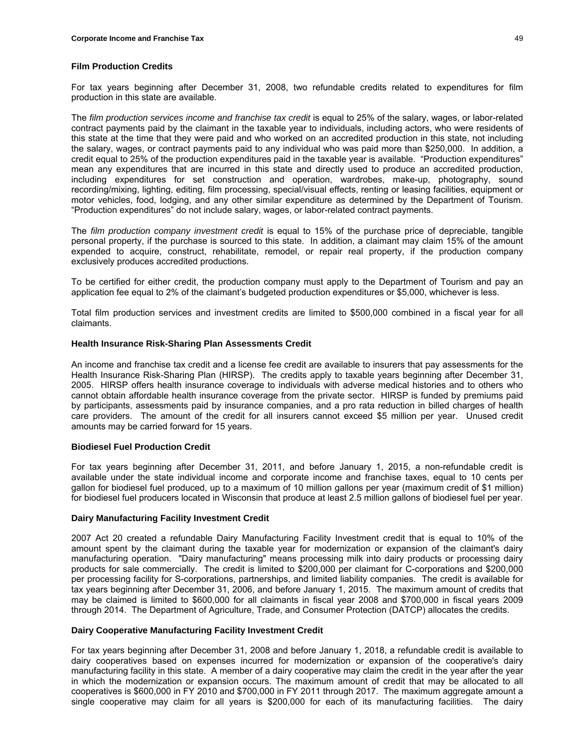### Film Production Credits

For tax years beginning after December 31, 2008, two refundable credits related to expenditures for film production in this state are available.

The *film production services income and franchise tax credit* is equal to 25% of the salary, wages, or labor-related contract payments paid by the claimant in the taxable year to individuals, including actors, who were residents of this state at the time that they were paid and who worked on an accredited production in this state, not including the salary, wages, or contract payments paid to any individual who was paid more than $250,000. In addition, a credit equal to 25% of the production expenditures paid in the taxable year is available. "Production expenditures" mean any expenditures that are incurred in this state and directly used to produce an accredited production, including expenditures for set construction and operation, wardrobes, make-up, photography, sound recording/mixing, lighting, editing, film processing, special/visual effects, renting or leasing facilities, equipment or motor vehicles, food, lodging, and any other similar expenditure as determined by the Department of Tourism. "Production expenditures" do not include salary, wages, or labor-related contract payments.

The *film production company investment credit* is equal to 15% of the purchase price of depreciable, tangible personal property, if the purchase is sourced to this state. In addition, a claimant may claim 15% of the amount expended to acquire, construct, rehabilitate, remodel, or repair real property, if the production company exclusively produces accredited productions.

To be certified for either credit, the production company must apply to the Department of Tourism and pay an application fee equal to 2% of the claimant's budgeted production expenditures or $5,000, whichever is less.

Total film production services and investment credits are limited to $500,000 combined in a fiscal year for all claimants.

### Health Insurance Risk-Sharing Plan Assessments Credit

An income and franchise tax credit and a license fee credit are available to insurers that pay assessments for the Health Insurance Risk-Sharing Plan (HIRSP). The credits apply to taxable years beginning after December 31, 2005. HIRSP offers health insurance coverage to individuals with adverse medical histories and to others who cannot obtain affordable health insurance coverage from the private sector. HIRSP is funded by premiums paid by participants, assessments paid by insurance companies, and a pro rata reduction in billed charges of health care providers. The amount of the credit for all insurers cannot exceed $5 million per year. Unused credit amounts may be carried forward for 15 years.

### Biodiesel Fuel Production Credit

For tax years beginning after December 31, 2011, and before January 1, 2015, a non-refundable credit is available under the state individual income and corporate income and franchise taxes, equal to 10 cents per gallon for biodiesel fuel produced, up to a maximum of 10 million gallons per year (maximum credit of $1 million) for biodiesel fuel producers located in Wisconsin that produce at least 2.5 million gallons of biodiesel fuel per year.

### Dairy Manufacturing Facility Investment Credit

2007 Act 20 created a refundable Dairy Manufacturing Facility Investment credit that is equal to 10% of the amount spent by the claimant during the taxable year for modernization or expansion of the claimant's dairy manufacturing operation. "Dairy manufacturing" means processing milk into dairy products or processing dairy products for sale commercially. The credit is limited to $200,000 per claimant for C-corporations and $200,000 per processing facility for S-corporations, partnerships, and limited liability companies. The credit is available for tax years beginning after December 31, 2006, and before January 1, 2015. The maximum amount of credits that may be claimed is limited to $600,000 for all claimants in fiscal year 2008 and $700,000 in fiscal years 2009 through 2014. The Department of Agriculture, Trade, and Consumer Protection (DATCP) allocates the credits.

### Dairy Cooperative Manufacturing Facility Investment Credit

For tax years beginning after December 31, 2008 and before January 1, 2018, a refundable credit is available to dairy cooperatives based on expenses incurred for modernization or expansion of the cooperative's dairy manufacturing facility in this state. A member of a dairy cooperative may claim the credit in the year after the year in which the modernization or expansion occurs. The maximum amount of credit that may be allocated to all cooperatives is $600,000 in FY 2010 and $700,000 in FY 2011 through 2017. The maximum aggregate amount a single cooperative may claim for all years is $200,000 for each of its manufacturing facilities. The dairy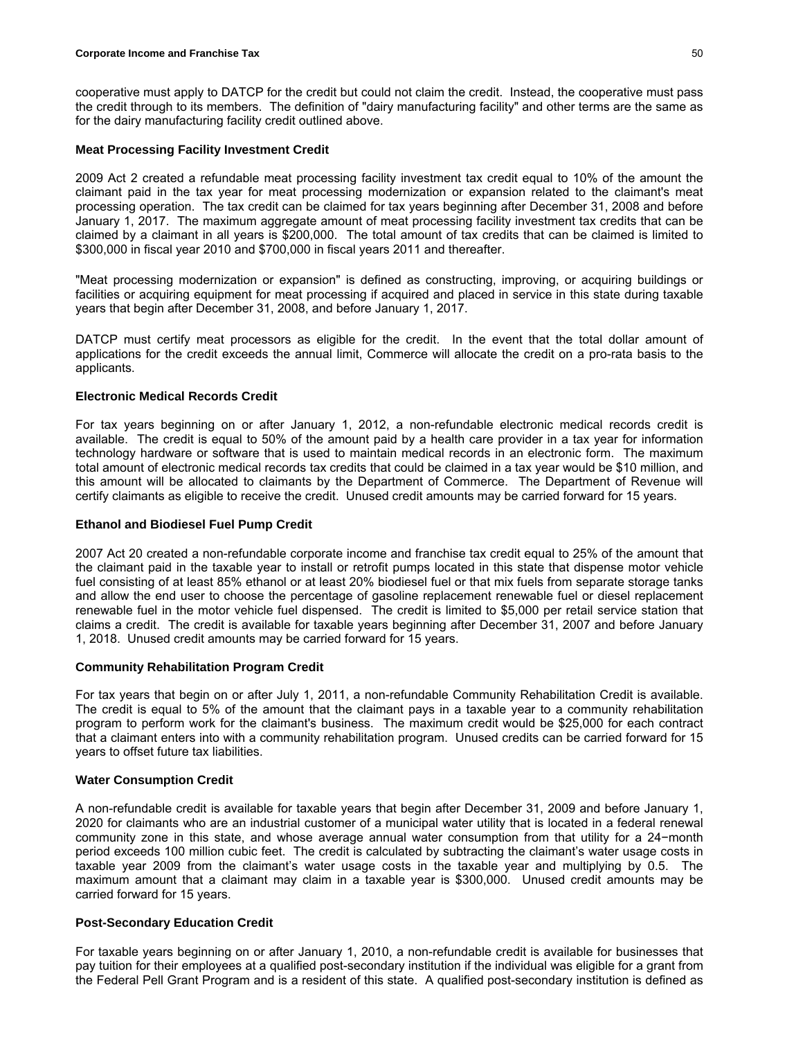cooperative must apply to DATCP for the credit but could not claim the credit. Instead, the cooperative must pass the credit through to its members. The definition of "dairy manufacturing facility" and other terms are the same as for the dairy manufacturing facility credit outlined above.

**Meat Processing Facility Investment Credit**

2009 Act 2 created a refundable meat processing facility investment tax credit equal to 10% of the amount the claimant paid in the tax year for meat processing modernization or expansion related to the claimant's meat processing operation. The tax credit can be claimed for tax years beginning after December 31, 2008 and before January 1, 2017. The maximum aggregate amount of meat processing facility investment tax credits that can be claimed by a claimant in all years is $200,000. The total amount of tax credits that can be claimed is limited to $300,000 in fiscal year 2010 and $700,000 in fiscal years 2011 and thereafter.

"Meat processing modernization or expansion" is defined as constructing, improving, or acquiring buildings or facilities or acquiring equipment for meat processing if acquired and placed in service in this state during taxable years that begin after December 31, 2008, and before January 1, 2017.

DATCP must certify meat processors as eligible for the credit. In the event that the total dollar amount of applications for the credit exceeds the annual limit, Commerce will allocate the credit on a pro-rata basis to the applicants.

**Electronic Medical Records Credit**

For tax years beginning on or after January 1, 2012, a non-refundable electronic medical records credit is available. The credit is equal to 50% of the amount paid by a health care provider in a tax year for information technology hardware or software that is used to maintain medical records in an electronic form. The maximum total amount of electronic medical records tax credits that could be claimed in a tax year would be $10 million, and this amount will be allocated to claimants by the Department of Commerce. The Department of Revenue will certify claimants as eligible to receive the credit. Unused credit amounts may be carried forward for 15 years.

**Ethanol and Biodiesel Fuel Pump Credit**

2007 Act 20 created a non-refundable corporate income and franchise tax credit equal to 25% of the amount that the claimant paid in the taxable year to install or retrofit pumps located in this state that dispense motor vehicle fuel consisting of at least 85% ethanol or at least 20% biodiesel fuel or that mix fuels from separate storage tanks and allow the end user to choose the percentage of gasoline replacement renewable fuel or diesel replacement renewable fuel in the motor vehicle fuel dispensed. The credit is limited to $5,000 per retail service station that claims a credit. The credit is available for taxable years beginning after December 31, 2007 and before January 1, 2018. Unused credit amounts may be carried forward for 15 years.

**Community Rehabilitation Program Credit**

For tax years that begin on or after July 1, 2011, a non-refundable Community Rehabilitation Credit is available. The credit is equal to 5% of the amount that the claimant pays in a taxable year to a community rehabilitation program to perform work for the claimant's business. The maximum credit would be $25,000 for each contract that a claimant enters into with a community rehabilitation program. Unused credits can be carried forward for 15 years to offset future tax liabilities.

**Water Consumption Credit**

A non-refundable credit is available for taxable years that begin after December 31, 2009 and before January 1, 2020 for claimants who are an industrial customer of a municipal water utility that is located in a federal renewal community zone in this state, and whose average annual water consumption from that utility for a 24−month period exceeds 100 million cubic feet. The credit is calculated by subtracting the claimant's water usage costs in taxable year 2009 from the claimant's water usage costs in the taxable year and multiplying by 0.5. The maximum amount that a claimant may claim in a taxable year is $300,000. Unused credit amounts may be carried forward for 15 years.

**Post-Secondary Education Credit**

For taxable years beginning on or after January 1, 2010, a non-refundable credit is available for businesses that pay tuition for their employees at a qualified post-secondary institution if the individual was eligible for a grant from the Federal Pell Grant Program and is a resident of this state. A qualified post-secondary institution is defined as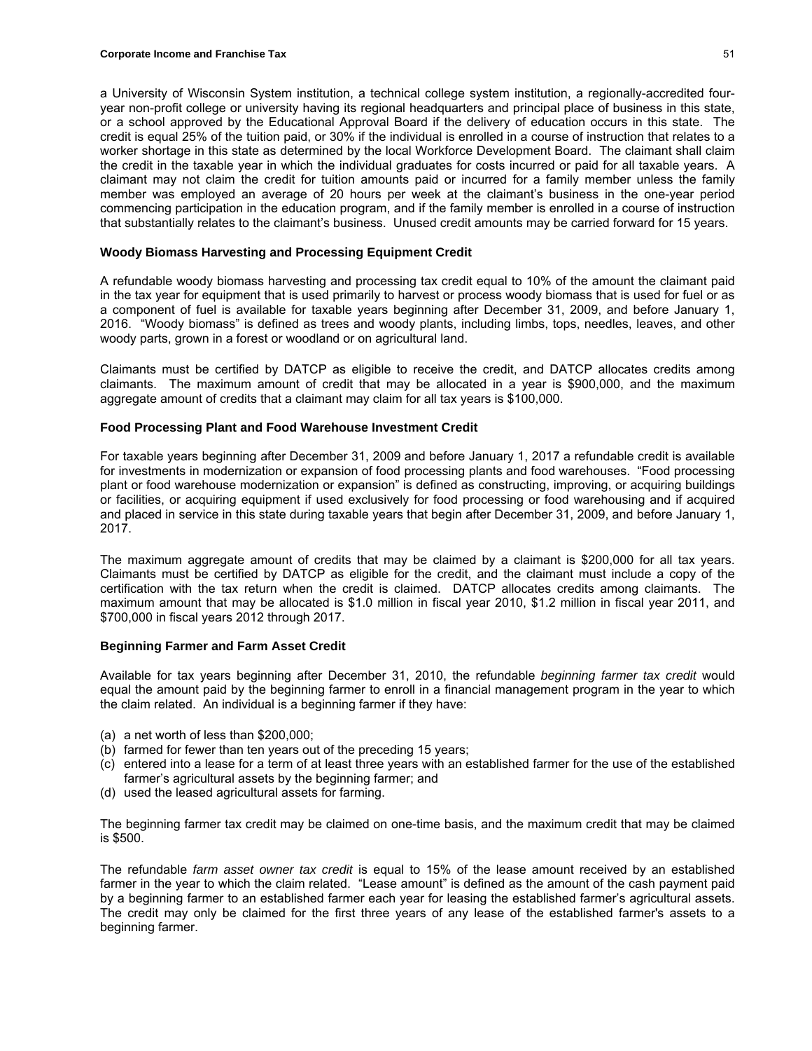a University of Wisconsin System institution, a technical college system institution, a regionally-accredited four-year non-profit college or university having its regional headquarters and principal place of business in this state, or a school approved by the Educational Approval Board if the delivery of education occurs in this state. The credit is equal 25% of the tuition paid, or 30% if the individual is enrolled in a course of instruction that relates to a worker shortage in this state as determined by the local Workforce Development Board. The claimant shall claim the credit in the taxable year in which the individual graduates for costs incurred or paid for all taxable years. A claimant may not claim the credit for tuition amounts paid or incurred for a family member unless the family member was employed an average of 20 hours per week at the claimant's business in the one-year period commencing participation in the education program, and if the family member is enrolled in a course of instruction that substantially relates to the claimant's business. Unused credit amounts may be carried forward for 15 years.

### Woody Biomass Harvesting and Processing Equipment Credit

A refundable woody biomass harvesting and processing tax credit equal to 10% of the amount the claimant paid in the tax year for equipment that is used primarily to harvest or process woody biomass that is used for fuel or as a component of fuel is available for taxable years beginning after December 31, 2009, and before January 1, 2016. "Woody biomass" is defined as trees and woody plants, including limbs, tops, needles, leaves, and other woody parts, grown in a forest or woodland or on agricultural land.

Claimants must be certified by DATCP as eligible to receive the credit, and DATCP allocates credits among claimants. The maximum amount of credit that may be allocated in a year is $900,000, and the maximum aggregate amount of credits that a claimant may claim for all tax years is $100,000.

### Food Processing Plant and Food Warehouse Investment Credit

For taxable years beginning after December 31, 2009 and before January 1, 2017 a refundable credit is available for investments in modernization or expansion of food processing plants and food warehouses. "Food processing plant or food warehouse modernization or expansion" is defined as constructing, improving, or acquiring buildings or facilities, or acquiring equipment if used exclusively for food processing or food warehousing and if acquired and placed in service in this state during taxable years that begin after December 31, 2009, and before January 1, 2017.

The maximum aggregate amount of credits that may be claimed by a claimant is $200,000 for all tax years. Claimants must be certified by DATCP as eligible for the credit, and the claimant must include a copy of the certification with the tax return when the credit is claimed. DATCP allocates credits among claimants. The maximum amount that may be allocated is $1.0 million in fiscal year 2010, $1.2 million in fiscal year 2011, and $700,000 in fiscal years 2012 through 2017.

### Beginning Farmer and Farm Asset Credit

Available for tax years beginning after December 31, 2010, the refundable *beginning farmer tax credit* would equal the amount paid by the beginning farmer to enroll in a financial management program in the year to which the claim related. An individual is a beginning farmer if they have:

(a) a net worth of less than $200,000;
(b) farmed for fewer than ten years out of the preceding 15 years;
(c) entered into a lease for a term of at least three years with an established farmer for the use of the established farmer's agricultural assets by the beginning farmer; and
(d) used the leased agricultural assets for farming.

The beginning farmer tax credit may be claimed on one-time basis, and the maximum credit that may be claimed is $500.

The refundable *farm asset owner tax credit* is equal to 15% of the lease amount received by an established farmer in the year to which the claim related. "Lease amount" is defined as the amount of the cash payment paid by a beginning farmer to an established farmer each year for leasing the established farmer's agricultural assets. The credit may only be claimed for the first three years of any lease of the established farmer's assets to a beginning farmer.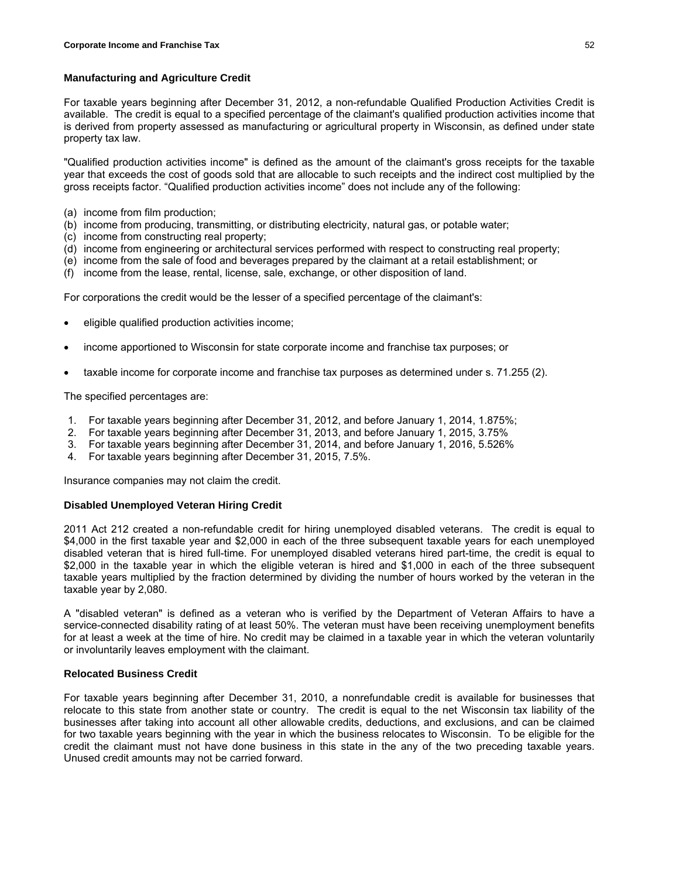### Manufacturing and Agriculture Credit

For taxable years beginning after December 31, 2012, a non-refundable Qualified Production Activities Credit is available. The credit is equal to a specified percentage of the claimant's qualified production activities income that is derived from property assessed as manufacturing or agricultural property in Wisconsin, as defined under state property tax law.

"Qualified production activities income" is defined as the amount of the claimant's gross receipts for the taxable year that exceeds the cost of goods sold that are allocable to such receipts and the indirect cost multiplied by the gross receipts factor. "Qualified production activities income" does not include any of the following:

(a) income from film production;
(b) income from producing, transmitting, or distributing electricity, natural gas, or potable water;
(c) income from constructing real property;
(d) income from engineering or architectural services performed with respect to constructing real property;
(e) income from the sale of food and beverages prepared by the claimant at a retail establishment; or
(f) income from the lease, rental, license, sale, exchange, or other disposition of land.

For corporations the credit would be the lesser of a specified percentage of the claimant's:

- eligible qualified production activities income;
- income apportioned to Wisconsin for state corporate income and franchise tax purposes; or
- taxable income for corporate income and franchise tax purposes as determined under s. 71.255 (2).

The specified percentages are:

1. For taxable years beginning after December 31, 2012, and before January 1, 2014, 1.875%;
2. For taxable years beginning after December 31, 2013, and before January 1, 2015, 3.75%
3. For taxable years beginning after December 31, 2014, and before January 1, 2016, 5.526%
4. For taxable years beginning after December 31, 2015, 7.5%.

Insurance companies may not claim the credit.

### Disabled Unemployed Veteran Hiring Credit

2011 Act 212 created a non-refundable credit for hiring unemployed disabled veterans. The credit is equal to $4,000 in the first taxable year and $2,000 in each of the three subsequent taxable years for each unemployed disabled veteran that is hired full-time. For unemployed disabled veterans hired part-time, the credit is equal to $2,000 in the taxable year in which the eligible veteran is hired and $1,000 in each of the three subsequent taxable years multiplied by the fraction determined by dividing the number of hours worked by the veteran in the taxable year by 2,080.

A "disabled veteran" is defined as a veteran who is verified by the Department of Veteran Affairs to have a service-connected disability rating of at least 50%. The veteran must have been receiving unemployment benefits for at least a week at the time of hire. No credit may be claimed in a taxable year in which the veteran voluntarily or involuntarily leaves employment with the claimant.

### Relocated Business Credit

For taxable years beginning after December 31, 2010, a nonrefundable credit is available for businesses that relocate to this state from another state or country. The credit is equal to the net Wisconsin tax liability of the businesses after taking into account all other allowable credits, deductions, and exclusions, and can be claimed for two taxable years beginning with the year in which the business relocates to Wisconsin. To be eligible for the credit the claimant must not have done business in this state in the any of the two preceding taxable years. Unused credit amounts may not be carried forward.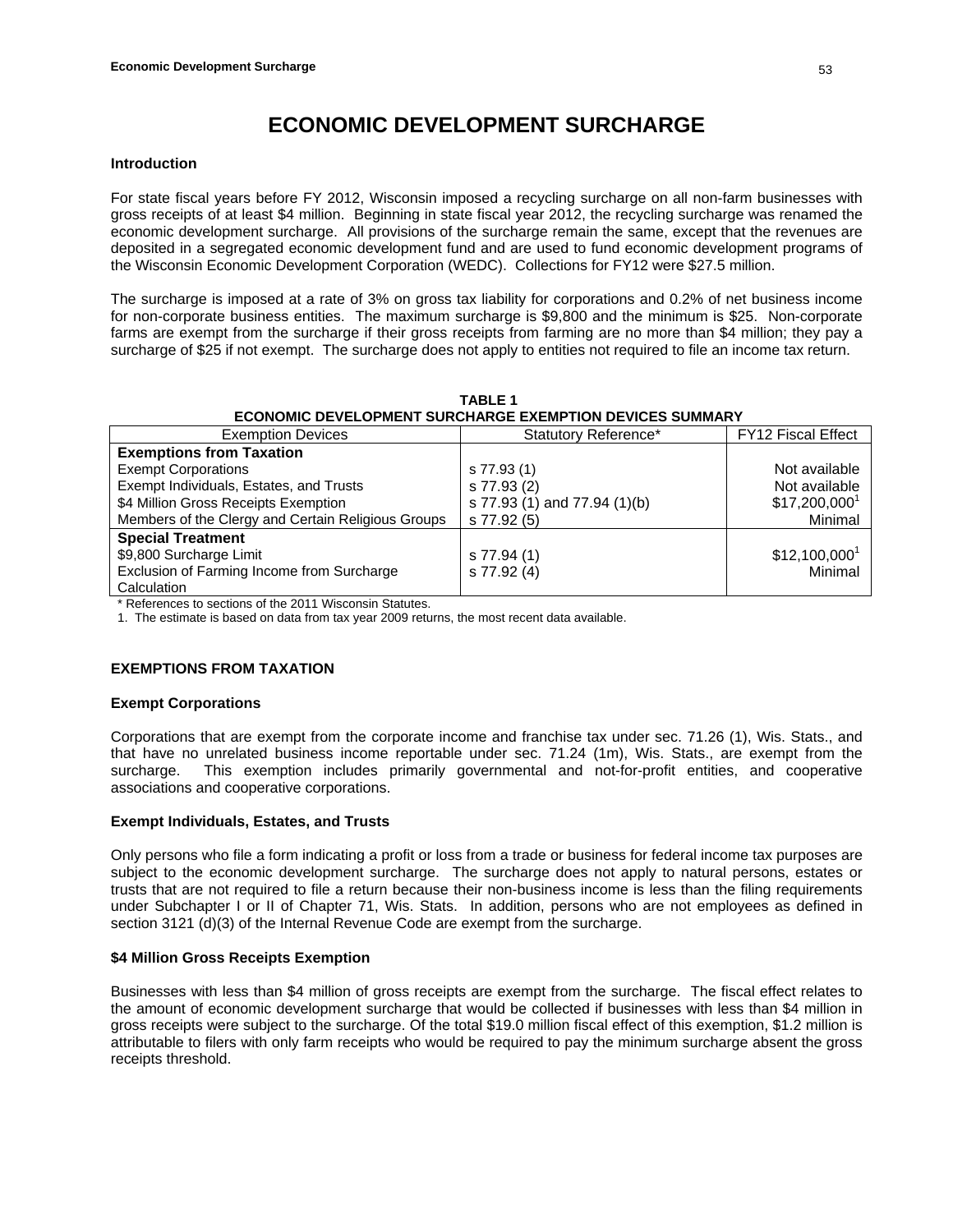# ECONOMIC DEVELOPMENT SURCHARGE

**Introduction**

For state fiscal years before FY 2012, Wisconsin imposed a recycling surcharge on all non-farm businesses with gross receipts of at least $4 million. Beginning in state fiscal year 2012, the recycling surcharge was renamed the economic development surcharge. All provisions of the surcharge remain the same, except that the revenues are deposited in a segregated economic development fund and are used to fund economic development programs of the Wisconsin Economic Development Corporation (WEDC). Collections for FY12 were $27.5 million.

The surcharge is imposed at a rate of 3% on gross tax liability for corporations and 0.2% of net business income for non-corporate business entities. The maximum surcharge is $9,800 and the minimum is $25. Non-corporate farms are exempt from the surcharge if their gross receipts from farming are no more than $4 million; they pay a surcharge of $25 if not exempt. The surcharge does not apply to entities not required to file an income tax return.

**TABLE 1**
**ECONOMIC DEVELOPMENT SURCHARGE EXEMPTION DEVICES SUMMARY**

| Exemption Devices | Statutory Reference* | FY12 Fiscal Effect |
|---|---|---|
| **Exemptions from Taxation** | | |
| Exempt Corporations | s 77.93 (1) | Not available |
| Exempt Individuals, Estates, and Trusts | s 77.93 (2) | Not available |
| $4 Million Gross Receipts Exemption | s 77.93 (1) and 77.94 (1)(b) | $17,200,000[1] |
| Members of the Clergy and Certain Religious Groups | s 77.92 (5) | Minimal |
| **Special Treatment** | | |
| $9,800 Surcharge Limit | s 77.94 (1) | $12,100,000[1] |
| Exclusion of Farming Income from Surcharge Calculation | s 77.92 (4) | Minimal |

\* References to sections of the 2011 Wisconsin Statutes.

1. The estimate is based on data from tax year 2009 returns, the most recent data available.

## EXEMPTIONS FROM TAXATION

**Exempt Corporations**

Corporations that are exempt from the corporate income and franchise tax under sec. 71.26 (1), Wis. Stats., and that have no unrelated business income reportable under sec. 71.24 (1m), Wis. Stats., are exempt from the surcharge. This exemption includes primarily governmental and not-for-profit entities, and cooperative associations and cooperative corporations.

**Exempt Individuals, Estates, and Trusts**

Only persons who file a form indicating a profit or loss from a trade or business for federal income tax purposes are subject to the economic development surcharge. The surcharge does not apply to natural persons, estates or trusts that are not required to file a return because their non-business income is less than the filing requirements under Subchapter I or II of Chapter 71, Wis. Stats. In addition, persons who are not employees as defined in section 3121 (d)(3) of the Internal Revenue Code are exempt from the surcharge.

**$4 Million Gross Receipts Exemption**

Businesses with less than $4 million of gross receipts are exempt from the surcharge. The fiscal effect relates to the amount of economic development surcharge that would be collected if businesses with less than $4 million in gross receipts were subject to the surcharge. Of the total $19.0 million fiscal effect of this exemption, $1.2 million is attributable to filers with only farm receipts who would be required to pay the minimum surcharge absent the gross receipts threshold.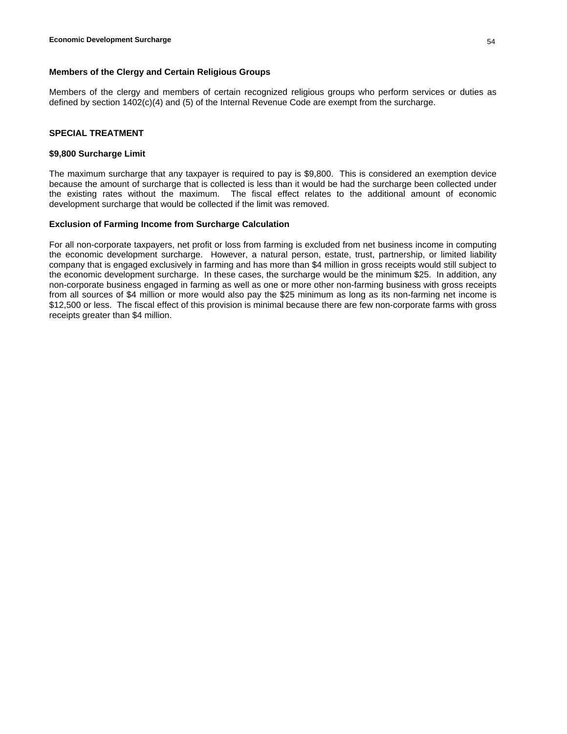**Members of the Clergy and Certain Religious Groups**

Members of the clergy and members of certain recognized religious groups who perform services or duties as defined by section 1402(c)(4) and (5) of the Internal Revenue Code are exempt from the surcharge.

## SPECIAL TREATMENT

**$9,800 Surcharge Limit**

The maximum surcharge that any taxpayer is required to pay is $9,800. This is considered an exemption device because the amount of surcharge that is collected is less than it would be had the surcharge been collected under the existing rates without the maximum. The fiscal effect relates to the additional amount of economic development surcharge that would be collected if the limit was removed.

**Exclusion of Farming Income from Surcharge Calculation**

For all non-corporate taxpayers, net profit or loss from farming is excluded from net business income in computing the economic development surcharge. However, a natural person, estate, trust, partnership, or limited liability company that is engaged exclusively in farming and has more than $4 million in gross receipts would still subject to the economic development surcharge. In these cases, the surcharge would be the minimum $25. In addition, any non-corporate business engaged in farming as well as one or more other non-farming business with gross receipts from all sources of $4 million or more would also pay the $25 minimum as long as its non-farming net income is $12,500 or less. The fiscal effect of this provision is minimal because there are few non-corporate farms with gross receipts greater than $4 million.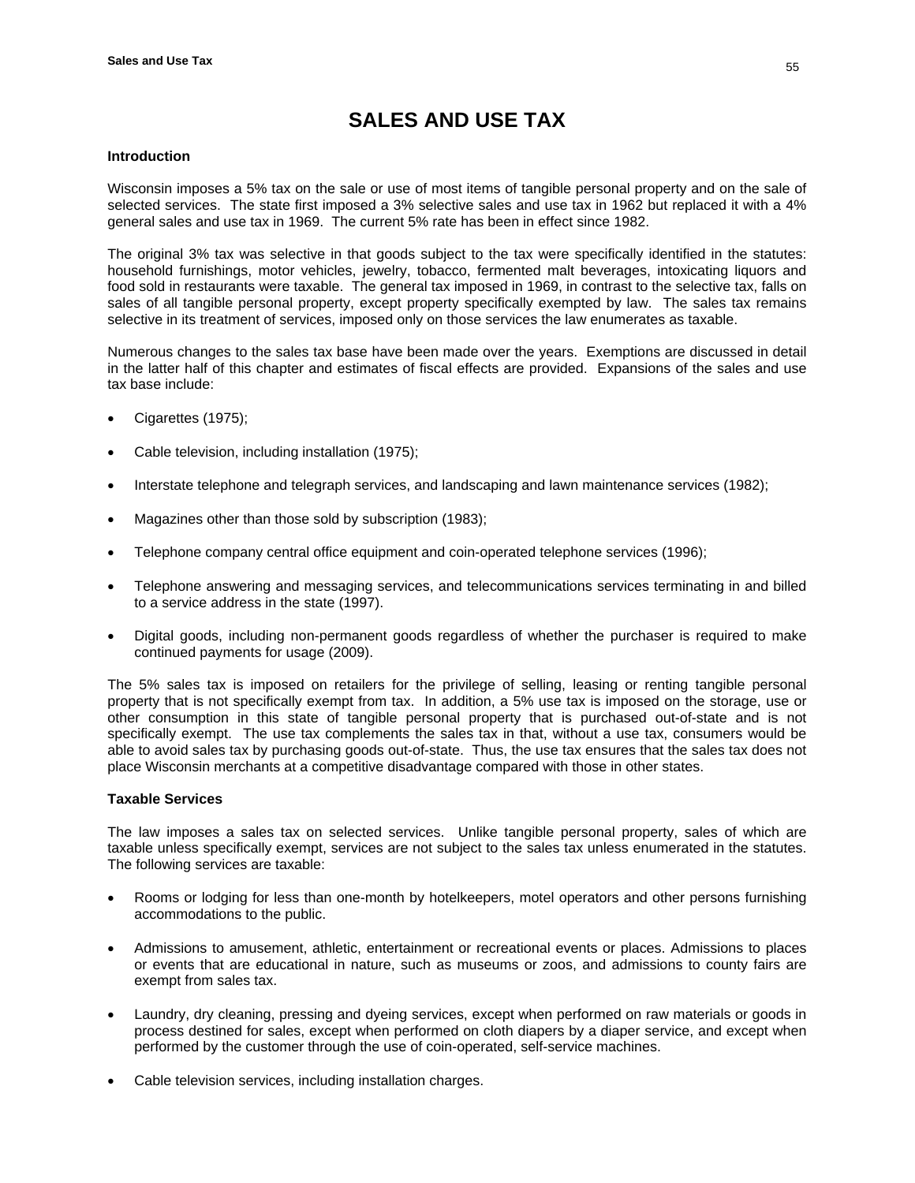# SALES AND USE TAX

## Introduction

Wisconsin imposes a 5% tax on the sale or use of most items of tangible personal property and on the sale of selected services. The state first imposed a 3% selective sales and use tax in 1962 but replaced it with a 4% general sales and use tax in 1969. The current 5% rate has been in effect since 1982.

The original 3% tax was selective in that goods subject to the tax were specifically identified in the statutes: household furnishings, motor vehicles, jewelry, tobacco, fermented malt beverages, intoxicating liquors and food sold in restaurants were taxable. The general tax imposed in 1969, in contrast to the selective tax, falls on sales of all tangible personal property, except property specifically exempted by law. The sales tax remains selective in its treatment of services, imposed only on those services the law enumerates as taxable.

Numerous changes to the sales tax base have been made over the years. Exemptions are discussed in detail in the latter half of this chapter and estimates of fiscal effects are provided. Expansions of the sales and use tax base include:

- Cigarettes (1975);
- Cable television, including installation (1975);
- Interstate telephone and telegraph services, and landscaping and lawn maintenance services (1982);
- Magazines other than those sold by subscription (1983);
- Telephone company central office equipment and coin-operated telephone services (1996);
- Telephone answering and messaging services, and telecommunications services terminating in and billed to a service address in the state (1997).
- Digital goods, including non-permanent goods regardless of whether the purchaser is required to make continued payments for usage (2009).

The 5% sales tax is imposed on retailers for the privilege of selling, leasing or renting tangible personal property that is not specifically exempt from tax. In addition, a 5% use tax is imposed on the storage, use or other consumption in this state of tangible personal property that is purchased out-of-state and is not specifically exempt. The use tax complements the sales tax in that, without a use tax, consumers would be able to avoid sales tax by purchasing goods out-of-state. Thus, the use tax ensures that the sales tax does not place Wisconsin merchants at a competitive disadvantage compared with those in other states.

## Taxable Services

The law imposes a sales tax on selected services. Unlike tangible personal property, sales of which are taxable unless specifically exempt, services are not subject to the sales tax unless enumerated in the statutes. The following services are taxable:

- Rooms or lodging for less than one-month by hotelkeepers, motel operators and other persons furnishing accommodations to the public.
- Admissions to amusement, athletic, entertainment or recreational events or places. Admissions to places or events that are educational in nature, such as museums or zoos, and admissions to county fairs are exempt from sales tax.
- Laundry, dry cleaning, pressing and dyeing services, except when performed on raw materials or goods in process destined for sales, except when performed on cloth diapers by a diaper service, and except when performed by the customer through the use of coin-operated, self-service machines.
- Cable television services, including installation charges.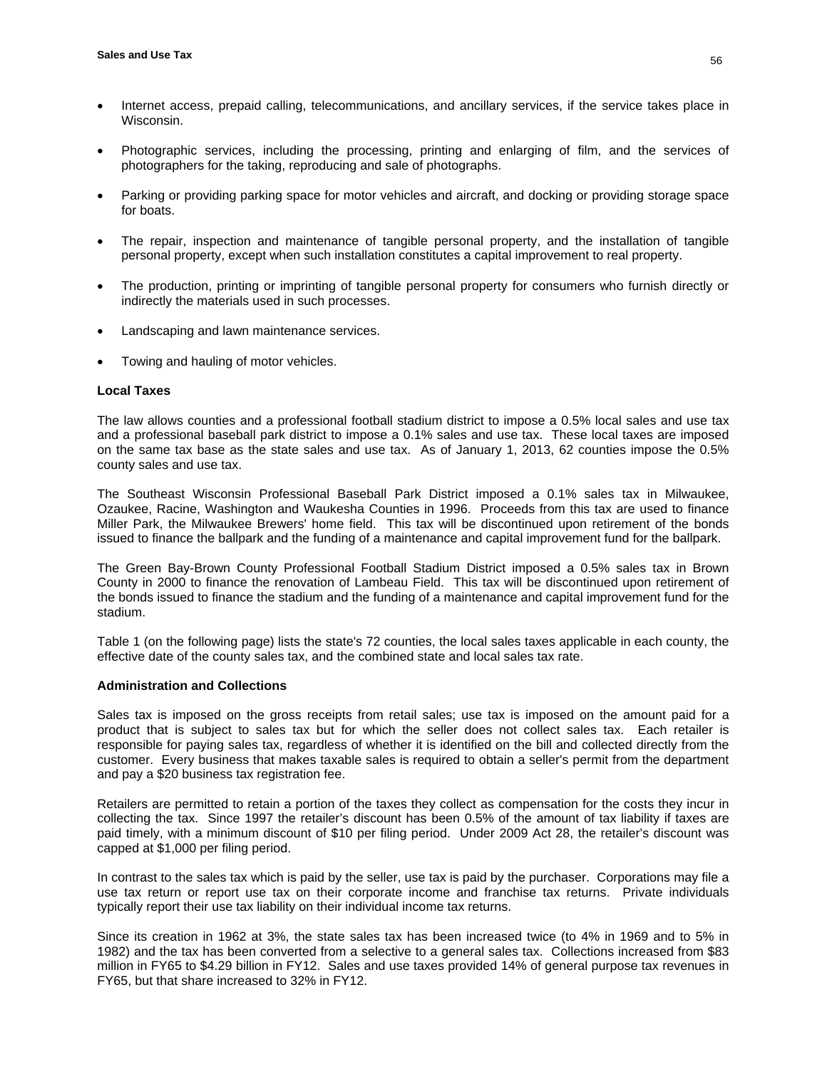- Internet access, prepaid calling, telecommunications, and ancillary services, if the service takes place in Wisconsin.
- Photographic services, including the processing, printing and enlarging of film, and the services of photographers for the taking, reproducing and sale of photographs.
- Parking or providing parking space for motor vehicles and aircraft, and docking or providing storage space for boats.
- The repair, inspection and maintenance of tangible personal property, and the installation of tangible personal property, except when such installation constitutes a capital improvement to real property.
- The production, printing or imprinting of tangible personal property for consumers who furnish directly or indirectly the materials used in such processes.
- Landscaping and lawn maintenance services.
- Towing and hauling of motor vehicles.

**Local Taxes**

The law allows counties and a professional football stadium district to impose a 0.5% local sales and use tax and a professional baseball park district to impose a 0.1% sales and use tax. These local taxes are imposed on the same tax base as the state sales and use tax. As of January 1, 2013, 62 counties impose the 0.5% county sales and use tax.

The Southeast Wisconsin Professional Baseball Park District imposed a 0.1% sales tax in Milwaukee, Ozaukee, Racine, Washington and Waukesha Counties in 1996. Proceeds from this tax are used to finance Miller Park, the Milwaukee Brewers' home field. This tax will be discontinued upon retirement of the bonds issued to finance the ballpark and the funding of a maintenance and capital improvement fund for the ballpark.

The Green Bay-Brown County Professional Football Stadium District imposed a 0.5% sales tax in Brown County in 2000 to finance the renovation of Lambeau Field. This tax will be discontinued upon retirement of the bonds issued to finance the stadium and the funding of a maintenance and capital improvement fund for the stadium.

Table 1 (on the following page) lists the state's 72 counties, the local sales taxes applicable in each county, the effective date of the county sales tax, and the combined state and local sales tax rate.

**Administration and Collections**

Sales tax is imposed on the gross receipts from retail sales; use tax is imposed on the amount paid for a product that is subject to sales tax but for which the seller does not collect sales tax. Each retailer is responsible for paying sales tax, regardless of whether it is identified on the bill and collected directly from the customer. Every business that makes taxable sales is required to obtain a seller's permit from the department and pay a $20 business tax registration fee.

Retailers are permitted to retain a portion of the taxes they collect as compensation for the costs they incur in collecting the tax. Since 1997 the retailer's discount has been 0.5% of the amount of tax liability if taxes are paid timely, with a minimum discount of $10 per filing period. Under 2009 Act 28, the retailer's discount was capped at $1,000 per filing period.

In contrast to the sales tax which is paid by the seller, use tax is paid by the purchaser. Corporations may file a use tax return or report use tax on their corporate income and franchise tax returns. Private individuals typically report their use tax liability on their individual income tax returns.

Since its creation in 1962 at 3%, the state sales tax has been increased twice (to 4% in 1969 and to 5% in 1982) and the tax has been converted from a selective to a general sales tax. Collections increased from $83 million in FY65 to $4.29 billion in FY12. Sales and use taxes provided 14% of general purpose tax revenues in FY65, but that share increased to 32% in FY12.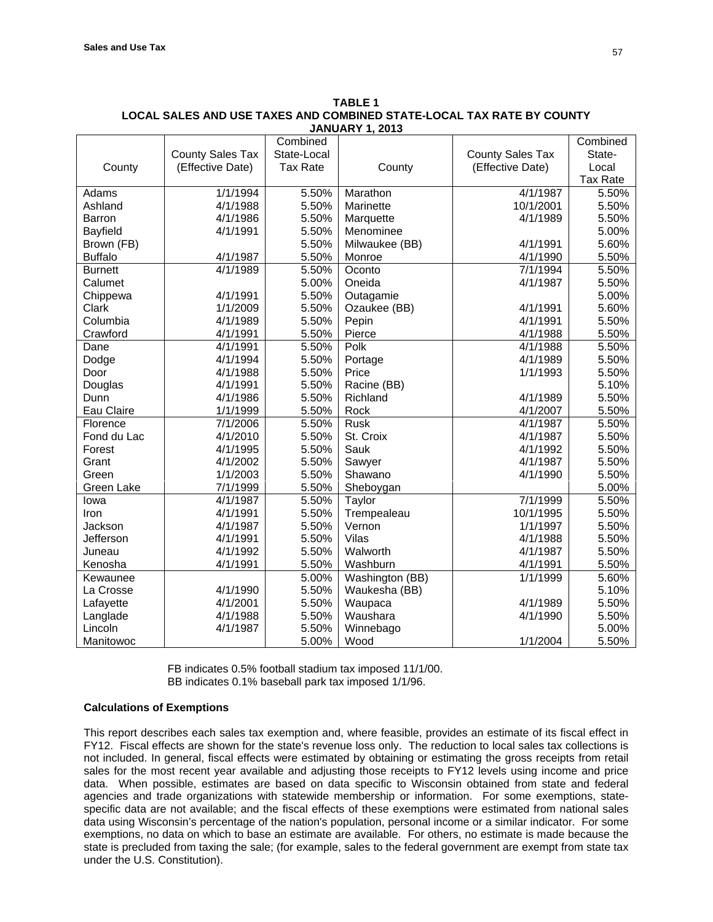**TABLE 1**
**LOCAL SALES AND USE TAXES AND COMBINED STATE-LOCAL TAX RATE BY COUNTY**
**JANUARY 1, 2013**

| County | County Sales Tax (Effective Date) | Combined State-Local Tax Rate | County | County Sales Tax (Effective Date) | Combined State-Local Tax Rate |
|---|---|---|---|---|---|
| Adams | 1/1/1994 | 5.50% | Marathon | 4/1/1987 | 5.50% |
| Ashland | 4/1/1988 | 5.50% | Marinette | 10/1/2001 | 5.50% |
| Barron | 4/1/1986 | 5.50% | Marquette | 4/1/1989 | 5.50% |
| Bayfield | 4/1/1991 | 5.50% | Menominee | | 5.00% |
| Brown (FB) | | 5.50% | Milwaukee (BB) | 4/1/1991 | 5.60% |
| Buffalo | 4/1/1987 | 5.50% | Monroe | 4/1/1990 | 5.50% |
| Burnett | 4/1/1989 | 5.50% | Oconto | 7/1/1994 | 5.50% |
| Calumet | | 5.00% | Oneida | 4/1/1987 | 5.50% |
| Chippewa | 4/1/1991 | 5.50% | Outagamie | | 5.00% |
| Clark | 1/1/2009 | 5.50% | Ozaukee (BB) | 4/1/1991 | 5.60% |
| Columbia | 4/1/1989 | 5.50% | Pepin | 4/1/1991 | 5.50% |
| Crawford | 4/1/1991 | 5.50% | Pierce | 4/1/1988 | 5.50% |
| Dane | 4/1/1991 | 5.50% | Polk | 4/1/1988 | 5.50% |
| Dodge | 4/1/1994 | 5.50% | Portage | 4/1/1989 | 5.50% |
| Door | 4/1/1988 | 5.50% | Price | 1/1/1993 | 5.50% |
| Douglas | 4/1/1991 | 5.50% | Racine (BB) | | 5.10% |
| Dunn | 4/1/1986 | 5.50% | Richland | 4/1/1989 | 5.50% |
| Eau Claire | 1/1/1999 | 5.50% | Rock | 4/1/2007 | 5.50% |
| Florence | 7/1/2006 | 5.50% | Rusk | 4/1/1987 | 5.50% |
| Fond du Lac | 4/1/2010 | 5.50% | St. Croix | 4/1/1987 | 5.50% |
| Forest | 4/1/1995 | 5.50% | Sauk | 4/1/1992 | 5.50% |
| Grant | 4/1/2002 | 5.50% | Sawyer | 4/1/1987 | 5.50% |
| Green | 1/1/2003 | 5.50% | Shawano | 4/1/1990 | 5.50% |
| Green Lake | 7/1/1999 | 5.50% | Sheboygan | | 5.00% |
| Iowa | 4/1/1987 | 5.50% | Taylor | 7/1/1999 | 5.50% |
| Iron | 4/1/1991 | 5.50% | Trempealeau | 10/1/1995 | 5.50% |
| Jackson | 4/1/1987 | 5.50% | Vernon | 1/1/1997 | 5.50% |
| Jefferson | 4/1/1991 | 5.50% | Vilas | 4/1/1988 | 5.50% |
| Juneau | 4/1/1992 | 5.50% | Walworth | 4/1/1987 | 5.50% |
| Kenosha | 4/1/1991 | 5.50% | Washburn | 4/1/1991 | 5.50% |
| Kewaunee | | 5.00% | Washington (BB) | 1/1/1999 | 5.60% |
| La Crosse | 4/1/1990 | 5.50% | Waukesha (BB) | | 5.10% |
| Lafayette | 4/1/2001 | 5.50% | Waupaca | 4/1/1989 | 5.50% |
| Langlade | 4/1/1988 | 5.50% | Waushara | 4/1/1990 | 5.50% |
| Lincoln | 4/1/1987 | 5.50% | Winnebago | | 5.00% |
| Manitowoc | | 5.00% | Wood | 1/1/2004 | 5.50% |

FB indicates 0.5% football stadium tax imposed 11/1/00.
BB indicates 0.1% baseball park tax imposed 1/1/96.

**Calculations of Exemptions**

This report describes each sales tax exemption and, where feasible, provides an estimate of its fiscal effect in FY12. Fiscal effects are shown for the state's revenue loss only. The reduction to local sales tax collections is not included. In general, fiscal effects were estimated by obtaining or estimating the gross receipts from retail sales for the most recent year available and adjusting those receipts to FY12 levels using income and price data. When possible, estimates are based on data specific to Wisconsin obtained from state and federal agencies and trade organizations with statewide membership or information. For some exemptions, state-specific data are not available; and the fiscal effects of these exemptions were estimated from national sales data using Wisconsin's percentage of the nation's population, personal income or a similar indicator. For some exemptions, no data on which to base an estimate are available. For others, no estimate is made because the state is precluded from taxing the sale; (for example, sales to the federal government are exempt from state tax under the U.S. Constitution).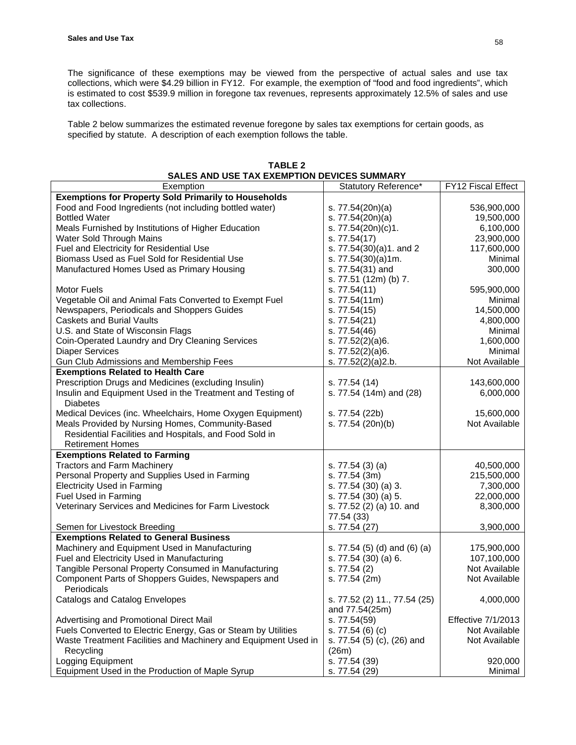The significance of these exemptions may be viewed from the perspective of actual sales and use tax collections, which were $4.29 billion in FY12. For example, the exemption of "food and food ingredients", which is estimated to cost $539.9 million in foregone tax revenues, represents approximately 12.5% of sales and use tax collections.

Table 2 below summarizes the estimated revenue foregone by sales tax exemptions for certain goods, as specified by statute. A description of each exemption follows the table.

**TABLE 2**
**SALES AND USE TAX EXEMPTION DEVICES SUMMARY**

| Exemption | Statutory Reference* | FY12 Fiscal Effect |
|---|---|---|
| **Exemptions for Property Sold Primarily to Households** | | |
| Food and Food Ingredients (not including bottled water) | s. 77.54(20n)(a) | 536,900,000 |
| Bottled Water | s. 77.54(20n)(a) | 19,500,000 |
| Meals Furnished by Institutions of Higher Education | s. 77.54(20n)(c)1. | 6,100,000 |
| Water Sold Through Mains | s. 77.54(17) | 23,900,000 |
| Fuel and Electricity for Residential Use | s. 77.54(30)(a)1. and 2 | 117,600,000 |
| Biomass Used as Fuel Sold for Residential Use | s. 77.54(30)(a)1m. | Minimal |
| Manufactured Homes Used as Primary Housing | s. 77.54(31) and s. 77.51 (12m) (b) 7. | 300,000 |
| Motor Fuels | s. 77.54(11) | 595,900,000 |
| Vegetable Oil and Animal Fats Converted to Exempt Fuel | s. 77.54(11m) | Minimal |
| Newspapers, Periodicals and Shoppers Guides | s. 77.54(15) | 14,500,000 |
| Caskets and Burial Vaults | s. 77.54(21) | 4,800,000 |
| U.S. and State of Wisconsin Flags | s. 77.54(46) | Minimal |
| Coin-Operated Laundry and Dry Cleaning Services | s. 77.52(2)(a)6. | 1,600,000 |
| Diaper Services | s. 77.52(2)(a)6. | Minimal |
| Gun Club Admissions and Membership Fees | s. 77.52(2)(a)2.b. | Not Available |
| **Exemptions Related to Health Care** | | |
| Prescription Drugs and Medicines (excluding Insulin) | s. 77.54 (14) | 143,600,000 |
| Insulin and Equipment Used in the Treatment and Testing of Diabetes | s. 77.54 (14m) and (28) | 6,000,000 |
| Medical Devices (inc. Wheelchairs, Home Oxygen Equipment) | s. 77.54 (22b) | 15,600,000 |
| Meals Provided by Nursing Homes, Community-Based Residential Facilities and Hospitals, and Food Sold in Retirement Homes | s. 77.54 (20n)(b) | Not Available |
| **Exemptions Related to Farming** | | |
| Tractors and Farm Machinery | s. 77.54 (3) (a) | 40,500,000 |
| Personal Property and Supplies Used in Farming | s. 77.54 (3m) | 215,500,000 |
| Electricity Used in Farming | s. 77.54 (30) (a) 3. | 7,300,000 |
| Fuel Used in Farming | s. 77.54 (30) (a) 5. | 22,000,000 |
| Veterinary Services and Medicines for Farm Livestock | s. 77.52 (2) (a) 10. and 77.54 (33) | 8,300,000 |
| Semen for Livestock Breeding | s. 77.54 (27) | 3,900,000 |
| **Exemptions Related to General Business** | | |
| Machinery and Equipment Used in Manufacturing | s. 77.54 (5) (d) and (6) (a) | 175,900,000 |
| Fuel and Electricity Used in Manufacturing | s. 77.54 (30) (a) 6. | 107,100,000 |
| Tangible Personal Property Consumed in Manufacturing | s. 77.54 (2) | Not Available |
| Component Parts of Shoppers Guides, Newspapers and Periodicals | s. 77.54 (2m) | Not Available |
| Catalogs and Catalog Envelopes | s. 77.52 (2) 11., 77.54 (25) and 77.54(25m) | 4,000,000 |
| Advertising and Promotional Direct Mail | s. 77.54(59) | Effective 7/1/2013 |
| Fuels Converted to Electric Energy, Gas or Steam by Utilities | s. 77.54 (6) (c) | Not Available |
| Waste Treatment Facilities and Machinery and Equipment Used in Recycling | s. 77.54 (5) (c), (26) and (26m) | Not Available |
| Logging Equipment | s. 77.54 (39) | 920,000 |
| Equipment Used in the Production of Maple Syrup | s. 77.54 (29) | Minimal |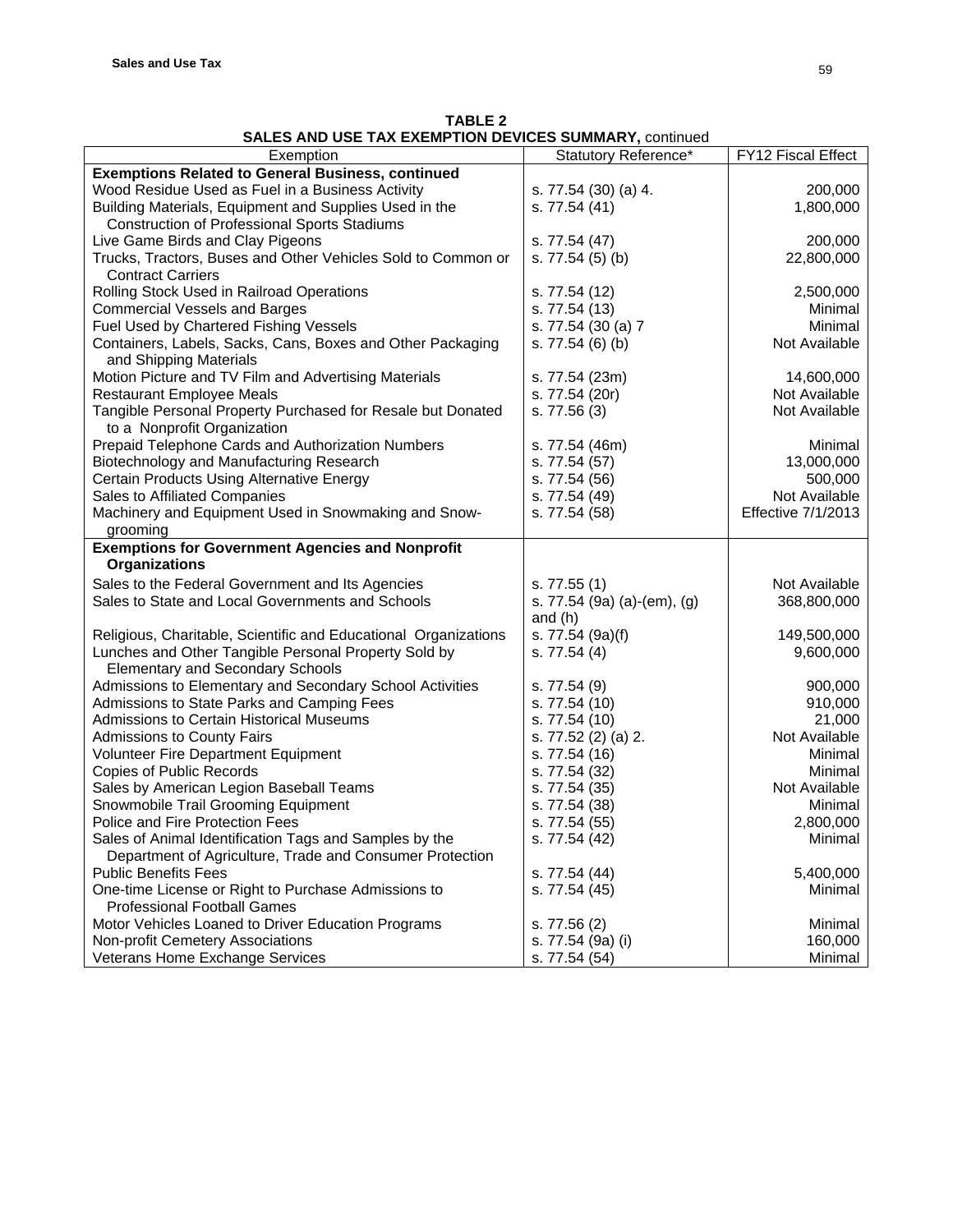**TABLE 2**
**SALES AND USE TAX EXEMPTION DEVICES SUMMARY,** continued

| Exemption | Statutory Reference* | FY12 Fiscal Effect |
|---|---|---|
| **Exemptions Related to General Business, continued** | | |
| Wood Residue Used as Fuel in a Business Activity | s. 77.54 (30) (a) 4. | 200,000 |
| Building Materials, Equipment and Supplies Used in the Construction of Professional Sports Stadiums | s. 77.54 (41) | 1,800,000 |
| Live Game Birds and Clay Pigeons | s. 77.54 (47) | 200,000 |
| Trucks, Tractors, Buses and Other Vehicles Sold to Common or Contract Carriers | s. 77.54 (5) (b) | 22,800,000 |
| Rolling Stock Used in Railroad Operations | s. 77.54 (12) | 2,500,000 |
| Commercial Vessels and Barges | s. 77.54 (13) | Minimal |
| Fuel Used by Chartered Fishing Vessels | s. 77.54 (30 (a) 7 | Minimal |
| Containers, Labels, Sacks, Cans, Boxes and Other Packaging and Shipping Materials | s. 77.54 (6) (b) | Not Available |
| Motion Picture and TV Film and Advertising Materials | s. 77.54 (23m) | 14,600,000 |
| Restaurant Employee Meals | s. 77.54 (20r) | Not Available |
| Tangible Personal Property Purchased for Resale but Donated to a Nonprofit Organization | s. 77.56 (3) | Not Available |
| Prepaid Telephone Cards and Authorization Numbers | s. 77.54 (46m) | Minimal |
| Biotechnology and Manufacturing Research | s. 77.54 (57) | 13,000,000 |
| Certain Products Using Alternative Energy | s. 77.54 (56) | 500,000 |
| Sales to Affiliated Companies | s. 77.54 (49) | Not Available |
| Machinery and Equipment Used in Snowmaking and Snow-grooming | s. 77.54 (58) | Effective 7/1/2013 |
| **Exemptions for Government Agencies and Nonprofit Organizations** | | |
| Sales to the Federal Government and Its Agencies | s. 77.55 (1) | Not Available |
| Sales to State and Local Governments and Schools | s. 77.54 (9a) (a)-(em), (g) and (h) | 368,800,000 |
| Religious, Charitable, Scientific and Educational Organizations | s. 77.54 (9a)(f) | 149,500,000 |
| Lunches and Other Tangible Personal Property Sold by Elementary and Secondary Schools | s. 77.54 (4) | 9,600,000 |
| Admissions to Elementary and Secondary School Activities | s. 77.54 (9) | 900,000 |
| Admissions to State Parks and Camping Fees | s. 77.54 (10) | 910,000 |
| Admissions to Certain Historical Museums | s. 77.54 (10) | 21,000 |
| Admissions to County Fairs | s. 77.52 (2) (a) 2. | Not Available |
| Volunteer Fire Department Equipment | s. 77.54 (16) | Minimal |
| Copies of Public Records | s. 77.54 (32) | Minimal |
| Sales by American Legion Baseball Teams | s. 77.54 (35) | Not Available |
| Snowmobile Trail Grooming Equipment | s. 77.54 (38) | Minimal |
| Police and Fire Protection Fees | s. 77.54 (55) | 2,800,000 |
| Sales of Animal Identification Tags and Samples by the Department of Agriculture, Trade and Consumer Protection | s. 77.54 (42) | Minimal |
| Public Benefits Fees | s. 77.54 (44) | 5,400,000 |
| One-time License or Right to Purchase Admissions to Professional Football Games | s. 77.54 (45) | Minimal |
| Motor Vehicles Loaned to Driver Education Programs | s. 77.56 (2) | Minimal |
| Non-profit Cemetery Associations | s. 77.54 (9a) (i) | 160,000 |
| Veterans Home Exchange Services | s. 77.54 (54) | Minimal |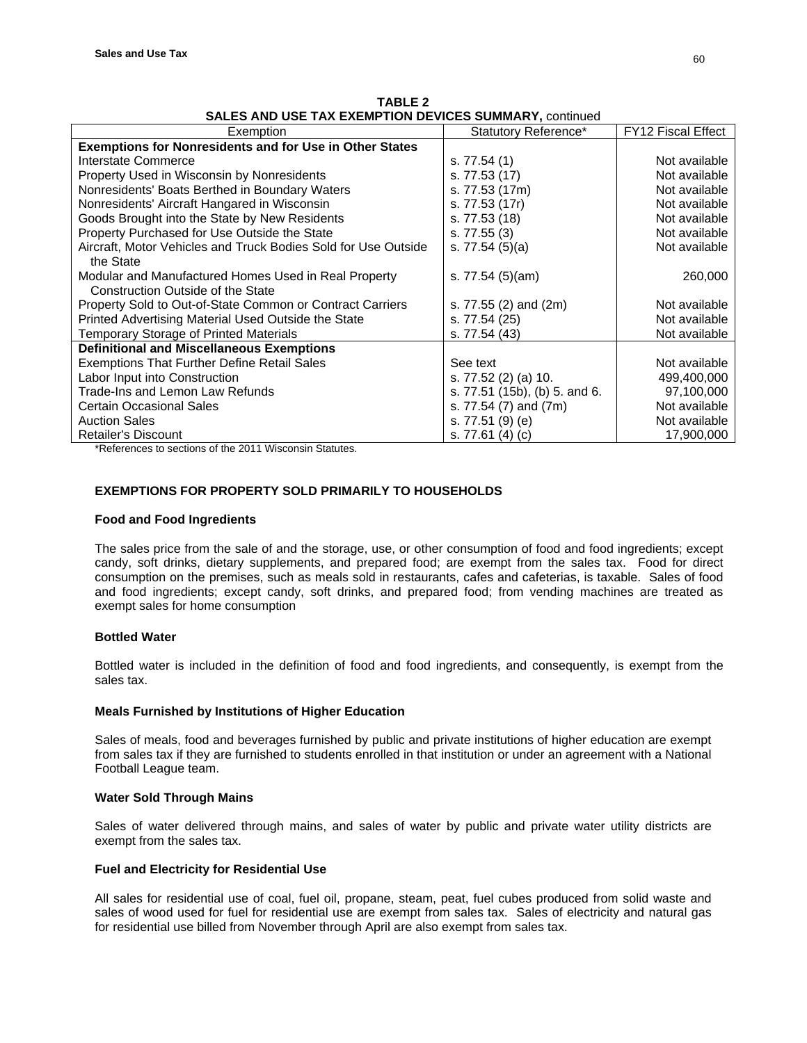**TABLE 2**
**SALES AND USE TAX EXEMPTION DEVICES SUMMARY,** continued

| Exemption | Statutory Reference* | FY12 Fiscal Effect |
|---|---|---|
| **Exemptions for Nonresidents and for Use in Other States** | | |
| Interstate Commerce | s. 77.54 (1) | Not available |
| Property Used in Wisconsin by Nonresidents | s. 77.53 (17) | Not available |
| Nonresidents' Boats Berthed in Boundary Waters | s. 77.53 (17m) | Not available |
| Nonresidents' Aircraft Hangared in Wisconsin | s. 77.53 (17r) | Not available |
| Goods Brought into the State by New Residents | s. 77.53 (18) | Not available |
| Property Purchased for Use Outside the State | s. 77.55 (3) | Not available |
| Aircraft, Motor Vehicles and Truck Bodies Sold for Use Outside the State | s. 77.54 (5)(a) | Not available |
| Modular and Manufactured Homes Used in Real Property Construction Outside of the State | s. 77.54 (5)(am) | 260,000 |
| Property Sold to Out-of-State Common or Contract Carriers | s. 77.55 (2) and (2m) | Not available |
| Printed Advertising Material Used Outside the State | s. 77.54 (25) | Not available |
| Temporary Storage of Printed Materials | s. 77.54 (43) | Not available |
| **Definitional and Miscellaneous Exemptions** | | |
| Exemptions That Further Define Retail Sales | See text | Not available |
| Labor Input into Construction | s. 77.52 (2) (a) 10. | 499,400,000 |
| Trade-Ins and Lemon Law Refunds | s. 77.51 (15b), (b) 5. and 6. | 97,100,000 |
| Certain Occasional Sales | s. 77.54 (7) and (7m) | Not available |
| Auction Sales | s. 77.51 (9) (e) | Not available |
| Retailer's Discount | s. 77.61 (4) (c) | 17,900,000 |

*References to sections of the 2011 Wisconsin Statutes.

## EXEMPTIONS FOR PROPERTY SOLD PRIMARILY TO HOUSEHOLDS

### Food and Food Ingredients

The sales price from the sale of and the storage, use, or other consumption of food and food ingredients; except candy, soft drinks, dietary supplements, and prepared food; are exempt from the sales tax. Food for direct consumption on the premises, such as meals sold in restaurants, cafes and cafeterias, is taxable. Sales of food and food ingredients; except candy, soft drinks, and prepared food; from vending machines are treated as exempt sales for home consumption

### Bottled Water

Bottled water is included in the definition of food and food ingredients, and consequently, is exempt from the sales tax.

### Meals Furnished by Institutions of Higher Education

Sales of meals, food and beverages furnished by public and private institutions of higher education are exempt from sales tax if they are furnished to students enrolled in that institution or under an agreement with a National Football League team.

### Water Sold Through Mains

Sales of water delivered through mains, and sales of water by public and private water utility districts are exempt from the sales tax.

### Fuel and Electricity for Residential Use

All sales for residential use of coal, fuel oil, propane, steam, peat, fuel cubes produced from solid waste and sales of wood used for fuel for residential use are exempt from sales tax. Sales of electricity and natural gas for residential use billed from November through April are also exempt from sales tax.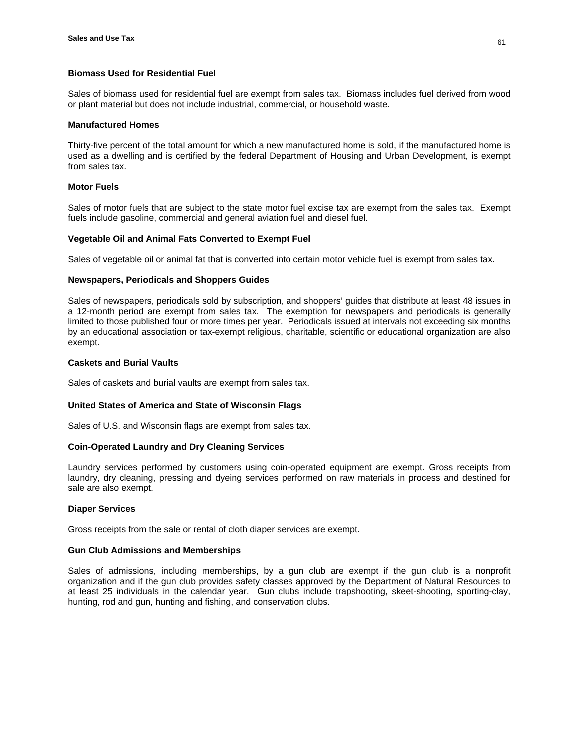**Biomass Used for Residential Fuel**

Sales of biomass used for residential fuel are exempt from sales tax. Biomass includes fuel derived from wood or plant material but does not include industrial, commercial, or household waste.

**Manufactured Homes**

Thirty-five percent of the total amount for which a new manufactured home is sold, if the manufactured home is used as a dwelling and is certified by the federal Department of Housing and Urban Development, is exempt from sales tax.

**Motor Fuels**

Sales of motor fuels that are subject to the state motor fuel excise tax are exempt from the sales tax. Exempt fuels include gasoline, commercial and general aviation fuel and diesel fuel.

**Vegetable Oil and Animal Fats Converted to Exempt Fuel**

Sales of vegetable oil or animal fat that is converted into certain motor vehicle fuel is exempt from sales tax.

**Newspapers, Periodicals and Shoppers Guides**

Sales of newspapers, periodicals sold by subscription, and shoppers' guides that distribute at least 48 issues in a 12-month period are exempt from sales tax. The exemption for newspapers and periodicals is generally limited to those published four or more times per year. Periodicals issued at intervals not exceeding six months by an educational association or tax-exempt religious, charitable, scientific or educational organization are also exempt.

**Caskets and Burial Vaults**

Sales of caskets and burial vaults are exempt from sales tax.

**United States of America and State of Wisconsin Flags**

Sales of U.S. and Wisconsin flags are exempt from sales tax.

**Coin-Operated Laundry and Dry Cleaning Services**

Laundry services performed by customers using coin-operated equipment are exempt. Gross receipts from laundry, dry cleaning, pressing and dyeing services performed on raw materials in process and destined for sale are also exempt.

**Diaper Services**

Gross receipts from the sale or rental of cloth diaper services are exempt.

**Gun Club Admissions and Memberships**

Sales of admissions, including memberships, by a gun club are exempt if the gun club is a nonprofit organization and if the gun club provides safety classes approved by the Department of Natural Resources to at least 25 individuals in the calendar year. Gun clubs include trapshooting, skeet-shooting, sporting-clay, hunting, rod and gun, hunting and fishing, and conservation clubs.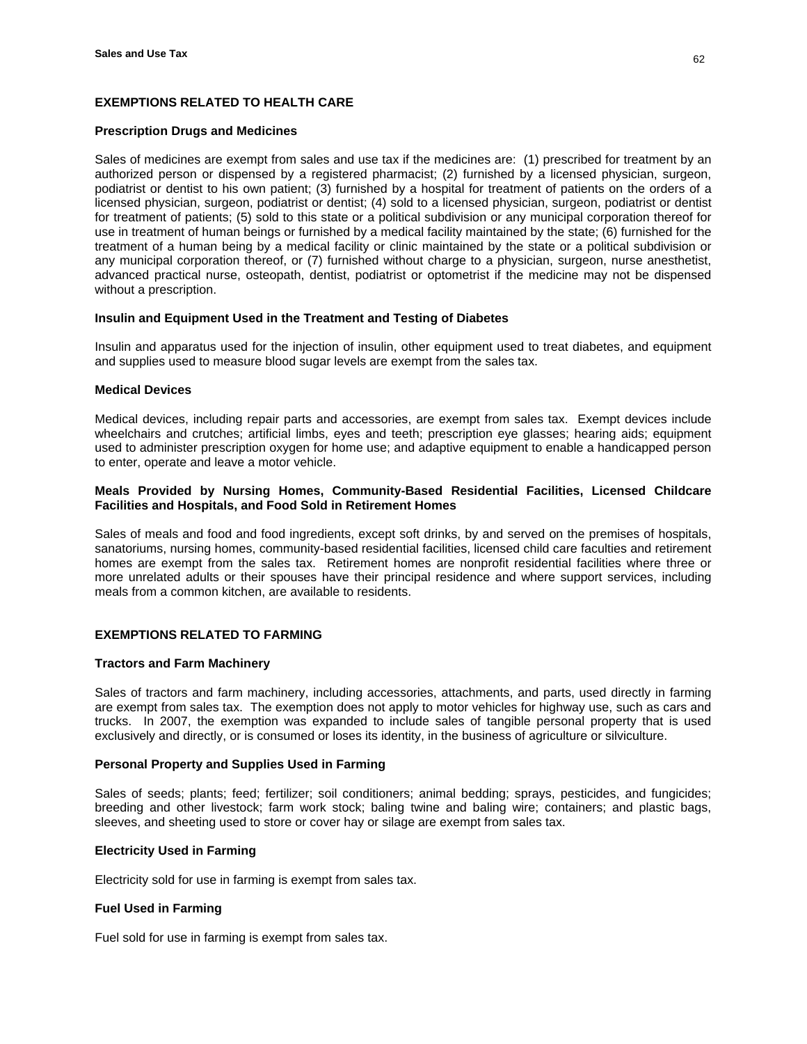## EXEMPTIONS RELATED TO HEALTH CARE

### Prescription Drugs and Medicines

Sales of medicines are exempt from sales and use tax if the medicines are: (1) prescribed for treatment by an authorized person or dispensed by a registered pharmacist; (2) furnished by a licensed physician, surgeon, podiatrist or dentist to his own patient; (3) furnished by a hospital for treatment of patients on the orders of a licensed physician, surgeon, podiatrist or dentist; (4) sold to a licensed physician, surgeon, podiatrist or dentist for treatment of patients; (5) sold to this state or a political subdivision or any municipal corporation thereof for use in treatment of human beings or furnished by a medical facility maintained by the state; (6) furnished for the treatment of a human being by a medical facility or clinic maintained by the state or a political subdivision or any municipal corporation thereof, or (7) furnished without charge to a physician, surgeon, nurse anesthetist, advanced practical nurse, osteopath, dentist, podiatrist or optometrist if the medicine may not be dispensed without a prescription.

### Insulin and Equipment Used in the Treatment and Testing of Diabetes

Insulin and apparatus used for the injection of insulin, other equipment used to treat diabetes, and equipment and supplies used to measure blood sugar levels are exempt from the sales tax.

### Medical Devices

Medical devices, including repair parts and accessories, are exempt from sales tax. Exempt devices include wheelchairs and crutches; artificial limbs, eyes and teeth; prescription eye glasses; hearing aids; equipment used to administer prescription oxygen for home use; and adaptive equipment to enable a handicapped person to enter, operate and leave a motor vehicle.

### Meals Provided by Nursing Homes, Community-Based Residential Facilities, Licensed Childcare Facilities and Hospitals, and Food Sold in Retirement Homes

Sales of meals and food and food ingredients, except soft drinks, by and served on the premises of hospitals, sanatoriums, nursing homes, community-based residential facilities, licensed child care faculties and retirement homes are exempt from the sales tax. Retirement homes are nonprofit residential facilities where three or more unrelated adults or their spouses have their principal residence and where support services, including meals from a common kitchen, are available to residents.

## EXEMPTIONS RELATED TO FARMING

### Tractors and Farm Machinery

Sales of tractors and farm machinery, including accessories, attachments, and parts, used directly in farming are exempt from sales tax. The exemption does not apply to motor vehicles for highway use, such as cars and trucks. In 2007, the exemption was expanded to include sales of tangible personal property that is used exclusively and directly, or is consumed or loses its identity, in the business of agriculture or silviculture.

### Personal Property and Supplies Used in Farming

Sales of seeds; plants; feed; fertilizer; soil conditioners; animal bedding; sprays, pesticides, and fungicides; breeding and other livestock; farm work stock; baling twine and baling wire; containers; and plastic bags, sleeves, and sheeting used to store or cover hay or silage are exempt from sales tax.

### Electricity Used in Farming

Electricity sold for use in farming is exempt from sales tax.

### Fuel Used in Farming

Fuel sold for use in farming is exempt from sales tax.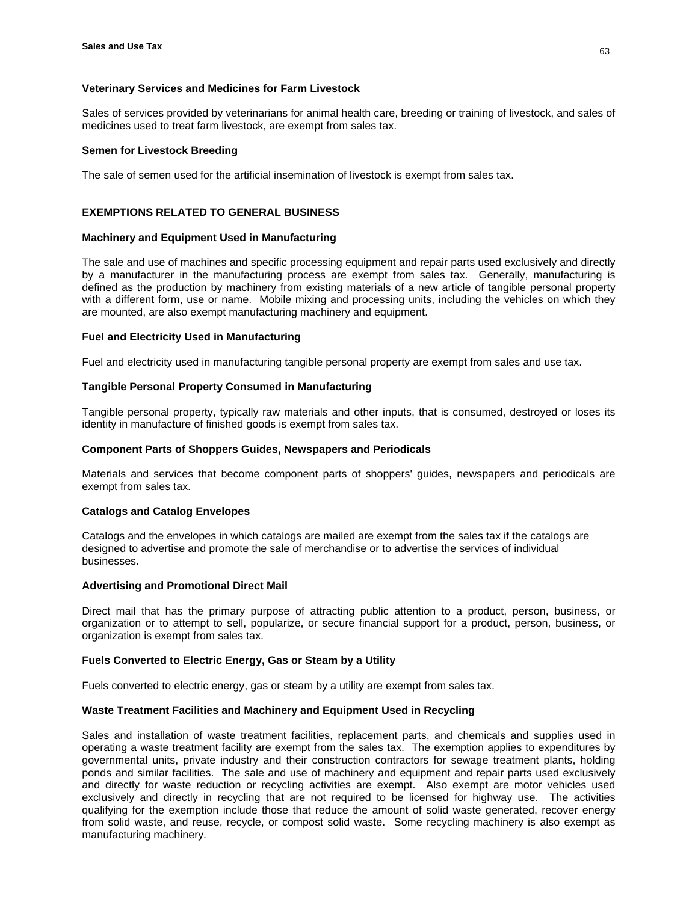### Veterinary Services and Medicines for Farm Livestock

Sales of services provided by veterinarians for animal health care, breeding or training of livestock, and sales of medicines used to treat farm livestock, are exempt from sales tax.

### Semen for Livestock Breeding

The sale of semen used for the artificial insemination of livestock is exempt from sales tax.

## EXEMPTIONS RELATED TO GENERAL BUSINESS

### Machinery and Equipment Used in Manufacturing

The sale and use of machines and specific processing equipment and repair parts used exclusively and directly by a manufacturer in the manufacturing process are exempt from sales tax. Generally, manufacturing is defined as the production by machinery from existing materials of a new article of tangible personal property with a different form, use or name. Mobile mixing and processing units, including the vehicles on which they are mounted, are also exempt manufacturing machinery and equipment.

### Fuel and Electricity Used in Manufacturing

Fuel and electricity used in manufacturing tangible personal property are exempt from sales and use tax.

### Tangible Personal Property Consumed in Manufacturing

Tangible personal property, typically raw materials and other inputs, that is consumed, destroyed or loses its identity in manufacture of finished goods is exempt from sales tax.

### Component Parts of Shoppers Guides, Newspapers and Periodicals

Materials and services that become component parts of shoppers' guides, newspapers and periodicals are exempt from sales tax.

### Catalogs and Catalog Envelopes

Catalogs and the envelopes in which catalogs are mailed are exempt from the sales tax if the catalogs are designed to advertise and promote the sale of merchandise or to advertise the services of individual businesses.

### Advertising and Promotional Direct Mail

Direct mail that has the primary purpose of attracting public attention to a product, person, business, or organization or to attempt to sell, popularize, or secure financial support for a product, person, business, or organization is exempt from sales tax.

### Fuels Converted to Electric Energy, Gas or Steam by a Utility

Fuels converted to electric energy, gas or steam by a utility are exempt from sales tax.

### Waste Treatment Facilities and Machinery and Equipment Used in Recycling

Sales and installation of waste treatment facilities, replacement parts, and chemicals and supplies used in operating a waste treatment facility are exempt from the sales tax. The exemption applies to expenditures by governmental units, private industry and their construction contractors for sewage treatment plants, holding ponds and similar facilities. The sale and use of machinery and equipment and repair parts used exclusively and directly for waste reduction or recycling activities are exempt. Also exempt are motor vehicles used exclusively and directly in recycling that are not required to be licensed for highway use. The activities qualifying for the exemption include those that reduce the amount of solid waste generated, recover energy from solid waste, and reuse, recycle, or compost solid waste. Some recycling machinery is also exempt as manufacturing machinery.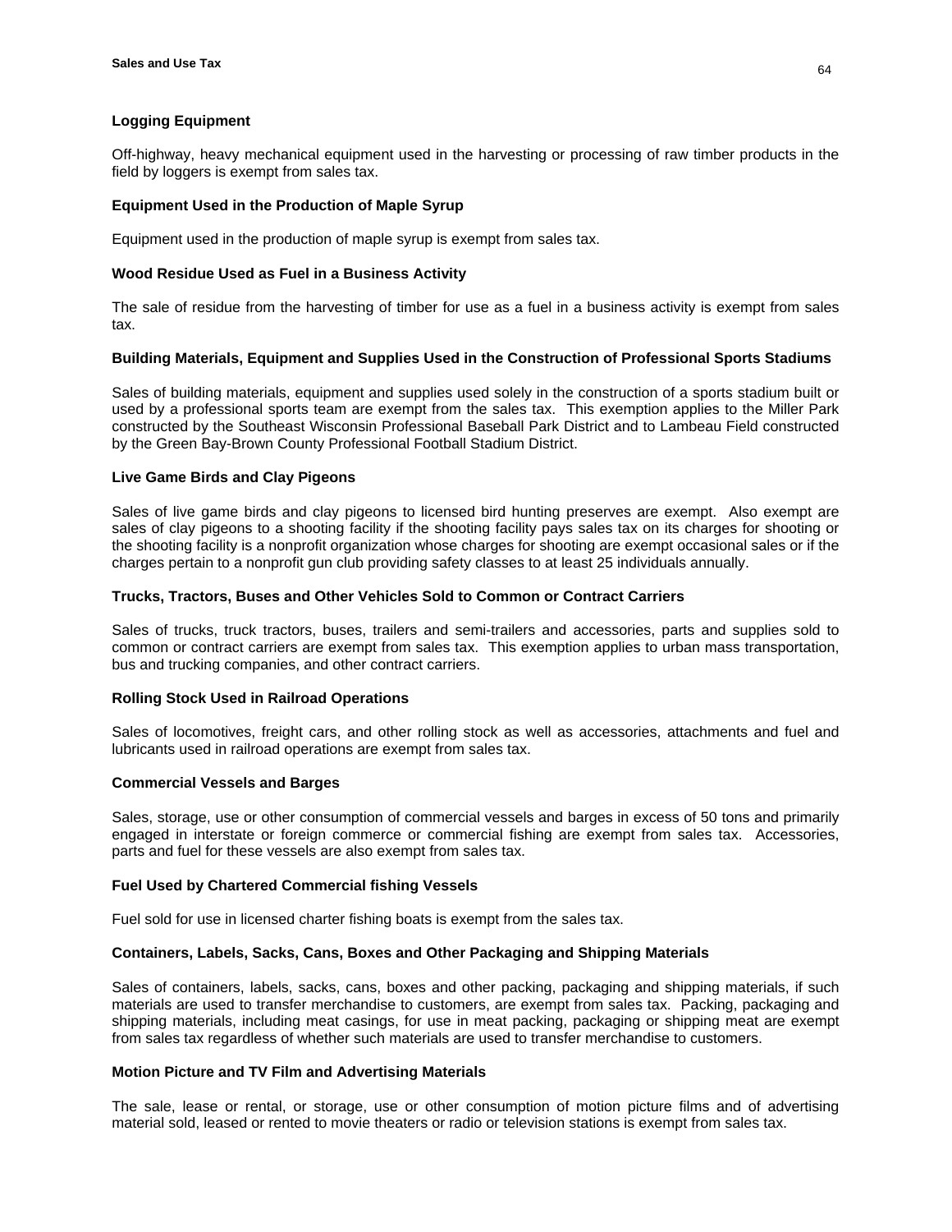**Logging Equipment**

Off-highway, heavy mechanical equipment used in the harvesting or processing of raw timber products in the field by loggers is exempt from sales tax.

**Equipment Used in the Production of Maple Syrup**

Equipment used in the production of maple syrup is exempt from sales tax.

**Wood Residue Used as Fuel in a Business Activity**

The sale of residue from the harvesting of timber for use as a fuel in a business activity is exempt from sales tax.

**Building Materials, Equipment and Supplies Used in the Construction of Professional Sports Stadiums**

Sales of building materials, equipment and supplies used solely in the construction of a sports stadium built or used by a professional sports team are exempt from the sales tax. This exemption applies to the Miller Park constructed by the Southeast Wisconsin Professional Baseball Park District and to Lambeau Field constructed by the Green Bay-Brown County Professional Football Stadium District.

**Live Game Birds and Clay Pigeons**

Sales of live game birds and clay pigeons to licensed bird hunting preserves are exempt. Also exempt are sales of clay pigeons to a shooting facility if the shooting facility pays sales tax on its charges for shooting or the shooting facility is a nonprofit organization whose charges for shooting are exempt occasional sales or if the charges pertain to a nonprofit gun club providing safety classes to at least 25 individuals annually.

**Trucks, Tractors, Buses and Other Vehicles Sold to Common or Contract Carriers**

Sales of trucks, truck tractors, buses, trailers and semi-trailers and accessories, parts and supplies sold to common or contract carriers are exempt from sales tax. This exemption applies to urban mass transportation, bus and trucking companies, and other contract carriers.

**Rolling Stock Used in Railroad Operations**

Sales of locomotives, freight cars, and other rolling stock as well as accessories, attachments and fuel and lubricants used in railroad operations are exempt from sales tax.

**Commercial Vessels and Barges**

Sales, storage, use or other consumption of commercial vessels and barges in excess of 50 tons and primarily engaged in interstate or foreign commerce or commercial fishing are exempt from sales tax. Accessories, parts and fuel for these vessels are also exempt from sales tax.

**Fuel Used by Chartered Commercial fishing Vessels**

Fuel sold for use in licensed charter fishing boats is exempt from the sales tax.

**Containers, Labels, Sacks, Cans, Boxes and Other Packaging and Shipping Materials**

Sales of containers, labels, sacks, cans, boxes and other packing, packaging and shipping materials, if such materials are used to transfer merchandise to customers, are exempt from sales tax. Packing, packaging and shipping materials, including meat casings, for use in meat packing, packaging or shipping meat are exempt from sales tax regardless of whether such materials are used to transfer merchandise to customers.

**Motion Picture and TV Film and Advertising Materials**

The sale, lease or rental, or storage, use or other consumption of motion picture films and of advertising material sold, leased or rented to movie theaters or radio or television stations is exempt from sales tax.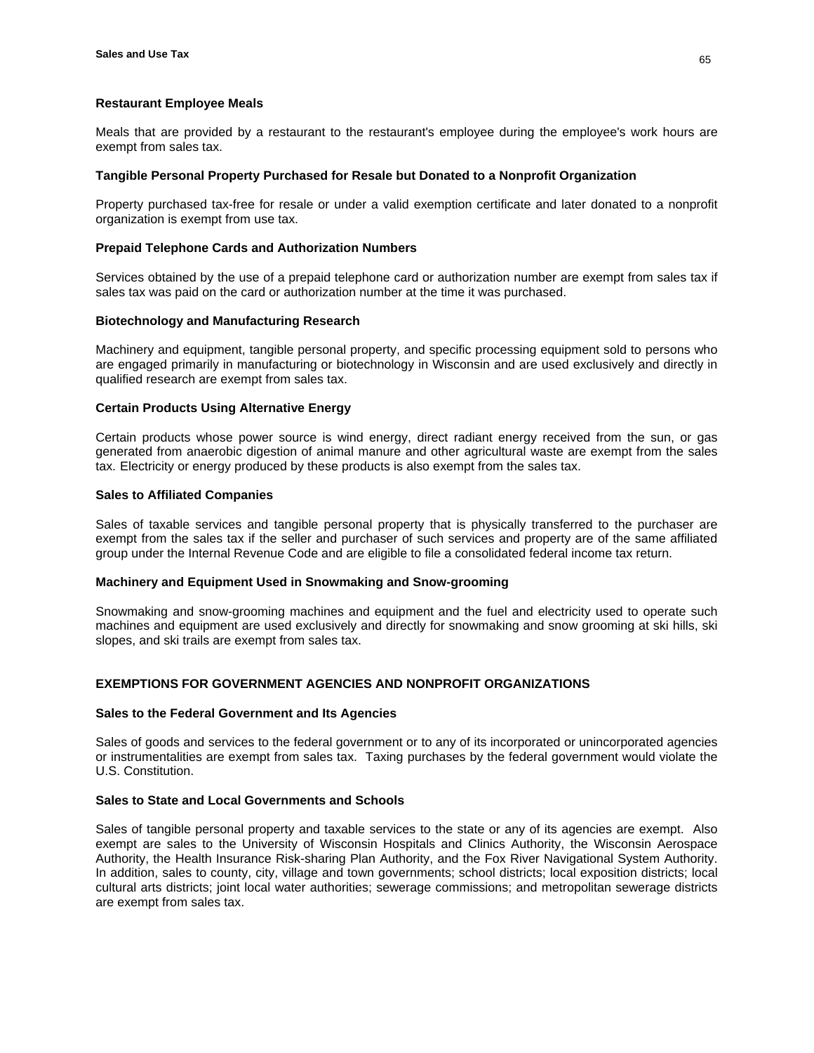**Restaurant Employee Meals**

Meals that are provided by a restaurant to the restaurant's employee during the employee's work hours are exempt from sales tax.

**Tangible Personal Property Purchased for Resale but Donated to a Nonprofit Organization**

Property purchased tax-free for resale or under a valid exemption certificate and later donated to a nonprofit organization is exempt from use tax.

**Prepaid Telephone Cards and Authorization Numbers**

Services obtained by the use of a prepaid telephone card or authorization number are exempt from sales tax if sales tax was paid on the card or authorization number at the time it was purchased.

**Biotechnology and Manufacturing Research**

Machinery and equipment, tangible personal property, and specific processing equipment sold to persons who are engaged primarily in manufacturing or biotechnology in Wisconsin and are used exclusively and directly in qualified research are exempt from sales tax.

**Certain Products Using Alternative Energy**

Certain products whose power source is wind energy, direct radiant energy received from the sun, or gas generated from anaerobic digestion of animal manure and other agricultural waste are exempt from the sales tax. Electricity or energy produced by these products is also exempt from the sales tax.

**Sales to Affiliated Companies**

Sales of taxable services and tangible personal property that is physically transferred to the purchaser are exempt from the sales tax if the seller and purchaser of such services and property are of the same affiliated group under the Internal Revenue Code and are eligible to file a consolidated federal income tax return.

**Machinery and Equipment Used in Snowmaking and Snow-grooming**

Snowmaking and snow-grooming machines and equipment and the fuel and electricity used to operate such machines and equipment are used exclusively and directly for snowmaking and snow grooming at ski hills, ski slopes, and ski trails are exempt from sales tax.

## EXEMPTIONS FOR GOVERNMENT AGENCIES AND NONPROFIT ORGANIZATIONS

**Sales to the Federal Government and Its Agencies**

Sales of goods and services to the federal government or to any of its incorporated or unincorporated agencies or instrumentalities are exempt from sales tax. Taxing purchases by the federal government would violate the U.S. Constitution.

**Sales to State and Local Governments and Schools**

Sales of tangible personal property and taxable services to the state or any of its agencies are exempt. Also exempt are sales to the University of Wisconsin Hospitals and Clinics Authority, the Wisconsin Aerospace Authority, the Health Insurance Risk-sharing Plan Authority, and the Fox River Navigational System Authority. In addition, sales to county, city, village and town governments; school districts; local exposition districts; local cultural arts districts; joint local water authorities; sewerage commissions; and metropolitan sewerage districts are exempt from sales tax.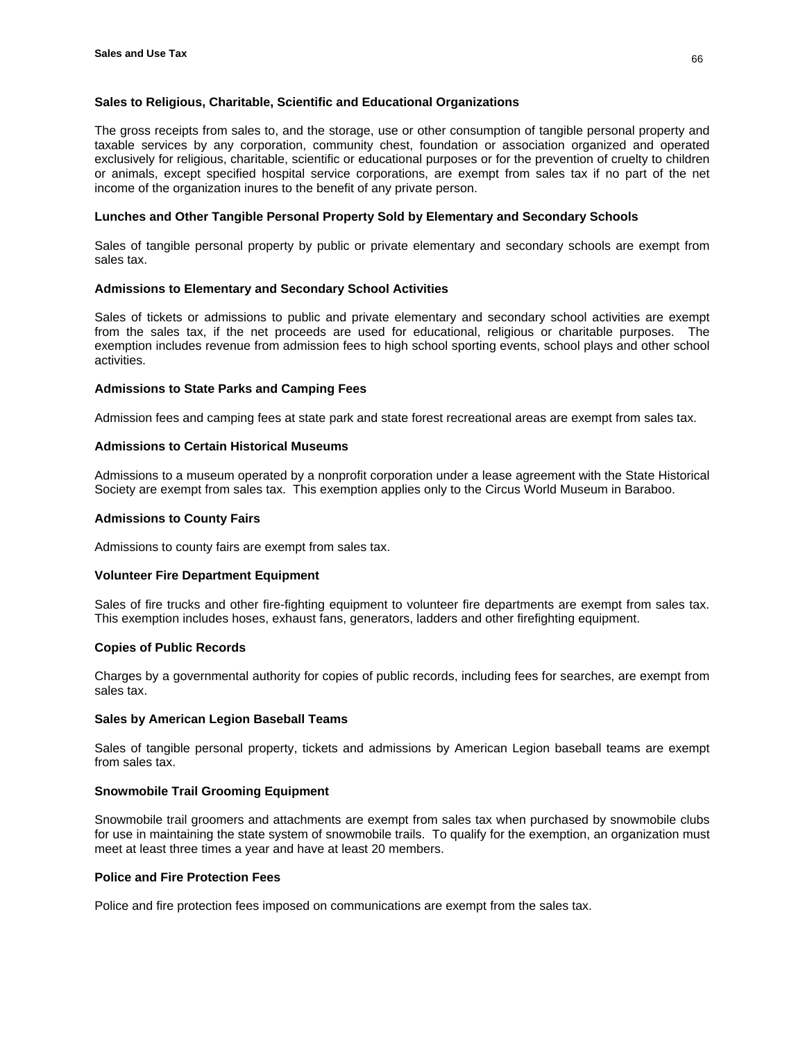### Sales to Religious, Charitable, Scientific and Educational Organizations

The gross receipts from sales to, and the storage, use or other consumption of tangible personal property and taxable services by any corporation, community chest, foundation or association organized and operated exclusively for religious, charitable, scientific or educational purposes or for the prevention of cruelty to children or animals, except specified hospital service corporations, are exempt from sales tax if no part of the net income of the organization inures to the benefit of any private person.

### Lunches and Other Tangible Personal Property Sold by Elementary and Secondary Schools

Sales of tangible personal property by public or private elementary and secondary schools are exempt from sales tax.

### Admissions to Elementary and Secondary School Activities

Sales of tickets or admissions to public and private elementary and secondary school activities are exempt from the sales tax, if the net proceeds are used for educational, religious or charitable purposes. The exemption includes revenue from admission fees to high school sporting events, school plays and other school activities.

### Admissions to State Parks and Camping Fees

Admission fees and camping fees at state park and state forest recreational areas are exempt from sales tax.

### Admissions to Certain Historical Museums

Admissions to a museum operated by a nonprofit corporation under a lease agreement with the State Historical Society are exempt from sales tax. This exemption applies only to the Circus World Museum in Baraboo.

### Admissions to County Fairs

Admissions to county fairs are exempt from sales tax.

### Volunteer Fire Department Equipment

Sales of fire trucks and other fire-fighting equipment to volunteer fire departments are exempt from sales tax. This exemption includes hoses, exhaust fans, generators, ladders and other firefighting equipment.

### Copies of Public Records

Charges by a governmental authority for copies of public records, including fees for searches, are exempt from sales tax.

### Sales by American Legion Baseball Teams

Sales of tangible personal property, tickets and admissions by American Legion baseball teams are exempt from sales tax.

### Snowmobile Trail Grooming Equipment

Snowmobile trail groomers and attachments are exempt from sales tax when purchased by snowmobile clubs for use in maintaining the state system of snowmobile trails. To qualify for the exemption, an organization must meet at least three times a year and have at least 20 members.

### Police and Fire Protection Fees

Police and fire protection fees imposed on communications are exempt from the sales tax.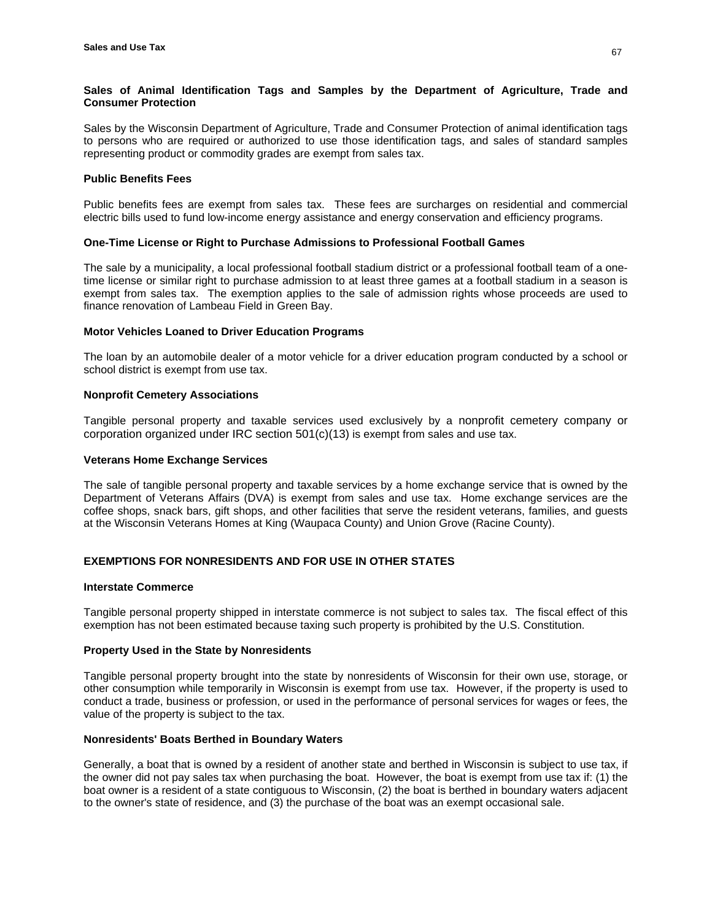**Sales of Animal Identification Tags and Samples by the Department of Agriculture, Trade and Consumer Protection**

Sales by the Wisconsin Department of Agriculture, Trade and Consumer Protection of animal identification tags to persons who are required or authorized to use those identification tags, and sales of standard samples representing product or commodity grades are exempt from sales tax.

**Public Benefits Fees**

Public benefits fees are exempt from sales tax. These fees are surcharges on residential and commercial electric bills used to fund low-income energy assistance and energy conservation and efficiency programs.

**One-Time License or Right to Purchase Admissions to Professional Football Games**

The sale by a municipality, a local professional football stadium district or a professional football team of a one-time license or similar right to purchase admission to at least three games at a football stadium in a season is exempt from sales tax. The exemption applies to the sale of admission rights whose proceeds are used to finance renovation of Lambeau Field in Green Bay.

**Motor Vehicles Loaned to Driver Education Programs**

The loan by an automobile dealer of a motor vehicle for a driver education program conducted by a school or school district is exempt from use tax.

**Nonprofit Cemetery Associations**

Tangible personal property and taxable services used exclusively by a nonprofit cemetery company or corporation organized under IRC section 501(c)(13) is exempt from sales and use tax.

**Veterans Home Exchange Services**

The sale of tangible personal property and taxable services by a home exchange service that is owned by the Department of Veterans Affairs (DVA) is exempt from sales and use tax. Home exchange services are the coffee shops, snack bars, gift shops, and other facilities that serve the resident veterans, families, and guests at the Wisconsin Veterans Homes at King (Waupaca County) and Union Grove (Racine County).

## EXEMPTIONS FOR NONRESIDENTS AND FOR USE IN OTHER STATES

**Interstate Commerce**

Tangible personal property shipped in interstate commerce is not subject to sales tax. The fiscal effect of this exemption has not been estimated because taxing such property is prohibited by the U.S. Constitution.

**Property Used in the State by Nonresidents**

Tangible personal property brought into the state by nonresidents of Wisconsin for their own use, storage, or other consumption while temporarily in Wisconsin is exempt from use tax. However, if the property is used to conduct a trade, business or profession, or used in the performance of personal services for wages or fees, the value of the property is subject to the tax.

**Nonresidents' Boats Berthed in Boundary Waters**

Generally, a boat that is owned by a resident of another state and berthed in Wisconsin is subject to use tax, if the owner did not pay sales tax when purchasing the boat. However, the boat is exempt from use tax if: (1) the boat owner is a resident of a state contiguous to Wisconsin, (2) the boat is berthed in boundary waters adjacent to the owner's state of residence, and (3) the purchase of the boat was an exempt occasional sale.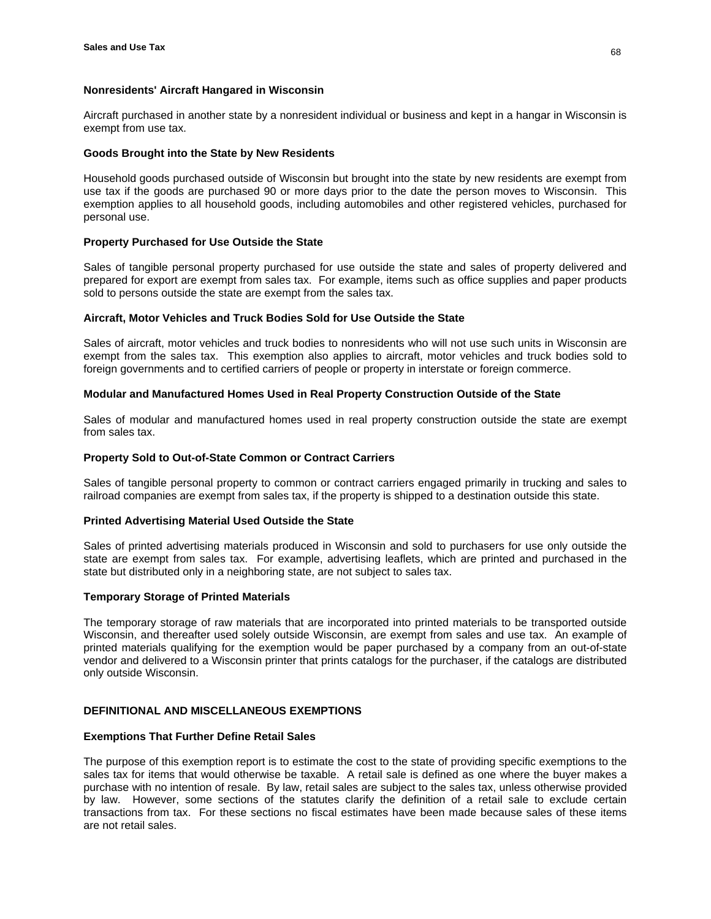**Nonresidents' Aircraft Hangared in Wisconsin**

Aircraft purchased in another state by a nonresident individual or business and kept in a hangar in Wisconsin is exempt from use tax.

**Goods Brought into the State by New Residents**

Household goods purchased outside of Wisconsin but brought into the state by new residents are exempt from use tax if the goods are purchased 90 or more days prior to the date the person moves to Wisconsin. This exemption applies to all household goods, including automobiles and other registered vehicles, purchased for personal use.

**Property Purchased for Use Outside the State**

Sales of tangible personal property purchased for use outside the state and sales of property delivered and prepared for export are exempt from sales tax. For example, items such as office supplies and paper products sold to persons outside the state are exempt from the sales tax.

**Aircraft, Motor Vehicles and Truck Bodies Sold for Use Outside the State**

Sales of aircraft, motor vehicles and truck bodies to nonresidents who will not use such units in Wisconsin are exempt from the sales tax. This exemption also applies to aircraft, motor vehicles and truck bodies sold to foreign governments and to certified carriers of people or property in interstate or foreign commerce.

**Modular and Manufactured Homes Used in Real Property Construction Outside of the State**

Sales of modular and manufactured homes used in real property construction outside the state are exempt from sales tax.

**Property Sold to Out-of-State Common or Contract Carriers**

Sales of tangible personal property to common or contract carriers engaged primarily in trucking and sales to railroad companies are exempt from sales tax, if the property is shipped to a destination outside this state.

**Printed Advertising Material Used Outside the State**

Sales of printed advertising materials produced in Wisconsin and sold to purchasers for use only outside the state are exempt from sales tax. For example, advertising leaflets, which are printed and purchased in the state but distributed only in a neighboring state, are not subject to sales tax.

**Temporary Storage of Printed Materials**

The temporary storage of raw materials that are incorporated into printed materials to be transported outside Wisconsin, and thereafter used solely outside Wisconsin, are exempt from sales and use tax. An example of printed materials qualifying for the exemption would be paper purchased by a company from an out-of-state vendor and delivered to a Wisconsin printer that prints catalogs for the purchaser, if the catalogs are distributed only outside Wisconsin.

## DEFINITIONAL AND MISCELLANEOUS EXEMPTIONS

**Exemptions That Further Define Retail Sales**

The purpose of this exemption report is to estimate the cost to the state of providing specific exemptions to the sales tax for items that would otherwise be taxable. A retail sale is defined as one where the buyer makes a purchase with no intention of resale. By law, retail sales are subject to the sales tax, unless otherwise provided by law. However, some sections of the statutes clarify the definition of a retail sale to exclude certain transactions from tax. For these sections no fiscal estimates have been made because sales of these items are not retail sales.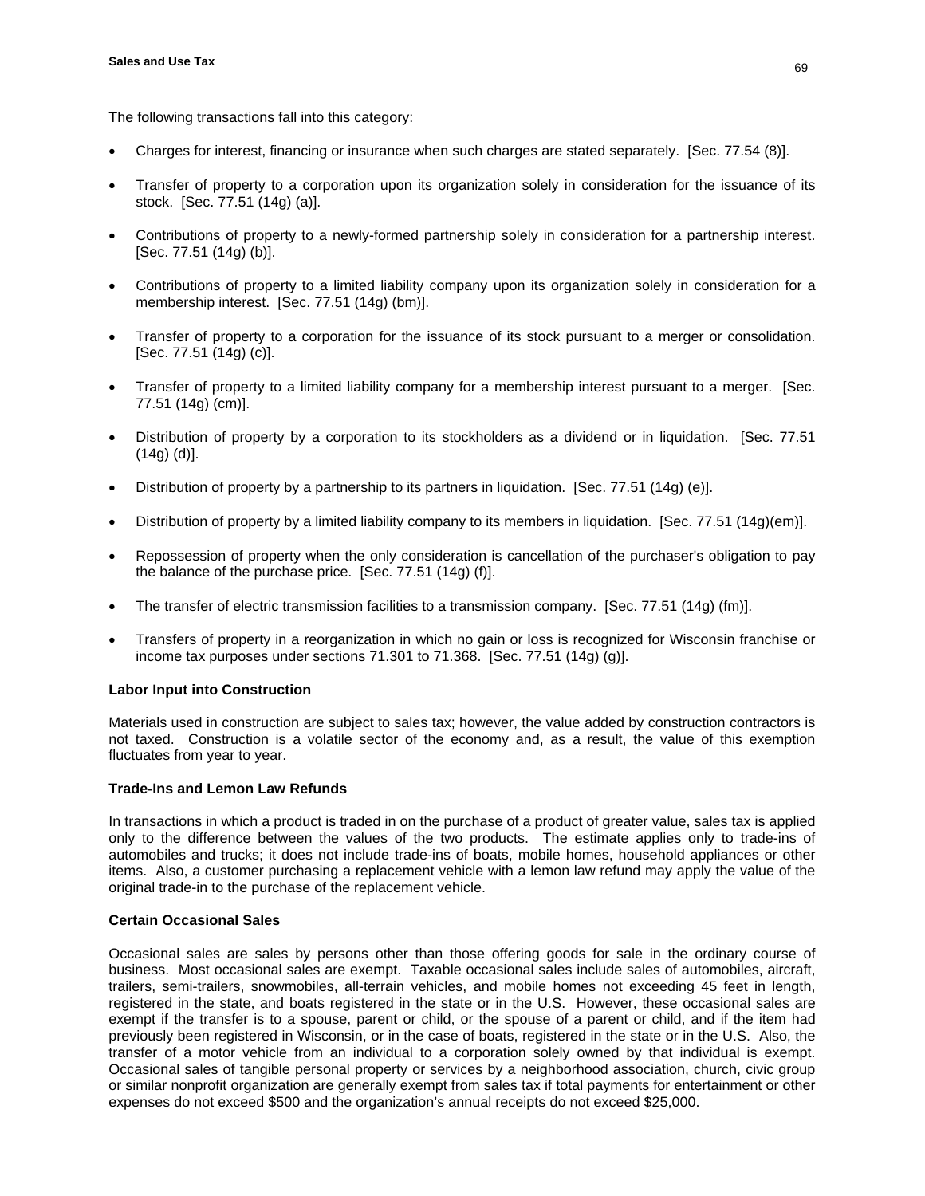The following transactions fall into this category:

- Charges for interest, financing or insurance when such charges are stated separately. [Sec. 77.54 (8)].
- Transfer of property to a corporation upon its organization solely in consideration for the issuance of its stock. [Sec. 77.51 (14g) (a)].
- Contributions of property to a newly-formed partnership solely in consideration for a partnership interest. [Sec. 77.51 (14g) (b)].
- Contributions of property to a limited liability company upon its organization solely in consideration for a membership interest. [Sec. 77.51 (14g) (bm)].
- Transfer of property to a corporation for the issuance of its stock pursuant to a merger or consolidation. [Sec. 77.51 (14g) (c)].
- Transfer of property to a limited liability company for a membership interest pursuant to a merger. [Sec. 77.51 (14g) (cm)].
- Distribution of property by a corporation to its stockholders as a dividend or in liquidation. [Sec. 77.51 (14g) (d)].
- Distribution of property by a partnership to its partners in liquidation. [Sec. 77.51 (14g) (e)].
- Distribution of property by a limited liability company to its members in liquidation. [Sec. 77.51 (14g)(em)].
- Repossession of property when the only consideration is cancellation of the purchaser's obligation to pay the balance of the purchase price. [Sec. 77.51 (14g) (f)].
- The transfer of electric transmission facilities to a transmission company. [Sec. 77.51 (14g) (fm)].
- Transfers of property in a reorganization in which no gain or loss is recognized for Wisconsin franchise or income tax purposes under sections 71.301 to 71.368. [Sec. 77.51 (14g) (g)].

**Labor Input into Construction**

Materials used in construction are subject to sales tax; however, the value added by construction contractors is not taxed. Construction is a volatile sector of the economy and, as a result, the value of this exemption fluctuates from year to year.

**Trade-Ins and Lemon Law Refunds**

In transactions in which a product is traded in on the purchase of a product of greater value, sales tax is applied only to the difference between the values of the two products. The estimate applies only to trade-ins of automobiles and trucks; it does not include trade-ins of boats, mobile homes, household appliances or other items. Also, a customer purchasing a replacement vehicle with a lemon law refund may apply the value of the original trade-in to the purchase of the replacement vehicle.

**Certain Occasional Sales**

Occasional sales are sales by persons other than those offering goods for sale in the ordinary course of business. Most occasional sales are exempt. Taxable occasional sales include sales of automobiles, aircraft, trailers, semi-trailers, snowmobiles, all-terrain vehicles, and mobile homes not exceeding 45 feet in length, registered in the state, and boats registered in the state or in the U.S. However, these occasional sales are exempt if the transfer is to a spouse, parent or child, or the spouse of a parent or child, and if the item had previously been registered in Wisconsin, or in the case of boats, registered in the state or in the U.S. Also, the transfer of a motor vehicle from an individual to a corporation solely owned by that individual is exempt. Occasional sales of tangible personal property or services by a neighborhood association, church, civic group or similar nonprofit organization are generally exempt from sales tax if total payments for entertainment or other expenses do not exceed $500 and the organization's annual receipts do not exceed $25,000.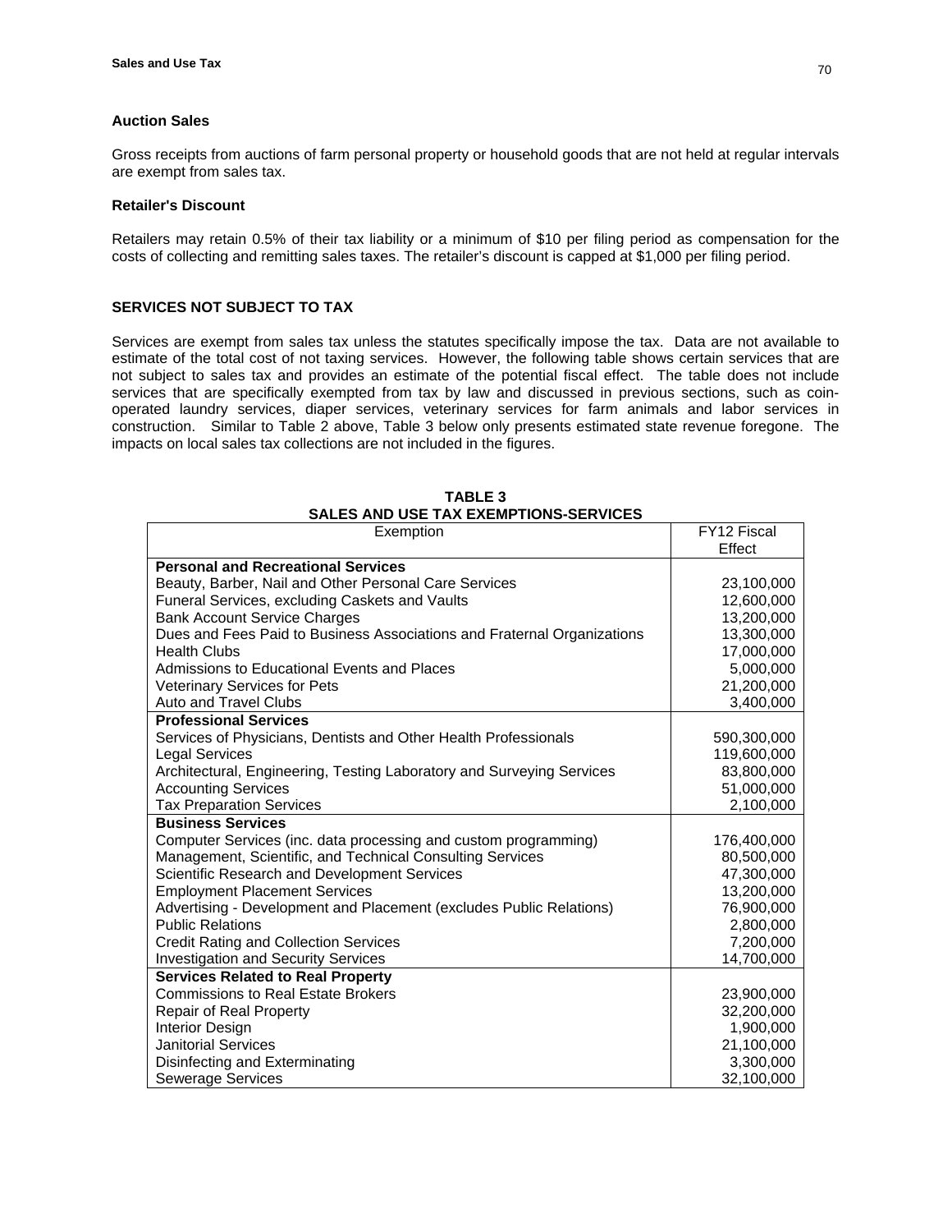### Auction Sales

Gross receipts from auctions of farm personal property or household goods that are not held at regular intervals are exempt from sales tax.

### Retailer's Discount

Retailers may retain 0.5% of their tax liability or a minimum of $10 per filing period as compensation for the costs of collecting and remitting sales taxes. The retailer's discount is capped at $1,000 per filing period.

## SERVICES NOT SUBJECT TO TAX

Services are exempt from sales tax unless the statutes specifically impose the tax. Data are not available to estimate of the total cost of not taxing services. However, the following table shows certain services that are not subject to sales tax and provides an estimate of the potential fiscal effect. The table does not include services that are specifically exempted from tax by law and discussed in previous sections, such as coin-operated laundry services, diaper services, veterinary services for farm animals and labor services in construction. Similar to Table 2 above, Table 3 below only presents estimated state revenue foregone. The impacts on local sales tax collections are not included in the figures.

**TABLE 3**
**SALES AND USE TAX EXEMPTIONS-SERVICES**

| Exemption | FY12 Fiscal Effect |
|---|---|
| **Personal and Recreational Services** | |
| Beauty, Barber, Nail and Other Personal Care Services | 23,100,000 |
| Funeral Services, excluding Caskets and Vaults | 12,600,000 |
| Bank Account Service Charges | 13,200,000 |
| Dues and Fees Paid to Business Associations and Fraternal Organizations | 13,300,000 |
| Health Clubs | 17,000,000 |
| Admissions to Educational Events and Places | 5,000,000 |
| Veterinary Services for Pets | 21,200,000 |
| Auto and Travel Clubs | 3,400,000 |
| **Professional Services** | |
| Services of Physicians, Dentists and Other Health Professionals | 590,300,000 |
| Legal Services | 119,600,000 |
| Architectural, Engineering, Testing Laboratory and Surveying Services | 83,800,000 |
| Accounting Services | 51,000,000 |
| Tax Preparation Services | 2,100,000 |
| **Business Services** | |
| Computer Services (inc. data processing and custom programming) | 176,400,000 |
| Management, Scientific, and Technical Consulting Services | 80,500,000 |
| Scientific Research and Development Services | 47,300,000 |
| Employment Placement Services | 13,200,000 |
| Advertising - Development and Placement (excludes Public Relations) | 76,900,000 |
| Public Relations | 2,800,000 |
| Credit Rating and Collection Services | 7,200,000 |
| Investigation and Security Services | 14,700,000 |
| **Services Related to Real Property** | |
| Commissions to Real Estate Brokers | 23,900,000 |
| Repair of Real Property | 32,200,000 |
| Interior Design | 1,900,000 |
| Janitorial Services | 21,100,000 |
| Disinfecting and Exterminating | 3,300,000 |
| Sewerage Services | 32,100,000 |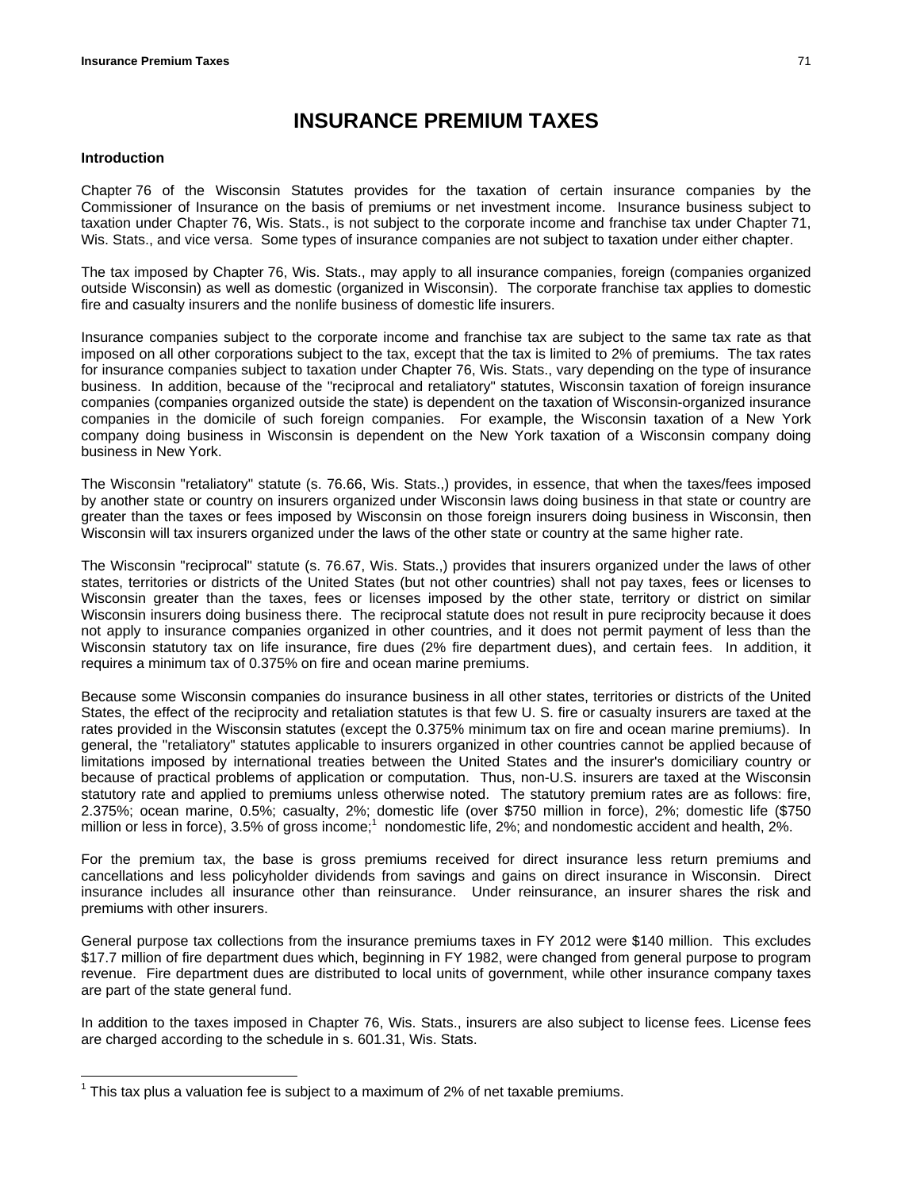# INSURANCE PREMIUM TAXES

**Introduction**

Chapter 76 of the Wisconsin Statutes provides for the taxation of certain insurance companies by the Commissioner of Insurance on the basis of premiums or net investment income. Insurance business subject to taxation under Chapter 76, Wis. Stats., is not subject to the corporate income and franchise tax under Chapter 71, Wis. Stats., and vice versa. Some types of insurance companies are not subject to taxation under either chapter.

The tax imposed by Chapter 76, Wis. Stats., may apply to all insurance companies, foreign (companies organized outside Wisconsin) as well as domestic (organized in Wisconsin). The corporate franchise tax applies to domestic fire and casualty insurers and the nonlife business of domestic life insurers.

Insurance companies subject to the corporate income and franchise tax are subject to the same tax rate as that imposed on all other corporations subject to the tax, except that the tax is limited to 2% of premiums. The tax rates for insurance companies subject to taxation under Chapter 76, Wis. Stats., vary depending on the type of insurance business. In addition, because of the "reciprocal and retaliatory" statutes, Wisconsin taxation of foreign insurance companies (companies organized outside the state) is dependent on the taxation of Wisconsin-organized insurance companies in the domicile of such foreign companies. For example, the Wisconsin taxation of a New York company doing business in Wisconsin is dependent on the New York taxation of a Wisconsin company doing business in New York.

The Wisconsin "retaliatory" statute (s. 76.66, Wis. Stats.,) provides, in essence, that when the taxes/fees imposed by another state or country on insurers organized under Wisconsin laws doing business in that state or country are greater than the taxes or fees imposed by Wisconsin on those foreign insurers doing business in Wisconsin, then Wisconsin will tax insurers organized under the laws of the other state or country at the same higher rate.

The Wisconsin "reciprocal" statute (s. 76.67, Wis. Stats.,) provides that insurers organized under the laws of other states, territories or districts of the United States (but not other countries) shall not pay taxes, fees or licenses to Wisconsin greater than the taxes, fees or licenses imposed by the other state, territory or district on similar Wisconsin insurers doing business there. The reciprocal statute does not result in pure reciprocity because it does not apply to insurance companies organized in other countries, and it does not permit payment of less than the Wisconsin statutory tax on life insurance, fire dues (2% fire department dues), and certain fees. In addition, it requires a minimum tax of 0.375% on fire and ocean marine premiums.

Because some Wisconsin companies do insurance business in all other states, territories or districts of the United States, the effect of the reciprocity and retaliation statutes is that few U. S. fire or casualty insurers are taxed at the rates provided in the Wisconsin statutes (except the 0.375% minimum tax on fire and ocean marine premiums). In general, the "retaliatory" statutes applicable to insurers organized in other countries cannot be applied because of limitations imposed by international treaties between the United States and the insurer's domiciliary country or because of practical problems of application or computation. Thus, non-U.S. insurers are taxed at the Wisconsin statutory rate and applied to premiums unless otherwise noted. The statutory premium rates are as follows: fire, 2.375%; ocean marine, 0.5%; casualty, 2%; domestic life (over $750 million in force), 2%; domestic life ($750 million or less in force), 3.5% of gross income;[1] nondomestic life, 2%; and nondomestic accident and health, 2%.

For the premium tax, the base is gross premiums received for direct insurance less return premiums and cancellations and less policyholder dividends from savings and gains on direct insurance in Wisconsin. Direct insurance includes all insurance other than reinsurance. Under reinsurance, an insurer shares the risk and premiums with other insurers.

General purpose tax collections from the insurance premiums taxes in FY 2012 were $140 million. This excludes $17.7 million of fire department dues which, beginning in FY 1982, were changed from general purpose to program revenue. Fire department dues are distributed to local units of government, while other insurance company taxes are part of the state general fund.

In addition to the taxes imposed in Chapter 76, Wis. Stats., insurers are also subject to license fees. License fees are charged according to the schedule in s. 601.31, Wis. Stats.

[1] This tax plus a valuation fee is subject to a maximum of 2% of net taxable premiums.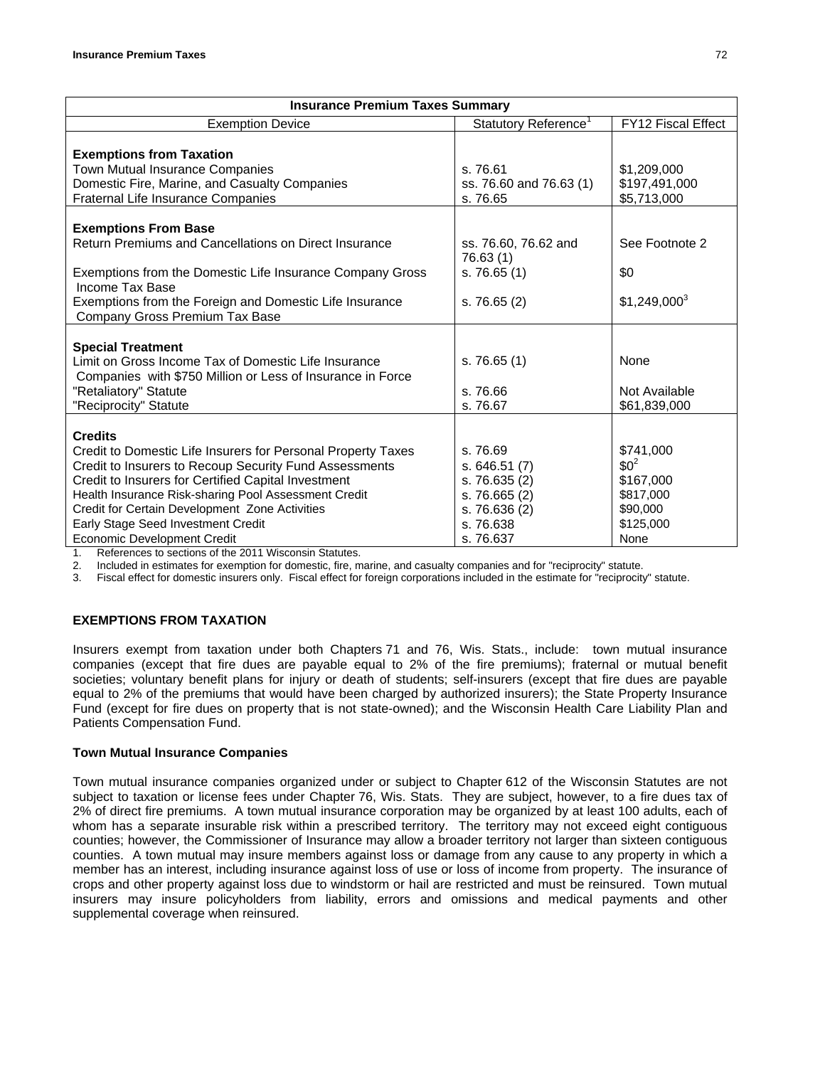| Insurance Premium Taxes Summary | | |
|---|---|---|
| Exemption Device | Statutory Reference[1] | FY12 Fiscal Effect |
| **Exemptions from Taxation** | | |
| Town Mutual Insurance Companies | s. 76.61 | $1,209,000 |
| Domestic Fire, Marine, and Casualty Companies | ss. 76.60 and 76.63 (1) | $197,491,000 |
| Fraternal Life Insurance Companies | s. 76.65 | $5,713,000 |
| **Exemptions From Base** | | |
| Return Premiums and Cancellations on Direct Insurance | ss. 76.60, 76.62 and 76.63 (1) | See Footnote 2 |
| Exemptions from the Domestic Life Insurance Company Gross Income Tax Base | s. 76.65 (1) | $0 |
| Exemptions from the Foreign and Domestic Life Insurance Company Gross Premium Tax Base | s. 76.65 (2) | $1,249,000[3] |
| **Special Treatment** | | |
| Limit on Gross Income Tax of Domestic Life Insurance Companies with $750 Million or Less of Insurance in Force | s. 76.65 (1) | None |
| "Retaliatory" Statute | s. 76.66 | Not Available |
| "Reciprocity" Statute | s. 76.67 | $61,839,000 |
| **Credits** | | |
| Credit to Domestic Life Insurers for Personal Property Taxes | s. 76.69 | $741,000 |
| Credit to Insurers to Recoup Security Fund Assessments | s. 646.51 (7) | $0[2] |
| Credit to Insurers for Certified Capital Investment | s. 76.635 (2) | $167,000 |
| Health Insurance Risk-sharing Pool Assessment Credit | s. 76.665 (2) | $817,000 |
| Credit for Certain Development Zone Activities | s. 76.636 (2) | $90,000 |
| Early Stage Seed Investment Credit | s. 76.638 | $125,000 |
| Economic Development Credit | s. 76.637 | None |

1. References to sections of the 2011 Wisconsin Statutes.
2. Included in estimates for exemption for domestic, fire, marine, and casualty companies and for "reciprocity" statute.
3. Fiscal effect for domestic insurers only. Fiscal effect for foreign corporations included in the estimate for "reciprocity" statute.

## EXEMPTIONS FROM TAXATION

Insurers exempt from taxation under both Chapters 71 and 76, Wis. Stats., include: town mutual insurance companies (except that fire dues are payable equal to 2% of the fire premiums); fraternal or mutual benefit societies; voluntary benefit plans for injury or death of students; self-insurers (except that fire dues are payable equal to 2% of the premiums that would have been charged by authorized insurers); the State Property Insurance Fund (except for fire dues on property that is not state-owned); and the Wisconsin Health Care Liability Plan and Patients Compensation Fund.

### Town Mutual Insurance Companies

Town mutual insurance companies organized under or subject to Chapter 612 of the Wisconsin Statutes are not subject to taxation or license fees under Chapter 76, Wis. Stats. They are subject, however, to a fire dues tax of 2% of direct fire premiums. A town mutual insurance corporation may be organized by at least 100 adults, each of whom has a separate insurable risk within a prescribed territory. The territory may not exceed eight contiguous counties; however, the Commissioner of Insurance may allow a broader territory not larger than sixteen contiguous counties. A town mutual may insure members against loss or damage from any cause to any property in which a member has an interest, including insurance against loss of use or loss of income from property. The insurance of crops and other property against loss due to windstorm or hail are restricted and must be reinsured. Town mutual insurers may insure policyholders from liability, errors and omissions and medical payments and other supplemental coverage when reinsured.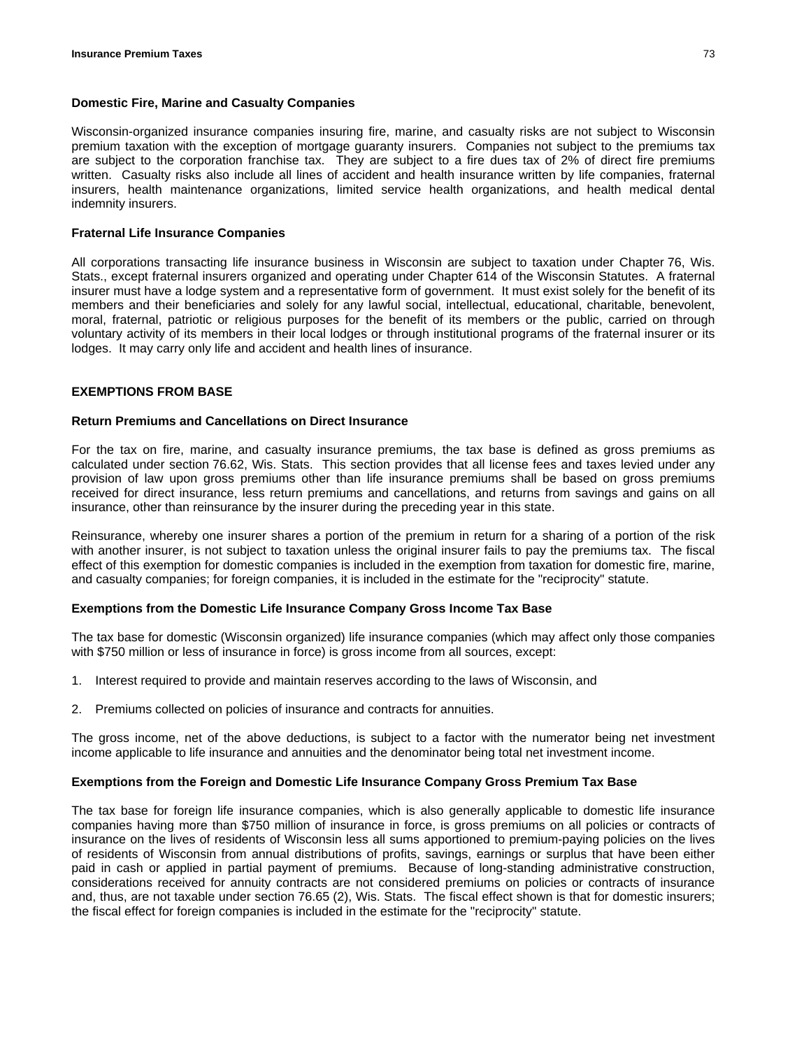### Domestic Fire, Marine and Casualty Companies

Wisconsin-organized insurance companies insuring fire, marine, and casualty risks are not subject to Wisconsin premium taxation with the exception of mortgage guaranty insurers. Companies not subject to the premiums tax are subject to the corporation franchise tax. They are subject to a fire dues tax of 2% of direct fire premiums written. Casualty risks also include all lines of accident and health insurance written by life companies, fraternal insurers, health maintenance organizations, limited service health organizations, and health medical dental indemnity insurers.

### Fraternal Life Insurance Companies

All corporations transacting life insurance business in Wisconsin are subject to taxation under Chapter 76, Wis. Stats., except fraternal insurers organized and operating under Chapter 614 of the Wisconsin Statutes. A fraternal insurer must have a lodge system and a representative form of government. It must exist solely for the benefit of its members and their beneficiaries and solely for any lawful social, intellectual, educational, charitable, benevolent, moral, fraternal, patriotic or religious purposes for the benefit of its members or the public, carried on through voluntary activity of its members in their local lodges or through institutional programs of the fraternal insurer or its lodges. It may carry only life and accident and health lines of insurance.

## EXEMPTIONS FROM BASE

### Return Premiums and Cancellations on Direct Insurance

For the tax on fire, marine, and casualty insurance premiums, the tax base is defined as gross premiums as calculated under section 76.62, Wis. Stats. This section provides that all license fees and taxes levied under any provision of law upon gross premiums other than life insurance premiums shall be based on gross premiums received for direct insurance, less return premiums and cancellations, and returns from savings and gains on all insurance, other than reinsurance by the insurer during the preceding year in this state.

Reinsurance, whereby one insurer shares a portion of the premium in return for a sharing of a portion of the risk with another insurer, is not subject to taxation unless the original insurer fails to pay the premiums tax. The fiscal effect of this exemption for domestic companies is included in the exemption from taxation for domestic fire, marine, and casualty companies; for foreign companies, it is included in the estimate for the "reciprocity" statute.

### Exemptions from the Domestic Life Insurance Company Gross Income Tax Base

The tax base for domestic (Wisconsin organized) life insurance companies (which may affect only those companies with $750 million or less of insurance in force) is gross income from all sources, except:

1. Interest required to provide and maintain reserves according to the laws of Wisconsin, and

2. Premiums collected on policies of insurance and contracts for annuities.

The gross income, net of the above deductions, is subject to a factor with the numerator being net investment income applicable to life insurance and annuities and the denominator being total net investment income.

### Exemptions from the Foreign and Domestic Life Insurance Company Gross Premium Tax Base

The tax base for foreign life insurance companies, which is also generally applicable to domestic life insurance companies having more than $750 million of insurance in force, is gross premiums on all policies or contracts of insurance on the lives of residents of Wisconsin less all sums apportioned to premium-paying policies on the lives of residents of Wisconsin from annual distributions of profits, savings, earnings or surplus that have been either paid in cash or applied in partial payment of premiums. Because of long-standing administrative construction, considerations received for annuity contracts are not considered premiums on policies or contracts of insurance and, thus, are not taxable under section 76.65 (2), Wis. Stats. The fiscal effect shown is that for domestic insurers; the fiscal effect for foreign companies is included in the estimate for the "reciprocity" statute.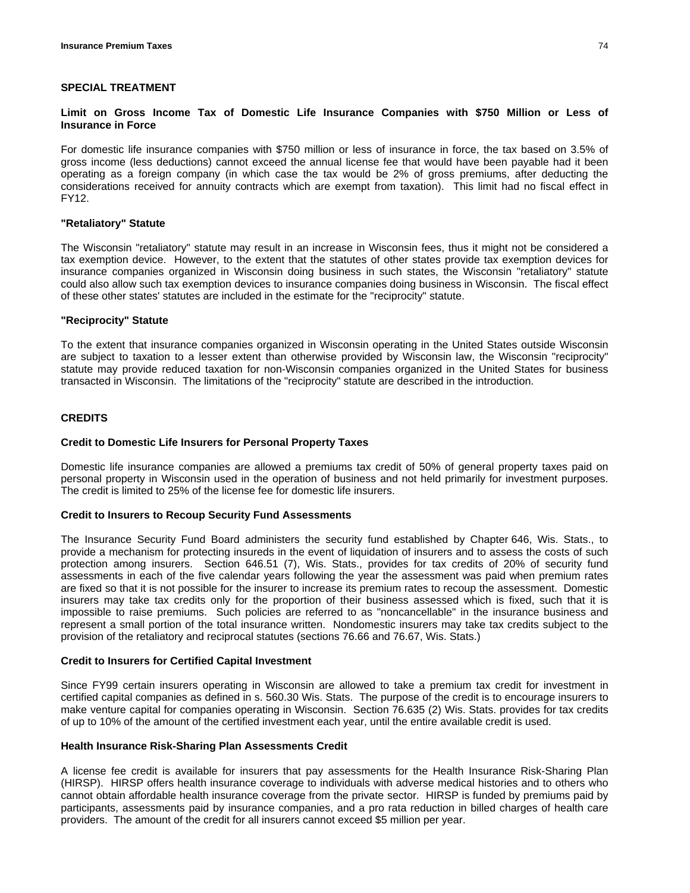## SPECIAL TREATMENT

### Limit on Gross Income Tax of Domestic Life Insurance Companies with $750 Million or Less of Insurance in Force

For domestic life insurance companies with $750 million or less of insurance in force, the tax based on 3.5% of gross income (less deductions) cannot exceed the annual license fee that would have been payable had it been operating as a foreign company (in which case the tax would be 2% of gross premiums, after deducting the considerations received for annuity contracts which are exempt from taxation). This limit had no fiscal effect in FY12.

### "Retaliatory" Statute

The Wisconsin "retaliatory" statute may result in an increase in Wisconsin fees, thus it might not be considered a tax exemption device. However, to the extent that the statutes of other states provide tax exemption devices for insurance companies organized in Wisconsin doing business in such states, the Wisconsin "retaliatory" statute could also allow such tax exemption devices to insurance companies doing business in Wisconsin. The fiscal effect of these other states' statutes are included in the estimate for the "reciprocity" statute.

### "Reciprocity" Statute

To the extent that insurance companies organized in Wisconsin operating in the United States outside Wisconsin are subject to taxation to a lesser extent than otherwise provided by Wisconsin law, the Wisconsin "reciprocity" statute may provide reduced taxation for non-Wisconsin companies organized in the United States for business transacted in Wisconsin. The limitations of the "reciprocity" statute are described in the introduction.

## CREDITS

### Credit to Domestic Life Insurers for Personal Property Taxes

Domestic life insurance companies are allowed a premiums tax credit of 50% of general property taxes paid on personal property in Wisconsin used in the operation of business and not held primarily for investment purposes. The credit is limited to 25% of the license fee for domestic life insurers.

### Credit to Insurers to Recoup Security Fund Assessments

The Insurance Security Fund Board administers the security fund established by Chapter 646, Wis. Stats., to provide a mechanism for protecting insureds in the event of liquidation of insurers and to assess the costs of such protection among insurers. Section 646.51 (7), Wis. Stats., provides for tax credits of 20% of security fund assessments in each of the five calendar years following the year the assessment was paid when premium rates are fixed so that it is not possible for the insurer to increase its premium rates to recoup the assessment. Domestic insurers may take tax credits only for the proportion of their business assessed which is fixed, such that it is impossible to raise premiums. Such policies are referred to as "noncancellable" in the insurance business and represent a small portion of the total insurance written. Nondomestic insurers may take tax credits subject to the provision of the retaliatory and reciprocal statutes (sections 76.66 and 76.67, Wis. Stats.)

### Credit to Insurers for Certified Capital Investment

Since FY99 certain insurers operating in Wisconsin are allowed to take a premium tax credit for investment in certified capital companies as defined in s. 560.30 Wis. Stats. The purpose of the credit is to encourage insurers to make venture capital for companies operating in Wisconsin. Section 76.635 (2) Wis. Stats. provides for tax credits of up to 10% of the amount of the certified investment each year, until the entire available credit is used.

### Health Insurance Risk-Sharing Plan Assessments Credit

A license fee credit is available for insurers that pay assessments for the Health Insurance Risk-Sharing Plan (HIRSP). HIRSP offers health insurance coverage to individuals with adverse medical histories and to others who cannot obtain affordable health insurance coverage from the private sector. HIRSP is funded by premiums paid by participants, assessments paid by insurance companies, and a pro rata reduction in billed charges of health care providers. The amount of the credit for all insurers cannot exceed $5 million per year.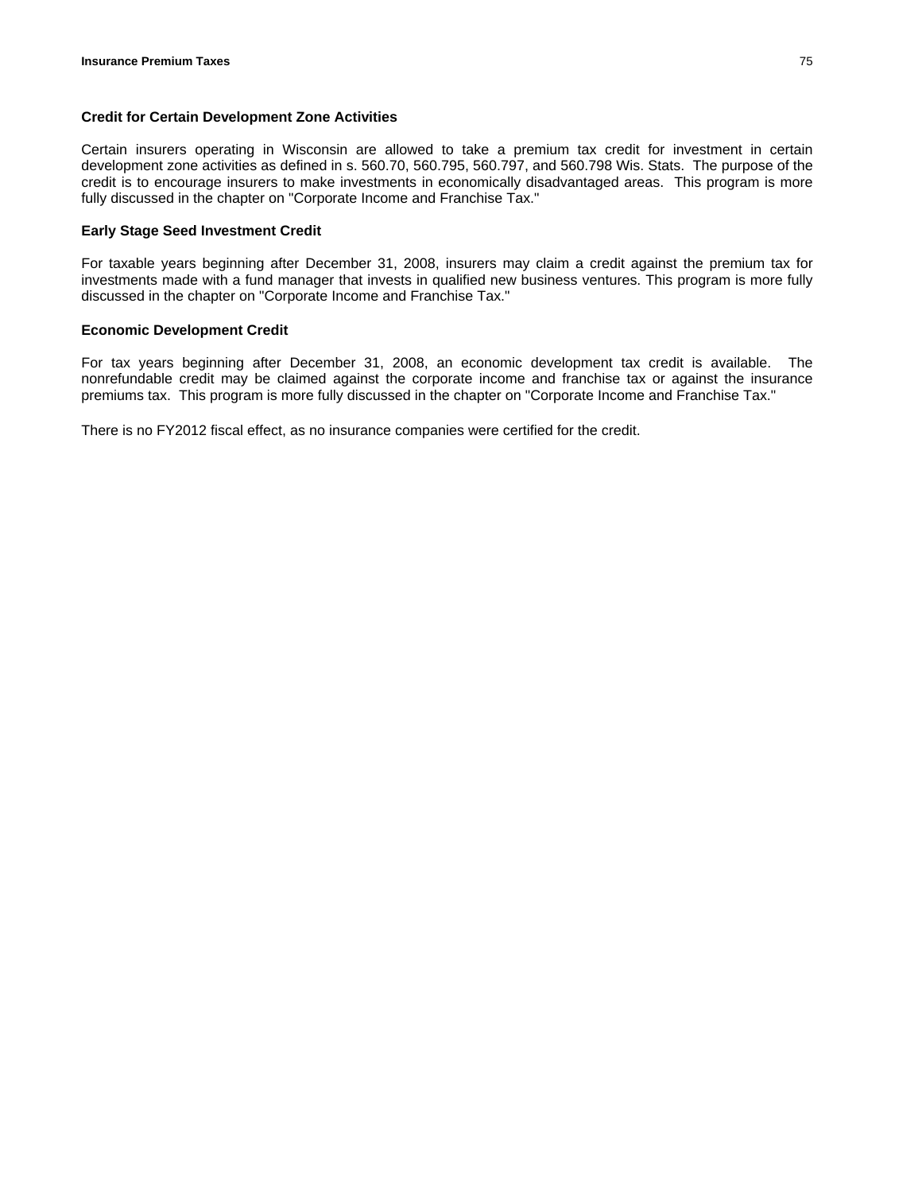### Credit for Certain Development Zone Activities

Certain insurers operating in Wisconsin are allowed to take a premium tax credit for investment in certain development zone activities as defined in s. 560.70, 560.795, 560.797, and 560.798 Wis. Stats. The purpose of the credit is to encourage insurers to make investments in economically disadvantaged areas. This program is more fully discussed in the chapter on "Corporate Income and Franchise Tax."

### Early Stage Seed Investment Credit

For taxable years beginning after December 31, 2008, insurers may claim a credit against the premium tax for investments made with a fund manager that invests in qualified new business ventures. This program is more fully discussed in the chapter on "Corporate Income and Franchise Tax."

### Economic Development Credit

For tax years beginning after December 31, 2008, an economic development tax credit is available. The nonrefundable credit may be claimed against the corporate income and franchise tax or against the insurance premiums tax. This program is more fully discussed in the chapter on "Corporate Income and Franchise Tax."

There is no FY2012 fiscal effect, as no insurance companies were certified for the credit.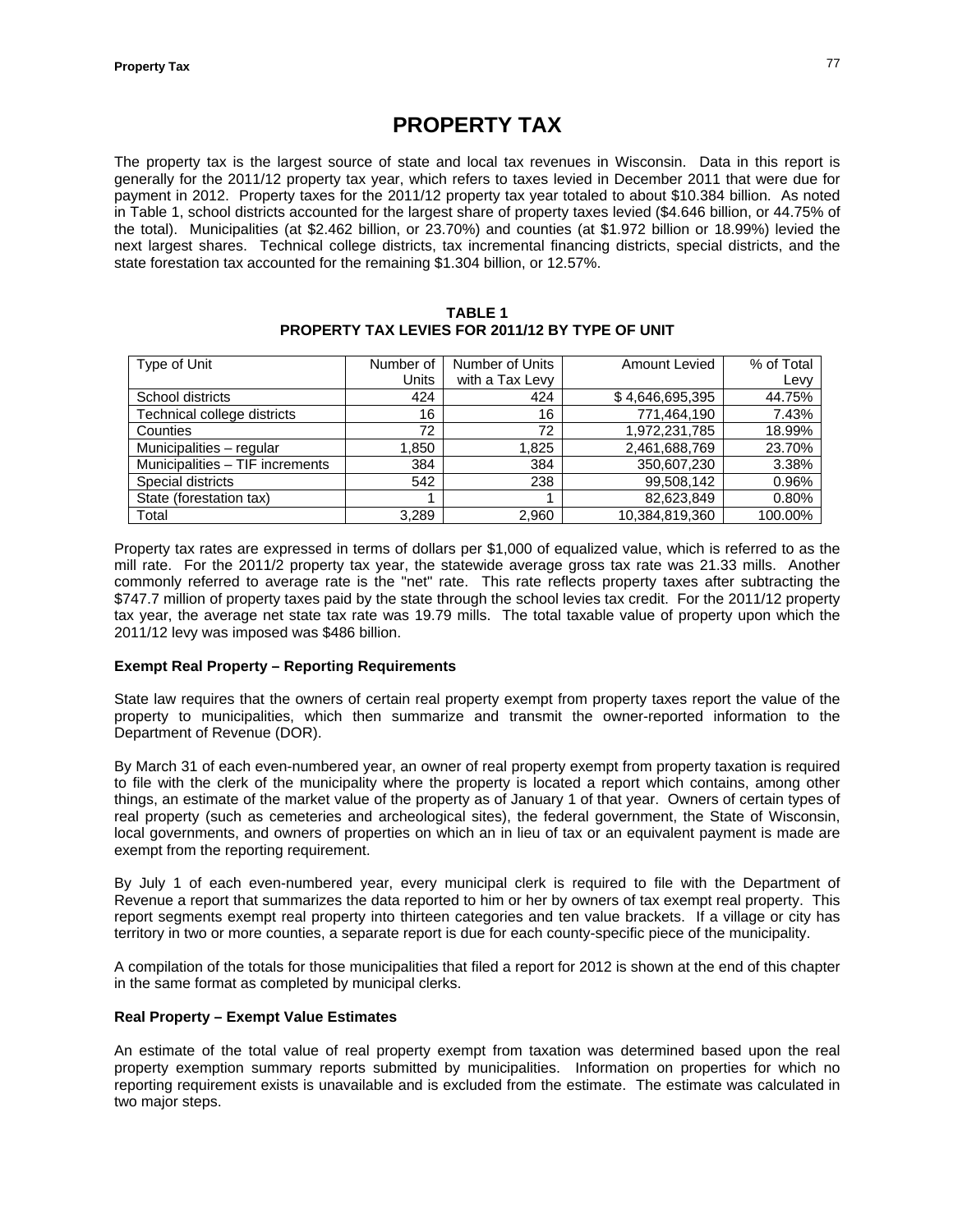# PROPERTY TAX

The property tax is the largest source of state and local tax revenues in Wisconsin. Data in this report is generally for the 2011/12 property tax year, which refers to taxes levied in December 2011 that were due for payment in 2012. Property taxes for the 2011/12 property tax year totaled to about $10.384 billion. As noted in Table 1, school districts accounted for the largest share of property taxes levied ($4.646 billion, or 44.75% of the total). Municipalities (at $2.462 billion, or 23.70%) and counties (at $1.972 billion or 18.99%) levied the next largest shares. Technical college districts, tax incremental financing districts, special districts, and the state forestation tax accounted for the remaining $1.304 billion, or 12.57%.

**TABLE 1**
**PROPERTY TAX LEVIES FOR 2011/12 BY TYPE OF UNIT**

| Type of Unit | Number of Units | Number of Units with a Tax Levy | Amount Levied | % of Total Levy |
|---|---|---|---|---|
| School districts | 424 | 424 | $ 4,646,695,395 | 44.75% |
| Technical college districts | 16 | 16 | 771,464,190 | 7.43% |
| Counties | 72 | 72 | 1,972,231,785 | 18.99% |
| Municipalities – regular | 1,850 | 1,825 | 2,461,688,769 | 23.70% |
| Municipalities – TIF increments | 384 | 384 | 350,607,230 | 3.38% |
| Special districts | 542 | 238 | 99,508,142 | 0.96% |
| State (forestation tax) | 1 | 1 | 82,623,849 | 0.80% |
| Total | 3,289 | 2,960 | 10,384,819,360 | 100.00% |

Property tax rates are expressed in terms of dollars per $1,000 of equalized value, which is referred to as the mill rate. For the 2011/2 property tax year, the statewide average gross tax rate was 21.33 mills. Another commonly referred to average rate is the "net" rate. This rate reflects property taxes after subtracting the $747.7 million of property taxes paid by the state through the school levies tax credit. For the 2011/12 property tax year, the average net state tax rate was 19.79 mills. The total taxable value of property upon which the 2011/12 levy was imposed was $486 billion.

**Exempt Real Property – Reporting Requirements**

State law requires that the owners of certain real property exempt from property taxes report the value of the property to municipalities, which then summarize and transmit the owner-reported information to the Department of Revenue (DOR).

By March 31 of each even-numbered year, an owner of real property exempt from property taxation is required to file with the clerk of the municipality where the property is located a report which contains, among other things, an estimate of the market value of the property as of January 1 of that year. Owners of certain types of real property (such as cemeteries and archeological sites), the federal government, the State of Wisconsin, local governments, and owners of properties on which an in lieu of tax or an equivalent payment is made are exempt from the reporting requirement.

By July 1 of each even-numbered year, every municipal clerk is required to file with the Department of Revenue a report that summarizes the data reported to him or her by owners of tax exempt real property. This report segments exempt real property into thirteen categories and ten value brackets. If a village or city has territory in two or more counties, a separate report is due for each county-specific piece of the municipality.

A compilation of the totals for those municipalities that filed a report for 2012 is shown at the end of this chapter in the same format as completed by municipal clerks.

**Real Property – Exempt Value Estimates**

An estimate of the total value of real property exempt from taxation was determined based upon the real property exemption summary reports submitted by municipalities. Information on properties for which no reporting requirement exists is unavailable and is excluded from the estimate. The estimate was calculated in two major steps.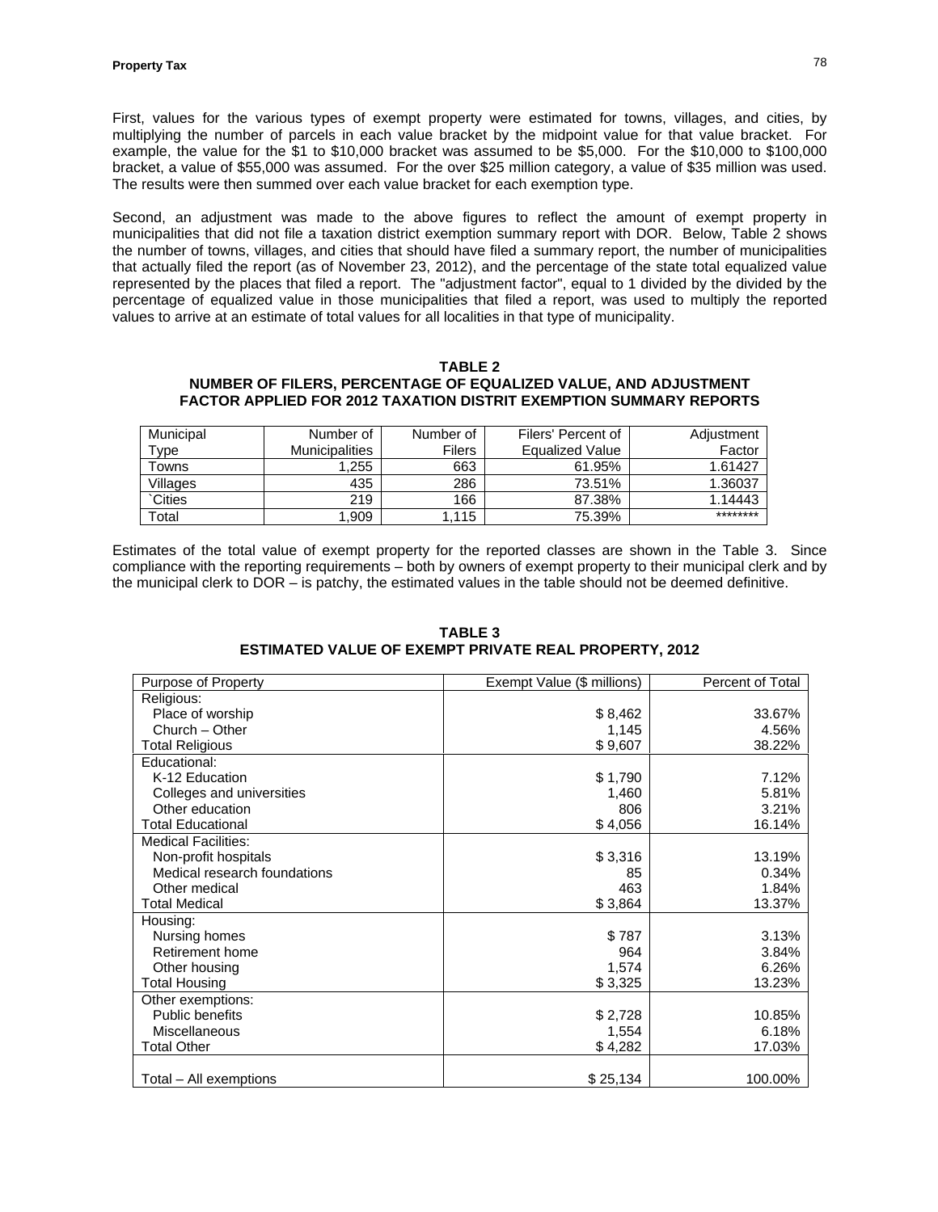First, values for the various types of exempt property were estimated for towns, villages, and cities, by multiplying the number of parcels in each value bracket by the midpoint value for that value bracket. For example, the value for the $1 to $10,000 bracket was assumed to be $5,000. For the $10,000 to $100,000 bracket, a value of $55,000 was assumed. For the over $25 million category, a value of $35 million was used. The results were then summed over each value bracket for each exemption type.

Second, an adjustment was made to the above figures to reflect the amount of exempt property in municipalities that did not file a taxation district exemption summary report with DOR. Below, Table 2 shows the number of towns, villages, and cities that should have filed a summary report, the number of municipalities that actually filed the report (as of November 23, 2012), and the percentage of the state total equalized value represented by the places that filed a report. The "adjustment factor", equal to 1 divided by the divided by the percentage of equalized value in those municipalities that filed a report, was used to multiply the reported values to arrive at an estimate of total values for all localities in that type of municipality.

**TABLE 2**
**NUMBER OF FILERS, PERCENTAGE OF EQUALIZED VALUE, AND ADJUSTMENT FACTOR APPLIED FOR 2012 TAXATION DISTRIT EXEMPTION SUMMARY REPORTS**

| Municipal Type | Number of Municipalities | Number of Filers | Filers' Percent of Equalized Value | Adjustment Factor |
|---|---|---|---|---|
| Towns | 1,255 | 663 | 61.95% | 1.61427 |
| Villages | 435 | 286 | 73.51% | 1.36037 |
| `Cities | 219 | 166 | 87.38% | 1.14443 |
| Total | 1,909 | 1,115 | 75.39% | ******** |

Estimates of the total value of exempt property for the reported classes are shown in the Table 3. Since compliance with the reporting requirements – both by owners of exempt property to their municipal clerk and by the municipal clerk to DOR – is patchy, the estimated values in the table should not be deemed definitive.

**TABLE 3**
**ESTIMATED VALUE OF EXEMPT PRIVATE REAL PROPERTY, 2012**

| Purpose of Property | Exempt Value ($ millions) | Percent of Total |
|---|---|---|
| Religious: | | |
| Place of worship | $ 8,462 | 33.67% |
| Church – Other | 1,145 | 4.56% |
| Total Religious | $ 9,607 | 38.22% |
| Educational: | | |
| K-12 Education | $ 1,790 | 7.12% |
| Colleges and universities | 1,460 | 5.81% |
| Other education | 806 | 3.21% |
| Total Educational | $ 4,056 | 16.14% |
| Medical Facilities: | | |
| Non-profit hospitals | $ 3,316 | 13.19% |
| Medical research foundations | 85 | 0.34% |
| Other medical | 463 | 1.84% |
| Total Medical | $ 3,864 | 13.37% |
| Housing: | | |
| Nursing homes | $ 787 | 3.13% |
| Retirement home | 964 | 3.84% |
| Other housing | 1,574 | 6.26% |
| Total Housing | $ 3,325 | 13.23% |
| Other exemptions: | | |
| Public benefits | $ 2,728 | 10.85% |
| Miscellaneous | 1,554 | 6.18% |
| Total Other | $ 4,282 | 17.03% |
| Total – All exemptions | $ 25,134 | 100.00% |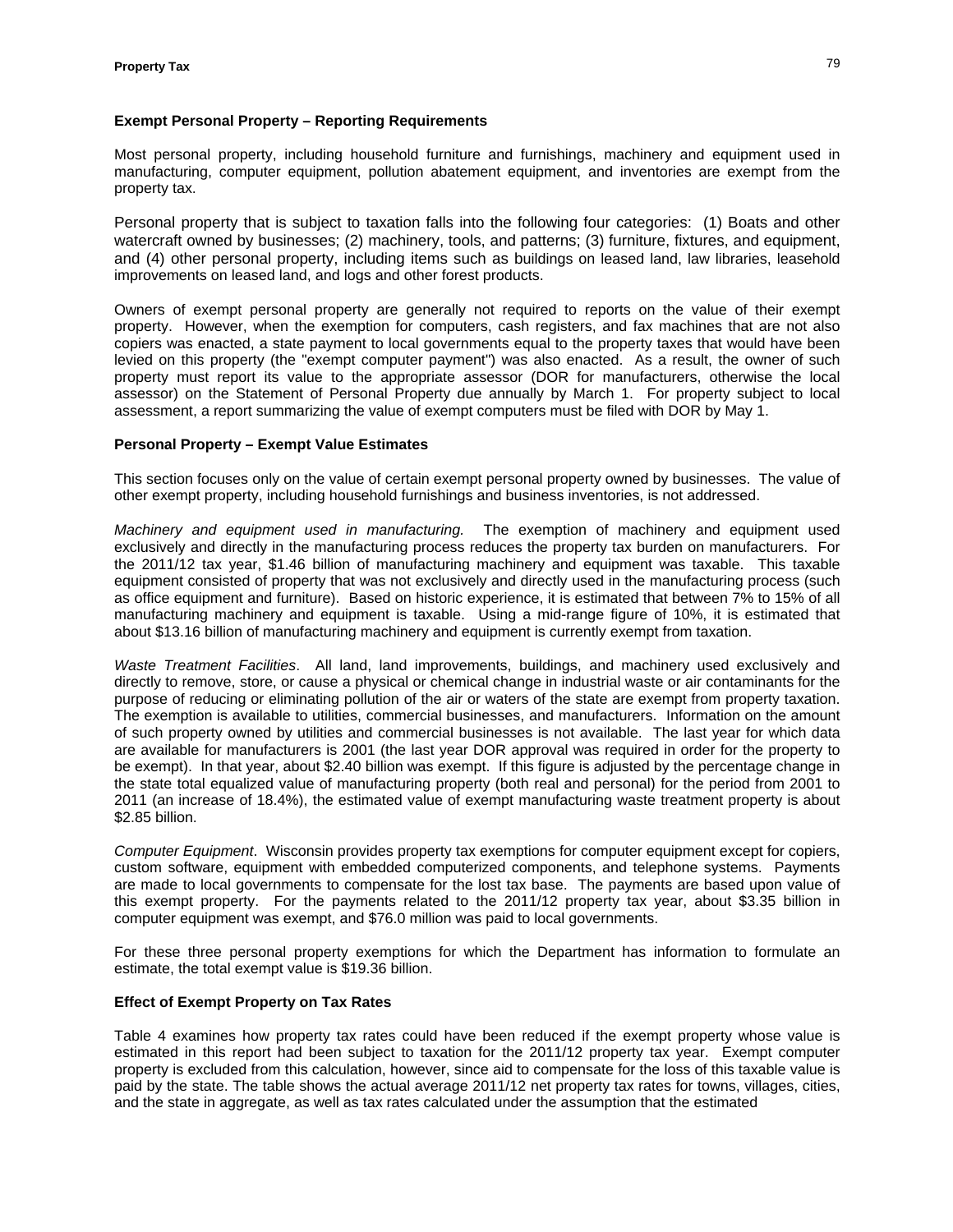### Exempt Personal Property – Reporting Requirements

Most personal property, including household furniture and furnishings, machinery and equipment used in manufacturing, computer equipment, pollution abatement equipment, and inventories are exempt from the property tax.

Personal property that is subject to taxation falls into the following four categories: (1) Boats and other watercraft owned by businesses; (2) machinery, tools, and patterns; (3) furniture, fixtures, and equipment, and (4) other personal property, including items such as buildings on leased land, law libraries, leasehold improvements on leased land, and logs and other forest products.

Owners of exempt personal property are generally not required to reports on the value of their exempt property. However, when the exemption for computers, cash registers, and fax machines that are not also copiers was enacted, a state payment to local governments equal to the property taxes that would have been levied on this property (the "exempt computer payment") was also enacted. As a result, the owner of such property must report its value to the appropriate assessor (DOR for manufacturers, otherwise the local assessor) on the Statement of Personal Property due annually by March 1. For property subject to local assessment, a report summarizing the value of exempt computers must be filed with DOR by May 1.

### Personal Property – Exempt Value Estimates

This section focuses only on the value of certain exempt personal property owned by businesses. The value of other exempt property, including household furnishings and business inventories, is not addressed.

*Machinery and equipment used in manufacturing.* The exemption of machinery and equipment used exclusively and directly in the manufacturing process reduces the property tax burden on manufacturers. For the 2011/12 tax year, $1.46 billion of manufacturing machinery and equipment was taxable. This taxable equipment consisted of property that was not exclusively and directly used in the manufacturing process (such as office equipment and furniture). Based on historic experience, it is estimated that between 7% to 15% of all manufacturing machinery and equipment is taxable. Using a mid-range figure of 10%, it is estimated that about $13.16 billion of manufacturing machinery and equipment is currently exempt from taxation.

*Waste Treatment Facilities*. All land, land improvements, buildings, and machinery used exclusively and directly to remove, store, or cause a physical or chemical change in industrial waste or air contaminants for the purpose of reducing or eliminating pollution of the air or waters of the state are exempt from property taxation. The exemption is available to utilities, commercial businesses, and manufacturers. Information on the amount of such property owned by utilities and commercial businesses is not available. The last year for which data are available for manufacturers is 2001 (the last year DOR approval was required in order for the property to be exempt). In that year, about $2.40 billion was exempt. If this figure is adjusted by the percentage change in the state total equalized value of manufacturing property (both real and personal) for the period from 2001 to 2011 (an increase of 18.4%), the estimated value of exempt manufacturing waste treatment property is about $2.85 billion.

*Computer Equipment*. Wisconsin provides property tax exemptions for computer equipment except for copiers, custom software, equipment with embedded computerized components, and telephone systems. Payments are made to local governments to compensate for the lost tax base. The payments are based upon value of this exempt property. For the payments related to the 2011/12 property tax year, about $3.35 billion in computer equipment was exempt, and $76.0 million was paid to local governments.

For these three personal property exemptions for which the Department has information to formulate an estimate, the total exempt value is $19.36 billion.

### Effect of Exempt Property on Tax Rates

Table 4 examines how property tax rates could have been reduced if the exempt property whose value is estimated in this report had been subject to taxation for the 2011/12 property tax year. Exempt computer property is excluded from this calculation, however, since aid to compensate for the loss of this taxable value is paid by the state. The table shows the actual average 2011/12 net property tax rates for towns, villages, cities, and the state in aggregate, as well as tax rates calculated under the assumption that the estimated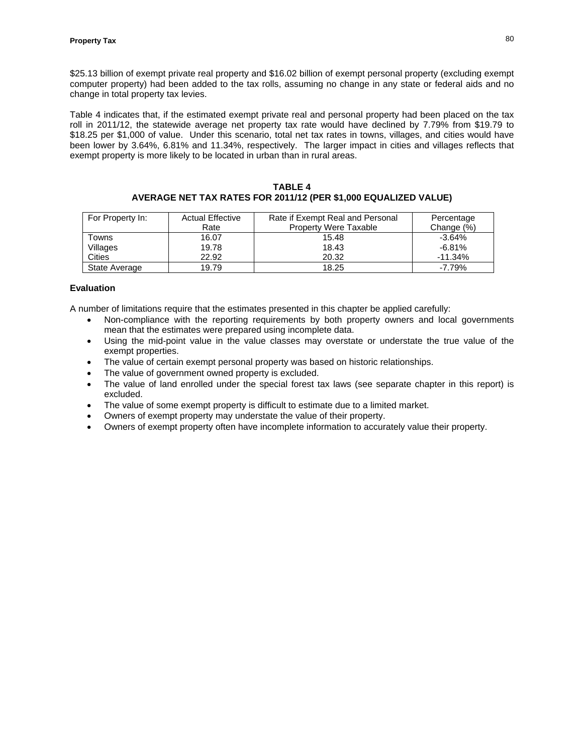$25.13 billion of exempt private real property and $16.02 billion of exempt personal property (excluding exempt computer property) had been added to the tax rolls, assuming no change in any state or federal aids and no change in total property tax levies.

Table 4 indicates that, if the estimated exempt private real and personal property had been placed on the tax roll in 2011/12, the statewide average net property tax rate would have declined by 7.79% from $19.79 to $18.25 per $1,000 of value. Under this scenario, total net tax rates in towns, villages, and cities would have been lower by 3.64%, 6.81% and 11.34%, respectively. The larger impact in cities and villages reflects that exempt property is more likely to be located in urban than in rural areas.

**TABLE 4**
**AVERAGE NET TAX RATES FOR 2011/12 (PER $1,000 EQUALIZED VALUE)**

| For Property In: | Actual Effective Rate | Rate if Exempt Real and Personal Property Were Taxable | Percentage Change (%) |
|---|---|---|---|
| Towns | 16.07 | 15.48 | -3.64% |
| Villages | 19.78 | 18.43 | -6.81% |
| Cities | 22.92 | 20.32 | -11.34% |
| State Average | 19.79 | 18.25 | -7.79% |

### Evaluation

A number of limitations require that the estimates presented in this chapter be applied carefully:

- Non-compliance with the reporting requirements by both property owners and local governments mean that the estimates were prepared using incomplete data.
- Using the mid-point value in the value classes may overstate or understate the true value of the exempt properties.
- The value of certain exempt personal property was based on historic relationships.
- The value of government owned property is excluded.
- The value of land enrolled under the special forest tax laws (see separate chapter in this report) is excluded.
- The value of some exempt property is difficult to estimate due to a limited market.
- Owners of exempt property may understate the value of their property.
- Owners of exempt property often have incomplete information to accurately value their property.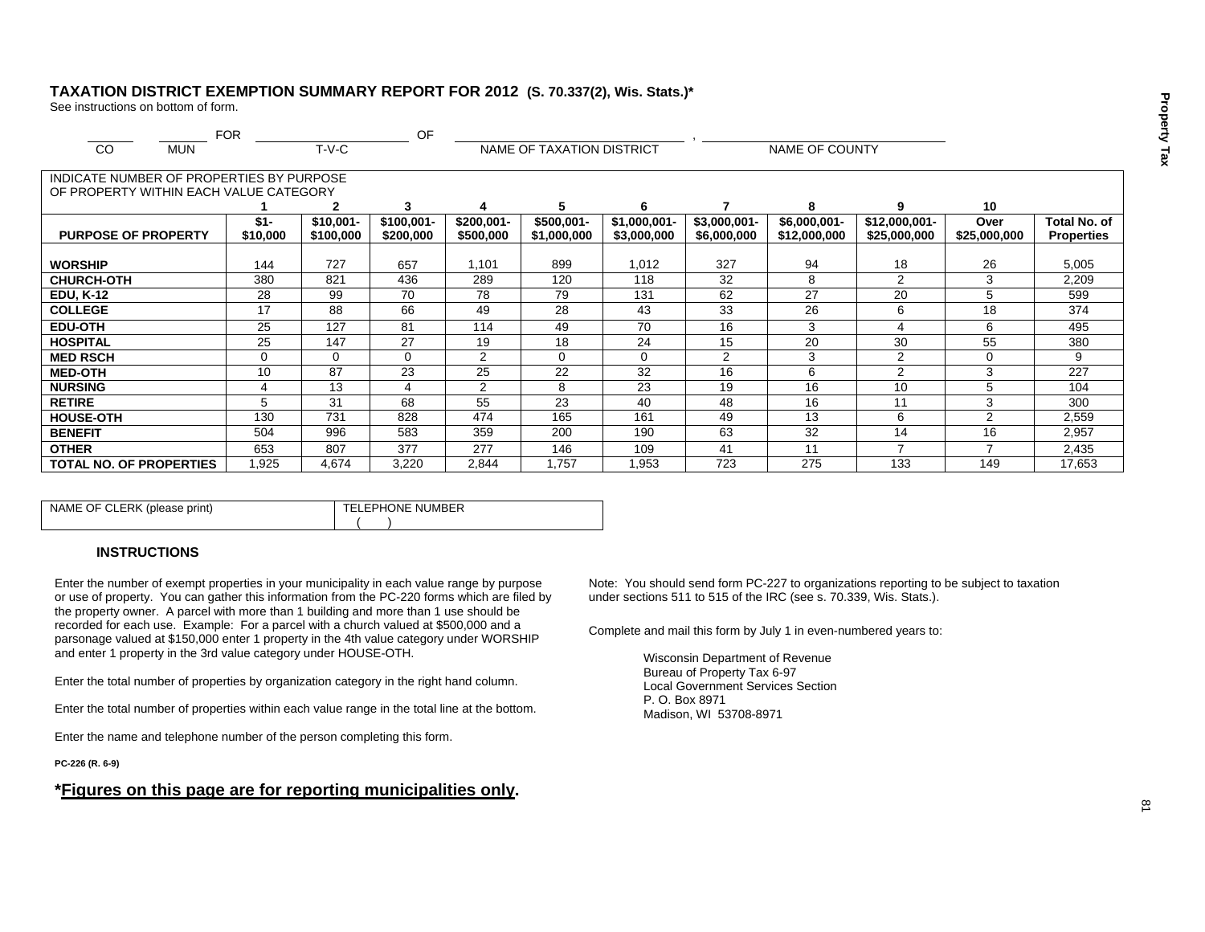## TAXATION DISTRICT EXEMPTION SUMMARY REPORT FOR 2012 (S. 70.337(2), Wis. Stats.)*

See instructions on bottom of form.

______ ______ FOR ______________ OF ______________________ , ______________________

CO MUN T-V-C NAME OF TAXATION DISTRICT NAME OF COUNTY

| INDICATE NUMBER OF PROPERTIES BY PURPOSE OF PROPERTY WITHIN EACH VALUE CATEGORY | 1 | 2 | 3 | 4 | 5 | 6 | 7 | 8 | 9 | 10 | |
|---|---|---|---|---|---|---|---|---|---|---|---|
| **PURPOSE OF PROPERTY** | **$1-$10,000** | **$10,001-$100,000** | **$100,001-$200,000** | **$200,001-$500,000** | **$500,001-$1,000,000** | **$1,000,001-$3,000,000** | **$3,000,001-$6,000,000** | **$6,000,001-$12,000,000** | **$12,000,001-$25,000,000** | **Over $25,000,000** | **Total No. of Properties** |
| **WORSHIP** | 144 | 727 | 657 | 1,101 | 899 | 1,012 | 327 | 94 | 18 | 26 | 5,005 |
| **CHURCH-OTH** | 380 | 821 | 436 | 289 | 120 | 118 | 32 | 8 | 2 | 3 | 2,209 |
| **EDU, K-12** | 28 | 99 | 70 | 78 | 79 | 131 | 62 | 27 | 20 | 5 | 599 |
| **COLLEGE** | 17 | 88 | 66 | 49 | 28 | 43 | 33 | 26 | 6 | 18 | 374 |
| **EDU-OTH** | 25 | 127 | 81 | 114 | 49 | 70 | 16 | 3 | 4 | 6 | 495 |
| **HOSPITAL** | 25 | 147 | 27 | 19 | 18 | 24 | 15 | 20 | 30 | 55 | 380 |
| **MED RSCH** | 0 | 0 | 0 | 2 | 0 | 0 | 2 | 3 | 2 | 0 | 9 |
| **MED-OTH** | 10 | 87 | 23 | 25 | 22 | 32 | 16 | 6 | 2 | 3 | 227 |
| **NURSING** | 4 | 13 | 4 | 2 | 8 | 23 | 19 | 16 | 10 | 5 | 104 |
| **RETIRE** | 5 | 31 | 68 | 55 | 23 | 40 | 48 | 16 | 11 | 3 | 300 |
| **HOUSE-OTH** | 130 | 731 | 828 | 474 | 165 | 161 | 49 | 13 | 6 | 2 | 2,559 |
| **BENEFIT** | 504 | 996 | 583 | 359 | 200 | 190 | 63 | 32 | 14 | 16 | 2,957 |
| **OTHER** | 653 | 807 | 377 | 277 | 146 | 109 | 41 | 11 | 7 | 7 | 2,435 |
| **TOTAL NO. OF PROPERTIES** | 1,925 | 4,674 | 3,220 | 2,844 | 1,757 | 1,953 | 723 | 275 | 133 | 149 | 17,653 |

| NAME OF CLERK (please print) | TELEPHONE NUMBER ( ) |
|---|---|

### INSTRUCTIONS

Enter the number of exempt properties in your municipality in each value range by purpose or use of property. You can gather this information from the PC-220 forms which are filed by the property owner. A parcel with more than 1 building and more than 1 use should be recorded for each use. Example: For a parcel with a church valued at $500,000 and a parsonage valued at $150,000 enter 1 property in the 4th value category under WORSHIP and enter 1 property in the 3rd value category under HOUSE-OTH.

Enter the total number of properties by organization category in the right hand column.

Enter the total number of properties within each value range in the total line at the bottom.

Enter the name and telephone number of the person completing this form.

**PC-226 (R. 6-9)**

Note: You should send form PC-227 to organizations reporting to be subject to taxation under sections 511 to 515 of the IRC (see s. 70.339, Wis. Stats.).

Complete and mail this form by July 1 in even-numbered years to:

Wisconsin Department of Revenue
Bureau of Property Tax 6-97
Local Government Services Section
P. O. Box 8971
Madison, WI 53708-8971

**\*<u>Figures on this page are for reporting municipalities only</u>.**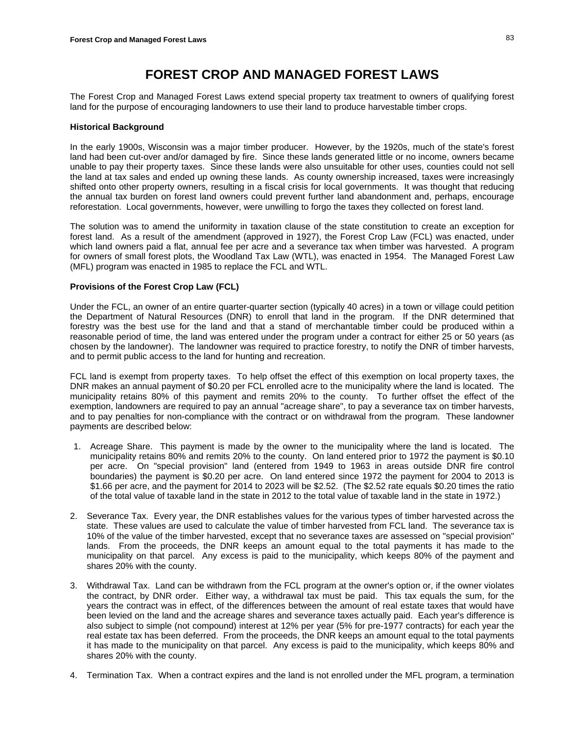# FOREST CROP AND MANAGED FOREST LAWS

The Forest Crop and Managed Forest Laws extend special property tax treatment to owners of qualifying forest land for the purpose of encouraging landowners to use their land to produce harvestable timber crops.

**Historical Background**

In the early 1900s, Wisconsin was a major timber producer. However, by the 1920s, much of the state's forest land had been cut-over and/or damaged by fire. Since these lands generated little or no income, owners became unable to pay their property taxes. Since these lands were also unsuitable for other uses, counties could not sell the land at tax sales and ended up owning these lands. As county ownership increased, taxes were increasingly shifted onto other property owners, resulting in a fiscal crisis for local governments. It was thought that reducing the annual tax burden on forest land owners could prevent further land abandonment and, perhaps, encourage reforestation. Local governments, however, were unwilling to forgo the taxes they collected on forest land.

The solution was to amend the uniformity in taxation clause of the state constitution to create an exception for forest land. As a result of the amendment (approved in 1927), the Forest Crop Law (FCL) was enacted, under which land owners paid a flat, annual fee per acre and a severance tax when timber was harvested. A program for owners of small forest plots, the Woodland Tax Law (WTL), was enacted in 1954. The Managed Forest Law (MFL) program was enacted in 1985 to replace the FCL and WTL.

**Provisions of the Forest Crop Law (FCL)**

Under the FCL, an owner of an entire quarter-quarter section (typically 40 acres) in a town or village could petition the Department of Natural Resources (DNR) to enroll that land in the program. If the DNR determined that forestry was the best use for the land and that a stand of merchantable timber could be produced within a reasonable period of time, the land was entered under the program under a contract for either 25 or 50 years (as chosen by the landowner). The landowner was required to practice forestry, to notify the DNR of timber harvests, and to permit public access to the land for hunting and recreation.

FCL land is exempt from property taxes. To help offset the effect of this exemption on local property taxes, the DNR makes an annual payment of $0.20 per FCL enrolled acre to the municipality where the land is located. The municipality retains 80% of this payment and remits 20% to the county. To further offset the effect of the exemption, landowners are required to pay an annual "acreage share", to pay a severance tax on timber harvests, and to pay penalties for non-compliance with the contract or on withdrawal from the program. These landowner payments are described below:

1. Acreage Share. This payment is made by the owner to the municipality where the land is located. The municipality retains 80% and remits 20% to the county. On land entered prior to 1972 the payment is $0.10 per acre. On "special provision" land (entered from 1949 to 1963 in areas outside DNR fire control boundaries) the payment is $0.20 per acre. On land entered since 1972 the payment for 2004 to 2013 is $1.66 per acre, and the payment for 2014 to 2023 will be $2.52. (The $2.52 rate equals $0.20 times the ratio of the total value of taxable land in the state in 2012 to the total value of taxable land in the state in 1972.)

2. Severance Tax. Every year, the DNR establishes values for the various types of timber harvested across the state. These values are used to calculate the value of timber harvested from FCL land. The severance tax is 10% of the value of the timber harvested, except that no severance taxes are assessed on "special provision" lands. From the proceeds, the DNR keeps an amount equal to the total payments it has made to the municipality on that parcel. Any excess is paid to the municipality, which keeps 80% of the payment and shares 20% with the county.

3. Withdrawal Tax. Land can be withdrawn from the FCL program at the owner's option or, if the owner violates the contract, by DNR order. Either way, a withdrawal tax must be paid. This tax equals the sum, for the years the contract was in effect, of the differences between the amount of real estate taxes that would have been levied on the land and the acreage shares and severance taxes actually paid. Each year's difference is also subject to simple (not compound) interest at 12% per year (5% for pre-1977 contracts) for each year the real estate tax has been deferred. From the proceeds, the DNR keeps an amount equal to the total payments it has made to the municipality on that parcel. Any excess is paid to the municipality, which keeps 80% and shares 20% with the county.

4. Termination Tax. When a contract expires and the land is not enrolled under the MFL program, a termination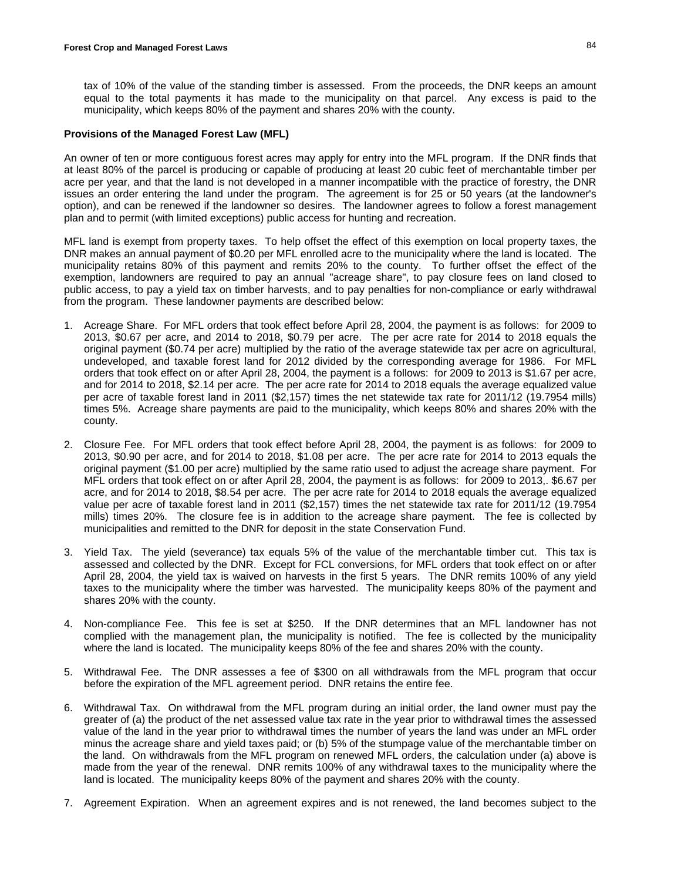tax of 10% of the value of the standing timber is assessed. From the proceeds, the DNR keeps an amount equal to the total payments it has made to the municipality on that parcel. Any excess is paid to the municipality, which keeps 80% of the payment and shares 20% with the county.

**Provisions of the Managed Forest Law (MFL)**

An owner of ten or more contiguous forest acres may apply for entry into the MFL program. If the DNR finds that at least 80% of the parcel is producing or capable of producing at least 20 cubic feet of merchantable timber per acre per year, and that the land is not developed in a manner incompatible with the practice of forestry, the DNR issues an order entering the land under the program. The agreement is for 25 or 50 years (at the landowner's option), and can be renewed if the landowner so desires. The landowner agrees to follow a forest management plan and to permit (with limited exceptions) public access for hunting and recreation.

MFL land is exempt from property taxes. To help offset the effect of this exemption on local property taxes, the DNR makes an annual payment of $0.20 per MFL enrolled acre to the municipality where the land is located. The municipality retains 80% of this payment and remits 20% to the county. To further offset the effect of the exemption, landowners are required to pay an annual "acreage share", to pay closure fees on land closed to public access, to pay a yield tax on timber harvests, and to pay penalties for non-compliance or early withdrawal from the program. These landowner payments are described below:

1. Acreage Share. For MFL orders that took effect before April 28, 2004, the payment is as follows: for 2009 to 2013, $0.67 per acre, and 2014 to 2018, $0.79 per acre. The per acre rate for 2014 to 2018 equals the original payment ($0.74 per acre) multiplied by the ratio of the average statewide tax per acre on agricultural, undeveloped, and taxable forest land for 2012 divided by the corresponding average for 1986. For MFL orders that took effect on or after April 28, 2004, the payment is a follows: for 2009 to 2013 is $1.67 per acre, and for 2014 to 2018, $2.14 per acre. The per acre rate for 2014 to 2018 equals the average equalized value per acre of taxable forest land in 2011 ($2,157) times the net statewide tax rate for 2011/12 (19.7954 mills) times 5%. Acreage share payments are paid to the municipality, which keeps 80% and shares 20% with the county.

2. Closure Fee. For MFL orders that took effect before April 28, 2004, the payment is as follows: for 2009 to 2013, $0.90 per acre, and for 2014 to 2018, $1.08 per acre. The per acre rate for 2014 to 2013 equals the original payment ($1.00 per acre) multiplied by the same ratio used to adjust the acreage share payment. For MFL orders that took effect on or after April 28, 2004, the payment is as follows: for 2009 to 2013,. $6.67 per acre, and for 2014 to 2018, $8.54 per acre. The per acre rate for 2014 to 2018 equals the average equalized value per acre of taxable forest land in 2011 ($2,157) times the net statewide tax rate for 2011/12 (19.7954 mills) times 20%. The closure fee is in addition to the acreage share payment. The fee is collected by municipalities and remitted to the DNR for deposit in the state Conservation Fund.

3. Yield Tax. The yield (severance) tax equals 5% of the value of the merchantable timber cut. This tax is assessed and collected by the DNR. Except for FCL conversions, for MFL orders that took effect on or after April 28, 2004, the yield tax is waived on harvests in the first 5 years. The DNR remits 100% of any yield taxes to the municipality where the timber was harvested. The municipality keeps 80% of the payment and shares 20% with the county.

4. Non-compliance Fee. This fee is set at $250. If the DNR determines that an MFL landowner has not complied with the management plan, the municipality is notified. The fee is collected by the municipality where the land is located. The municipality keeps 80% of the fee and shares 20% with the county.

5. Withdrawal Fee. The DNR assesses a fee of $300 on all withdrawals from the MFL program that occur before the expiration of the MFL agreement period. DNR retains the entire fee.

6. Withdrawal Tax. On withdrawal from the MFL program during an initial order, the land owner must pay the greater of (a) the product of the net assessed value tax rate in the year prior to withdrawal times the assessed value of the land in the year prior to withdrawal times the number of years the land was under an MFL order minus the acreage share and yield taxes paid; or (b) 5% of the stumpage value of the merchantable timber on the land. On withdrawals from the MFL program on renewed MFL orders, the calculation under (a) above is made from the year of the renewal. DNR remits 100% of any withdrawal taxes to the municipality where the land is located. The municipality keeps 80% of the payment and shares 20% with the county.

7. Agreement Expiration. When an agreement expires and is not renewed, the land becomes subject to the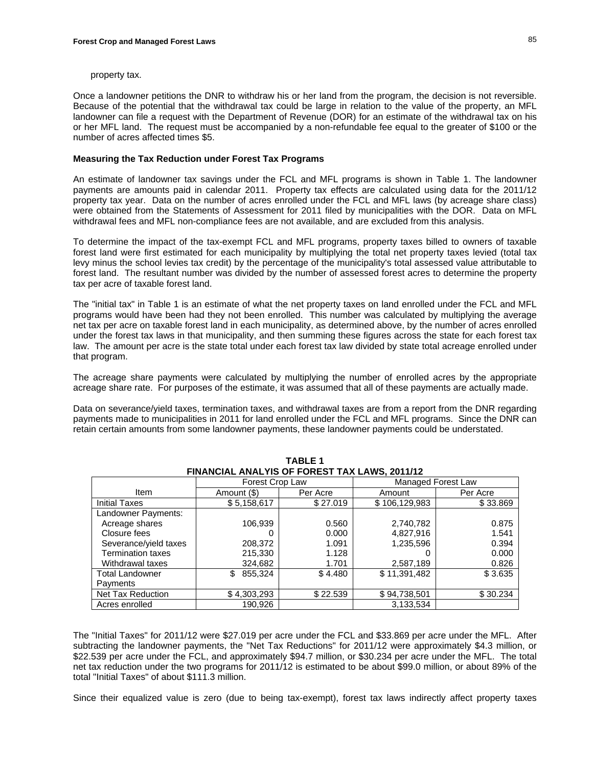property tax.

Once a landowner petitions the DNR to withdraw his or her land from the program, the decision is not reversible. Because of the potential that the withdrawal tax could be large in relation to the value of the property, an MFL landowner can file a request with the Department of Revenue (DOR) for an estimate of the withdrawal tax on his or her MFL land. The request must be accompanied by a non-refundable fee equal to the greater of $100 or the number of acres affected times $5.

**Measuring the Tax Reduction under Forest Tax Programs**

An estimate of landowner tax savings under the FCL and MFL programs is shown in Table 1. The landowner payments are amounts paid in calendar 2011. Property tax effects are calculated using data for the 2011/12 property tax year. Data on the number of acres enrolled under the FCL and MFL laws (by acreage share class) were obtained from the Statements of Assessment for 2011 filed by municipalities with the DOR. Data on MFL withdrawal fees and MFL non-compliance fees are not available, and are excluded from this analysis.

To determine the impact of the tax-exempt FCL and MFL programs, property taxes billed to owners of taxable forest land were first estimated for each municipality by multiplying the total net property taxes levied (total tax levy minus the school levies tax credit) by the percentage of the municipality's total assessed value attributable to forest land. The resultant number was divided by the number of assessed forest acres to determine the property tax per acre of taxable forest land.

The "initial tax" in Table 1 is an estimate of what the net property taxes on land enrolled under the FCL and MFL programs would have been had they not been enrolled. This number was calculated by multiplying the average net tax per acre on taxable forest land in each municipality, as determined above, by the number of acres enrolled under the forest tax laws in that municipality, and then summing these figures across the state for each forest tax law. The amount per acre is the state total under each forest tax law divided by state total acreage enrolled under that program.

The acreage share payments were calculated by multiplying the number of enrolled acres by the appropriate acreage share rate. For purposes of the estimate, it was assumed that all of these payments are actually made.

Data on severance/yield taxes, termination taxes, and withdrawal taxes are from a report from the DNR regarding payments made to municipalities in 2011 for land enrolled under the FCL and MFL programs. Since the DNR can retain certain amounts from some landowner payments, these landowner payments could be understated.

**TABLE 1**
**FINANCIAL ANALYIS OF FOREST TAX LAWS, 2011/12**

| | Forest Crop Law | | Managed Forest Law | |
|---|---|---|---|---|
| Item | Amount ($) | Per Acre | Amount | Per Acre |
| Initial Taxes | $ 5,158,617 | $ 27.019 | $ 106,129,983 | $ 33.869 |
| Landowner Payments: | | | | |
| Acreage shares | 106,939 | 0.560 | 2,740,782 | 0.875 |
| Closure fees | 0 | 0.000 | 4,827,916 | 1.541 |
| Severance/yield taxes | 208,372 | 1.091 | 1,235,596 | 0.394 |
| Termination taxes | 215,330 | 1.128 | 0 | 0.000 |
| Withdrawal taxes | 324,682 | 1.701 | 2,587,189 | 0.826 |
| Total Landowner Payments | $ 855,324 | $ 4.480 | $ 11,391,482 | $ 3.635 |
| Net Tax Reduction | $ 4,303,293 | $ 22.539 | $ 94,738,501 | $ 30.234 |
| Acres enrolled | 190,926 | | 3,133,534 | |

The "Initial Taxes" for 2011/12 were $27.019 per acre under the FCL and $33.869 per acre under the MFL. After subtracting the landowner payments, the "Net Tax Reductions" for 2011/12 were approximately $4.3 million, or $22.539 per acre under the FCL, and approximately $94.7 million, or $30.234 per acre under the MFL. The total net tax reduction under the two programs for 2011/12 is estimated to be about $99.0 million, or about 89% of the total "Initial Taxes" of about $111.3 million.

Since their equalized value is zero (due to being tax-exempt), forest tax laws indirectly affect property taxes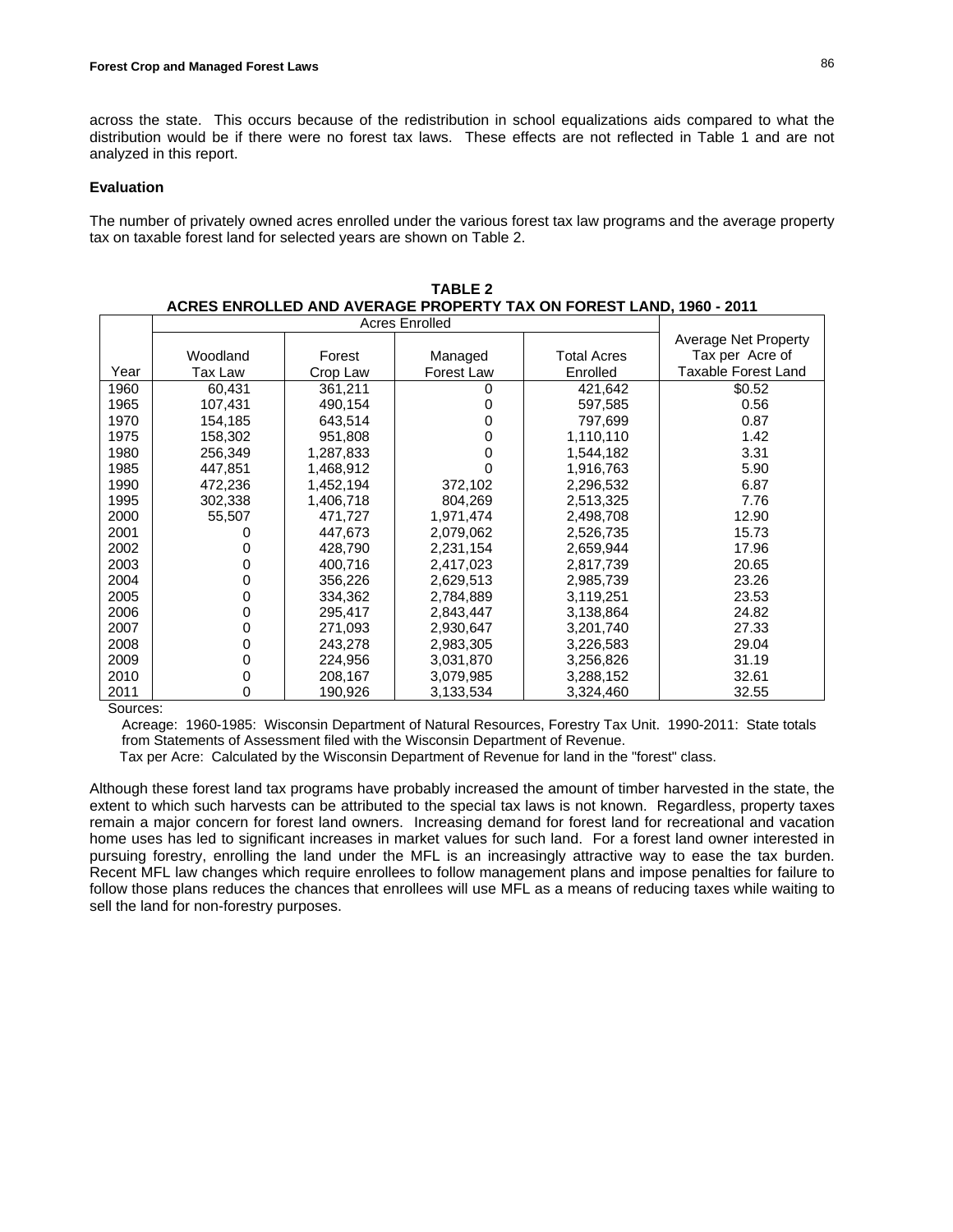across the state. This occurs because of the redistribution in school equalizations aids compared to what the distribution would be if there were no forest tax laws. These effects are not reflected in Table 1 and are not analyzed in this report.

**Evaluation**

The number of privately owned acres enrolled under the various forest tax law programs and the average property tax on taxable forest land for selected years are shown on Table 2.

**TABLE 2**
**ACRES ENROLLED AND AVERAGE PROPERTY TAX ON FOREST LAND, 1960 - 2011**

| | Acres Enrolled | | | | |
|---|---|---|---|---|---|
| Year | Woodland Tax Law | Forest Crop Law | Managed Forest Law | Total Acres Enrolled | Average Net Property Tax per Acre of Taxable Forest Land |
| 1960 | 60,431 | 361,211 | 0 | 421,642 | $0.52 |
| 1965 | 107,431 | 490,154 | 0 | 597,585 | 0.56 |
| 1970 | 154,185 | 643,514 | 0 | 797,699 | 0.87 |
| 1975 | 158,302 | 951,808 | 0 | 1,110,110 | 1.42 |
| 1980 | 256,349 | 1,287,833 | 0 | 1,544,182 | 3.31 |
| 1985 | 447,851 | 1,468,912 | 0 | 1,916,763 | 5.90 |
| 1990 | 472,236 | 1,452,194 | 372,102 | 2,296,532 | 6.87 |
| 1995 | 302,338 | 1,406,718 | 804,269 | 2,513,325 | 7.76 |
| 2000 | 55,507 | 471,727 | 1,971,474 | 2,498,708 | 12.90 |
| 2001 | 0 | 447,673 | 2,079,062 | 2,526,735 | 15.73 |
| 2002 | 0 | 428,790 | 2,231,154 | 2,659,944 | 17.96 |
| 2003 | 0 | 400,716 | 2,417,023 | 2,817,739 | 20.65 |
| 2004 | 0 | 356,226 | 2,629,513 | 2,985,739 | 23.26 |
| 2005 | 0 | 334,362 | 2,784,889 | 3,119,251 | 23.53 |
| 2006 | 0 | 295,417 | 2,843,447 | 3,138,864 | 24.82 |
| 2007 | 0 | 271,093 | 2,930,647 | 3,201,740 | 27.33 |
| 2008 | 0 | 243,278 | 2,983,305 | 3,226,583 | 29.04 |
| 2009 | 0 | 224,956 | 3,031,870 | 3,256,826 | 31.19 |
| 2010 | 0 | 208,167 | 3,079,985 | 3,288,152 | 32.61 |
| 2011 | 0 | 190,926 | 3,133,534 | 3,324,460 | 32.55 |

Sources:

Acreage: 1960-1985: Wisconsin Department of Natural Resources, Forestry Tax Unit. 1990-2011: State totals from Statements of Assessment filed with the Wisconsin Department of Revenue.

Tax per Acre: Calculated by the Wisconsin Department of Revenue for land in the "forest" class.

Although these forest land tax programs have probably increased the amount of timber harvested in the state, the extent to which such harvests can be attributed to the special tax laws is not known. Regardless, property taxes remain a major concern for forest land owners. Increasing demand for forest land for recreational and vacation home uses has led to significant increases in market values for such land. For a forest land owner interested in pursuing forestry, enrolling the land under the MFL is an increasingly attractive way to ease the tax burden. Recent MFL law changes which require enrollees to follow management plans and impose penalties for failure to follow those plans reduces the chances that enrollees will use MFL as a means of reducing taxes while waiting to sell the land for non-forestry purposes.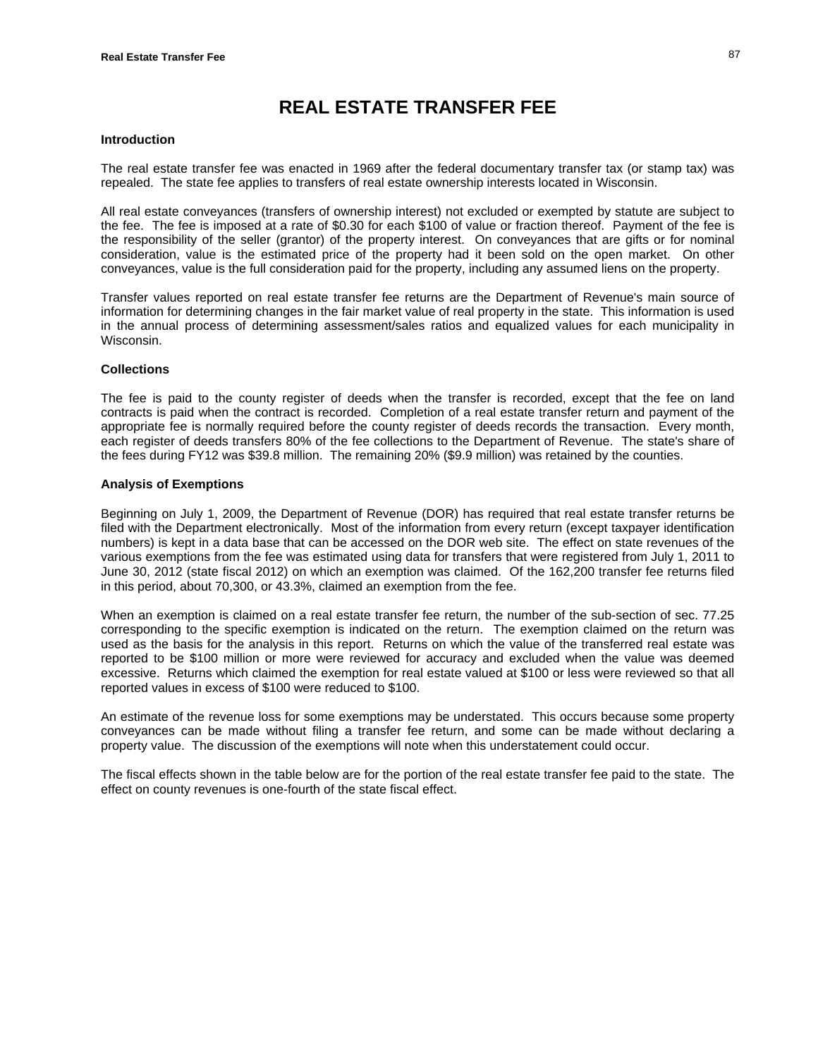# REAL ESTATE TRANSFER FEE

### Introduction

The real estate transfer fee was enacted in 1969 after the federal documentary transfer tax (or stamp tax) was repealed. The state fee applies to transfers of real estate ownership interests located in Wisconsin.

All real estate conveyances (transfers of ownership interest) not excluded or exempted by statute are subject to the fee. The fee is imposed at a rate of $0.30 for each $100 of value or fraction thereof. Payment of the fee is the responsibility of the seller (grantor) of the property interest. On conveyances that are gifts or for nominal consideration, value is the estimated price of the property had it been sold on the open market. On other conveyances, value is the full consideration paid for the property, including any assumed liens on the property.

Transfer values reported on real estate transfer fee returns are the Department of Revenue's main source of information for determining changes in the fair market value of real property in the state. This information is used in the annual process of determining assessment/sales ratios and equalized values for each municipality in Wisconsin.

### Collections

The fee is paid to the county register of deeds when the transfer is recorded, except that the fee on land contracts is paid when the contract is recorded. Completion of a real estate transfer return and payment of the appropriate fee is normally required before the county register of deeds records the transaction. Every month, each register of deeds transfers 80% of the fee collections to the Department of Revenue. The state's share of the fees during FY12 was $39.8 million. The remaining 20% ($9.9 million) was retained by the counties.

### Analysis of Exemptions

Beginning on July 1, 2009, the Department of Revenue (DOR) has required that real estate transfer returns be filed with the Department electronically. Most of the information from every return (except taxpayer identification numbers) is kept in a data base that can be accessed on the DOR web site. The effect on state revenues of the various exemptions from the fee was estimated using data for transfers that were registered from July 1, 2011 to June 30, 2012 (state fiscal 2012) on which an exemption was claimed. Of the 162,200 transfer fee returns filed in this period, about 70,300, or 43.3%, claimed an exemption from the fee.

When an exemption is claimed on a real estate transfer fee return, the number of the sub-section of sec. 77.25 corresponding to the specific exemption is indicated on the return. The exemption claimed on the return was used as the basis for the analysis in this report. Returns on which the value of the transferred real estate was reported to be $100 million or more were reviewed for accuracy and excluded when the value was deemed excessive. Returns which claimed the exemption for real estate valued at $100 or less were reviewed so that all reported values in excess of $100 were reduced to $100.

An estimate of the revenue loss for some exemptions may be understated. This occurs because some property conveyances can be made without filing a transfer fee return, and some can be made without declaring a property value. The discussion of the exemptions will note when this understatement could occur.

The fiscal effects shown in the table below are for the portion of the real estate transfer fee paid to the state. The effect on county revenues is one-fourth of the state fiscal effect.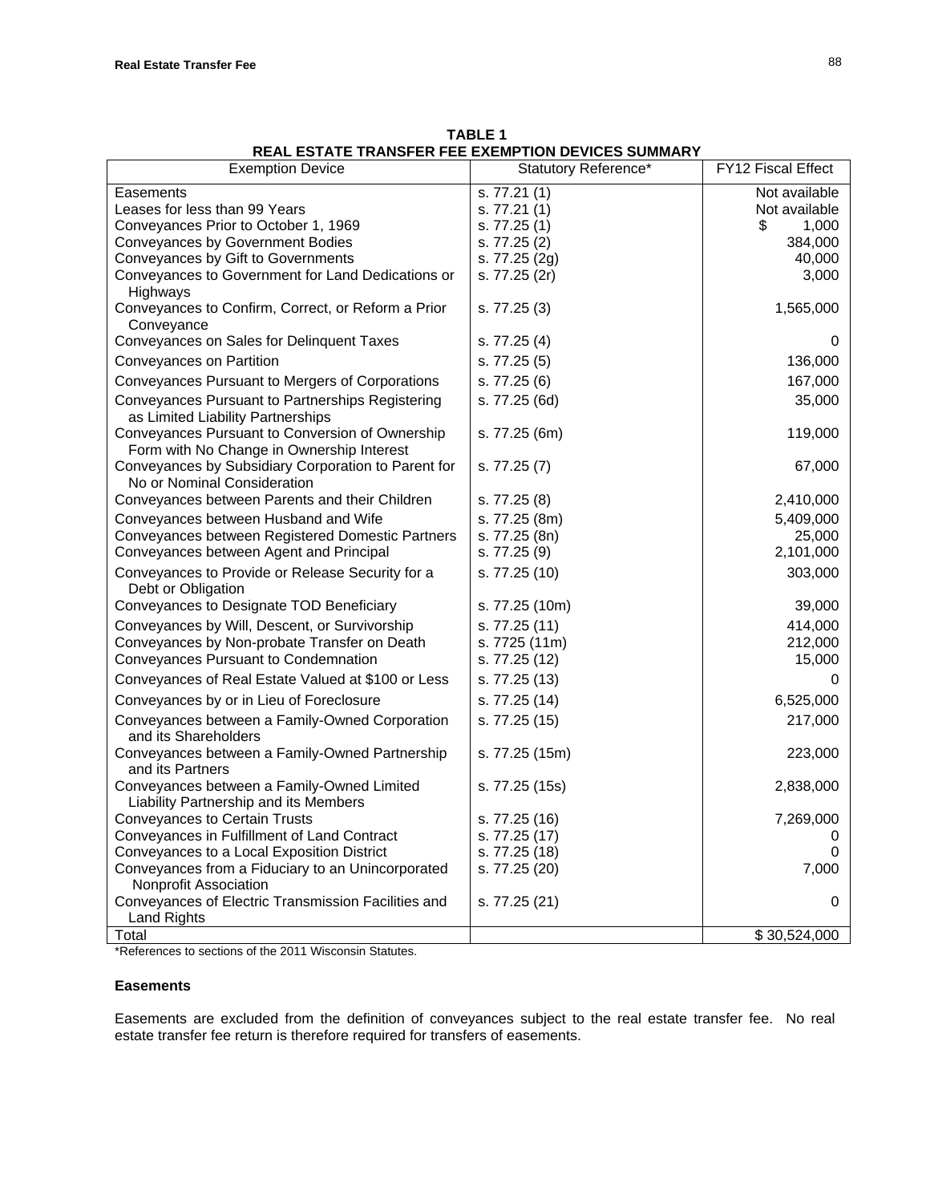**TABLE 1**
**REAL ESTATE TRANSFER FEE EXEMPTION DEVICES SUMMARY**

| Exemption Device | Statutory Reference* | FY12 Fiscal Effect |
|---|---|---|
| Easements | s. 77.21 (1) | Not available |
| Leases for less than 99 Years | s. 77.21 (1) | Not available |
| Conveyances Prior to October 1, 1969 | s. 77.25 (1) | $ 1,000 |
| Conveyances by Government Bodies | s. 77.25 (2) | 384,000 |
| Conveyances by Gift to Governments | s. 77.25 (2g) | 40,000 |
| Conveyances to Government for Land Dedications or Highways | s. 77.25 (2r) | 3,000 |
| Conveyances to Confirm, Correct, or Reform a Prior Conveyance | s. 77.25 (3) | 1,565,000 |
| Conveyances on Sales for Delinquent Taxes | s. 77.25 (4) | 0 |
| Conveyances on Partition | s. 77.25 (5) | 136,000 |
| Conveyances Pursuant to Mergers of Corporations | s. 77.25 (6) | 167,000 |
| Conveyances Pursuant to Partnerships Registering as Limited Liability Partnerships | s. 77.25 (6d) | 35,000 |
| Conveyances Pursuant to Conversion of Ownership Form with No Change in Ownership Interest | s. 77.25 (6m) | 119,000 |
| Conveyances by Subsidiary Corporation to Parent for No or Nominal Consideration | s. 77.25 (7) | 67,000 |
| Conveyances between Parents and their Children | s. 77.25 (8) | 2,410,000 |
| Conveyances between Husband and Wife | s. 77.25 (8m) | 5,409,000 |
| Conveyances between Registered Domestic Partners | s. 77.25 (8n) | 25,000 |
| Conveyances between Agent and Principal | s. 77.25 (9) | 2,101,000 |
| Conveyances to Provide or Release Security for a Debt or Obligation | s. 77.25 (10) | 303,000 |
| Conveyances to Designate TOD Beneficiary | s. 77.25 (10m) | 39,000 |
| Conveyances by Will, Descent, or Survivorship | s. 77.25 (11) | 414,000 |
| Conveyances by Non-probate Transfer on Death | s. 7725 (11m) | 212,000 |
| Conveyances Pursuant to Condemnation | s. 77.25 (12) | 15,000 |
| Conveyances of Real Estate Valued at $100 or Less | s. 77.25 (13) | 0 |
| Conveyances by or in Lieu of Foreclosure | s. 77.25 (14) | 6,525,000 |
| Conveyances between a Family-Owned Corporation and its Shareholders | s. 77.25 (15) | 217,000 |
| Conveyances between a Family-Owned Partnership and its Partners | s. 77.25 (15m) | 223,000 |
| Conveyances between a Family-Owned Limited Liability Partnership and its Members | s. 77.25 (15s) | 2,838,000 |
| Conveyances to Certain Trusts | s. 77.25 (16) | 7,269,000 |
| Conveyances in Fulfillment of Land Contract | s. 77.25 (17) | 0 |
| Conveyances to a Local Exposition District | s. 77.25 (18) | 0 |
| Conveyances from a Fiduciary to an Unincorporated Nonprofit Association | s. 77.25 (20) | 7,000 |
| Conveyances of Electric Transmission Facilities and Land Rights | s. 77.25 (21) | 0 |
| Total | | $ 30,524,000 |

*References to sections of the 2011 Wisconsin Statutes.

**Easements**

Easements are excluded from the definition of conveyances subject to the real estate transfer fee. No real estate transfer fee return is therefore required for transfers of easements.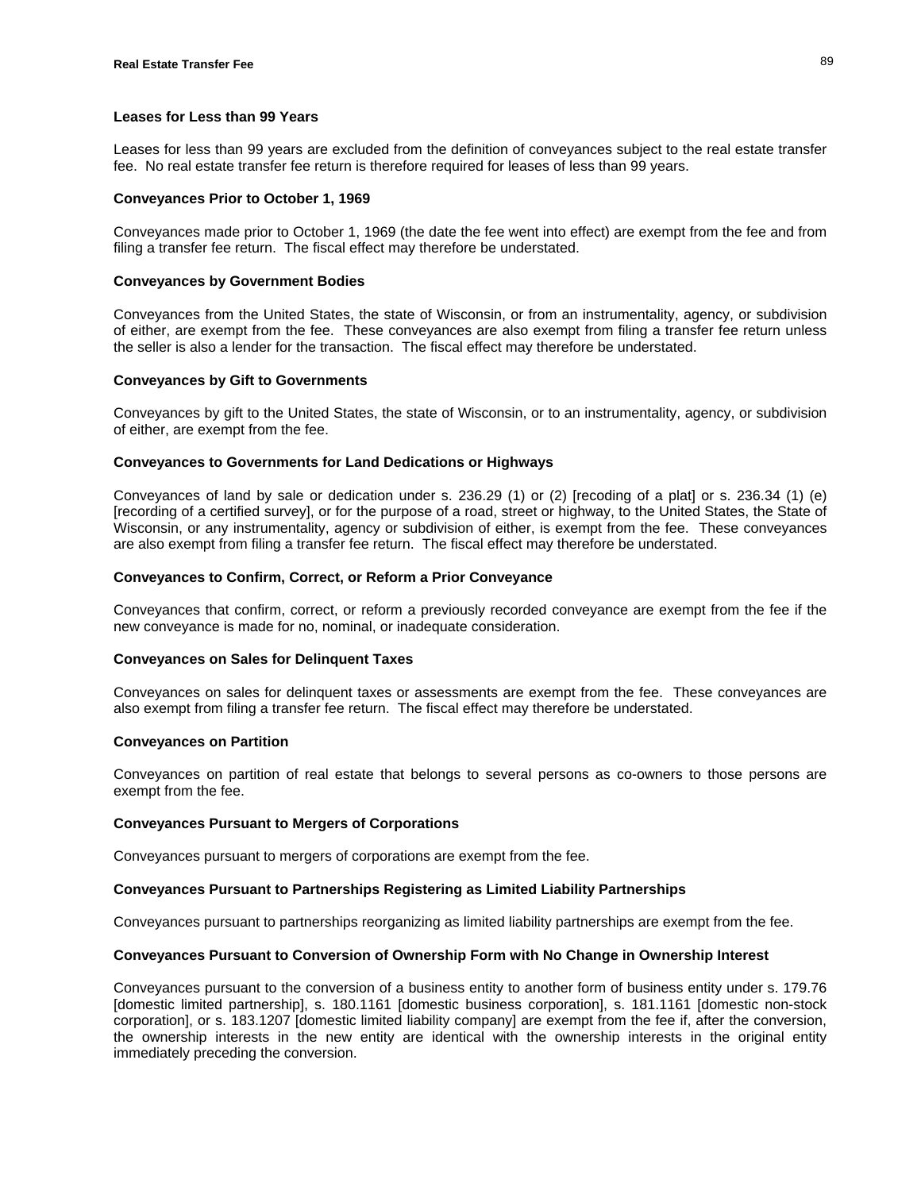### Leases for Less than 99 Years

Leases for less than 99 years are excluded from the definition of conveyances subject to the real estate transfer fee. No real estate transfer fee return is therefore required for leases of less than 99 years.

### Conveyances Prior to October 1, 1969

Conveyances made prior to October 1, 1969 (the date the fee went into effect) are exempt from the fee and from filing a transfer fee return. The fiscal effect may therefore be understated.

### Conveyances by Government Bodies

Conveyances from the United States, the state of Wisconsin, or from an instrumentality, agency, or subdivision of either, are exempt from the fee. These conveyances are also exempt from filing a transfer fee return unless the seller is also a lender for the transaction. The fiscal effect may therefore be understated.

### Conveyances by Gift to Governments

Conveyances by gift to the United States, the state of Wisconsin, or to an instrumentality, agency, or subdivision of either, are exempt from the fee.

### Conveyances to Governments for Land Dedications or Highways

Conveyances of land by sale or dedication under s. 236.29 (1) or (2) [recoding of a plat] or s. 236.34 (1) (e) [recording of a certified survey], or for the purpose of a road, street or highway, to the United States, the State of Wisconsin, or any instrumentality, agency or subdivision of either, is exempt from the fee. These conveyances are also exempt from filing a transfer fee return. The fiscal effect may therefore be understated.

### Conveyances to Confirm, Correct, or Reform a Prior Conveyance

Conveyances that confirm, correct, or reform a previously recorded conveyance are exempt from the fee if the new conveyance is made for no, nominal, or inadequate consideration.

### Conveyances on Sales for Delinquent Taxes

Conveyances on sales for delinquent taxes or assessments are exempt from the fee. These conveyances are also exempt from filing a transfer fee return. The fiscal effect may therefore be understated.

### Conveyances on Partition

Conveyances on partition of real estate that belongs to several persons as co-owners to those persons are exempt from the fee.

### Conveyances Pursuant to Mergers of Corporations

Conveyances pursuant to mergers of corporations are exempt from the fee.

### Conveyances Pursuant to Partnerships Registering as Limited Liability Partnerships

Conveyances pursuant to partnerships reorganizing as limited liability partnerships are exempt from the fee.

### Conveyances Pursuant to Conversion of Ownership Form with No Change in Ownership Interest

Conveyances pursuant to the conversion of a business entity to another form of business entity under s. 179.76 [domestic limited partnership], s. 180.1161 [domestic business corporation], s. 181.1161 [domestic non-stock corporation], or s. 183.1207 [domestic limited liability company] are exempt from the fee if, after the conversion, the ownership interests in the new entity are identical with the ownership interests in the original entity immediately preceding the conversion.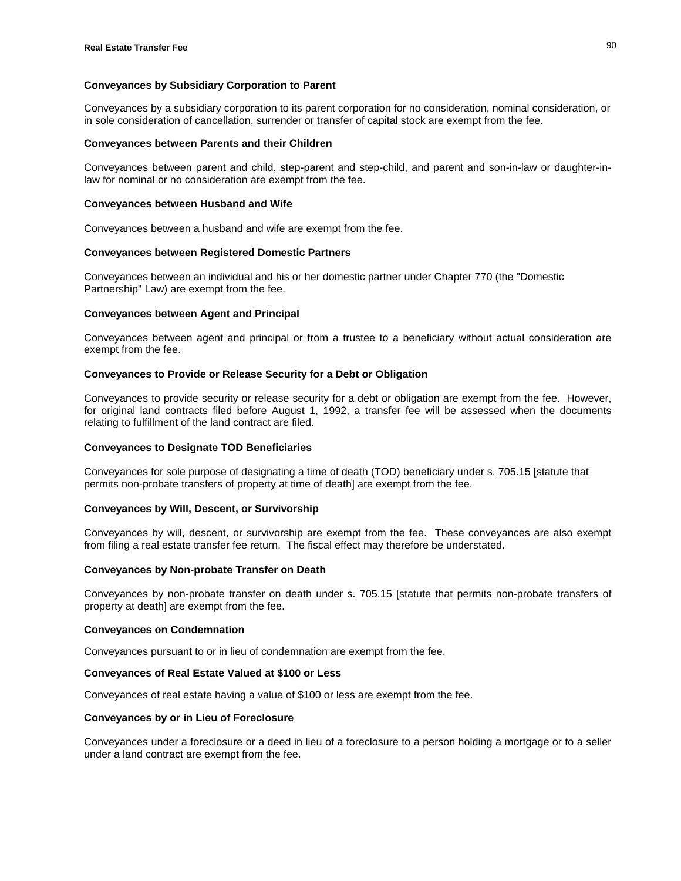**Conveyances by Subsidiary Corporation to Parent**

Conveyances by a subsidiary corporation to its parent corporation for no consideration, nominal consideration, or in sole consideration of cancellation, surrender or transfer of capital stock are exempt from the fee.

**Conveyances between Parents and their Children**

Conveyances between parent and child, step-parent and step-child, and parent and son-in-law or daughter-in-law for nominal or no consideration are exempt from the fee.

**Conveyances between Husband and Wife**

Conveyances between a husband and wife are exempt from the fee.

**Conveyances between Registered Domestic Partners**

Conveyances between an individual and his or her domestic partner under Chapter 770 (the "Domestic Partnership" Law) are exempt from the fee.

**Conveyances between Agent and Principal**

Conveyances between agent and principal or from a trustee to a beneficiary without actual consideration are exempt from the fee.

**Conveyances to Provide or Release Security for a Debt or Obligation**

Conveyances to provide security or release security for a debt or obligation are exempt from the fee. However, for original land contracts filed before August 1, 1992, a transfer fee will be assessed when the documents relating to fulfillment of the land contract are filed.

**Conveyances to Designate TOD Beneficiaries**

Conveyances for sole purpose of designating a time of death (TOD) beneficiary under s. 705.15 [statute that permits non-probate transfers of property at time of death] are exempt from the fee.

**Conveyances by Will, Descent, or Survivorship**

Conveyances by will, descent, or survivorship are exempt from the fee. These conveyances are also exempt from filing a real estate transfer fee return. The fiscal effect may therefore be understated.

**Conveyances by Non-probate Transfer on Death**

Conveyances by non-probate transfer on death under s. 705.15 [statute that permits non-probate transfers of property at death] are exempt from the fee.

**Conveyances on Condemnation**

Conveyances pursuant to or in lieu of condemnation are exempt from the fee.

**Conveyances of Real Estate Valued at $100 or Less**

Conveyances of real estate having a value of $100 or less are exempt from the fee.

**Conveyances by or in Lieu of Foreclosure**

Conveyances under a foreclosure or a deed in lieu of a foreclosure to a person holding a mortgage or to a seller under a land contract are exempt from the fee.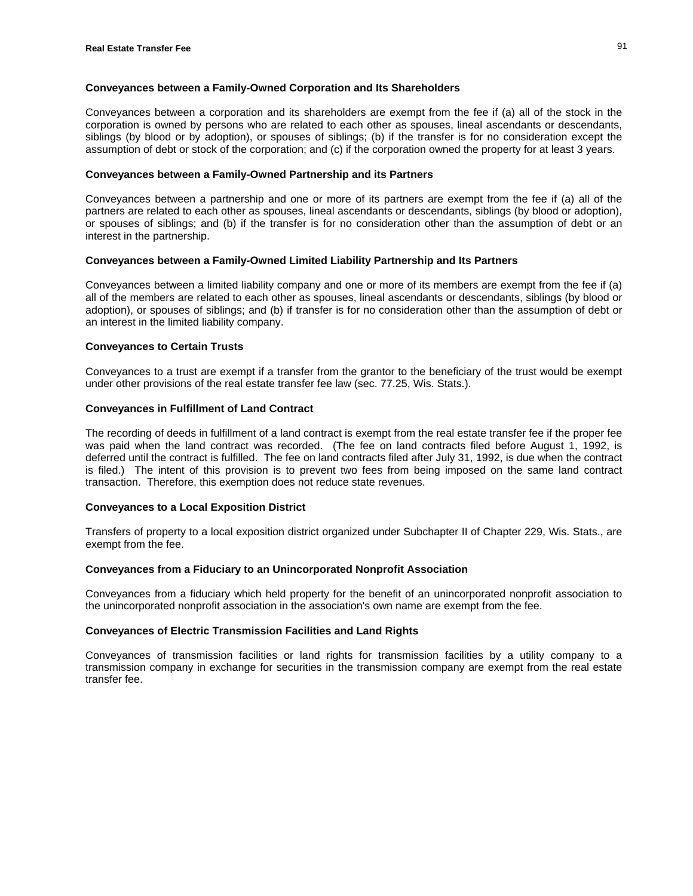### Conveyances between a Family-Owned Corporation and Its Shareholders

Conveyances between a corporation and its shareholders are exempt from the fee if (a) all of the stock in the corporation is owned by persons who are related to each other as spouses, lineal ascendants or descendants, siblings (by blood or by adoption), or spouses of siblings; (b) if the transfer is for no consideration except the assumption of debt or stock of the corporation; and (c) if the corporation owned the property for at least 3 years.

### Conveyances between a Family-Owned Partnership and its Partners

Conveyances between a partnership and one or more of its partners are exempt from the fee if (a) all of the partners are related to each other as spouses, lineal ascendants or descendants, siblings (by blood or adoption), or spouses of siblings; and (b) if the transfer is for no consideration other than the assumption of debt or an interest in the partnership.

### Conveyances between a Family-Owned Limited Liability Partnership and Its Partners

Conveyances between a limited liability company and one or more of its members are exempt from the fee if (a) all of the members are related to each other as spouses, lineal ascendants or descendants, siblings (by blood or adoption), or spouses of siblings; and (b) if transfer is for no consideration other than the assumption of debt or an interest in the limited liability company.

### Conveyances to Certain Trusts

Conveyances to a trust are exempt if a transfer from the grantor to the beneficiary of the trust would be exempt under other provisions of the real estate transfer fee law (sec. 77.25, Wis. Stats.).

### Conveyances in Fulfillment of Land Contract

The recording of deeds in fulfillment of a land contract is exempt from the real estate transfer fee if the proper fee was paid when the land contract was recorded. (The fee on land contracts filed before August 1, 1992, is deferred until the contract is fulfilled. The fee on land contracts filed after July 31, 1992, is due when the contract is filed.) The intent of this provision is to prevent two fees from being imposed on the same land contract transaction. Therefore, this exemption does not reduce state revenues.

### Conveyances to a Local Exposition District

Transfers of property to a local exposition district organized under Subchapter II of Chapter 229, Wis. Stats., are exempt from the fee.

### Conveyances from a Fiduciary to an Unincorporated Nonprofit Association

Conveyances from a fiduciary which held property for the benefit of an unincorporated nonprofit association to the unincorporated nonprofit association in the association's own name are exempt from the fee.

### Conveyances of Electric Transmission Facilities and Land Rights

Conveyances of transmission facilities or land rights for transmission facilities by a utility company to a transmission company in exchange for securities in the transmission company are exempt from the real estate transfer fee.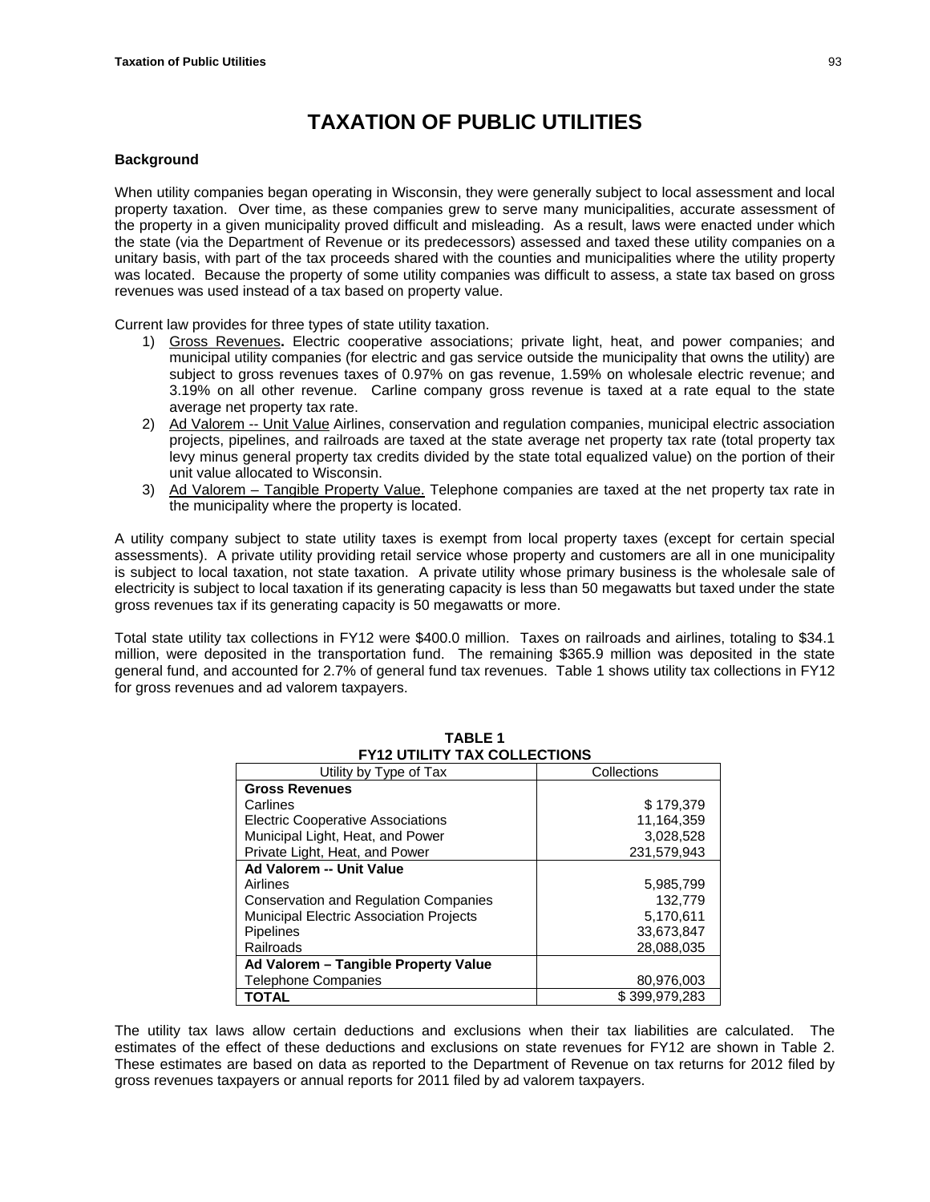# TAXATION OF PUBLIC UTILITIES

## Background

When utility companies began operating in Wisconsin, they were generally subject to local assessment and local property taxation. Over time, as these companies grew to serve many municipalities, accurate assessment of the property in a given municipality proved difficult and misleading. As a result, laws were enacted under which the state (via the Department of Revenue or its predecessors) assessed and taxed these utility companies on a unitary basis, with part of the tax proceeds shared with the counties and municipalities where the utility property was located. Because the property of some utility companies was difficult to assess, a state tax based on gross revenues was used instead of a tax based on property value.

Current law provides for three types of state utility taxation.

1) Gross Revenues**.** Electric cooperative associations; private light, heat, and power companies; and municipal utility companies (for electric and gas service outside the municipality that owns the utility) are subject to gross revenues taxes of 0.97% on gas revenue, 1.59% on wholesale electric revenue; and 3.19% on all other revenue. Carline company gross revenue is taxed at a rate equal to the state average net property tax rate.
2) Ad Valorem -- Unit Value Airlines, conservation and regulation companies, municipal electric association projects, pipelines, and railroads are taxed at the state average net property tax rate (total property tax levy minus general property tax credits divided by the state total equalized value) on the portion of their unit value allocated to Wisconsin.
3) Ad Valorem – Tangible Property Value. Telephone companies are taxed at the net property tax rate in the municipality where the property is located.

A utility company subject to state utility taxes is exempt from local property taxes (except for certain special assessments). A private utility providing retail service whose property and customers are all in one municipality is subject to local taxation, not state taxation. A private utility whose primary business is the wholesale sale of electricity is subject to local taxation if its generating capacity is less than 50 megawatts but taxed under the state gross revenues tax if its generating capacity is 50 megawatts or more.

Total state utility tax collections in FY12 were $400.0 million. Taxes on railroads and airlines, totaling to $34.1 million, were deposited in the transportation fund. The remaining $365.9 million was deposited in the state general fund, and accounted for 2.7% of general fund tax revenues. Table 1 shows utility tax collections in FY12 for gross revenues and ad valorem taxpayers.

**TABLE 1**
**FY12 UTILITY TAX COLLECTIONS**

| Utility by Type of Tax | Collections |
|---|---|
| **Gross Revenues** | |
| Carlines | $ 179,379 |
| Electric Cooperative Associations | 11,164,359 |
| Municipal Light, Heat, and Power | 3,028,528 |
| Private Light, Heat, and Power | 231,579,943 |
| **Ad Valorem -- Unit Value** | |
| Airlines | 5,985,799 |
| Conservation and Regulation Companies | 132,779 |
| Municipal Electric Association Projects | 5,170,611 |
| Pipelines | 33,673,847 |
| Railroads | 28,088,035 |
| **Ad Valorem – Tangible Property Value** | |
| Telephone Companies | 80,976,003 |
| **TOTAL** | $ 399,979,283 |

The utility tax laws allow certain deductions and exclusions when their tax liabilities are calculated. The estimates of the effect of these deductions and exclusions on state revenues for FY12 are shown in Table 2. These estimates are based on data as reported to the Department of Revenue on tax returns for 2012 filed by gross revenues taxpayers or annual reports for 2011 filed by ad valorem taxpayers.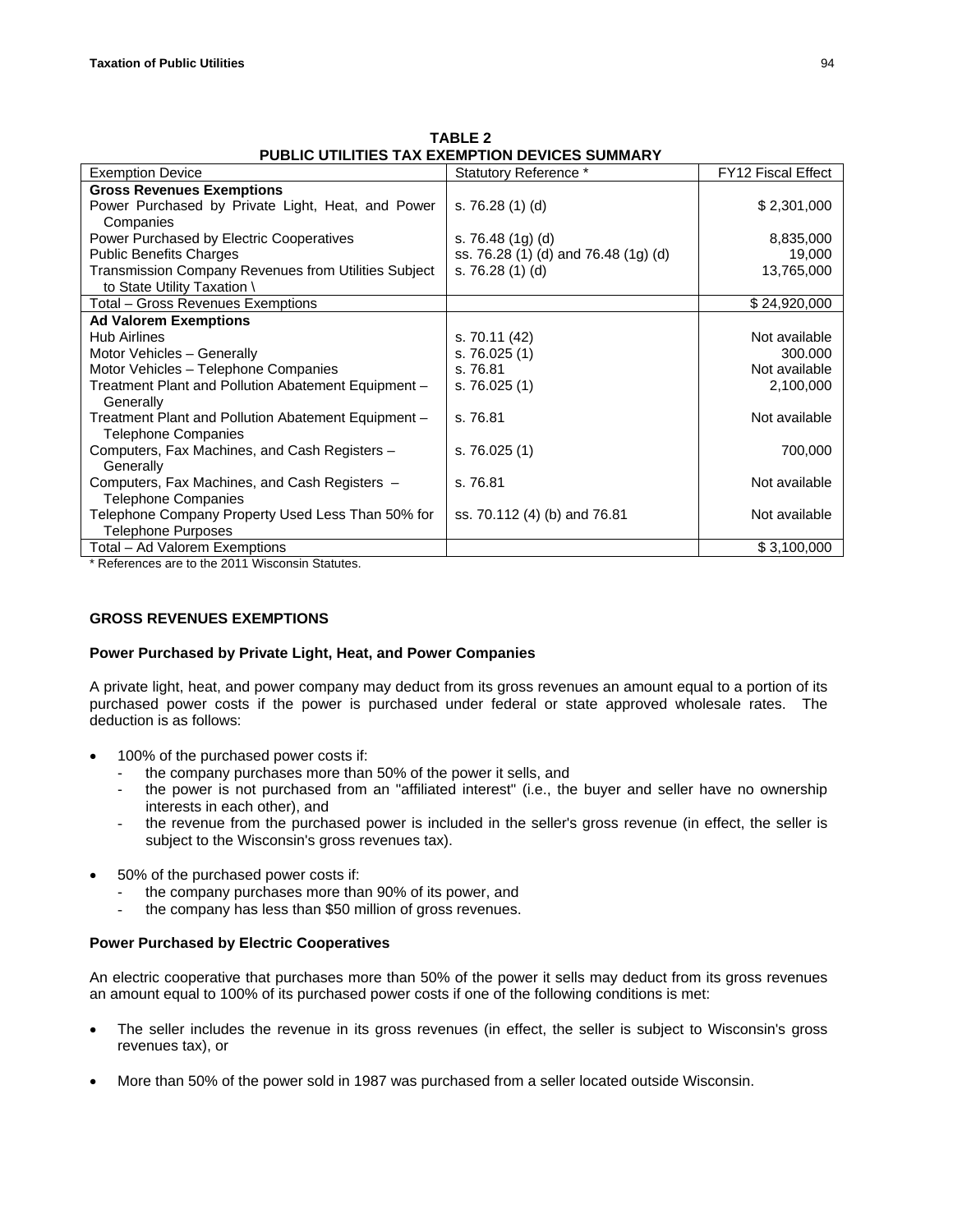**TABLE 2**
**PUBLIC UTILITIES TAX EXEMPTION DEVICES SUMMARY**

| Exemption Device | Statutory Reference * | FY12 Fiscal Effect |
|---|---|---|
| **Gross Revenues Exemptions** | | |
| Power Purchased by Private Light, Heat, and Power Companies | s. 76.28 (1) (d) | $ 2,301,000 |
| Power Purchased by Electric Cooperatives | s. 76.48 (1g) (d) | 8,835,000 |
| Public Benefits Charges | ss. 76.28 (1) (d) and 76.48 (1g) (d) | 19,000 |
| Transmission Company Revenues from Utilities Subject to State Utility Taxation \ | s. 76.28 (1) (d) | 13,765,000 |
| Total – Gross Revenues Exemptions | | $ 24,920,000 |
| **Ad Valorem Exemptions** | | |
| Hub Airlines | s. 70.11 (42) | Not available |
| Motor Vehicles – Generally | s. 76.025 (1) | 300.000 |
| Motor Vehicles – Telephone Companies | s. 76.81 | Not available |
| Treatment Plant and Pollution Abatement Equipment – Generally | s. 76.025 (1) | 2,100,000 |
| Treatment Plant and Pollution Abatement Equipment – Telephone Companies | s. 76.81 | Not available |
| Computers, Fax Machines, and Cash Registers – Generally | s. 76.025 (1) | 700,000 |
| Computers, Fax Machines, and Cash Registers – Telephone Companies | s. 76.81 | Not available |
| Telephone Company Property Used Less Than 50% for Telephone Purposes | ss. 70.112 (4) (b) and 76.81 | Not available |
| Total – Ad Valorem Exemptions | | $ 3,100,000 |

\* References are to the 2011 Wisconsin Statutes.

### GROSS REVENUES EXEMPTIONS

#### Power Purchased by Private Light, Heat, and Power Companies

A private light, heat, and power company may deduct from its gross revenues an amount equal to a portion of its purchased power costs if the power is purchased under federal or state approved wholesale rates. The deduction is as follows:

- 100% of the purchased power costs if:
  - the company purchases more than 50% of the power it sells, and
  - the power is not purchased from an "affiliated interest" (i.e., the buyer and seller have no ownership interests in each other), and
  - the revenue from the purchased power is included in the seller's gross revenue (in effect, the seller is subject to the Wisconsin's gross revenues tax).
- 50% of the purchased power costs if:
  - the company purchases more than 90% of its power, and
  - the company has less than $50 million of gross revenues.

#### Power Purchased by Electric Cooperatives

An electric cooperative that purchases more than 50% of the power it sells may deduct from its gross revenues an amount equal to 100% of its purchased power costs if one of the following conditions is met:

- The seller includes the revenue in its gross revenues (in effect, the seller is subject to Wisconsin's gross revenues tax), or
- More than 50% of the power sold in 1987 was purchased from a seller located outside Wisconsin.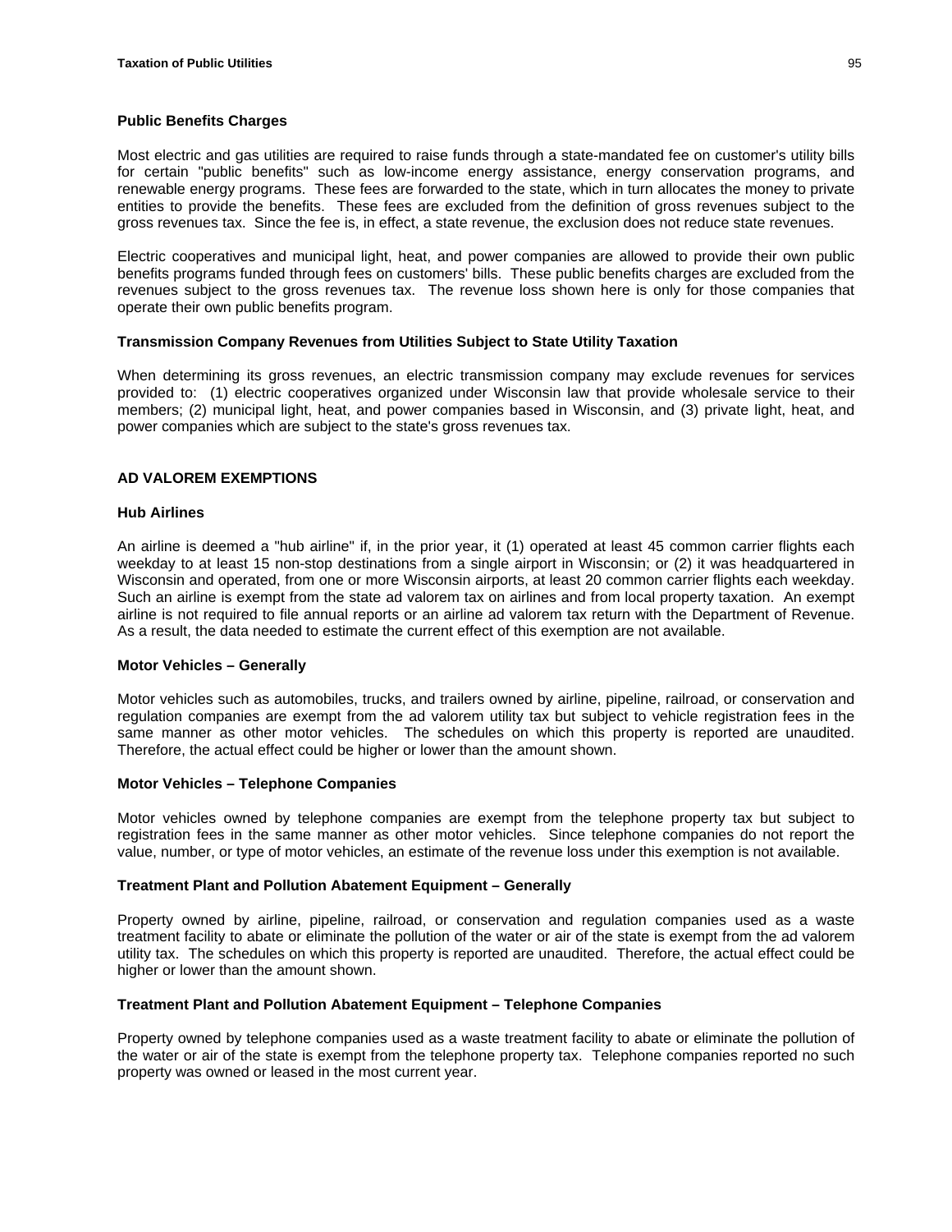**Public Benefits Charges**

Most electric and gas utilities are required to raise funds through a state-mandated fee on customer's utility bills for certain "public benefits" such as low-income energy assistance, energy conservation programs, and renewable energy programs. These fees are forwarded to the state, which in turn allocates the money to private entities to provide the benefits. These fees are excluded from the definition of gross revenues subject to the gross revenues tax. Since the fee is, in effect, a state revenue, the exclusion does not reduce state revenues.

Electric cooperatives and municipal light, heat, and power companies are allowed to provide their own public benefits programs funded through fees on customers' bills. These public benefits charges are excluded from the revenues subject to the gross revenues tax. The revenue loss shown here is only for those companies that operate their own public benefits program.

**Transmission Company Revenues from Utilities Subject to State Utility Taxation**

When determining its gross revenues, an electric transmission company may exclude revenues for services provided to: (1) electric cooperatives organized under Wisconsin law that provide wholesale service to their members; (2) municipal light, heat, and power companies based in Wisconsin, and (3) private light, heat, and power companies which are subject to the state's gross revenues tax.

## AD VALOREM EXEMPTIONS

**Hub Airlines**

An airline is deemed a "hub airline" if, in the prior year, it (1) operated at least 45 common carrier flights each weekday to at least 15 non-stop destinations from a single airport in Wisconsin; or (2) it was headquartered in Wisconsin and operated, from one or more Wisconsin airports, at least 20 common carrier flights each weekday. Such an airline is exempt from the state ad valorem tax on airlines and from local property taxation. An exempt airline is not required to file annual reports or an airline ad valorem tax return with the Department of Revenue. As a result, the data needed to estimate the current effect of this exemption are not available.

**Motor Vehicles – Generally**

Motor vehicles such as automobiles, trucks, and trailers owned by airline, pipeline, railroad, or conservation and regulation companies are exempt from the ad valorem utility tax but subject to vehicle registration fees in the same manner as other motor vehicles. The schedules on which this property is reported are unaudited. Therefore, the actual effect could be higher or lower than the amount shown.

**Motor Vehicles – Telephone Companies**

Motor vehicles owned by telephone companies are exempt from the telephone property tax but subject to registration fees in the same manner as other motor vehicles. Since telephone companies do not report the value, number, or type of motor vehicles, an estimate of the revenue loss under this exemption is not available.

**Treatment Plant and Pollution Abatement Equipment – Generally**

Property owned by airline, pipeline, railroad, or conservation and regulation companies used as a waste treatment facility to abate or eliminate the pollution of the water or air of the state is exempt from the ad valorem utility tax. The schedules on which this property is reported are unaudited. Therefore, the actual effect could be higher or lower than the amount shown.

**Treatment Plant and Pollution Abatement Equipment – Telephone Companies**

Property owned by telephone companies used as a waste treatment facility to abate or eliminate the pollution of the water or air of the state is exempt from the telephone property tax. Telephone companies reported no such property was owned or leased in the most current year.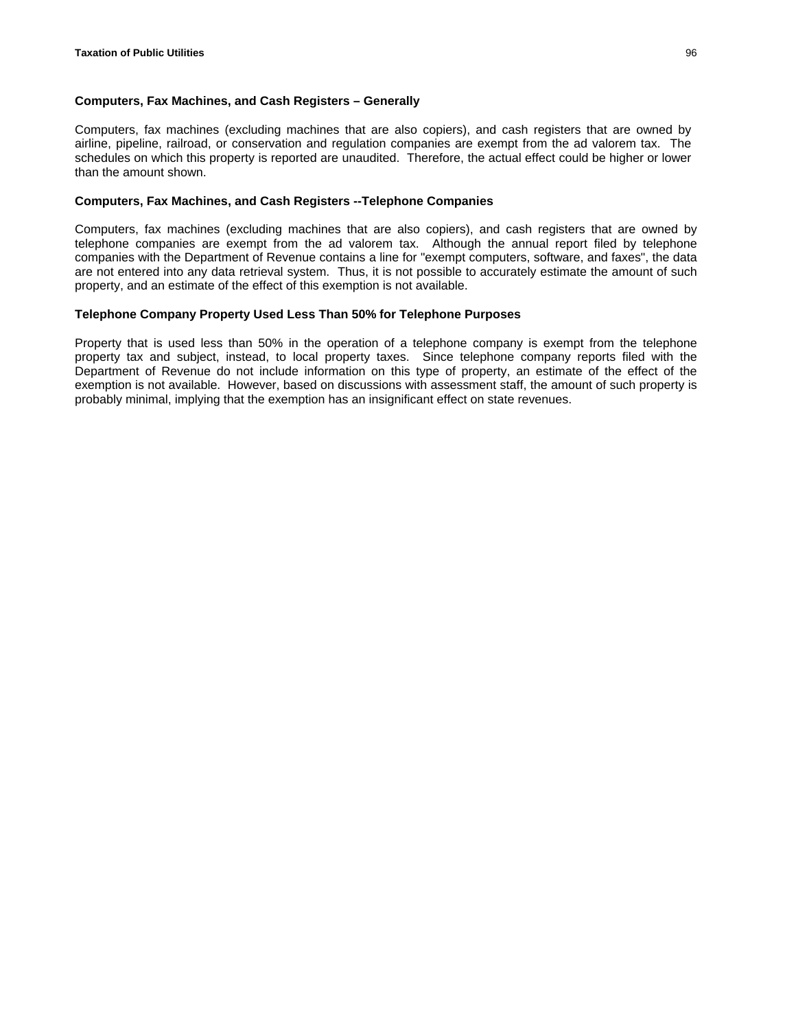### Computers, Fax Machines, and Cash Registers – Generally

Computers, fax machines (excluding machines that are also copiers), and cash registers that are owned by airline, pipeline, railroad, or conservation and regulation companies are exempt from the ad valorem tax. The schedules on which this property is reported are unaudited. Therefore, the actual effect could be higher or lower than the amount shown.

### Computers, Fax Machines, and Cash Registers --Telephone Companies

Computers, fax machines (excluding machines that are also copiers), and cash registers that are owned by telephone companies are exempt from the ad valorem tax. Although the annual report filed by telephone companies with the Department of Revenue contains a line for "exempt computers, software, and faxes", the data are not entered into any data retrieval system. Thus, it is not possible to accurately estimate the amount of such property, and an estimate of the effect of this exemption is not available.

### Telephone Company Property Used Less Than 50% for Telephone Purposes

Property that is used less than 50% in the operation of a telephone company is exempt from the telephone property tax and subject, instead, to local property taxes. Since telephone company reports filed with the Department of Revenue do not include information on this type of property, an estimate of the effect of the exemption is not available. However, based on discussions with assessment staff, the amount of such property is probably minimal, implying that the exemption has an insignificant effect on state revenues.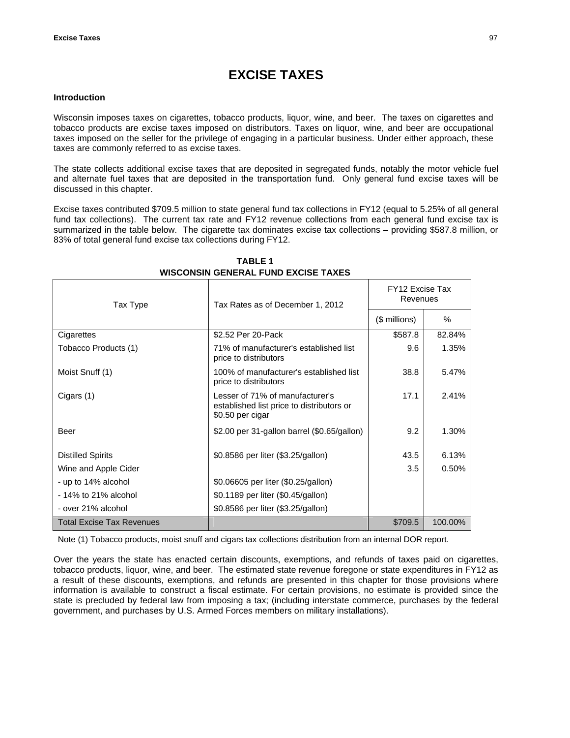# EXCISE TAXES

### Introduction

Wisconsin imposes taxes on cigarettes, tobacco products, liquor, wine, and beer. The taxes on cigarettes and tobacco products are excise taxes imposed on distributors. Taxes on liquor, wine, and beer are occupational taxes imposed on the seller for the privilege of engaging in a particular business. Under either approach, these taxes are commonly referred to as excise taxes.

The state collects additional excise taxes that are deposited in segregated funds, notably the motor vehicle fuel and alternate fuel taxes that are deposited in the transportation fund. Only general fund excise taxes will be discussed in this chapter.

Excise taxes contributed $709.5 million to state general fund tax collections in FY12 (equal to 5.25% of all general fund tax collections). The current tax rate and FY12 revenue collections from each general fund excise tax is summarized in the table below. The cigarette tax dominates excise tax collections – providing $587.8 million, or 83% of total general fund excise tax collections during FY12.

**TABLE 1**
**WISCONSIN GENERAL FUND EXCISE TAXES**

| Tax Type | Tax Rates as of December 1, 2012 | FY12 Excise Tax Revenues | |
|---|---|---|---|
| | | ($ millions) | % |
| Cigarettes | $2.52 Per 20-Pack | $587.8 | 82.84% |
| Tobacco Products (1) | 71% of manufacturer's established list price to distributors | 9.6 | 1.35% |
| Moist Snuff (1) | 100% of manufacturer's established list price to distributors | 38.8 | 5.47% |
| Cigars (1) | Lesser of 71% of manufacturer's established list price to distributors or $0.50 per cigar | 17.1 | 2.41% |
| Beer | $2.00 per 31-gallon barrel ($0.65/gallon) | 9.2 | 1.30% |
| Distilled Spirits | $0.8586 per liter ($3.25/gallon) | 43.5 | 6.13% |
| Wine and Apple Cider | | 3.5 | 0.50% |
| - up to 14% alcohol | $0.06605 per liter ($0.25/gallon) | | |
| - 14% to 21% alcohol | $0.1189 per liter ($0.45/gallon) | | |
| - over 21% alcohol | $0.8586 per liter ($3.25/gallon) | | |
| Total Excise Tax Revenues | | $709.5 | 100.00% |

Note (1) Tobacco products, moist snuff and cigars tax collections distribution from an internal DOR report.

Over the years the state has enacted certain discounts, exemptions, and refunds of taxes paid on cigarettes, tobacco products, liquor, wine, and beer. The estimated state revenue foregone or state expenditures in FY12 as a result of these discounts, exemptions, and refunds are presented in this chapter for those provisions where information is available to construct a fiscal estimate. For certain provisions, no estimate is provided since the state is precluded by federal law from imposing a tax; (including interstate commerce, purchases by the federal government, and purchases by U.S. Armed Forces members on military installations).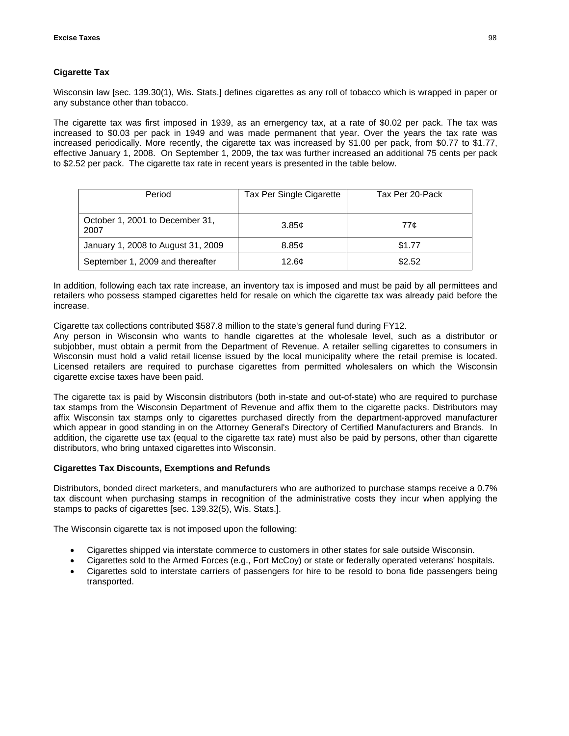### Cigarette Tax

Wisconsin law [sec. 139.30(1), Wis. Stats.] defines cigarettes as any roll of tobacco which is wrapped in paper or any substance other than tobacco.

The cigarette tax was first imposed in 1939, as an emergency tax, at a rate of $0.02 per pack. The tax was increased to $0.03 per pack in 1949 and was made permanent that year. Over the years the tax rate was increased periodically. More recently, the cigarette tax was increased by $1.00 per pack, from $0.77 to $1.77, effective January 1, 2008. On September 1, 2009, the tax was further increased an additional 75 cents per pack to $2.52 per pack. The cigarette tax rate in recent years is presented in the table below.

| Period | Tax Per Single Cigarette | Tax Per 20-Pack |
|---|---|---|
| October 1, 2001 to December 31, 2007 | 3.85¢ | 77¢ |
| January 1, 2008 to August 31, 2009 | 8.85¢ | $1.77 |
| September 1, 2009 and thereafter | 12.6¢ | $2.52 |

In addition, following each tax rate increase, an inventory tax is imposed and must be paid by all permittees and retailers who possess stamped cigarettes held for resale on which the cigarette tax was already paid before the increase.

Cigarette tax collections contributed $587.8 million to the state's general fund during FY12.

Any person in Wisconsin who wants to handle cigarettes at the wholesale level, such as a distributor or subjobber, must obtain a permit from the Department of Revenue. A retailer selling cigarettes to consumers in Wisconsin must hold a valid retail license issued by the local municipality where the retail premise is located. Licensed retailers are required to purchase cigarettes from permitted wholesalers on which the Wisconsin cigarette excise taxes have been paid.

The cigarette tax is paid by Wisconsin distributors (both in-state and out-of-state) who are required to purchase tax stamps from the Wisconsin Department of Revenue and affix them to the cigarette packs. Distributors may affix Wisconsin tax stamps only to cigarettes purchased directly from the department-approved manufacturer which appear in good standing in on the Attorney General's Directory of Certified Manufacturers and Brands. In addition, the cigarette use tax (equal to the cigarette tax rate) must also be paid by persons, other than cigarette distributors, who bring untaxed cigarettes into Wisconsin.

### Cigarettes Tax Discounts, Exemptions and Refunds

Distributors, bonded direct marketers, and manufacturers who are authorized to purchase stamps receive a 0.7% tax discount when purchasing stamps in recognition of the administrative costs they incur when applying the stamps to packs of cigarettes [sec. 139.32(5), Wis. Stats.].

The Wisconsin cigarette tax is not imposed upon the following:

- Cigarettes shipped via interstate commerce to customers in other states for sale outside Wisconsin.
- Cigarettes sold to the Armed Forces (e.g., Fort McCoy) or state or federally operated veterans' hospitals.
- Cigarettes sold to interstate carriers of passengers for hire to be resold to bona fide passengers being transported.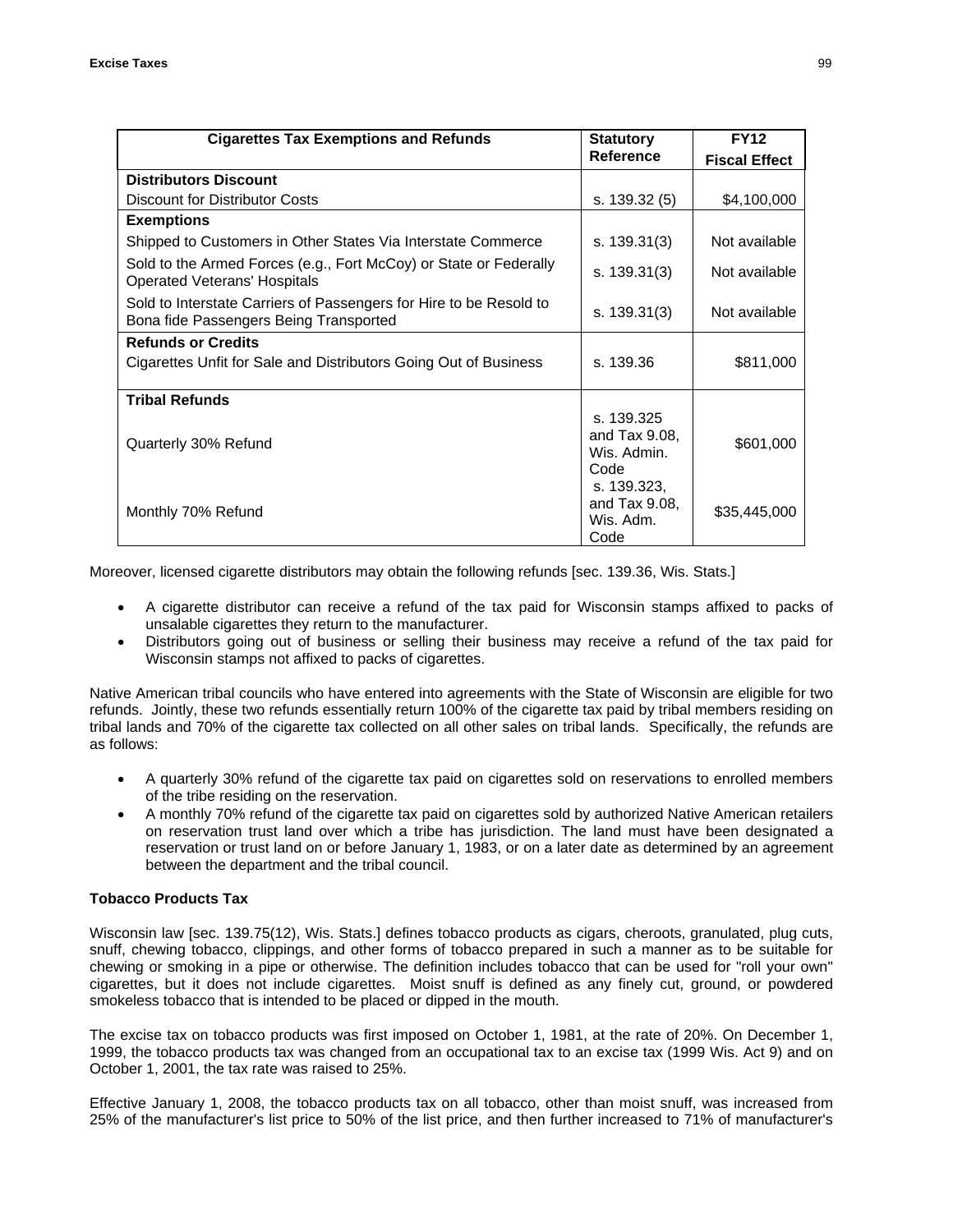| Cigarettes Tax Exemptions and Refunds | Statutory Reference | FY12 Fiscal Effect |
|---|---|---|
| **Distributors Discount** | | |
| Discount for Distributor Costs | s. 139.32 (5) | $4,100,000 |
| **Exemptions** | | |
| Shipped to Customers in Other States Via Interstate Commerce | s. 139.31(3) | Not available |
| Sold to the Armed Forces (e.g., Fort McCoy) or State or Federally Operated Veterans' Hospitals | s. 139.31(3) | Not available |
| Sold to Interstate Carriers of Passengers for Hire to be Resold to Bona fide Passengers Being Transported | s. 139.31(3) | Not available |
| **Refunds or Credits** | | |
| Cigarettes Unfit for Sale and Distributors Going Out of Business | s. 139.36 | $811,000 |
| **Tribal Refunds** | | |
| Quarterly 30% Refund | s. 139.325 and Tax 9.08, Wis. Admin. Code | $601,000 |
| Monthly 70% Refund | s. 139.323, and Tax 9.08, Wis. Adm. Code | $35,445,000 |

Moreover, licensed cigarette distributors may obtain the following refunds [sec. 139.36, Wis. Stats.]

- A cigarette distributor can receive a refund of the tax paid for Wisconsin stamps affixed to packs of unsalable cigarettes they return to the manufacturer.
- Distributors going out of business or selling their business may receive a refund of the tax paid for Wisconsin stamps not affixed to packs of cigarettes.

Native American tribal councils who have entered into agreements with the State of Wisconsin are eligible for two refunds. Jointly, these two refunds essentially return 100% of the cigarette tax paid by tribal members residing on tribal lands and 70% of the cigarette tax collected on all other sales on tribal lands. Specifically, the refunds are as follows:

- A quarterly 30% refund of the cigarette tax paid on cigarettes sold on reservations to enrolled members of the tribe residing on the reservation.
- A monthly 70% refund of the cigarette tax paid on cigarettes sold by authorized Native American retailers on reservation trust land over which a tribe has jurisdiction. The land must have been designated a reservation or trust land on or before January 1, 1983, or on a later date as determined by an agreement between the department and the tribal council.

**Tobacco Products Tax**

Wisconsin law [sec. 139.75(12), Wis. Stats.] defines tobacco products as cigars, cheroots, granulated, plug cuts, snuff, chewing tobacco, clippings, and other forms of tobacco prepared in such a manner as to be suitable for chewing or smoking in a pipe or otherwise. The definition includes tobacco that can be used for "roll your own" cigarettes, but it does not include cigarettes. Moist snuff is defined as any finely cut, ground, or powdered smokeless tobacco that is intended to be placed or dipped in the mouth.

The excise tax on tobacco products was first imposed on October 1, 1981, at the rate of 20%. On December 1, 1999, the tobacco products tax was changed from an occupational tax to an excise tax (1999 Wis. Act 9) and on October 1, 2001, the tax rate was raised to 25%.

Effective January 1, 2008, the tobacco products tax on all tobacco, other than moist snuff, was increased from 25% of the manufacturer's list price to 50% of the list price, and then further increased to 71% of manufacturer's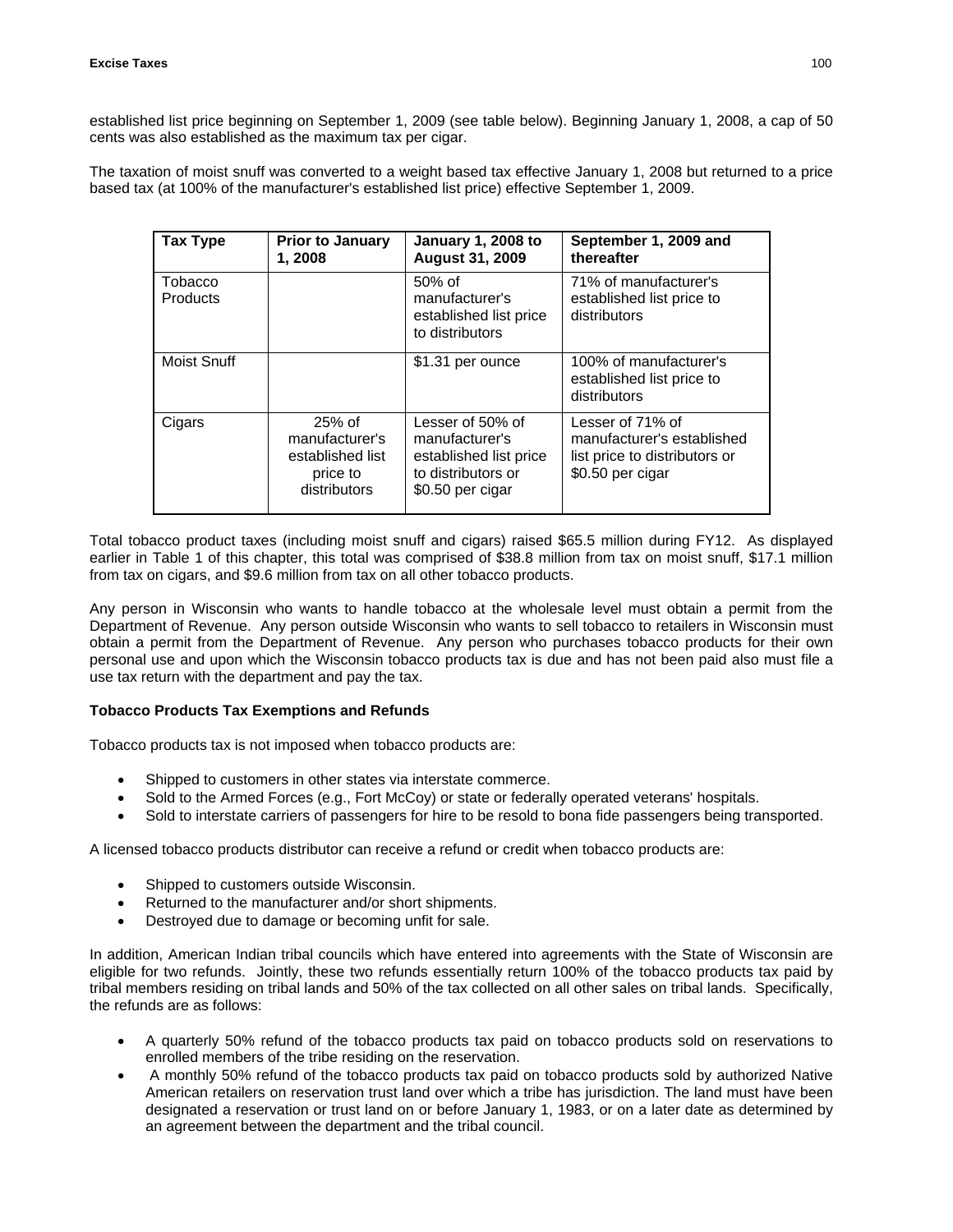established list price beginning on September 1, 2009 (see table below). Beginning January 1, 2008, a cap of 50 cents was also established as the maximum tax per cigar.

The taxation of moist snuff was converted to a weight based tax effective January 1, 2008 but returned to a price based tax (at 100% of the manufacturer's established list price) effective September 1, 2009.

| Tax Type | Prior to January 1, 2008 | January 1, 2008 to August 31, 2009 | September 1, 2009 and thereafter |
|---|---|---|---|
| Tobacco Products | | 50% of manufacturer's established list price to distributors | 71% of manufacturer's established list price to distributors |
| Moist Snuff | | $1.31 per ounce | 100% of manufacturer's established list price to distributors |
| Cigars | 25% of manufacturer's established list price to distributors | Lesser of 50% of manufacturer's established list price to distributors or $0.50 per cigar | Lesser of 71% of manufacturer's established list price to distributors or $0.50 per cigar |

Total tobacco product taxes (including moist snuff and cigars) raised $65.5 million during FY12. As displayed earlier in Table 1 of this chapter, this total was comprised of $38.8 million from tax on moist snuff, $17.1 million from tax on cigars, and $9.6 million from tax on all other tobacco products.

Any person in Wisconsin who wants to handle tobacco at the wholesale level must obtain a permit from the Department of Revenue. Any person outside Wisconsin who wants to sell tobacco to retailers in Wisconsin must obtain a permit from the Department of Revenue. Any person who purchases tobacco products for their own personal use and upon which the Wisconsin tobacco products tax is due and has not been paid also must file a use tax return with the department and pay the tax.

**Tobacco Products Tax Exemptions and Refunds**

Tobacco products tax is not imposed when tobacco products are:

- Shipped to customers in other states via interstate commerce.
- Sold to the Armed Forces (e.g., Fort McCoy) or state or federally operated veterans' hospitals.
- Sold to interstate carriers of passengers for hire to be resold to bona fide passengers being transported.

A licensed tobacco products distributor can receive a refund or credit when tobacco products are:

- Shipped to customers outside Wisconsin.
- Returned to the manufacturer and/or short shipments.
- Destroyed due to damage or becoming unfit for sale.

In addition, American Indian tribal councils which have entered into agreements with the State of Wisconsin are eligible for two refunds. Jointly, these two refunds essentially return 100% of the tobacco products tax paid by tribal members residing on tribal lands and 50% of the tax collected on all other sales on tribal lands. Specifically, the refunds are as follows:

- A quarterly 50% refund of the tobacco products tax paid on tobacco products sold on reservations to enrolled members of the tribe residing on the reservation.
- A monthly 50% refund of the tobacco products tax paid on tobacco products sold by authorized Native American retailers on reservation trust land over which a tribe has jurisdiction. The land must have been designated a reservation or trust land on or before January 1, 1983, or on a later date as determined by an agreement between the department and the tribal council.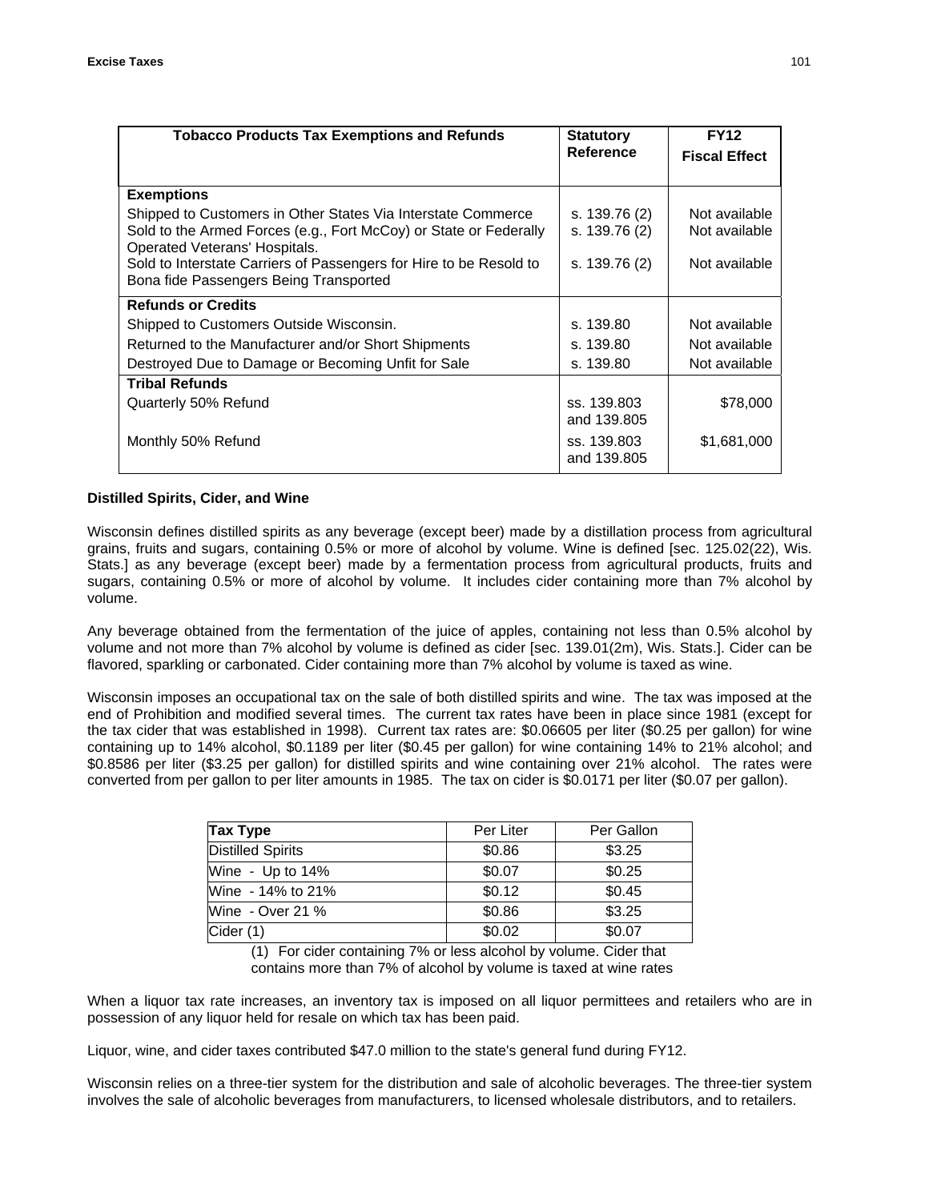| Tobacco Products Tax Exemptions and Refunds | Statutory Reference | FY12 Fiscal Effect |
|---|---|---|
| **Exemptions** | | |
| Shipped to Customers in Other States Via Interstate Commerce | s. 139.76 (2) | Not available |
| Sold to the Armed Forces (e.g., Fort McCoy) or State or Federally Operated Veterans' Hospitals. | s. 139.76 (2) | Not available |
| Sold to Interstate Carriers of Passengers for Hire to be Resold to Bona fide Passengers Being Transported | s. 139.76 (2) | Not available |
| **Refunds or Credits** | | |
| Shipped to Customers Outside Wisconsin. | s. 139.80 | Not available |
| Returned to the Manufacturer and/or Short Shipments | s. 139.80 | Not available |
| Destroyed Due to Damage or Becoming Unfit for Sale | s. 139.80 | Not available |
| **Tribal Refunds** | | |
| Quarterly 50% Refund | ss. 139.803 and 139.805 | $78,000 |
| Monthly 50% Refund | ss. 139.803 and 139.805 | $1,681,000 |

**Distilled Spirits, Cider, and Wine**

Wisconsin defines distilled spirits as any beverage (except beer) made by a distillation process from agricultural grains, fruits and sugars, containing 0.5% or more of alcohol by volume. Wine is defined [sec. 125.02(22), Wis. Stats.] as any beverage (except beer) made by a fermentation process from agricultural products, fruits and sugars, containing 0.5% or more of alcohol by volume. It includes cider containing more than 7% alcohol by volume.

Any beverage obtained from the fermentation of the juice of apples, containing not less than 0.5% alcohol by volume and not more than 7% alcohol by volume is defined as cider [sec. 139.01(2m), Wis. Stats.]. Cider can be flavored, sparkling or carbonated. Cider containing more than 7% alcohol by volume is taxed as wine.

Wisconsin imposes an occupational tax on the sale of both distilled spirits and wine. The tax was imposed at the end of Prohibition and modified several times. The current tax rates have been in place since 1981 (except for the tax cider that was established in 1998). Current tax rates are: $0.06605 per liter ($0.25 per gallon) for wine containing up to 14% alcohol, $0.1189 per liter ($0.45 per gallon) for wine containing 14% to 21% alcohol; and $0.8586 per liter ($3.25 per gallon) for distilled spirits and wine containing over 21% alcohol. The rates were converted from per gallon to per liter amounts in 1985. The tax on cider is $0.0171 per liter ($0.07 per gallon).

| Tax Type | Per Liter | Per Gallon |
|---|---|---|
| Distilled Spirits | $0.86 | $3.25 |
| Wine - Up to 14% | $0.07 | $0.25 |
| Wine - 14% to 21% | $0.12 | $0.45 |
| Wine - Over 21 % | $0.86 | $3.25 |
| Cider (1) | $0.02 | $0.07 |

(1) For cider containing 7% or less alcohol by volume. Cider that contains more than 7% of alcohol by volume is taxed at wine rates

When a liquor tax rate increases, an inventory tax is imposed on all liquor permittees and retailers who are in possession of any liquor held for resale on which tax has been paid.

Liquor, wine, and cider taxes contributed $47.0 million to the state's general fund during FY12.

Wisconsin relies on a three-tier system for the distribution and sale of alcoholic beverages. The three-tier system involves the sale of alcoholic beverages from manufacturers, to licensed wholesale distributors, and to retailers.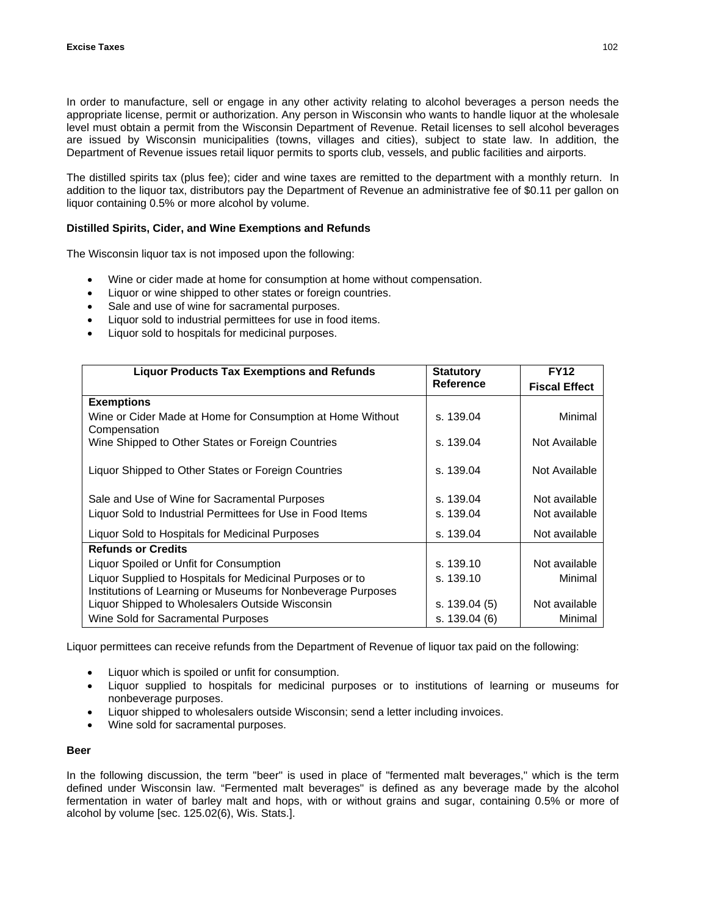In order to manufacture, sell or engage in any other activity relating to alcohol beverages a person needs the appropriate license, permit or authorization. Any person in Wisconsin who wants to handle liquor at the wholesale level must obtain a permit from the Wisconsin Department of Revenue. Retail licenses to sell alcohol beverages are issued by Wisconsin municipalities (towns, villages and cities), subject to state law. In addition, the Department of Revenue issues retail liquor permits to sports club, vessels, and public facilities and airports.

The distilled spirits tax (plus fee); cider and wine taxes are remitted to the department with a monthly return. In addition to the liquor tax, distributors pay the Department of Revenue an administrative fee of $0.11 per gallon on liquor containing 0.5% or more alcohol by volume.

**Distilled Spirits, Cider, and Wine Exemptions and Refunds**

The Wisconsin liquor tax is not imposed upon the following:

- Wine or cider made at home for consumption at home without compensation.
- Liquor or wine shipped to other states or foreign countries.
- Sale and use of wine for sacramental purposes.
- Liquor sold to industrial permittees for use in food items.
- Liquor sold to hospitals for medicinal purposes.

| Liquor Products Tax Exemptions and Refunds | Statutory Reference | FY12 Fiscal Effect |
|---|---|---|
| **Exemptions** | | |
| Wine or Cider Made at Home for Consumption at Home Without Compensation | s. 139.04 | Minimal |
| Wine Shipped to Other States or Foreign Countries | s. 139.04 | Not Available |
| Liquor Shipped to Other States or Foreign Countries | s. 139.04 | Not Available |
| Sale and Use of Wine for Sacramental Purposes | s. 139.04 | Not available |
| Liquor Sold to Industrial Permittees for Use in Food Items | s. 139.04 | Not available |
| Liquor Sold to Hospitals for Medicinal Purposes | s. 139.04 | Not available |
| **Refunds or Credits** | | |
| Liquor Spoiled or Unfit for Consumption | s. 139.10 | Not available |
| Liquor Supplied to Hospitals for Medicinal Purposes or to Institutions of Learning or Museums for Nonbeverage Purposes | s. 139.10 | Minimal |
| Liquor Shipped to Wholesalers Outside Wisconsin | s. 139.04 (5) | Not available |
| Wine Sold for Sacramental Purposes | s. 139.04 (6) | Minimal |

Liquor permittees can receive refunds from the Department of Revenue of liquor tax paid on the following:

- Liquor which is spoiled or unfit for consumption.
- Liquor supplied to hospitals for medicinal purposes or to institutions of learning or museums for nonbeverage purposes.
- Liquor shipped to wholesalers outside Wisconsin; send a letter including invoices.
- Wine sold for sacramental purposes.

**Beer**

In the following discussion, the term "beer" is used in place of "fermented malt beverages," which is the term defined under Wisconsin law. "Fermented malt beverages" is defined as any beverage made by the alcohol fermentation in water of barley malt and hops, with or without grains and sugar, containing 0.5% or more of alcohol by volume [sec. 125.02(6), Wis. Stats.].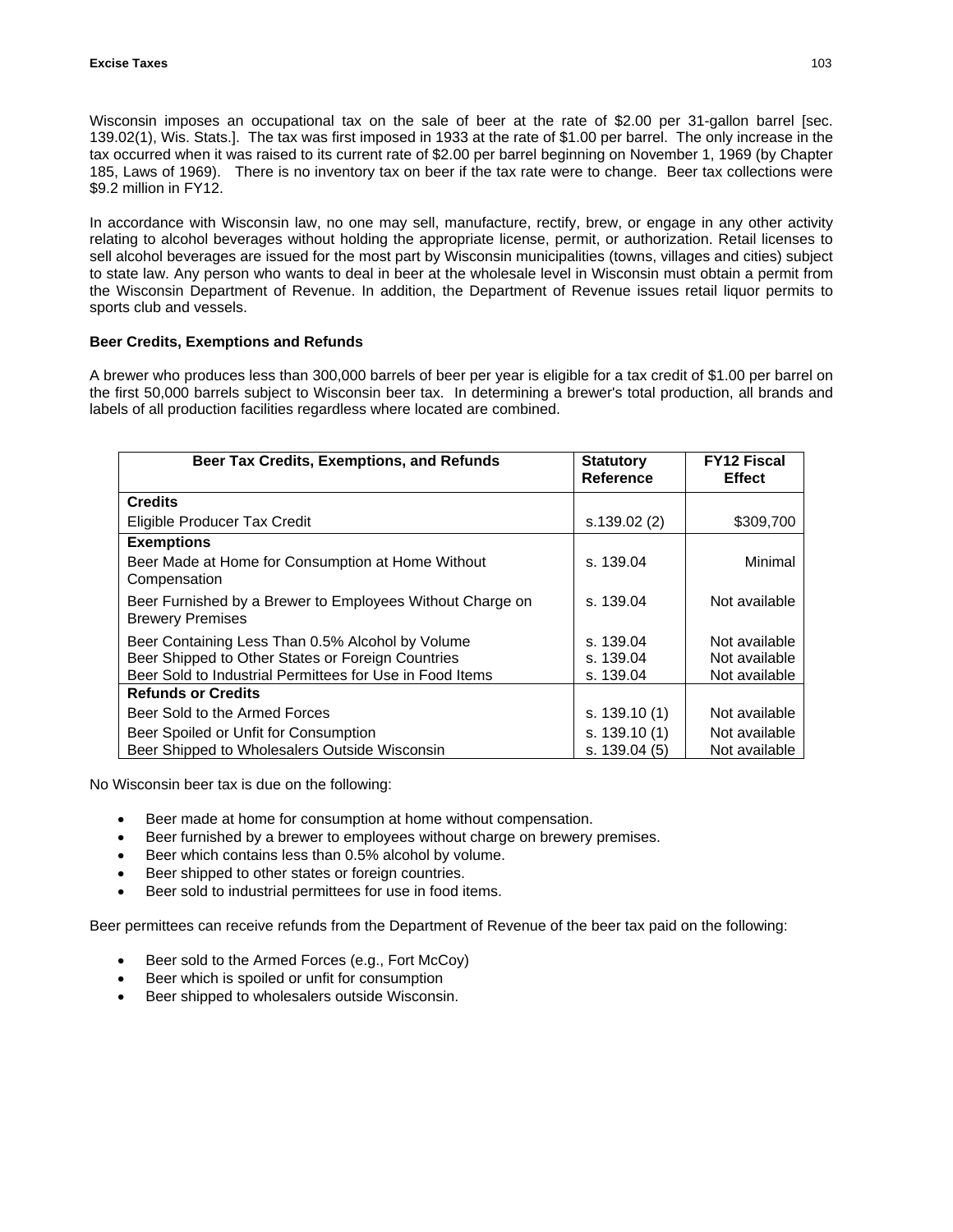Wisconsin imposes an occupational tax on the sale of beer at the rate of $2.00 per 31-gallon barrel [sec. 139.02(1), Wis. Stats.]. The tax was first imposed in 1933 at the rate of $1.00 per barrel. The only increase in the tax occurred when it was raised to its current rate of $2.00 per barrel beginning on November 1, 1969 (by Chapter 185, Laws of 1969). There is no inventory tax on beer if the tax rate were to change. Beer tax collections were $9.2 million in FY12.

In accordance with Wisconsin law, no one may sell, manufacture, rectify, brew, or engage in any other activity relating to alcohol beverages without holding the appropriate license, permit, or authorization. Retail licenses to sell alcohol beverages are issued for the most part by Wisconsin municipalities (towns, villages and cities) subject to state law. Any person who wants to deal in beer at the wholesale level in Wisconsin must obtain a permit from the Wisconsin Department of Revenue. In addition, the Department of Revenue issues retail liquor permits to sports club and vessels.

**Beer Credits, Exemptions and Refunds**

A brewer who produces less than 300,000 barrels of beer per year is eligible for a tax credit of $1.00 per barrel on the first 50,000 barrels subject to Wisconsin beer tax. In determining a brewer's total production, all brands and labels of all production facilities regardless where located are combined.

| Beer Tax Credits, Exemptions, and Refunds | Statutory Reference | FY12 Fiscal Effect |
|---|---|---|
| **Credits** | | |
| Eligible Producer Tax Credit | s.139.02 (2) | $309,700 |
| **Exemptions** | | |
| Beer Made at Home for Consumption at Home Without Compensation | s. 139.04 | Minimal |
| Beer Furnished by a Brewer to Employees Without Charge on Brewery Premises | s. 139.04 | Not available |
| Beer Containing Less Than 0.5% Alcohol by Volume | s. 139.04 | Not available |
| Beer Shipped to Other States or Foreign Countries | s. 139.04 | Not available |
| Beer Sold to Industrial Permittees for Use in Food Items | s. 139.04 | Not available |
| **Refunds or Credits** | | |
| Beer Sold to the Armed Forces | s. 139.10 (1) | Not available |
| Beer Spoiled or Unfit for Consumption | s. 139.10 (1) | Not available |
| Beer Shipped to Wholesalers Outside Wisconsin | s. 139.04 (5) | Not available |

No Wisconsin beer tax is due on the following:

- Beer made at home for consumption at home without compensation.
- Beer furnished by a brewer to employees without charge on brewery premises.
- Beer which contains less than 0.5% alcohol by volume.
- Beer shipped to other states or foreign countries.
- Beer sold to industrial permittees for use in food items.

Beer permittees can receive refunds from the Department of Revenue of the beer tax paid on the following:

- Beer sold to the Armed Forces (e.g., Fort McCoy)
- Beer which is spoiled or unfit for consumption
- Beer shipped to wholesalers outside Wisconsin.